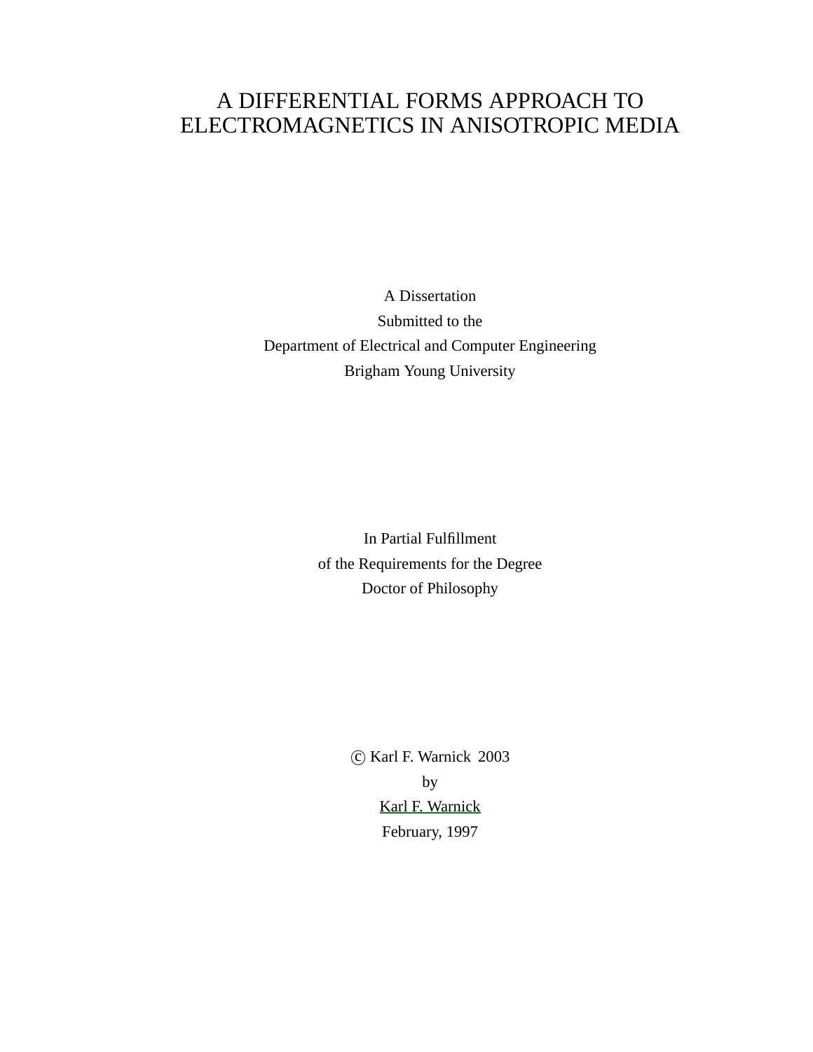# A DIFFERENTIAL FORMS APPROACH TO ELECTROMAGNETICS IN ANISOTROPIC MEDIA

A Dissertation

Submitted to the

Department of Electrical and Computer Engineering

Brigham Young University

In Partial Fulfillment

of the Requirements for the Degree

Doctor of Philosophy

© Karl F. Warnick 2003

by

Karl F. Warnick

February, 1997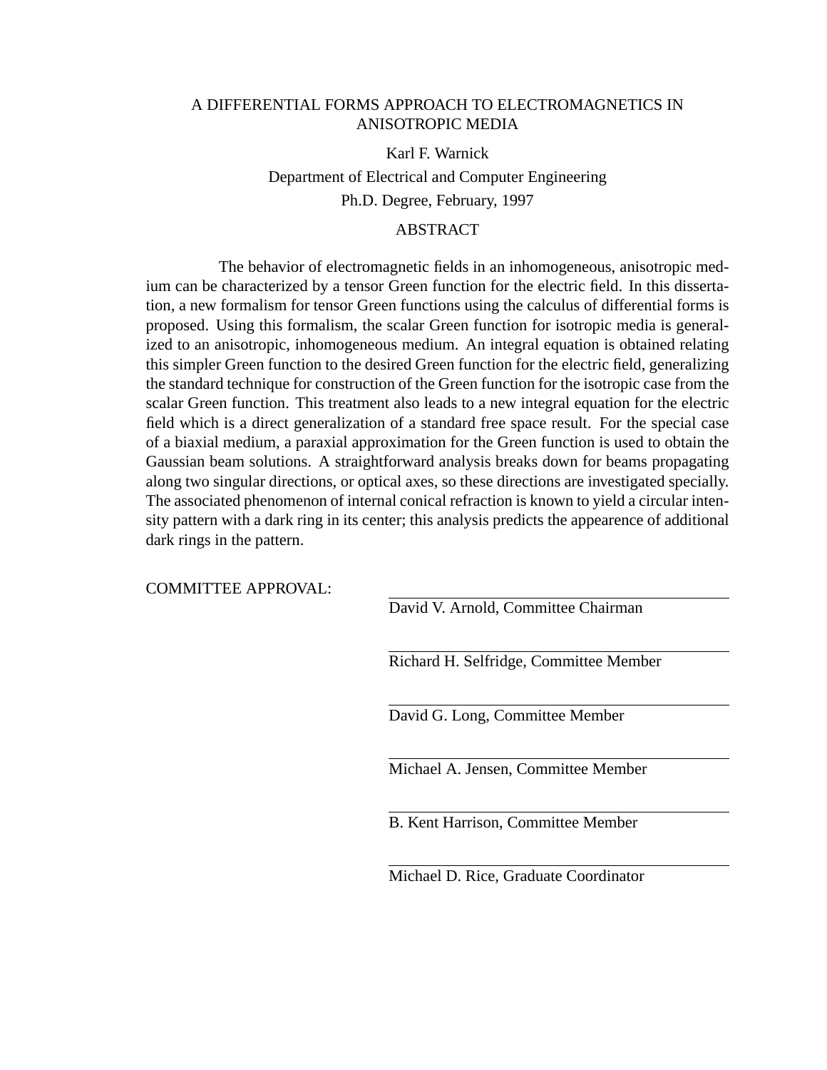# A DIFFERENTIAL FORMS APPROACH TO ELECTROMAGNETICS IN ANISOTROPIC MEDIA

Karl F. Warnick

Department of Electrical and Computer Engineering

Ph.D. Degree, February, 1997

## ABSTRACT

The behavior of electromagnetic fields in an inhomogeneous, anisotropic medium can be characterized by a tensor Green function for the electric field. In this dissertation, a new formalism for tensor Green functions using the calculus of differential forms is proposed. Using this formalism, the scalar Green function for isotropic media is generalized to an anisotropic, inhomogeneous medium. An integral equation is obtained relating this simpler Green function to the desired Green function for the electric field, generalizing the standard technique for construction of the Green function for the isotropic case from the scalar Green function. This treatment also leads to a new integral equation for the electric field which is a direct generalization of a standard free space result. For the special case of a biaxial medium, a paraxial approximation for the Green function is used to obtain the Gaussian beam solutions. A straightforward analysis breaks down for beams propagating along two singular directions, or optical axes, so these directions are investigated specially. The associated phenomenon of internal conical refraction is known to yield a circular intensity pattern with a dark ring in its center; this analysis predicts the appearence of additional dark rings in the pattern.

COMMITTEE APPROVAL:

David V. Arnold, Committee Chairman

Richard H. Selfridge, Committee Member

David G. Long, Committee Member

Michael A. Jensen, Committee Member

B. Kent Harrison, Committee Member

Michael D. Rice, Graduate Coordinator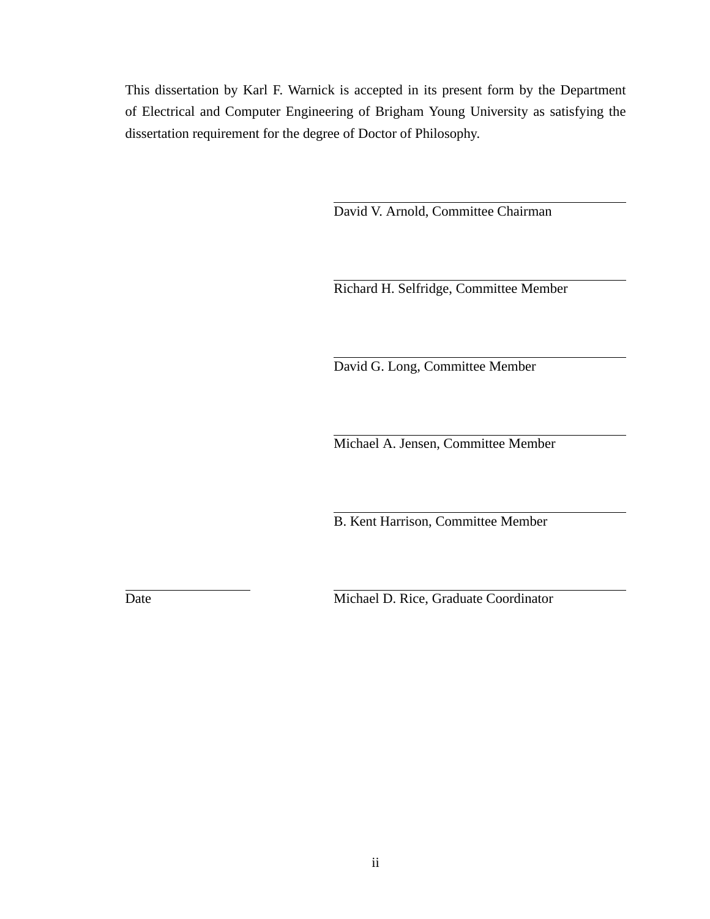This dissertation by Karl F. Warnick is accepted in its present form by the Department of Electrical and Computer Engineering of Brigham Young University as satisfying the dissertation requirement for the degree of Doctor of Philosophy.

David V. Arnold, Committee Chairman

Richard H. Selfridge, Committee Member

David G. Long, Committee Member

Michael A. Jensen, Committee Member

B. Kent Harrison, Committee Member

Date

Michael D. Rice, Graduate Coordinator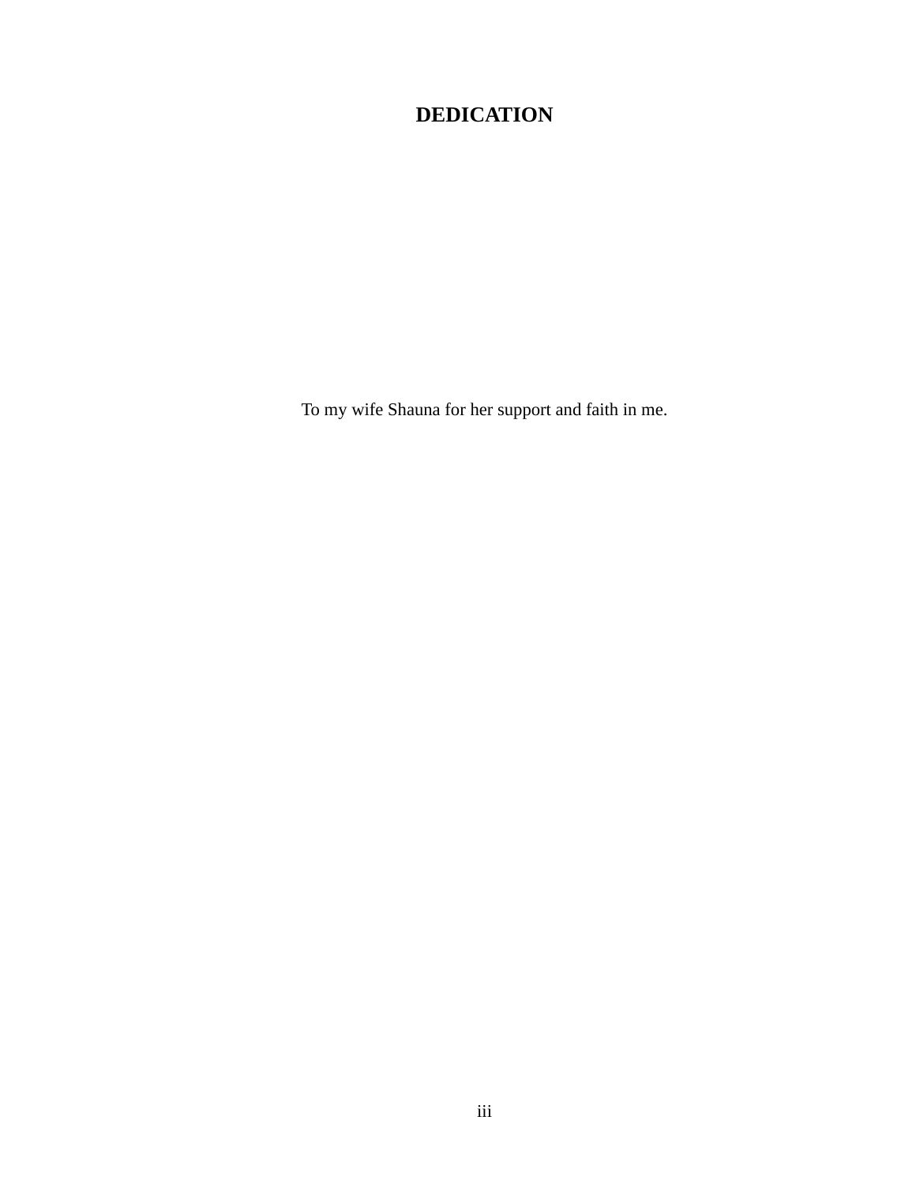# DEDICATION

To my wife Shauna for her support and faith in me.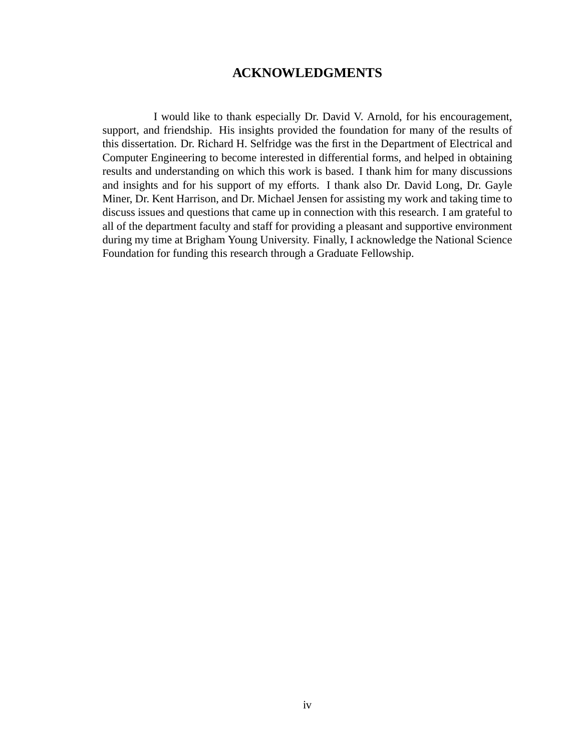# ACKNOWLEDGMENTS

I would like to thank especially Dr. David V. Arnold, for his encouragement, support, and friendship. His insights provided the foundation for many of the results of this dissertation. Dr. Richard H. Selfridge was the first in the Department of Electrical and Computer Engineering to become interested in differential forms, and helped in obtaining results and understanding on which this work is based. I thank him for many discussions and insights and for his support of my efforts. I thank also Dr. David Long, Dr. Gayle Miner, Dr. Kent Harrison, and Dr. Michael Jensen for assisting my work and taking time to discuss issues and questions that came up in connection with this research. I am grateful to all of the department faculty and staff for providing a pleasant and supportive environment during my time at Brigham Young University. Finally, I acknowledge the National Science Foundation for funding this research through a Graduate Fellowship.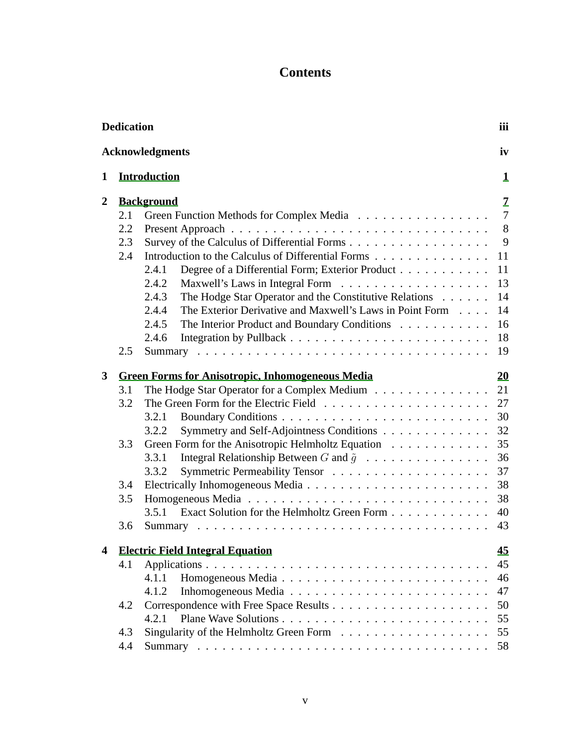# Contents

| | | |
|---|---|---|
| **Dedication** | | **iii** |
| **Acknowledgments** | | **iv** |
| **1** | **Introduction** | **1** |
| **2** | **Background** | **7** |
| 2.1 | Green Function Methods for Complex Media | 7 |
| 2.2 | Present Approach | 8 |
| 2.3 | Survey of the Calculus of Differential Forms | 9 |
| 2.4 | Introduction to the Calculus of Differential Forms | 11 |
| 2.4.1 | Degree of a Differential Form; Exterior Product | 11 |
| 2.4.2 | Maxwell's Laws in Integral Form | 13 |
| 2.4.3 | The Hodge Star Operator and the Constitutive Relations | 14 |
| 2.4.4 | The Exterior Derivative and Maxwell's Laws in Point Form | 14 |
| 2.4.5 | The Interior Product and Boundary Conditions | 16 |
| 2.4.6 | Integration by Pullback | 18 |
| 2.5 | Summary | 19 |
| **3** | **Green Forms for Anisotropic, Inhomogeneous Media** | **20** |
| 3.1 | The Hodge Star Operator for a Complex Medium | 21 |
| 3.2 | The Green Form for the Electric Field | 27 |
| 3.2.1 | Boundary Conditions | 30 |
| 3.2.2 | Symmetry and Self-Adjointness Conditions | 32 |
| 3.3 | Green Form for the Anisotropic Helmholtz Equation | 35 |
| 3.3.1 | Integral Relationship Between $G$ and $\tilde{g}$ | 36 |
| 3.3.2 | Symmetric Permeability Tensor | 37 |
| 3.4 | Electrically Inhomogeneous Media | 38 |
| 3.5 | Homogeneous Media | 38 |
| 3.5.1 | Exact Solution for the Helmholtz Green Form | 40 |
| 3.6 | Summary | 43 |
| **4** | **Electric Field Integral Equation** | **45** |
| 4.1 | Applications | 45 |
| 4.1.1 | Homogeneous Media | 46 |
| 4.1.2 | Inhomogeneous Media | 47 |
| 4.2 | Correspondence with Free Space Results | 50 |
| 4.2.1 | Plane Wave Solutions | 55 |
| 4.3 | Singularity of the Helmholtz Green Form | 55 |
| 4.4 | Summary | 58 |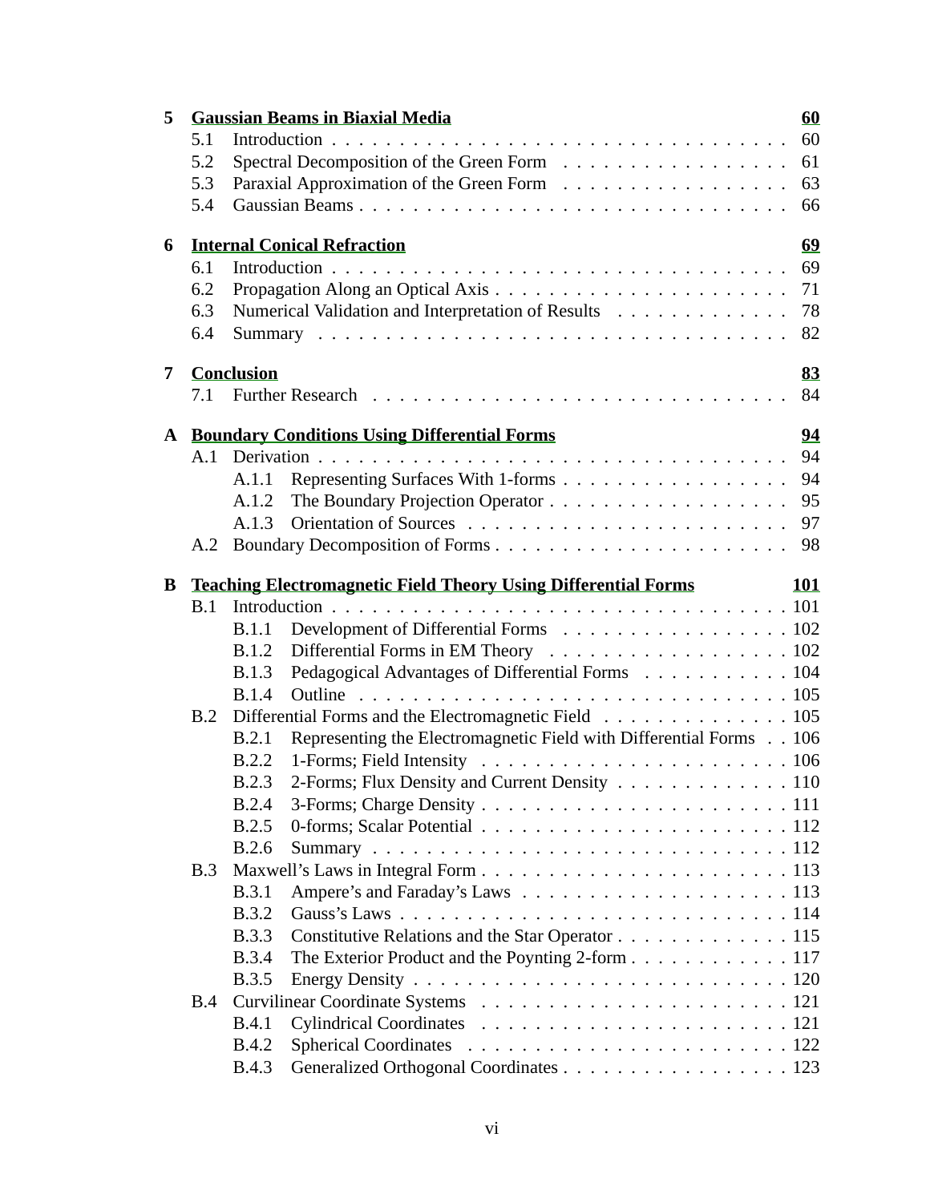**5 Gaussian Beams in Biaxial Media** **60**

- 5.1 Introduction . . . . . . . . . . . . . . . . . . . . . . . . . . . . . . . . . . 60
- 5.2 Spectral Decomposition of the Green Form . . . . . . . . . . . . . . . . . 61
- 5.3 Paraxial Approximation of the Green Form . . . . . . . . . . . . . . . . . 63
- 5.4 Gaussian Beams . . . . . . . . . . . . . . . . . . . . . . . . . . . . . . . 66

**6 Internal Conical Refraction** **69**

- 6.1 Introduction . . . . . . . . . . . . . . . . . . . . . . . . . . . . . . . . . . 69
- 6.2 Propagation Along an Optical Axis . . . . . . . . . . . . . . . . . . . . . . 71
- 6.3 Numerical Validation and Interpretation of Results . . . . . . . . . . . . . 78
- 6.4 Summary . . . . . . . . . . . . . . . . . . . . . . . . . . . . . . . . . . . 82

**7 Conclusion** **83**

- 7.1 Further Research . . . . . . . . . . . . . . . . . . . . . . . . . . . . . . . 84

**A Boundary Conditions Using Differential Forms** **94**

- A.1 Derivation . . . . . . . . . . . . . . . . . . . . . . . . . . . . . . . . . . . 94
  - A.1.1 Representing Surfaces With 1-forms . . . . . . . . . . . . . . . . . 94
  - A.1.2 The Boundary Projection Operator . . . . . . . . . . . . . . . . . . 95
  - A.1.3 Orientation of Sources . . . . . . . . . . . . . . . . . . . . . . . . 97
- A.2 Boundary Decomposition of Forms . . . . . . . . . . . . . . . . . . . . . . 98

**B Teaching Electromagnetic Field Theory Using Differential Forms** **101**

- B.1 Introduction . . . . . . . . . . . . . . . . . . . . . . . . . . . . . . . . . . 101
  - B.1.1 Development of Differential Forms . . . . . . . . . . . . . . . . . . 102
  - B.1.2 Differential Forms in EM Theory . . . . . . . . . . . . . . . . . . . 102
  - B.1.3 Pedagogical Advantages of Differential Forms . . . . . . . . . . . . 104
  - B.1.4 Outline . . . . . . . . . . . . . . . . . . . . . . . . . . . . . . . . . 105
- B.2 Differential Forms and the Electromagnetic Field . . . . . . . . . . . . . . 105
  - B.2.1 Representing the Electromagnetic Field with Differential Forms . . 106
  - B.2.2 1-Forms; Field Intensity . . . . . . . . . . . . . . . . . . . . . . . . 106
  - B.2.3 2-Forms; Flux Density and Current Density . . . . . . . . . . . . . 110
  - B.2.4 3-Forms; Charge Density . . . . . . . . . . . . . . . . . . . . . . . 111
  - B.2.5 0-forms; Scalar Potential . . . . . . . . . . . . . . . . . . . . . . . 112
  - B.2.6 Summary . . . . . . . . . . . . . . . . . . . . . . . . . . . . . . . . 112
- B.3 Maxwell's Laws in Integral Form . . . . . . . . . . . . . . . . . . . . . . . 113
  - B.3.1 Ampere's and Faraday's Laws . . . . . . . . . . . . . . . . . . . . . 113
  - B.3.2 Gauss's Laws . . . . . . . . . . . . . . . . . . . . . . . . . . . . . . 114
  - B.3.3 Constitutive Relations and the Star Operator . . . . . . . . . . . . . 115
  - B.3.4 The Exterior Product and the Poynting 2-form . . . . . . . . . . . . 117
  - B.3.5 Energy Density . . . . . . . . . . . . . . . . . . . . . . . . . . . . . 120
- B.4 Curvilinear Coordinate Systems . . . . . . . . . . . . . . . . . . . . . . . 121
  - B.4.1 Cylindrical Coordinates . . . . . . . . . . . . . . . . . . . . . . . . 121
  - B.4.2 Spherical Coordinates . . . . . . . . . . . . . . . . . . . . . . . . . 122
  - B.4.3 Generalized Orthogonal Coordinates . . . . . . . . . . . . . . . . . 123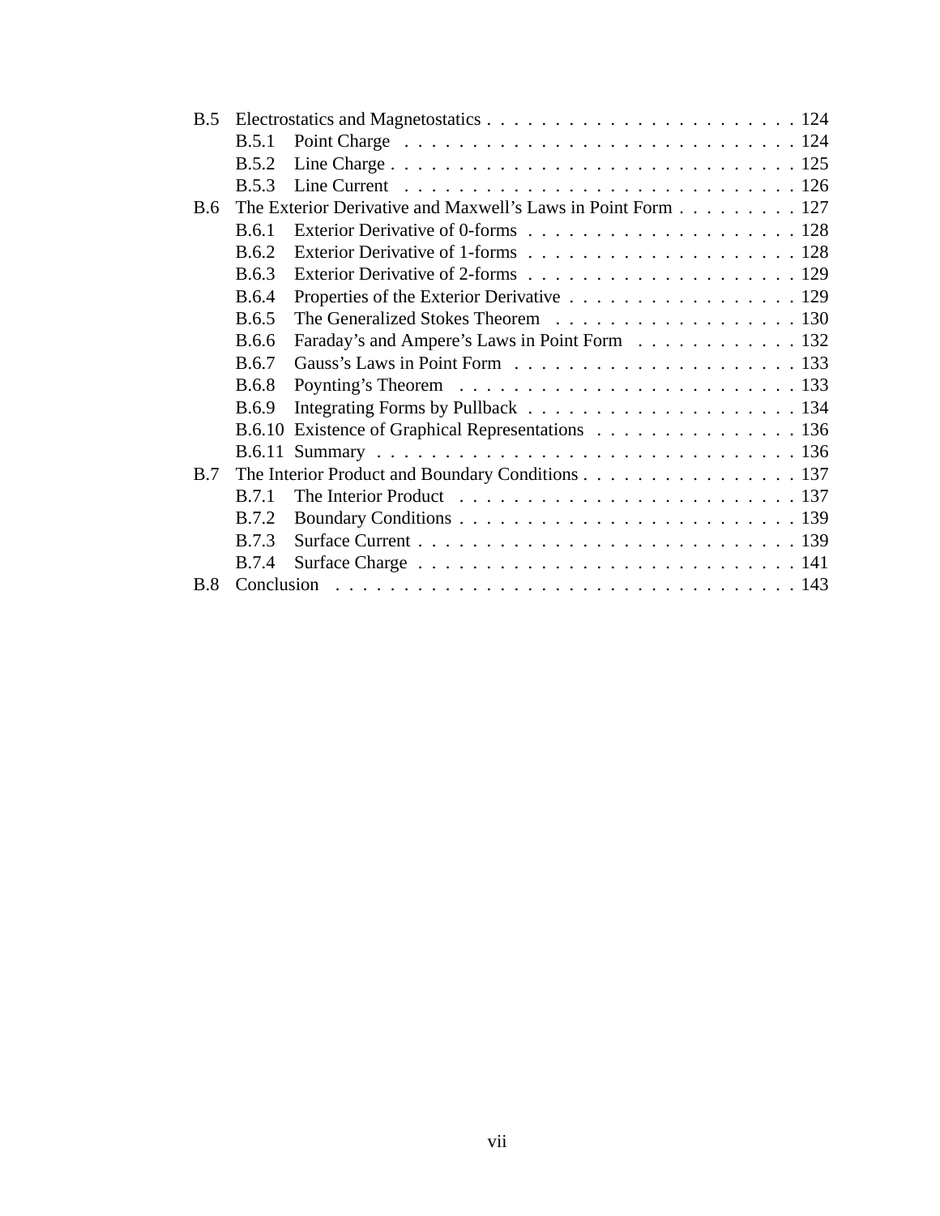- B.5 Electrostatics and Magnetostatics . . . . . . . . . . . . . . . . . . . . . . . 124
  - B.5.1 Point Charge . . . . . . . . . . . . . . . . . . . . . . . . . . . . 124
  - B.5.2 Line Charge . . . . . . . . . . . . . . . . . . . . . . . . . . . . 125
  - B.5.3 Line Current . . . . . . . . . . . . . . . . . . . . . . . . . . . . 126
- B.6 The Exterior Derivative and Maxwell's Laws in Point Form . . . . . . . . . 127
  - B.6.1 Exterior Derivative of 0-forms . . . . . . . . . . . . . . . . . . . 128
  - B.6.2 Exterior Derivative of 1-forms . . . . . . . . . . . . . . . . . . . 128
  - B.6.3 Exterior Derivative of 2-forms . . . . . . . . . . . . . . . . . . . 129
  - B.6.4 Properties of the Exterior Derivative . . . . . . . . . . . . . . . . 129
  - B.6.5 The Generalized Stokes Theorem . . . . . . . . . . . . . . . . . . 130
  - B.6.6 Faraday's and Ampere's Laws in Point Form . . . . . . . . . . . . 132
  - B.6.7 Gauss's Laws in Point Form . . . . . . . . . . . . . . . . . . . . . 133
  - B.6.8 Poynting's Theorem . . . . . . . . . . . . . . . . . . . . . . . . . 133
  - B.6.9 Integrating Forms by Pullback . . . . . . . . . . . . . . . . . . . . 134
  - B.6.10 Existence of Graphical Representations . . . . . . . . . . . . . . . 136
  - B.6.11 Summary . . . . . . . . . . . . . . . . . . . . . . . . . . . . . . . 136
- B.7 The Interior Product and Boundary Conditions . . . . . . . . . . . . . . . . 137
  - B.7.1 The Interior Product . . . . . . . . . . . . . . . . . . . . . . . . . 137
  - B.7.2 Boundary Conditions . . . . . . . . . . . . . . . . . . . . . . . . . 139
  - B.7.3 Surface Current . . . . . . . . . . . . . . . . . . . . . . . . . . . . 139
  - B.7.4 Surface Charge . . . . . . . . . . . . . . . . . . . . . . . . . . . . 141
- B.8 Conclusion . . . . . . . . . . . . . . . . . . . . . . . . . . . . . . . . . . 143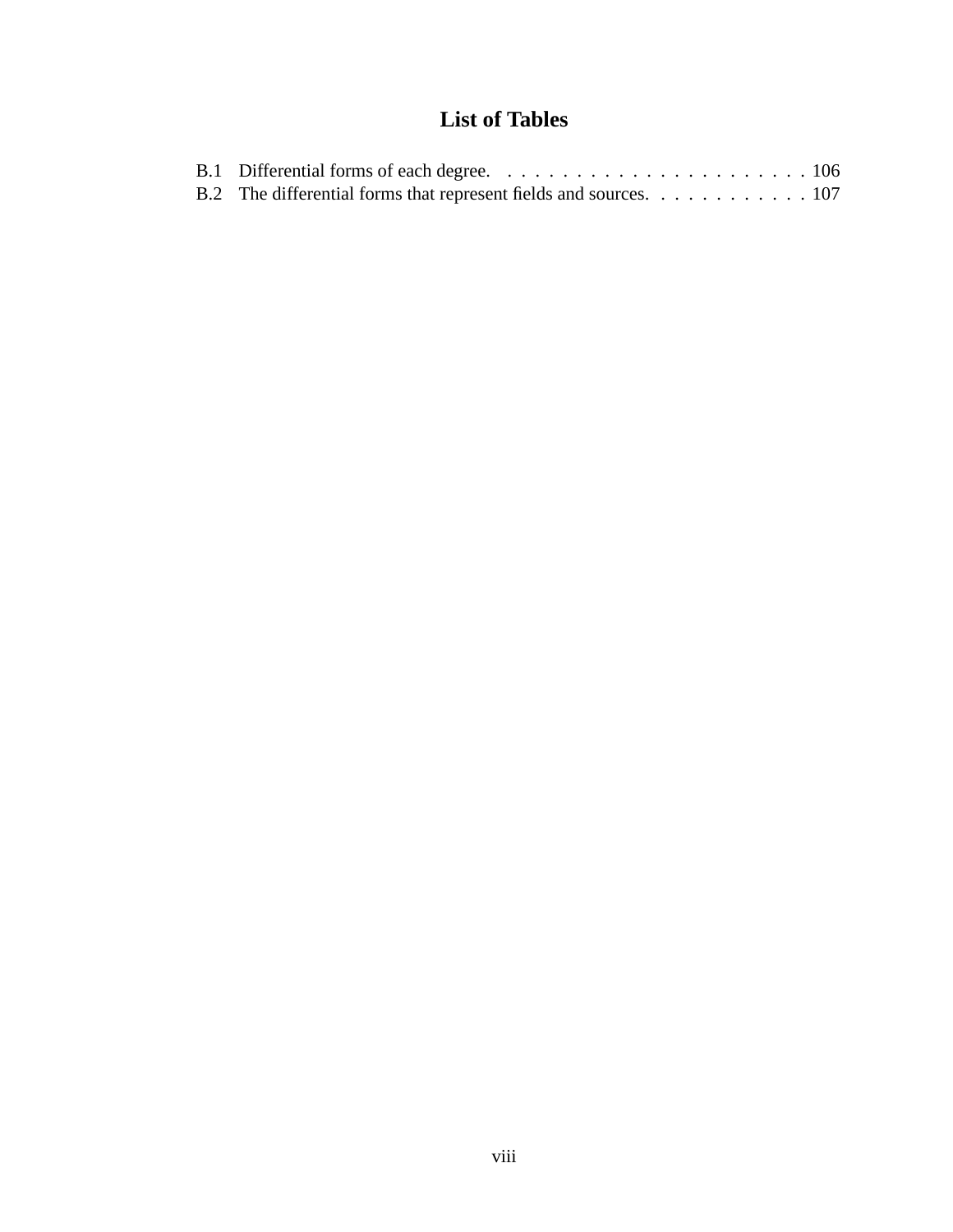# List of Tables

B.1 Differential forms of each degree. . . . . . . . . . . . . . . . . . . . . . . . 106

B.2 The differential forms that represent fields and sources. . . . . . . . . . . . . 107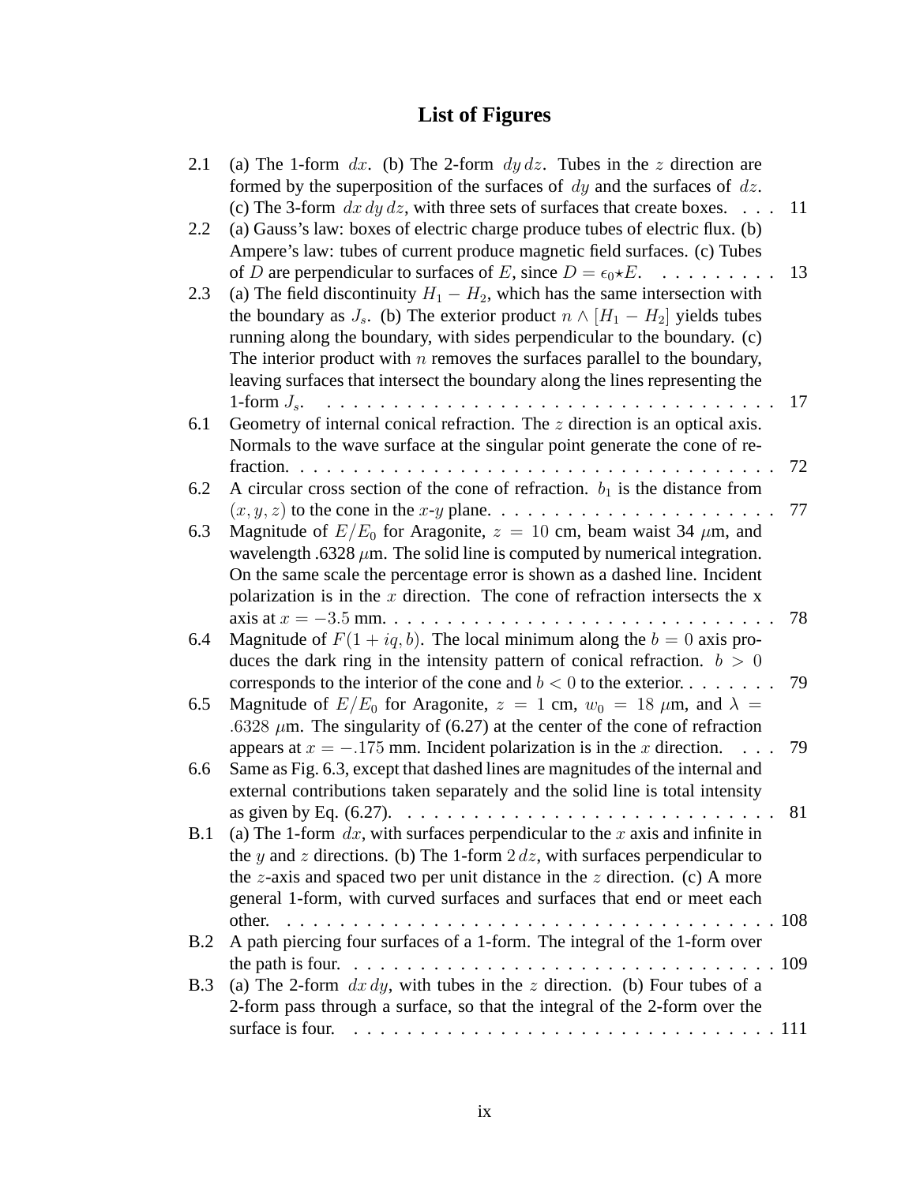# List of Figures

| | | |
|---|---|---|
| 2.1 | (a) The 1-form $dx$. (b) The 2-form $dy\,dz$. Tubes in the $z$ direction are formed by the superposition of the surfaces of $dy$ and the surfaces of $dz$. (c) The 3-form $dx\,dy\,dz$, with three sets of surfaces that create boxes. | 11 |
| 2.2 | (a) Gauss's law: boxes of electric charge produce tubes of electric flux. (b) Ampere's law: tubes of current produce magnetic field surfaces. (c) Tubes of $D$ are perpendicular to surfaces of $E$, since $D = \epsilon_0 \star E$. | 13 |
| 2.3 | (a) The field discontinuity $H_1 - H_2$, which has the same intersection with the boundary as $J_s$. (b) The exterior product $n \wedge [H_1 - H_2]$ yields tubes running along the boundary, with sides perpendicular to the boundary. (c) The interior product with $n$ removes the surfaces parallel to the boundary, leaving surfaces that intersect the boundary along the lines representing the 1-form $J_s$. | 17 |
| 6.1 | Geometry of internal conical refraction. The $z$ direction is an optical axis. Normals to the wave surface at the singular point generate the cone of refraction. | 72 |
| 6.2 | A circular cross section of the cone of refraction. $b_1$ is the distance from $(x, y, z)$ to the cone in the $x$-$y$ plane. | 77 |
| 6.3 | Magnitude of $E/E_0$ for Aragonite, $z = 10$ cm, beam waist 34 $\mu$m, and wavelength .6328 $\mu$m. The solid line is computed by numerical integration. On the same scale the percentage error is shown as a dashed line. Incident polarization is in the $x$ direction. The cone of refraction intersects the x axis at $x = -3.5$ mm. | 78 |
| 6.4 | Magnitude of $F(1 + iq, b)$. The local minimum along the $b = 0$ axis produces the dark ring in the intensity pattern of conical refraction. $b > 0$ corresponds to the interior of the cone and $b < 0$ to the exterior. | 79 |
| 6.5 | Magnitude of $E/E_0$ for Aragonite, $z = 1$ cm, $w_0 = 18$ $\mu$m, and $\lambda = .6328$ $\mu$m. The singularity of (6.27) at the center of the cone of refraction appears at $x = -.175$ mm. Incident polarization is in the $x$ direction. | 79 |
| 6.6 | Same as Fig. 6.3, except that dashed lines are magnitudes of the internal and external contributions taken separately and the solid line is total intensity as given by Eq. (6.27). | 81 |
| B.1 | (a) The 1-form $dx$, with surfaces perpendicular to the $x$ axis and infinite in the $y$ and $z$ directions. (b) The 1-form $2\,dz$, with surfaces perpendicular to the $z$-axis and spaced two per unit distance in the $z$ direction. (c) A more general 1-form, with curved surfaces and surfaces that end or meet each other. | 108 |
| B.2 | A path piercing four surfaces of a 1-form. The integral of the 1-form over the path is four. | 109 |
| B.3 | (a) The 2-form $dx\,dy$, with tubes in the $z$ direction. (b) Four tubes of a 2-form pass through a surface, so that the integral of the 2-form over the surface is four. | 111 |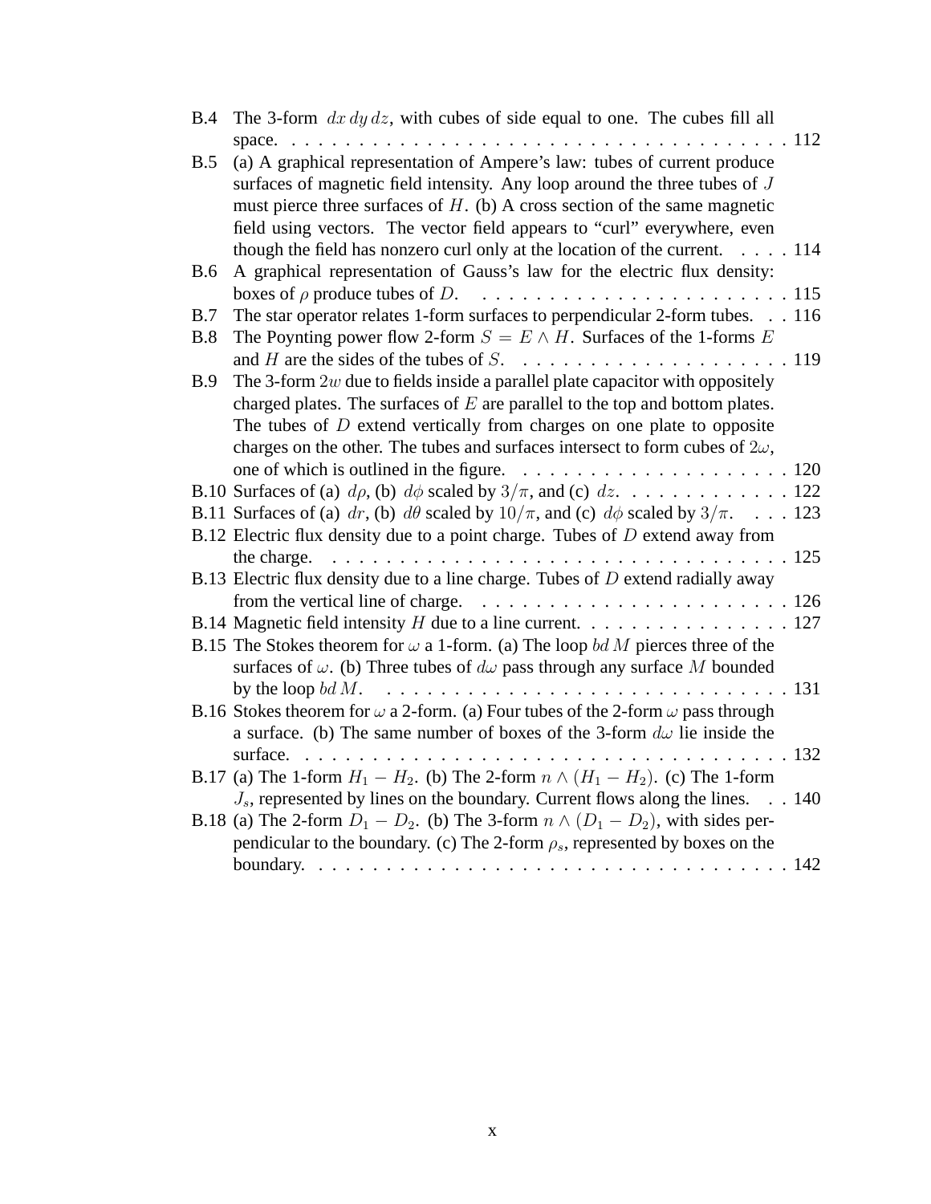B.4 The 3-form $dx\,dy\,dz$, with cubes of side equal to one. The cubes fill all space. . . . . 112

B.5 (a) A graphical representation of Ampere's law: tubes of current produce surfaces of magnetic field intensity. Any loop around the three tubes of $J$ must pierce three surfaces of $H$. (b) A cross section of the same magnetic field using vectors. The vector field appears to "curl" everywhere, even though the field has nonzero curl only at the location of the current. . . . . 114

B.6 A graphical representation of Gauss's law for the electric flux density: boxes of $\rho$ produce tubes of $D$. . . . . 115

B.7 The star operator relates 1-form surfaces to perpendicular 2-form tubes. . . 116

B.8 The Poynting power flow 2-form $S = E \wedge H$. Surfaces of the 1-forms $E$ and $H$ are the sides of the tubes of $S$. . . . . 119

B.9 The 3-form $2w$ due to fields inside a parallel plate capacitor with oppositely charged plates. The surfaces of $E$ are parallel to the top and bottom plates. The tubes of $D$ extend vertically from charges on one plate to opposite charges on the other. The tubes and surfaces intersect to form cubes of $2\omega$, one of which is outlined in the figure. . . . . 120

B.10 Surfaces of (a) $d\rho$, (b) $d\phi$ scaled by $3/\pi$, and (c) $dz$. . . . . 122

B.11 Surfaces of (a) $dr$, (b) $d\theta$ scaled by $10/\pi$, and (c) $d\phi$ scaled by $3/\pi$. . . . 123

B.12 Electric flux density due to a point charge. Tubes of $D$ extend away from the charge. . . . . 125

B.13 Electric flux density due to a line charge. Tubes of $D$ extend radially away from the vertical line of charge. . . . . 126

B.14 Magnetic field intensity $H$ due to a line current. . . . . 127

B.15 The Stokes theorem for $\omega$ a 1-form. (a) The loop $bd\,M$ pierces three of the surfaces of $\omega$. (b) Three tubes of $d\omega$ pass through any surface $M$ bounded by the loop $bd\,M$. . . . . 131

B.16 Stokes theorem for $\omega$ a 2-form. (a) Four tubes of the 2-form $\omega$ pass through a surface. (b) The same number of boxes of the 3-form $d\omega$ lie inside the surface. . . . . 132

B.17 (a) The 1-form $H_1 - H_2$. (b) The 2-form $n \wedge (H_1 - H_2)$. (c) The 1-form $J_s$, represented by lines on the boundary. Current flows along the lines. . . 140

B.18 (a) The 2-form $D_1 - D_2$. (b) The 3-form $n \wedge (D_1 - D_2)$, with sides perpendicular to the boundary. (c) The 2-form $\rho_s$, represented by boxes on the boundary. . . . . 142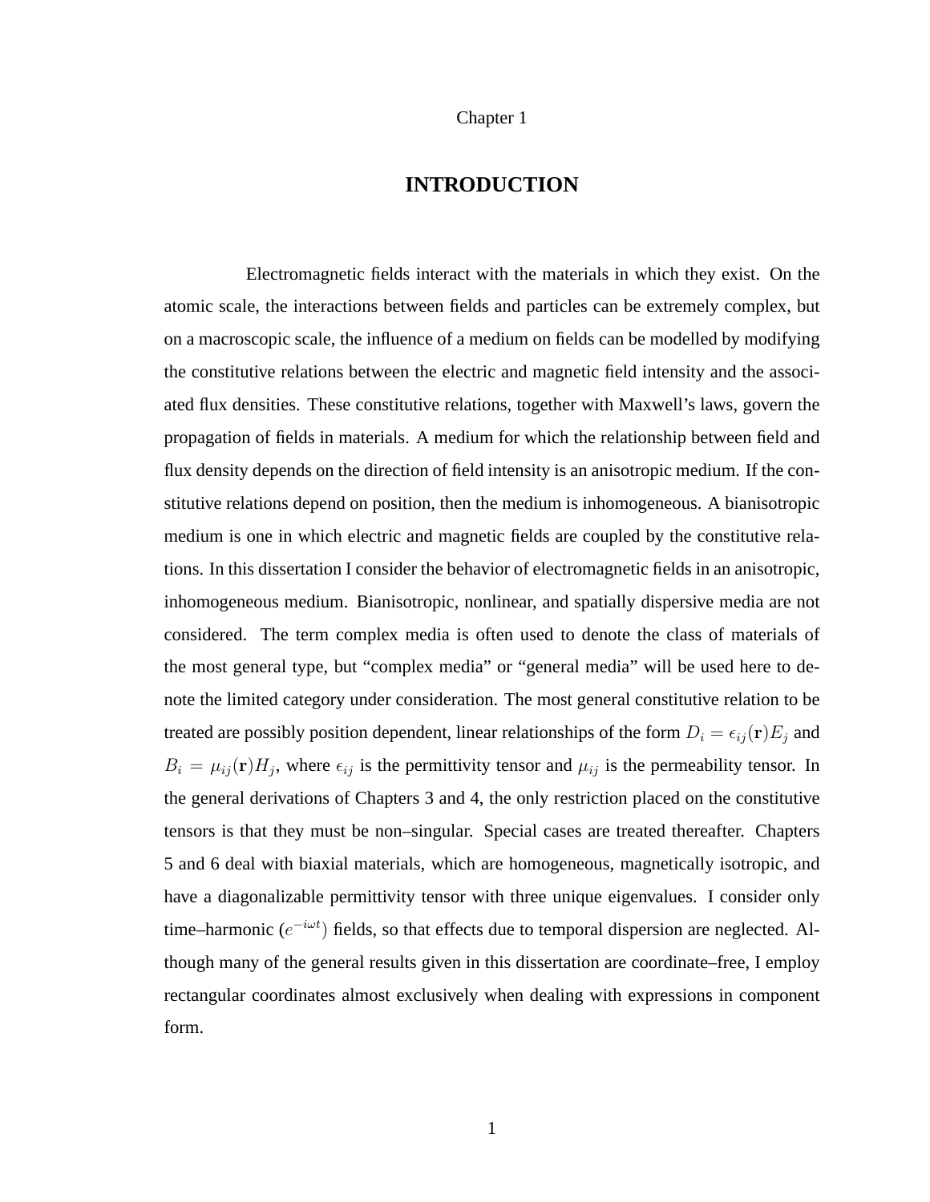Chapter 1

# INTRODUCTION

Electromagnetic fields interact with the materials in which they exist. On the atomic scale, the interactions between fields and particles can be extremely complex, but on a macroscopic scale, the influence of a medium on fields can be modelled by modifying the constitutive relations between the electric and magnetic field intensity and the associated flux densities. These constitutive relations, together with Maxwell's laws, govern the propagation of fields in materials. A medium for which the relationship between field and flux density depends on the direction of field intensity is an anisotropic medium. If the constitutive relations depend on position, then the medium is inhomogeneous. A bianisotropic medium is one in which electric and magnetic fields are coupled by the constitutive relations. In this dissertation I consider the behavior of electromagnetic fields in an anisotropic, inhomogeneous medium. Bianisotropic, nonlinear, and spatially dispersive media are not considered. The term complex media is often used to denote the class of materials of the most general type, but "complex media" or "general media" will be used here to denote the limited category under consideration. The most general constitutive relation to be treated are possibly position dependent, linear relationships of the form $D_i = \epsilon_{ij}(\mathbf{r})E_j$ and $B_i = \mu_{ij}(\mathbf{r})H_j$, where $\epsilon_{ij}$ is the permittivity tensor and $\mu_{ij}$ is the permeability tensor. In the general derivations of Chapters 3 and 4, the only restriction placed on the constitutive tensors is that they must be non–singular. Special cases are treated thereafter. Chapters 5 and 6 deal with biaxial materials, which are homogeneous, magnetically isotropic, and have a diagonalizable permittivity tensor with three unique eigenvalues. I consider only time–harmonic ($e^{-i\omega t}$) fields, so that effects due to temporal dispersion are neglected. Although many of the general results given in this dissertation are coordinate–free, I employ rectangular coordinates almost exclusively when dealing with expressions in component form.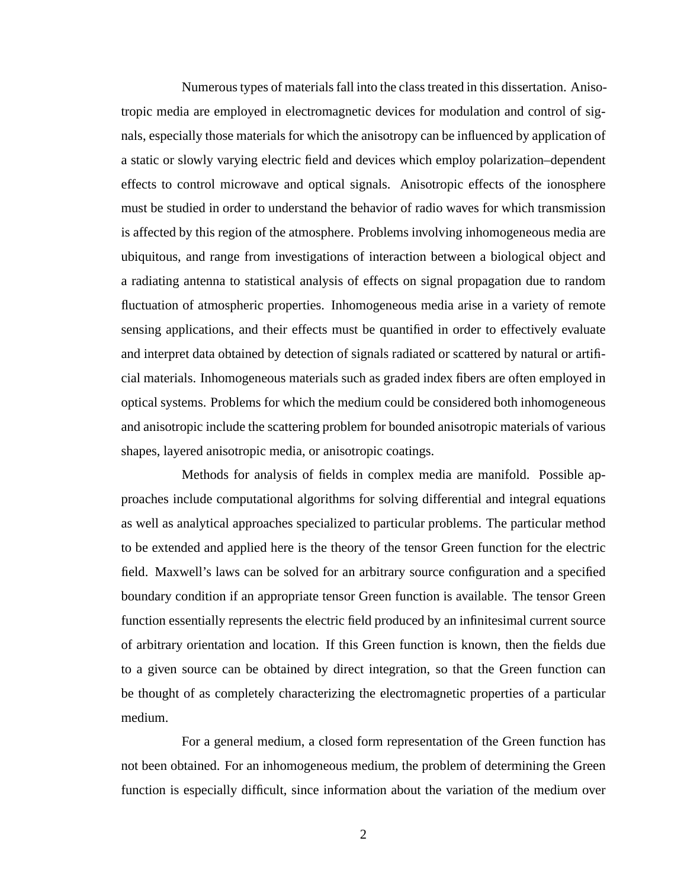Numerous types of materials fall into the class treated in this dissertation. Anisotropic media are employed in electromagnetic devices for modulation and control of signals, especially those materials for which the anisotropy can be influenced by application of a static or slowly varying electric field and devices which employ polarization–dependent effects to control microwave and optical signals. Anisotropic effects of the ionosphere must be studied in order to understand the behavior of radio waves for which transmission is affected by this region of the atmosphere. Problems involving inhomogeneous media are ubiquitous, and range from investigations of interaction between a biological object and a radiating antenna to statistical analysis of effects on signal propagation due to random fluctuation of atmospheric properties. Inhomogeneous media arise in a variety of remote sensing applications, and their effects must be quantified in order to effectively evaluate and interpret data obtained by detection of signals radiated or scattered by natural or artificial materials. Inhomogeneous materials such as graded index fibers are often employed in optical systems. Problems for which the medium could be considered both inhomogeneous and anisotropic include the scattering problem for bounded anisotropic materials of various shapes, layered anisotropic media, or anisotropic coatings.

Methods for analysis of fields in complex media are manifold. Possible approaches include computational algorithms for solving differential and integral equations as well as analytical approaches specialized to particular problems. The particular method to be extended and applied here is the theory of the tensor Green function for the electric field. Maxwell's laws can be solved for an arbitrary source configuration and a specified boundary condition if an appropriate tensor Green function is available. The tensor Green function essentially represents the electric field produced by an infinitesimal current source of arbitrary orientation and location. If this Green function is known, then the fields due to a given source can be obtained by direct integration, so that the Green function can be thought of as completely characterizing the electromagnetic properties of a particular medium.

For a general medium, a closed form representation of the Green function has not been obtained. For an inhomogeneous medium, the problem of determining the Green function is especially difficult, since information about the variation of the medium over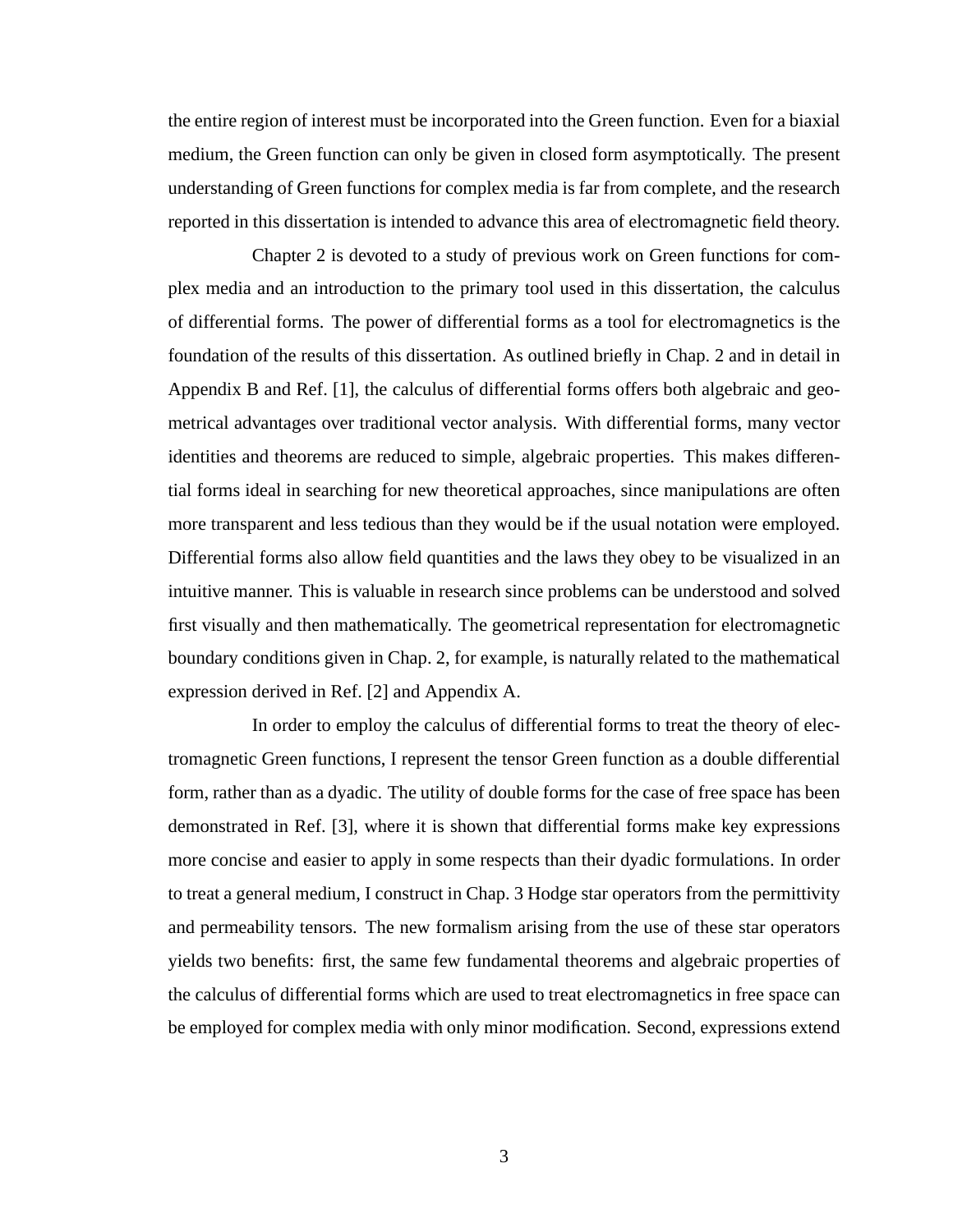the entire region of interest must be incorporated into the Green function. Even for a biaxial medium, the Green function can only be given in closed form asymptotically. The present understanding of Green functions for complex media is far from complete, and the research reported in this dissertation is intended to advance this area of electromagnetic field theory.

Chapter 2 is devoted to a study of previous work on Green functions for complex media and an introduction to the primary tool used in this dissertation, the calculus of differential forms. The power of differential forms as a tool for electromagnetics is the foundation of the results of this dissertation. As outlined briefly in Chap. 2 and in detail in Appendix B and Ref. [1], the calculus of differential forms offers both algebraic and geometrical advantages over traditional vector analysis. With differential forms, many vector identities and theorems are reduced to simple, algebraic properties. This makes differential forms ideal in searching for new theoretical approaches, since manipulations are often more transparent and less tedious than they would be if the usual notation were employed. Differential forms also allow field quantities and the laws they obey to be visualized in an intuitive manner. This is valuable in research since problems can be understood and solved first visually and then mathematically. The geometrical representation for electromagnetic boundary conditions given in Chap. 2, for example, is naturally related to the mathematical expression derived in Ref. [2] and Appendix A.

In order to employ the calculus of differential forms to treat the theory of electromagnetic Green functions, I represent the tensor Green function as a double differential form, rather than as a dyadic. The utility of double forms for the case of free space has been demonstrated in Ref. [3], where it is shown that differential forms make key expressions more concise and easier to apply in some respects than their dyadic formulations. In order to treat a general medium, I construct in Chap. 3 Hodge star operators from the permittivity and permeability tensors. The new formalism arising from the use of these star operators yields two benefits: first, the same few fundamental theorems and algebraic properties of the calculus of differential forms which are used to treat electromagnetics in free space can be employed for complex media with only minor modification. Second, expressions extend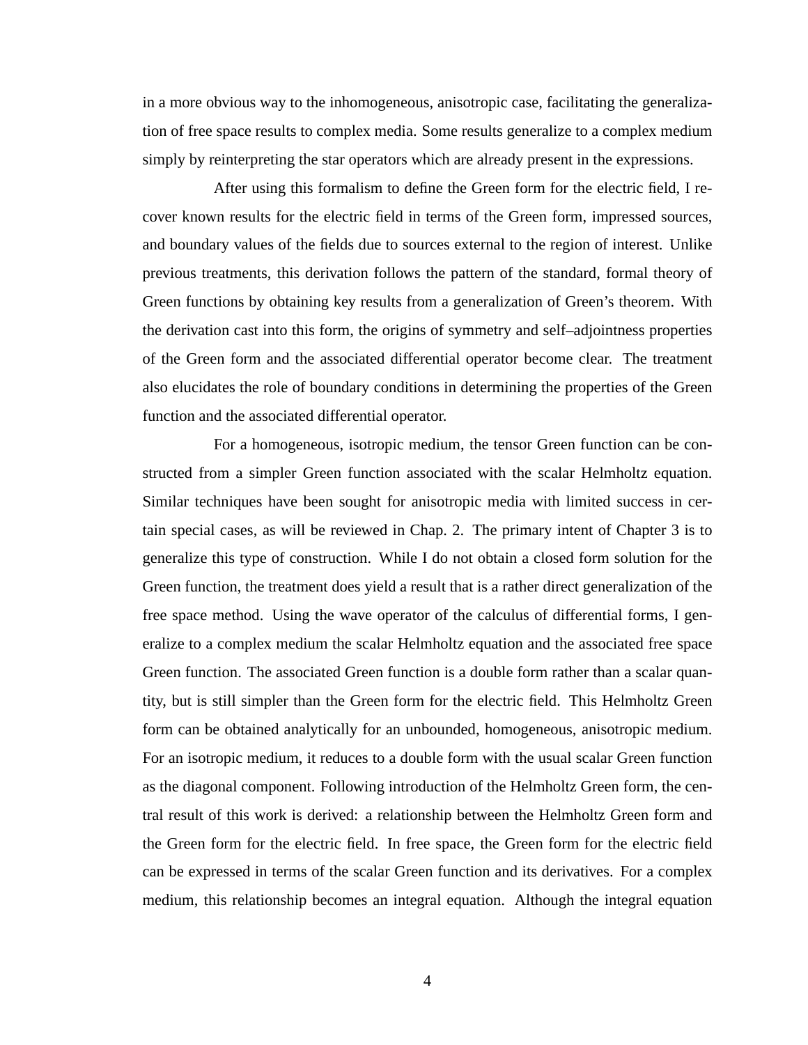in a more obvious way to the inhomogeneous, anisotropic case, facilitating the generalization of free space results to complex media. Some results generalize to a complex medium simply by reinterpreting the star operators which are already present in the expressions.

After using this formalism to define the Green form for the electric field, I recover known results for the electric field in terms of the Green form, impressed sources, and boundary values of the fields due to sources external to the region of interest. Unlike previous treatments, this derivation follows the pattern of the standard, formal theory of Green functions by obtaining key results from a generalization of Green's theorem. With the derivation cast into this form, the origins of symmetry and self–adjointness properties of the Green form and the associated differential operator become clear. The treatment also elucidates the role of boundary conditions in determining the properties of the Green function and the associated differential operator.

For a homogeneous, isotropic medium, the tensor Green function can be constructed from a simpler Green function associated with the scalar Helmholtz equation. Similar techniques have been sought for anisotropic media with limited success in certain special cases, as will be reviewed in Chap. 2. The primary intent of Chapter 3 is to generalize this type of construction. While I do not obtain a closed form solution for the Green function, the treatment does yield a result that is a rather direct generalization of the free space method. Using the wave operator of the calculus of differential forms, I generalize to a complex medium the scalar Helmholtz equation and the associated free space Green function. The associated Green function is a double form rather than a scalar quantity, but is still simpler than the Green form for the electric field. This Helmholtz Green form can be obtained analytically for an unbounded, homogeneous, anisotropic medium. For an isotropic medium, it reduces to a double form with the usual scalar Green function as the diagonal component. Following introduction of the Helmholtz Green form, the central result of this work is derived: a relationship between the Helmholtz Green form and the Green form for the electric field. In free space, the Green form for the electric field can be expressed in terms of the scalar Green function and its derivatives. For a complex medium, this relationship becomes an integral equation. Although the integral equation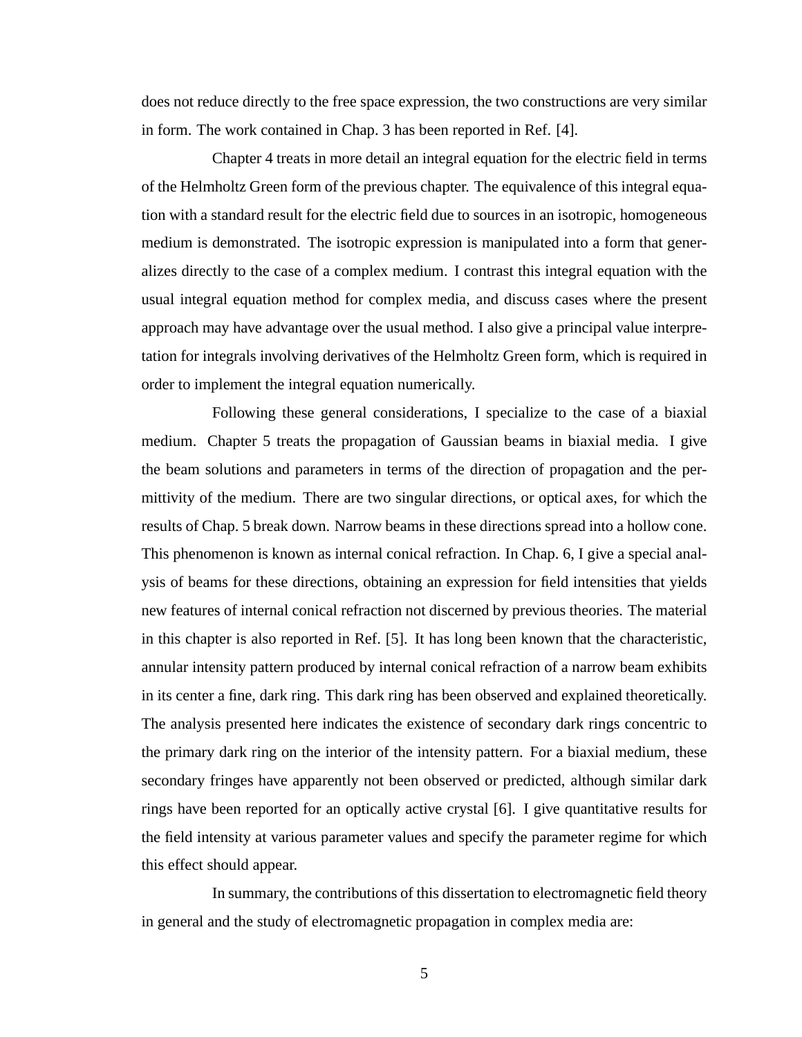does not reduce directly to the free space expression, the two constructions are very similar in form. The work contained in Chap. 3 has been reported in Ref. [4].

Chapter 4 treats in more detail an integral equation for the electric field in terms of the Helmholtz Green form of the previous chapter. The equivalence of this integral equation with a standard result for the electric field due to sources in an isotropic, homogeneous medium is demonstrated. The isotropic expression is manipulated into a form that generalizes directly to the case of a complex medium. I contrast this integral equation with the usual integral equation method for complex media, and discuss cases where the present approach may have advantage over the usual method. I also give a principal value interpretation for integrals involving derivatives of the Helmholtz Green form, which is required in order to implement the integral equation numerically.

Following these general considerations, I specialize to the case of a biaxial medium. Chapter 5 treats the propagation of Gaussian beams in biaxial media. I give the beam solutions and parameters in terms of the direction of propagation and the permittivity of the medium. There are two singular directions, or optical axes, for which the results of Chap. 5 break down. Narrow beams in these directions spread into a hollow cone. This phenomenon is known as internal conical refraction. In Chap. 6, I give a special analysis of beams for these directions, obtaining an expression for field intensities that yields new features of internal conical refraction not discerned by previous theories. The material in this chapter is also reported in Ref. [5]. It has long been known that the characteristic, annular intensity pattern produced by internal conical refraction of a narrow beam exhibits in its center a fine, dark ring. This dark ring has been observed and explained theoretically. The analysis presented here indicates the existence of secondary dark rings concentric to the primary dark ring on the interior of the intensity pattern. For a biaxial medium, these secondary fringes have apparently not been observed or predicted, although similar dark rings have been reported for an optically active crystal [6]. I give quantitative results for the field intensity at various parameter values and specify the parameter regime for which this effect should appear.

In summary, the contributions of this dissertation to electromagnetic field theory in general and the study of electromagnetic propagation in complex media are: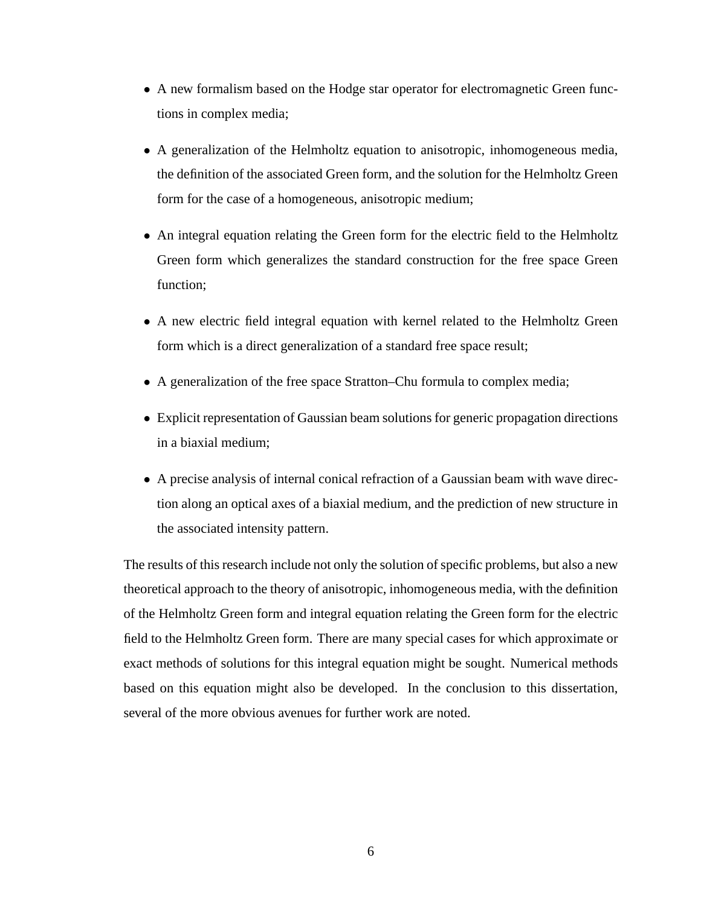- A new formalism based on the Hodge star operator for electromagnetic Green functions in complex media;
- A generalization of the Helmholtz equation to anisotropic, inhomogeneous media, the definition of the associated Green form, and the solution for the Helmholtz Green form for the case of a homogeneous, anisotropic medium;
- An integral equation relating the Green form for the electric field to the Helmholtz Green form which generalizes the standard construction for the free space Green function;
- A new electric field integral equation with kernel related to the Helmholtz Green form which is a direct generalization of a standard free space result;
- A generalization of the free space Stratton–Chu formula to complex media;
- Explicit representation of Gaussian beam solutions for generic propagation directions in a biaxial medium;
- A precise analysis of internal conical refraction of a Gaussian beam with wave direction along an optical axes of a biaxial medium, and the prediction of new structure in the associated intensity pattern.

The results of this research include not only the solution of specific problems, but also a new theoretical approach to the theory of anisotropic, inhomogeneous media, with the definition of the Helmholtz Green form and integral equation relating the Green form for the electric field to the Helmholtz Green form. There are many special cases for which approximate or exact methods of solutions for this integral equation might be sought. Numerical methods based on this equation might also be developed. In the conclusion to this dissertation, several of the more obvious avenues for further work are noted.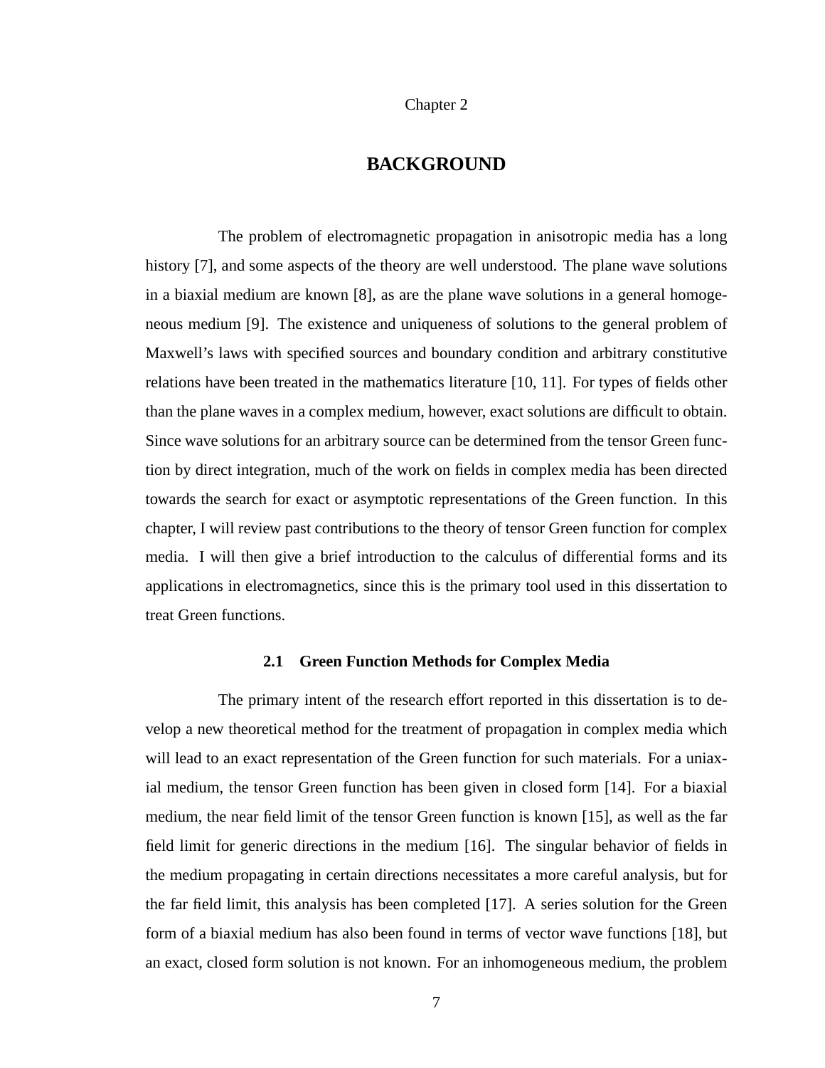Chapter 2

# BACKGROUND

The problem of electromagnetic propagation in anisotropic media has a long history [7], and some aspects of the theory are well understood. The plane wave solutions in a biaxial medium are known [8], as are the plane wave solutions in a general homogeneous medium [9]. The existence and uniqueness of solutions to the general problem of Maxwell's laws with specified sources and boundary condition and arbitrary constitutive relations have been treated in the mathematics literature [10, 11]. For types of fields other than the plane waves in a complex medium, however, exact solutions are difficult to obtain. Since wave solutions for an arbitrary source can be determined from the tensor Green function by direct integration, much of the work on fields in complex media has been directed towards the search for exact or asymptotic representations of the Green function. In this chapter, I will review past contributions to the theory of tensor Green function for complex media. I will then give a brief introduction to the calculus of differential forms and its applications in electromagnetics, since this is the primary tool used in this dissertation to treat Green functions.

## 2.1 Green Function Methods for Complex Media

The primary intent of the research effort reported in this dissertation is to develop a new theoretical method for the treatment of propagation in complex media which will lead to an exact representation of the Green function for such materials. For a uniaxial medium, the tensor Green function has been given in closed form [14]. For a biaxial medium, the near field limit of the tensor Green function is known [15], as well as the far field limit for generic directions in the medium [16]. The singular behavior of fields in the medium propagating in certain directions necessitates a more careful analysis, but for the far field limit, this analysis has been completed [17]. A series solution for the Green form of a biaxial medium has also been found in terms of vector wave functions [18], but an exact, closed form solution is not known. For an inhomogeneous medium, the problem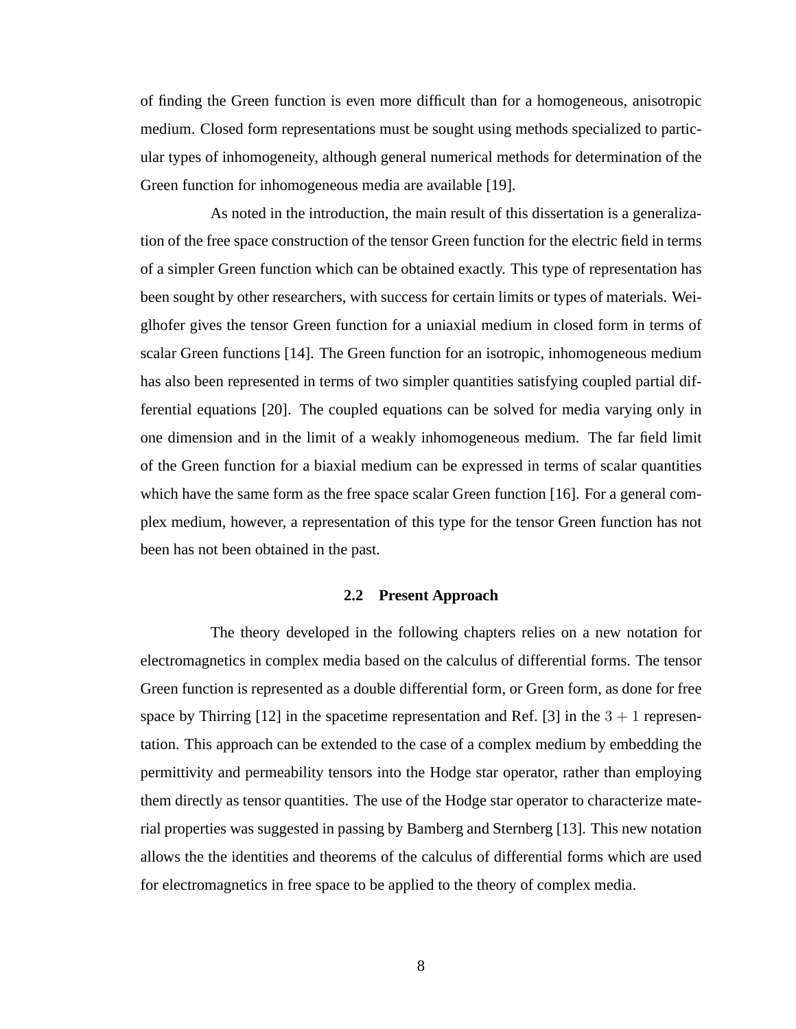of finding the Green function is even more difficult than for a homogeneous, anisotropic medium. Closed form representations must be sought using methods specialized to particular types of inhomogeneity, although general numerical methods for determination of the Green function for inhomogeneous media are available [19].

As noted in the introduction, the main result of this dissertation is a generalization of the free space construction of the tensor Green function for the electric field in terms of a simpler Green function which can be obtained exactly. This type of representation has been sought by other researchers, with success for certain limits or types of materials. Weiglhofer gives the tensor Green function for a uniaxial medium in closed form in terms of scalar Green functions [14]. The Green function for an isotropic, inhomogeneous medium has also been represented in terms of two simpler quantities satisfying coupled partial differential equations [20]. The coupled equations can be solved for media varying only in one dimension and in the limit of a weakly inhomogeneous medium. The far field limit of the Green function for a biaxial medium can be expressed in terms of scalar quantities which have the same form as the free space scalar Green function [16]. For a general complex medium, however, a representation of this type for the tensor Green function has not been has not been obtained in the past.

## 2.2 Present Approach

The theory developed in the following chapters relies on a new notation for electromagnetics in complex media based on the calculus of differential forms. The tensor Green function is represented as a double differential form, or Green form, as done for free space by Thirring [12] in the spacetime representation and Ref. [3] in the $3+1$ representation. This approach can be extended to the case of a complex medium by embedding the permittivity and permeability tensors into the Hodge star operator, rather than employing them directly as tensor quantities. The use of the Hodge star operator to characterize material properties was suggested in passing by Bamberg and Sternberg [13]. This new notation allows the the identities and theorems of the calculus of differential forms which are used for electromagnetics in free space to be applied to the theory of complex media.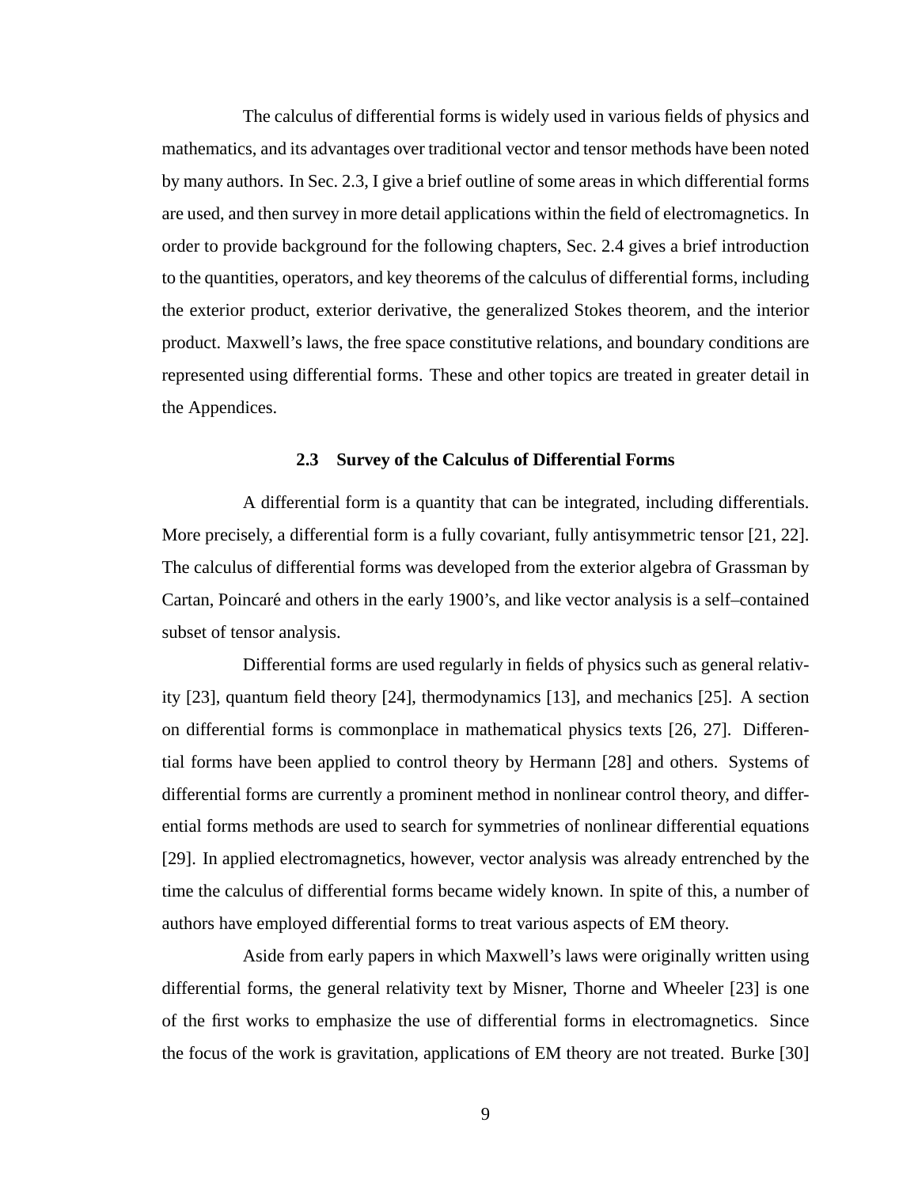The calculus of differential forms is widely used in various fields of physics and mathematics, and its advantages over traditional vector and tensor methods have been noted by many authors. In Sec. 2.3, I give a brief outline of some areas in which differential forms are used, and then survey in more detail applications within the field of electromagnetics. In order to provide background for the following chapters, Sec. 2.4 gives a brief introduction to the quantities, operators, and key theorems of the calculus of differential forms, including the exterior product, exterior derivative, the generalized Stokes theorem, and the interior product. Maxwell's laws, the free space constitutive relations, and boundary conditions are represented using differential forms. These and other topics are treated in greater detail in the Appendices.

### 2.3 Survey of the Calculus of Differential Forms

A differential form is a quantity that can be integrated, including differentials. More precisely, a differential form is a fully covariant, fully antisymmetric tensor [21, 22]. The calculus of differential forms was developed from the exterior algebra of Grassman by Cartan, Poincaré and others in the early 1900's, and like vector analysis is a self–contained subset of tensor analysis.

Differential forms are used regularly in fields of physics such as general relativity [23], quantum field theory [24], thermodynamics [13], and mechanics [25]. A section on differential forms is commonplace in mathematical physics texts [26, 27]. Differential forms have been applied to control theory by Hermann [28] and others. Systems of differential forms are currently a prominent method in nonlinear control theory, and differential forms methods are used to search for symmetries of nonlinear differential equations [29]. In applied electromagnetics, however, vector analysis was already entrenched by the time the calculus of differential forms became widely known. In spite of this, a number of authors have employed differential forms to treat various aspects of EM theory.

Aside from early papers in which Maxwell's laws were originally written using differential forms, the general relativity text by Misner, Thorne and Wheeler [23] is one of the first works to emphasize the use of differential forms in electromagnetics. Since the focus of the work is gravitation, applications of EM theory are not treated. Burke [30]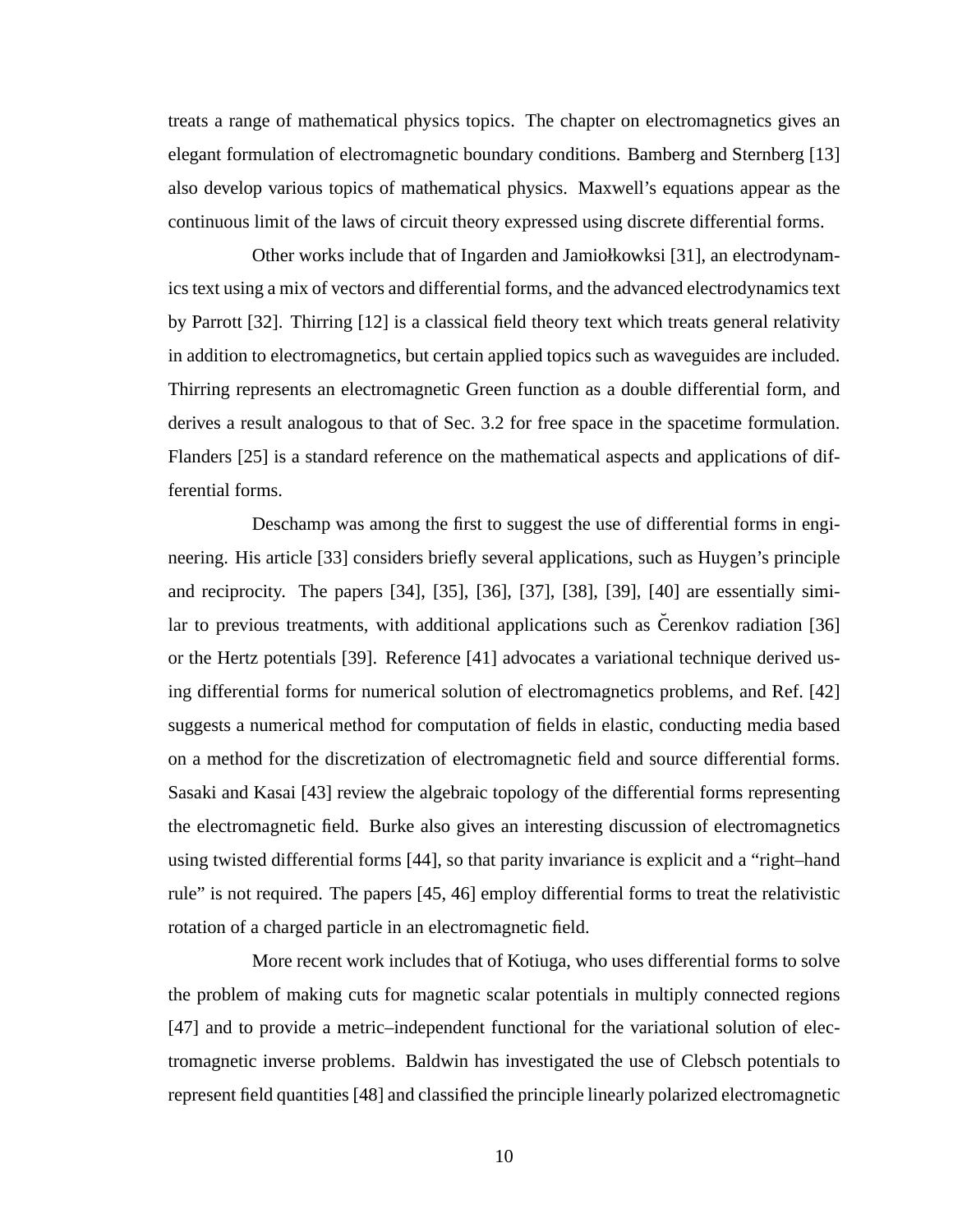treats a range of mathematical physics topics. The chapter on electromagnetics gives an elegant formulation of electromagnetic boundary conditions. Bamberg and Sternberg [13] also develop various topics of mathematical physics. Maxwell's equations appear as the continuous limit of the laws of circuit theory expressed using discrete differential forms.

Other works include that of Ingarden and Jamiołkowksi [31], an electrodynamics text using a mix of vectors and differential forms, and the advanced electrodynamics text by Parrott [32]. Thirring [12] is a classical field theory text which treats general relativity in addition to electromagnetics, but certain applied topics such as waveguides are included. Thirring represents an electromagnetic Green function as a double differential form, and derives a result analogous to that of Sec. 3.2 for free space in the spacetime formulation. Flanders [25] is a standard reference on the mathematical aspects and applications of differential forms.

Deschamp was among the first to suggest the use of differential forms in engineering. His article [33] considers briefly several applications, such as Huygen's principle and reciprocity. The papers [34], [35], [36], [37], [38], [39], [40] are essentially similar to previous treatments, with additional applications such as Čerenkov radiation [36] or the Hertz potentials [39]. Reference [41] advocates a variational technique derived using differential forms for numerical solution of electromagnetics problems, and Ref. [42] suggests a numerical method for computation of fields in elastic, conducting media based on a method for the discretization of electromagnetic field and source differential forms. Sasaki and Kasai [43] review the algebraic topology of the differential forms representing the electromagnetic field. Burke also gives an interesting discussion of electromagnetics using twisted differential forms [44], so that parity invariance is explicit and a "right–hand rule" is not required. The papers [45, 46] employ differential forms to treat the relativistic rotation of a charged particle in an electromagnetic field.

More recent work includes that of Kotiuga, who uses differential forms to solve the problem of making cuts for magnetic scalar potentials in multiply connected regions [47] and to provide a metric–independent functional for the variational solution of electromagnetic inverse problems. Baldwin has investigated the use of Clebsch potentials to represent field quantities [48] and classified the principle linearly polarized electromagnetic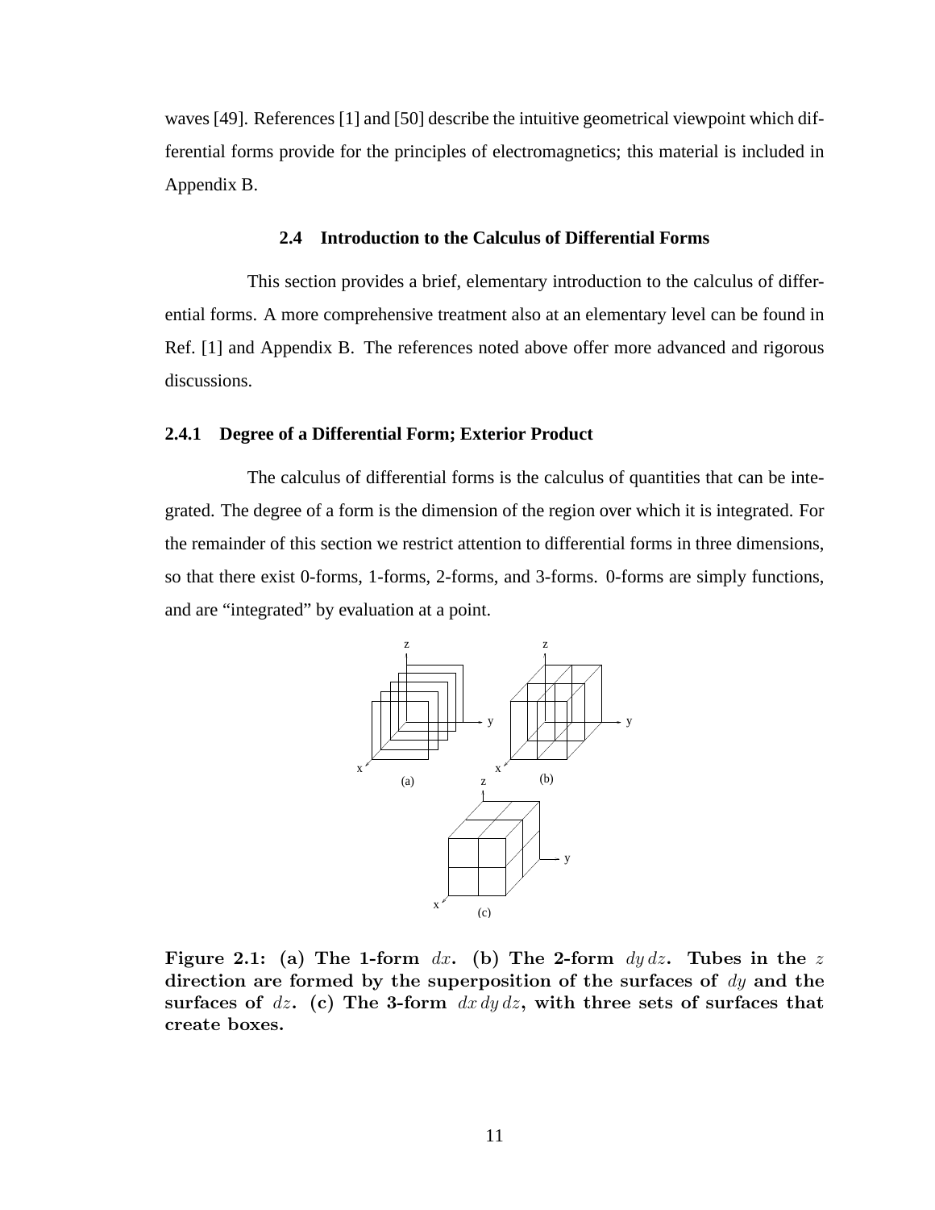waves [49]. References [1] and [50] describe the intuitive geometrical viewpoint which differential forms provide for the principles of electromagnetics; this material is included in Appendix B.

### 2.4 Introduction to the Calculus of Differential Forms

This section provides a brief, elementary introduction to the calculus of differential forms. A more comprehensive treatment also at an elementary level can be found in Ref. [1] and Appendix B. The references noted above offer more advanced and rigorous discussions.

#### 2.4.1 Degree of a Differential Form; Exterior Product

The calculus of differential forms is the calculus of quantities that can be integrated. The degree of a form is the dimension of the region over which it is integrated. For the remainder of this section we restrict attention to differential forms in three dimensions, so that there exist 0-forms, 1-forms, 2-forms, and 3-forms. 0-forms are simply functions, and are "integrated" by evaluation at a point.

**Figure 2.1: (a) The 1-form $dx$. (b) The 2-form $dy\,dz$. Tubes in the $z$ direction are formed by the superposition of the surfaces of $dy$ and the surfaces of $dz$. (c) The 3-form $dx\,dy\,dz$, with three sets of surfaces that create boxes.**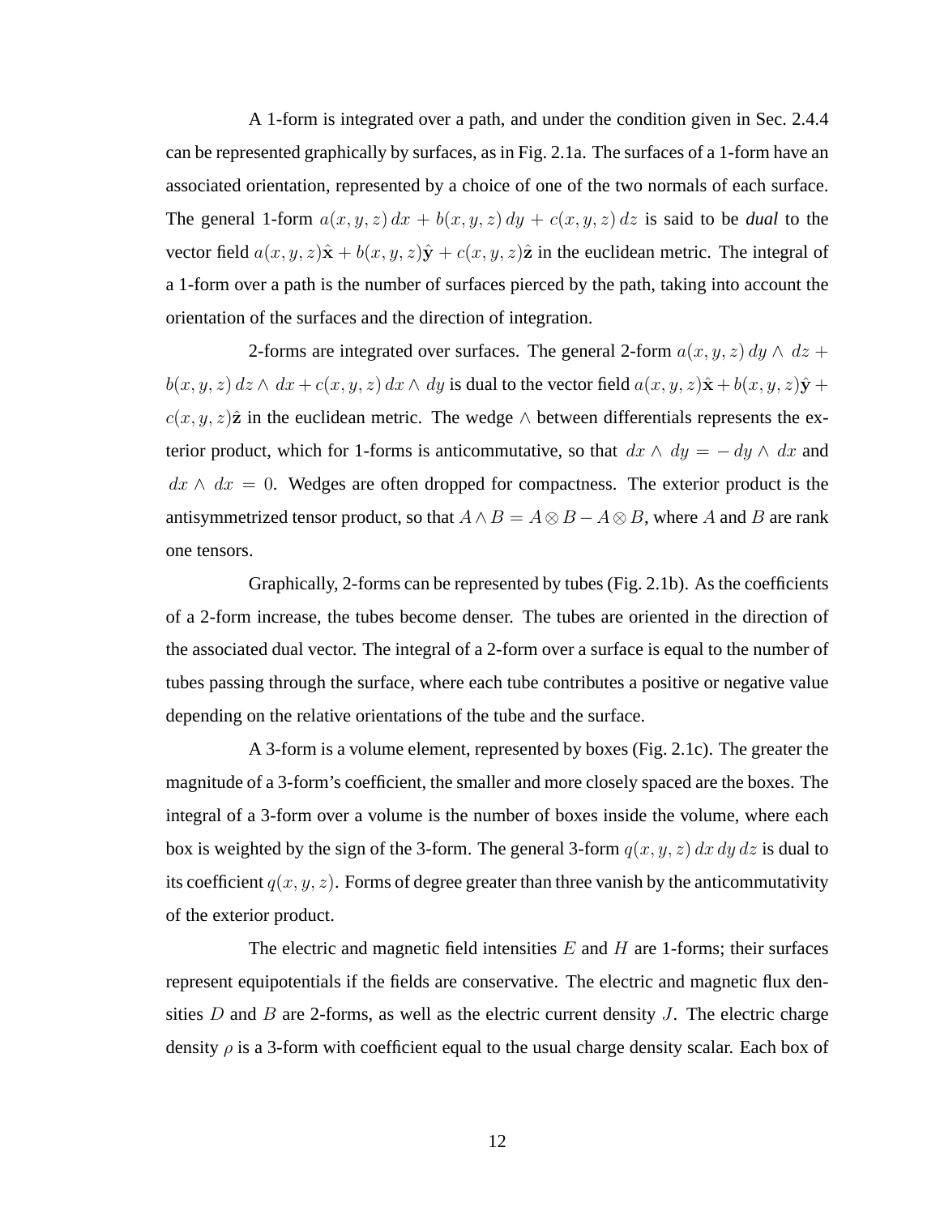A 1-form is integrated over a path, and under the condition given in Sec. 2.4.4 can be represented graphically by surfaces, as in Fig. 2.1a. The surfaces of a 1-form have an associated orientation, represented by a choice of one of the two normals of each surface. The general 1-form $a(x, y, z)\, dx + b(x, y, z)\, dy + c(x, y, z)\, dz$ is said to be ***dual*** to the vector field $a(x, y, z)\hat{\mathbf{x}} + b(x, y, z)\hat{\mathbf{y}} + c(x, y, z)\hat{\mathbf{z}}$ in the euclidean metric. The integral of a 1-form over a path is the number of surfaces pierced by the path, taking into account the orientation of the surfaces and the direction of integration.

2-forms are integrated over surfaces. The general 2-form $a(x, y, z)\, dy \wedge dz + b(x, y, z)\, dz \wedge dx + c(x, y, z)\, dx \wedge dy$ is dual to the vector field $a(x, y, z)\hat{\mathbf{x}} + b(x, y, z)\hat{\mathbf{y}} + c(x, y, z)\hat{\mathbf{z}}$ in the euclidean metric. The wedge $\wedge$ between differentials represents the exterior product, which for 1-forms is anticommutative, so that $dx \wedge dy = -dy \wedge dx$ and $dx \wedge dx = 0$. Wedges are often dropped for compactness. The exterior product is the antisymmetrized tensor product, so that $A \wedge B = A \otimes B - A \otimes B$, where $A$ and $B$ are rank one tensors.

Graphically, 2-forms can be represented by tubes (Fig. 2.1b). As the coefficients of a 2-form increase, the tubes become denser. The tubes are oriented in the direction of the associated dual vector. The integral of a 2-form over a surface is equal to the number of tubes passing through the surface, where each tube contributes a positive or negative value depending on the relative orientations of the tube and the surface.

A 3-form is a volume element, represented by boxes (Fig. 2.1c). The greater the magnitude of a 3-form's coefficient, the smaller and more closely spaced are the boxes. The integral of a 3-form over a volume is the number of boxes inside the volume, where each box is weighted by the sign of the 3-form. The general 3-form $q(x, y, z)\, dx\, dy\, dz$ is dual to its coefficient $q(x, y, z)$. Forms of degree greater than three vanish by the anticommutativity of the exterior product.

The electric and magnetic field intensities $E$ and $H$ are 1-forms; their surfaces represent equipotentials if the fields are conservative. The electric and magnetic flux densities $D$ and $B$ are 2-forms, as well as the electric current density $J$. The electric charge density $\rho$ is a 3-form with coefficient equal to the usual charge density scalar. Each box of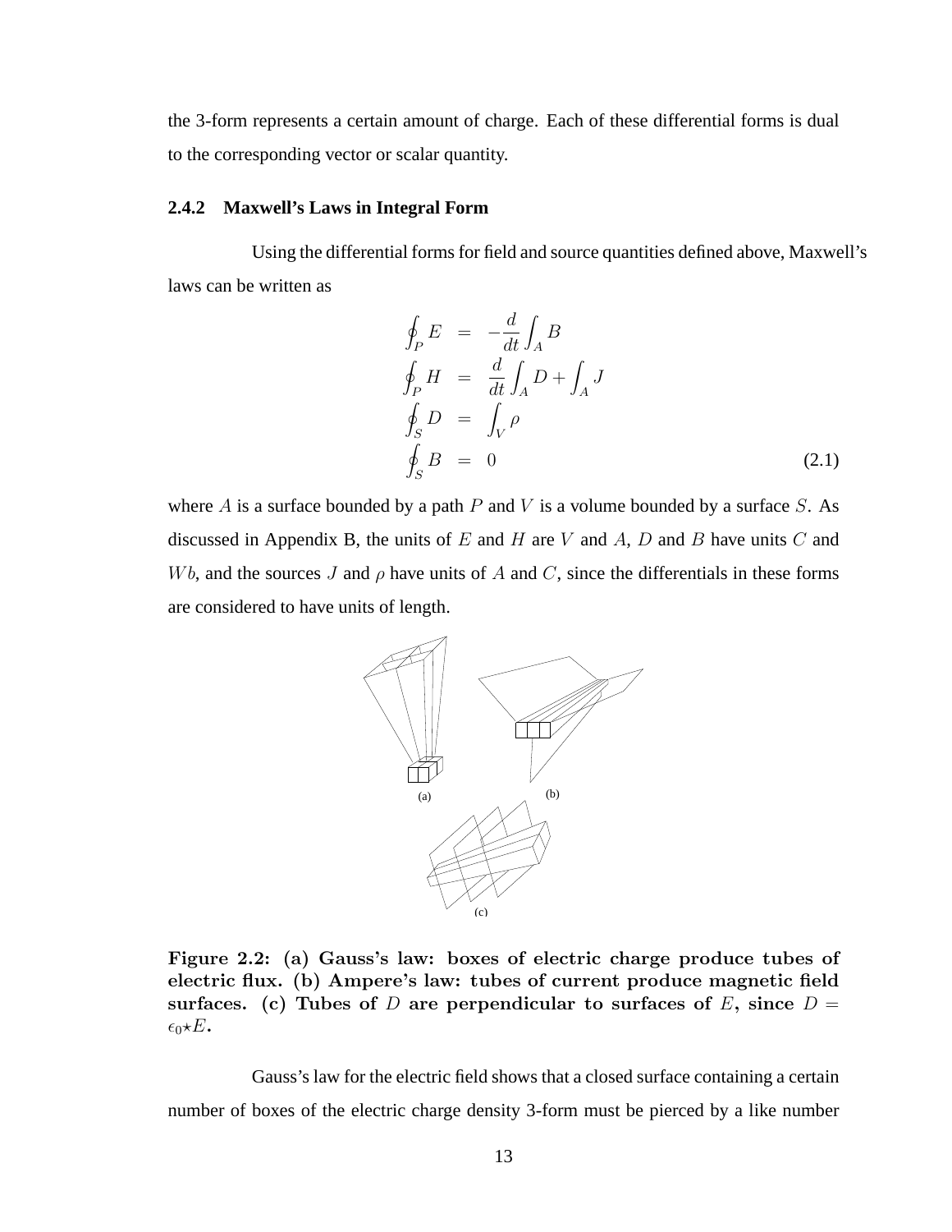the 3-form represents a certain amount of charge. Each of these differential forms is dual to the corresponding vector or scalar quantity.

### 2.4.2 Maxwell's Laws in Integral Form

Using the differential forms for field and source quantities defined above, Maxwell's laws can be written as

$$
\begin{aligned}
\oint_P E &= -\frac{d}{dt}\int_A B \\
\oint_P H &= \frac{d}{dt}\int_A D + \int_A J \\
\oint_S D &= \int_V \rho \\
\oint_S B &= 0
\end{aligned}
\tag{2.1}
$$

where $A$ is a surface bounded by a path $P$ and $V$ is a volume bounded by a surface $S$. As discussed in Appendix B, the units of $E$ and $H$ are $V$ and $A$, $D$ and $B$ have units $C$ and $Wb$, and the sources $J$ and $\rho$ have units of $A$ and $C$, since the differentials in these forms are considered to have units of length.

**Figure 2.2: (a) Gauss's law: boxes of electric charge produce tubes of electric flux. (b) Ampere's law: tubes of current produce magnetic field surfaces. (c) Tubes of $D$ are perpendicular to surfaces of $E$, since $D = \epsilon_0 \star E$.**

Gauss's law for the electric field shows that a closed surface containing a certain number of boxes of the electric charge density 3-form must be pierced by a like number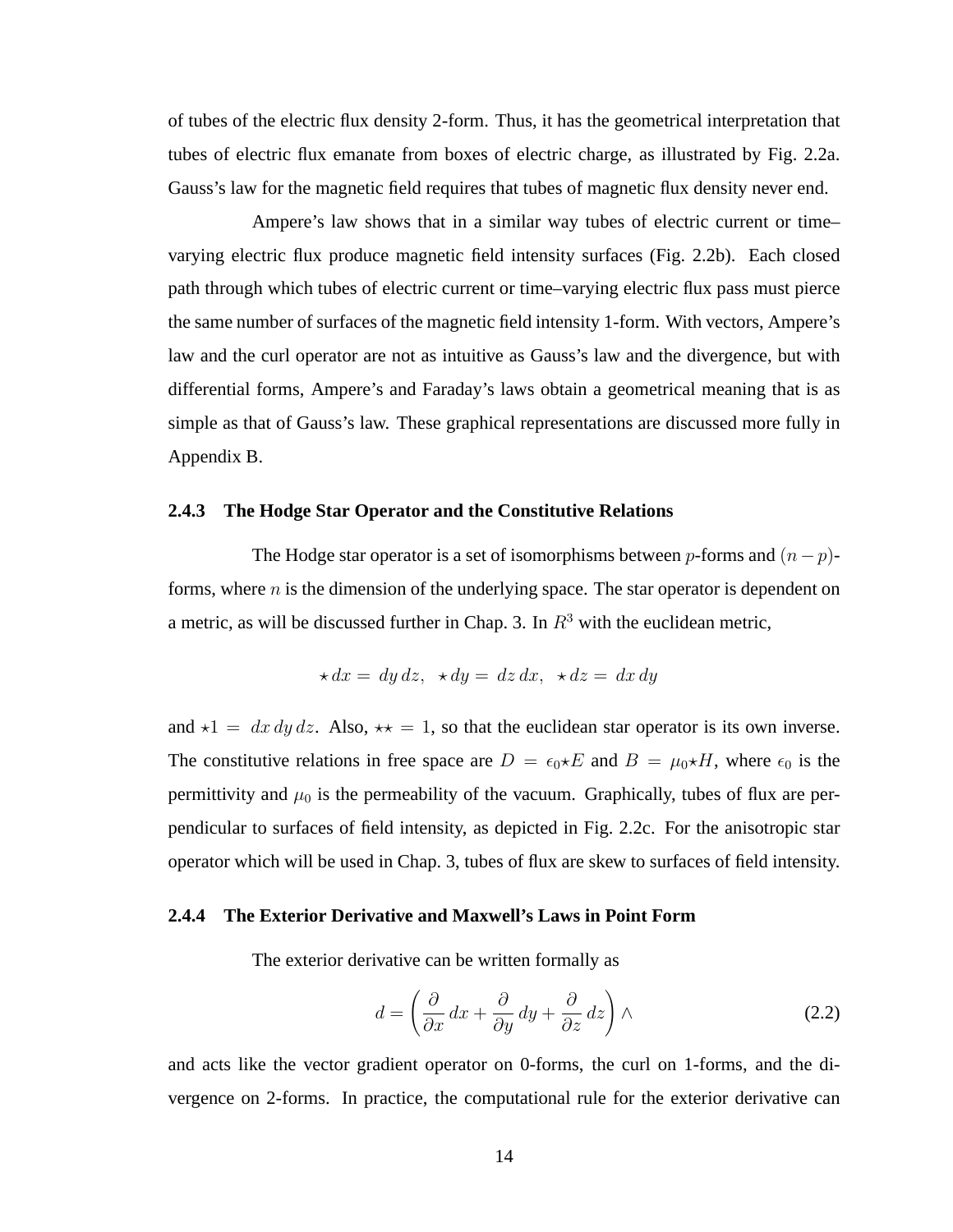of tubes of the electric flux density 2-form. Thus, it has the geometrical interpretation that tubes of electric flux emanate from boxes of electric charge, as illustrated by Fig. 2.2a. Gauss's law for the magnetic field requires that tubes of magnetic flux density never end.

Ampere's law shows that in a similar way tubes of electric current or time–varying electric flux produce magnetic field intensity surfaces (Fig. 2.2b). Each closed path through which tubes of electric current or time–varying electric flux pass must pierce the same number of surfaces of the magnetic field intensity 1-form. With vectors, Ampere's law and the curl operator are not as intuitive as Gauss's law and the divergence, but with differential forms, Ampere's and Faraday's laws obtain a geometrical meaning that is as simple as that of Gauss's law. These graphical representations are discussed more fully in Appendix B.

### 2.4.3 The Hodge Star Operator and the Constitutive Relations

The Hodge star operator is a set of isomorphisms between $p$-forms and $(n-p)$-forms, where $n$ is the dimension of the underlying space. The star operator is dependent on a metric, as will be discussed further in Chap. 3. In $R^3$ with the euclidean metric,

$$\star dx = dy\,dz, \;\; \star dy = dz\,dx, \;\; \star dz = dx\,dy$$

and $\star 1 = dx\,dy\,dz$. Also, $\star\star = 1$, so that the euclidean star operator is its own inverse. The constitutive relations in free space are $D = \epsilon_0 \star E$ and $B = \mu_0 \star H$, where $\epsilon_0$ is the permittivity and $\mu_0$ is the permeability of the vacuum. Graphically, tubes of flux are perpendicular to surfaces of field intensity, as depicted in Fig. 2.2c. For the anisotropic star operator which will be used in Chap. 3, tubes of flux are skew to surfaces of field intensity.

### 2.4.4 The Exterior Derivative and Maxwell's Laws in Point Form

The exterior derivative can be written formally as

$$d = \left( \frac{\partial}{\partial x}\, dx + \frac{\partial}{\partial y}\, dy + \frac{\partial}{\partial z}\, dz \right) \wedge \tag{2.2}$$

and acts like the vector gradient operator on 0-forms, the curl on 1-forms, and the divergence on 2-forms. In practice, the computational rule for the exterior derivative can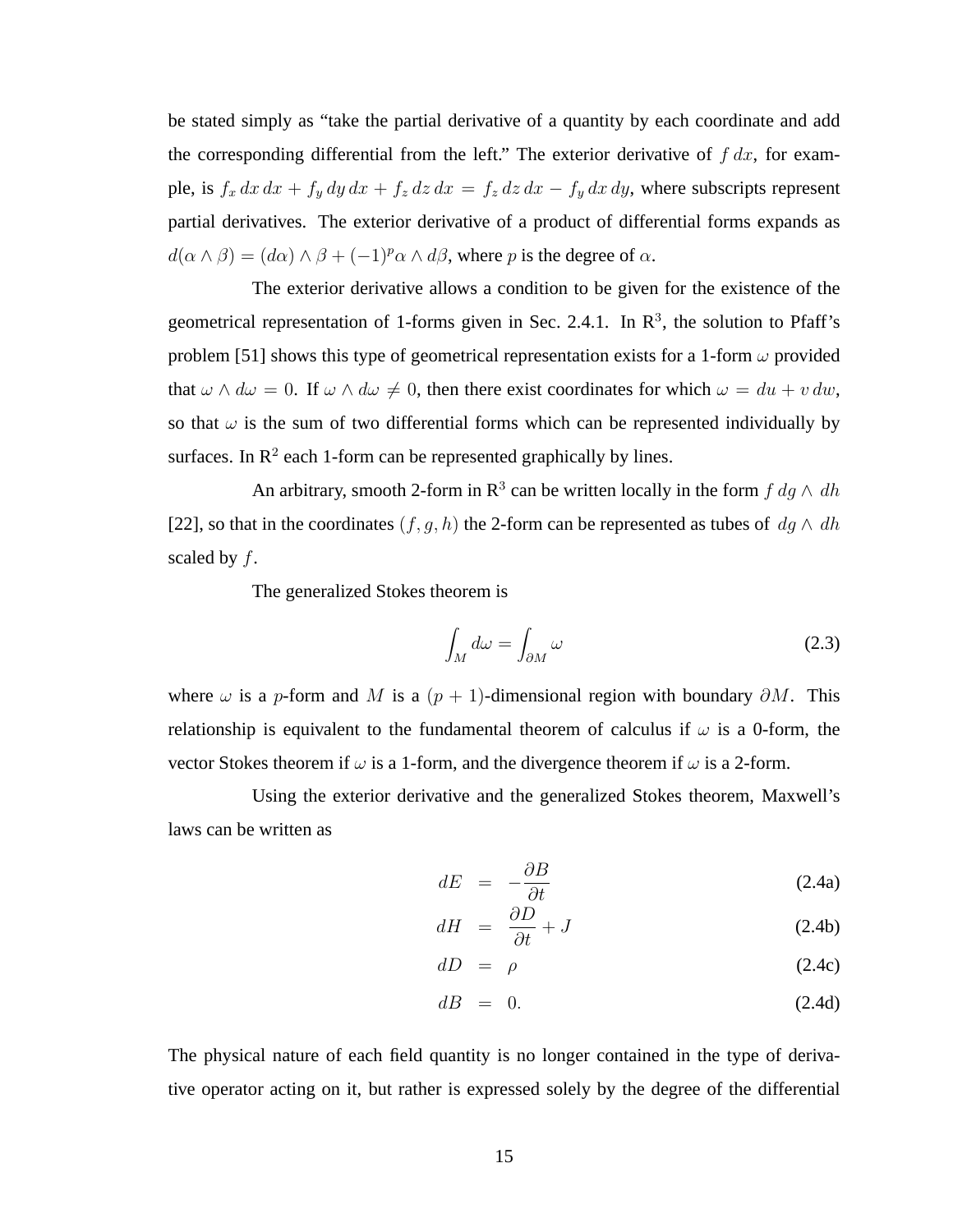be stated simply as "take the partial derivative of a quantity by each coordinate and add the corresponding differential from the left." The exterior derivative of $f\,dx$, for example, is $f_x\,dx\,dx + f_y\,dy\,dx + f_z\,dz\,dx = f_z\,dz\,dx - f_y\,dx\,dy$, where subscripts represent partial derivatives. The exterior derivative of a product of differential forms expands as $d(\alpha \wedge \beta) = (d\alpha) \wedge \beta + (-1)^p \alpha \wedge d\beta$, where $p$ is the degree of $\alpha$.

The exterior derivative allows a condition to be given for the existence of the geometrical representation of 1-forms given in Sec. 2.4.1. In $\mathrm{R}^3$, the solution to Pfaff's problem [51] shows this type of geometrical representation exists for a 1-form $\omega$ provided that $\omega \wedge d\omega = 0$. If $\omega \wedge d\omega \neq 0$, then there exist coordinates for which $\omega = du + v\,dw$, so that $\omega$ is the sum of two differential forms which can be represented individually by surfaces. In $\mathrm{R}^2$ each 1-form can be represented graphically by lines.

An arbitrary, smooth 2-form in $\mathrm{R}^3$ can be written locally in the form $f\,dg \wedge dh$ [22], so that in the coordinates $(f, g, h)$ the 2-form can be represented as tubes of $dg \wedge dh$ scaled by $f$.

The generalized Stokes theorem is

$$\int_M d\omega = \int_{\partial M} \omega \tag{2.3}$$

where $\omega$ is a $p$-form and $M$ is a $(p+1)$-dimensional region with boundary $\partial M$. This relationship is equivalent to the fundamental theorem of calculus if $\omega$ is a 0-form, the vector Stokes theorem if $\omega$ is a 1-form, and the divergence theorem if $\omega$ is a 2-form.

Using the exterior derivative and the generalized Stokes theorem, Maxwell's laws can be written as

$$dE = -\frac{\partial B}{\partial t} \tag{2.4a}$$

$$dH = \frac{\partial D}{\partial t} + J \tag{2.4b}$$

$$dD = \rho \tag{2.4c}$$

$$dB = 0. \tag{2.4d}$$

The physical nature of each field quantity is no longer contained in the type of derivative operator acting on it, but rather is expressed solely by the degree of the differential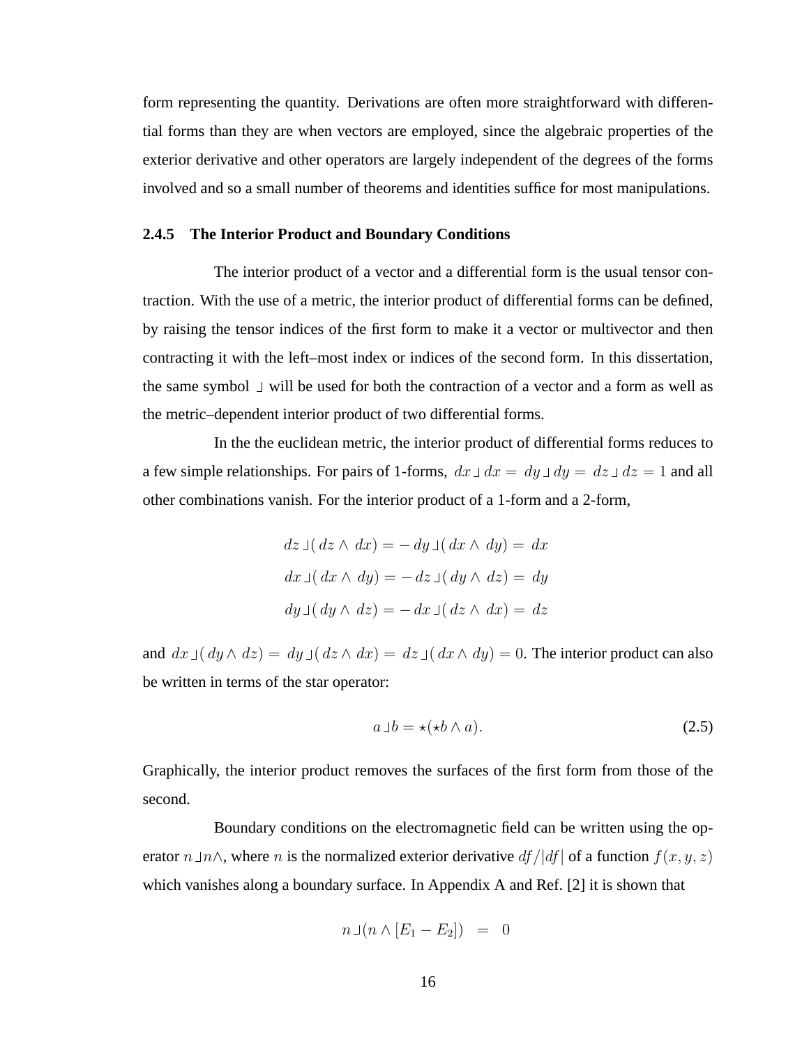form representing the quantity. Derivations are often more straightforward with differential forms than they are when vectors are employed, since the algebraic properties of the exterior derivative and other operators are largely independent of the degrees of the forms involved and so a small number of theorems and identities suffice for most manipulations.

### 2.4.5 The Interior Product and Boundary Conditions

The interior product of a vector and a differential form is the usual tensor contraction. With the use of a metric, the interior product of differential forms can be defined, by raising the tensor indices of the first form to make it a vector or multivector and then contracting it with the left–most index or indices of the second form. In this dissertation, the same symbol $\lrcorner$ will be used for both the contraction of a vector and a form as well as the metric–dependent interior product of two differential forms.

In the the euclidean metric, the interior product of differential forms reduces to a few simple relationships. For pairs of 1-forms, $dx \lrcorner dx = dy \lrcorner dy = dz \lrcorner dz = 1$ and all other combinations vanish. For the interior product of a 1-form and a 2-form,

$$
\begin{aligned}
dz \lrcorner (dz \wedge dx) = - dy \lrcorner (dx \wedge dy) = dx \\
dx \lrcorner (dx \wedge dy) = - dz \lrcorner (dy \wedge dz) = dy \\
dy \lrcorner (dy \wedge dz) = - dx \lrcorner (dz \wedge dx) = dz
\end{aligned}
$$

and $dx \lrcorner (dy \wedge dz) = dy \lrcorner (dz \wedge dx) = dz \lrcorner (dx \wedge dy) = 0$. The interior product can also be written in terms of the star operator:

$$
a \lrcorner b = \star(\star b \wedge a). \tag{2.5}
$$

Graphically, the interior product removes the surfaces of the first form from those of the second.

Boundary conditions on the electromagnetic field can be written using the operator $n \lrcorner n \wedge$, where $n$ is the normalized exterior derivative $df/|df|$ of a function $f(x, y, z)$ which vanishes along a boundary surface. In Appendix A and Ref. [2] it is shown that

$$
n \lrcorner (n \wedge [E_1 - E_2]) = 0
$$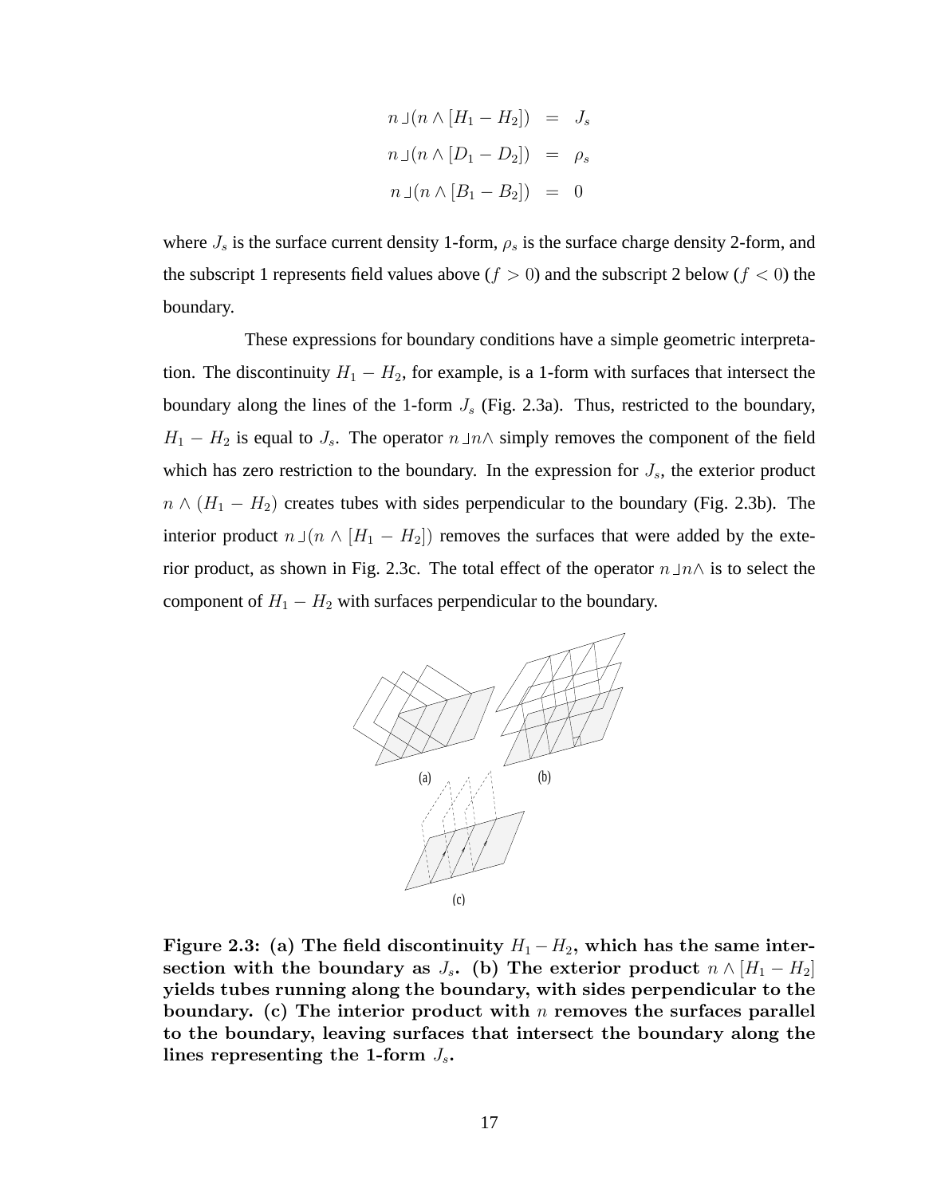$$
\begin{aligned}
n \lrcorner (n \wedge [H_1 - H_2]) &= J_s \\
n \lrcorner (n \wedge [D_1 - D_2]) &= \rho_s \\
n \lrcorner (n \wedge [B_1 - B_2]) &= 0
\end{aligned}
$$

where $J_s$ is the surface current density 1-form, $\rho_s$ is the surface charge density 2-form, and the subscript 1 represents field values above ($f > 0$) and the subscript 2 below ($f < 0$) the boundary.

These expressions for boundary conditions have a simple geometric interpretation. The discontinuity $H_1 - H_2$, for example, is a 1-form with surfaces that intersect the boundary along the lines of the 1-form $J_s$ (Fig. 2.3a). Thus, restricted to the boundary, $H_1 - H_2$ is equal to $J_s$. The operator $n \lrcorner n \wedge$ simply removes the component of the field which has zero restriction to the boundary. In the expression for $J_s$, the exterior product $n \wedge (H_1 - H_2)$ creates tubes with sides perpendicular to the boundary (Fig. 2.3b). The interior product $n \lrcorner (n \wedge [H_1 - H_2])$ removes the surfaces that were added by the exterior product, as shown in Fig. 2.3c. The total effect of the operator $n \lrcorner n \wedge$ is to select the component of $H_1 - H_2$ with surfaces perpendicular to the boundary.

**Figure 2.3: (a) The field discontinuity $H_1 - H_2$, which has the same intersection with the boundary as $J_s$. (b) The exterior product $n \wedge [H_1 - H_2]$ yields tubes running along the boundary, with sides perpendicular to the boundary. (c) The interior product with $n$ removes the surfaces parallel to the boundary, leaving surfaces that intersect the boundary along the lines representing the 1-form $J_s$.**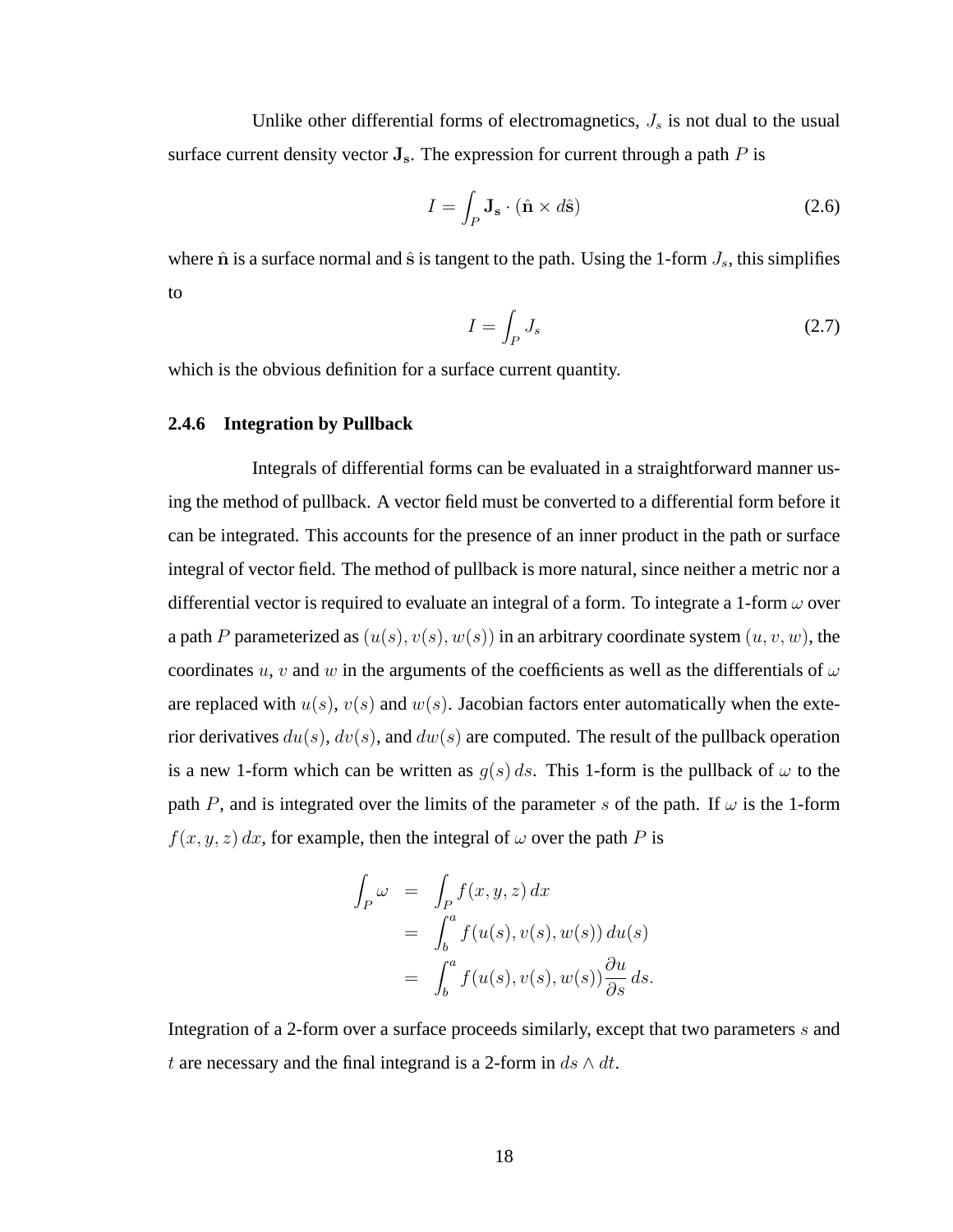Unlike other differential forms of electromagnetics, $J_s$ is not dual to the usual surface current density vector $\mathbf{J_s}$. The expression for current through a path $P$ is

$$I = \int_P \mathbf{J_s} \cdot (\hat{\mathbf{n}} \times d\hat{\mathbf{s}}) \tag{2.6}$$

where $\hat{\mathbf{n}}$ is a surface normal and $\hat{\mathbf{s}}$ is tangent to the path. Using the 1-form $J_s$, this simplifies to

$$I = \int_P J_s \tag{2.7}$$

which is the obvious definition for a surface current quantity.

### 2.4.6 Integration by Pullback

Integrals of differential forms can be evaluated in a straightforward manner using the method of pullback. A vector field must be converted to a differential form before it can be integrated. This accounts for the presence of an inner product in the path or surface integral of vector field. The method of pullback is more natural, since neither a metric nor a differential vector is required to evaluate an integral of a form. To integrate a 1-form $\omega$ over a path $P$ parameterized as $(u(s), v(s), w(s))$ in an arbitrary coordinate system $(u, v, w)$, the coordinates $u$, $v$ and $w$ in the arguments of the coefficients as well as the differentials of $\omega$ are replaced with $u(s)$, $v(s)$ and $w(s)$. Jacobian factors enter automatically when the exterior derivatives $du(s)$, $dv(s)$, and $dw(s)$ are computed. The result of the pullback operation is a new 1-form which can be written as $g(s)\, ds$. This 1-form is the pullback of $\omega$ to the path $P$, and is integrated over the limits of the parameter $s$ of the path. If $\omega$ is the 1-form $f(x, y, z)\, dx$, for example, then the integral of $\omega$ over the path $P$ is

$$\begin{aligned}
\int_P \omega &= \int_P f(x, y, z)\, dx \\
&= \int_b^a f(u(s), v(s), w(s))\, du(s) \\
&= \int_b^a f(u(s), v(s), w(s)) \frac{\partial u}{\partial s}\, ds.
\end{aligned}$$

Integration of a 2-form over a surface proceeds similarly, except that two parameters $s$ and $t$ are necessary and the final integrand is a 2-form in $ds \wedge dt$.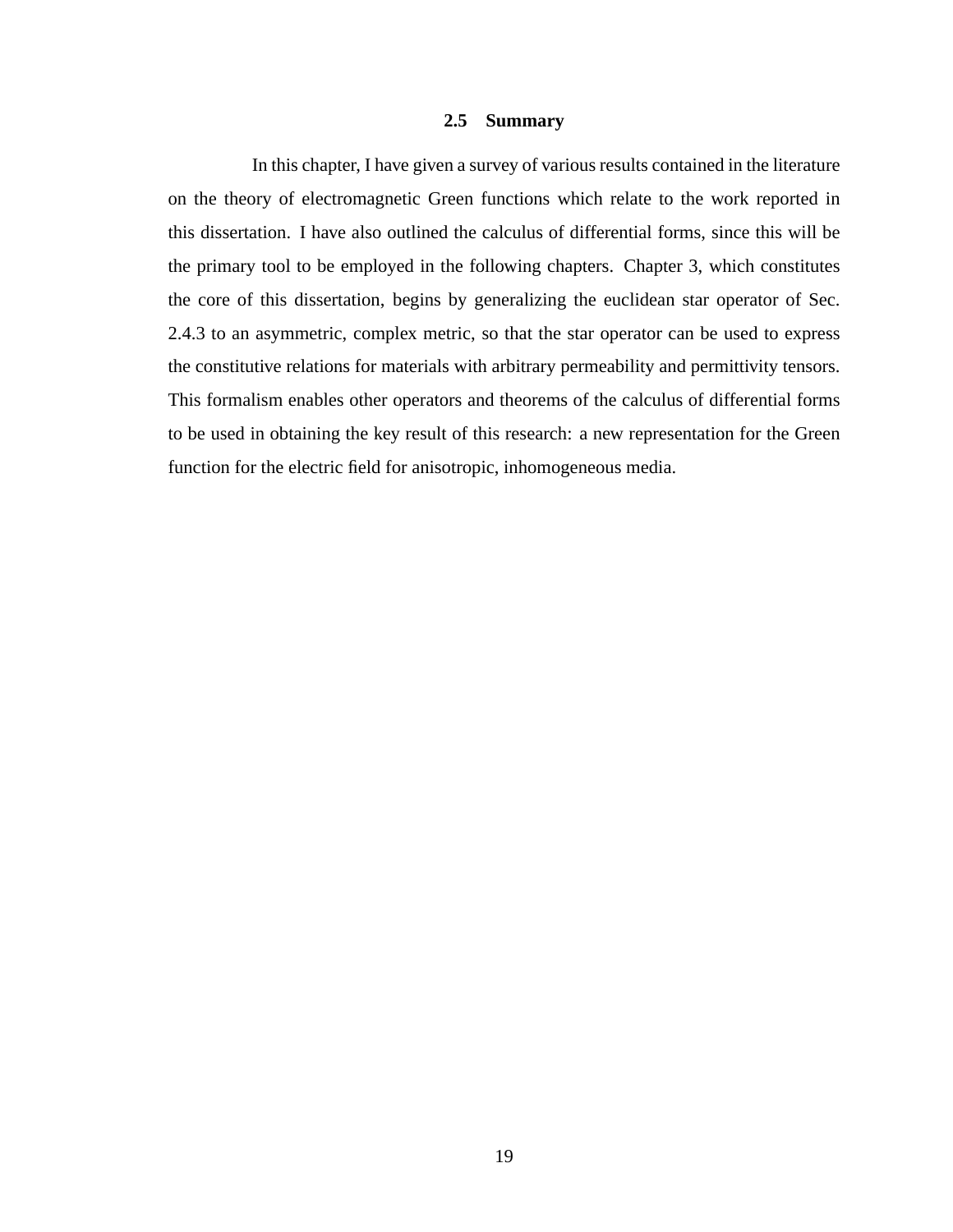### 2.5 Summary

In this chapter, I have given a survey of various results contained in the literature on the theory of electromagnetic Green functions which relate to the work reported in this dissertation. I have also outlined the calculus of differential forms, since this will be the primary tool to be employed in the following chapters. Chapter 3, which constitutes the core of this dissertation, begins by generalizing the euclidean star operator of Sec. 2.4.3 to an asymmetric, complex metric, so that the star operator can be used to express the constitutive relations for materials with arbitrary permeability and permittivity tensors. This formalism enables other operators and theorems of the calculus of differential forms to be used in obtaining the key result of this research: a new representation for the Green function for the electric field for anisotropic, inhomogeneous media.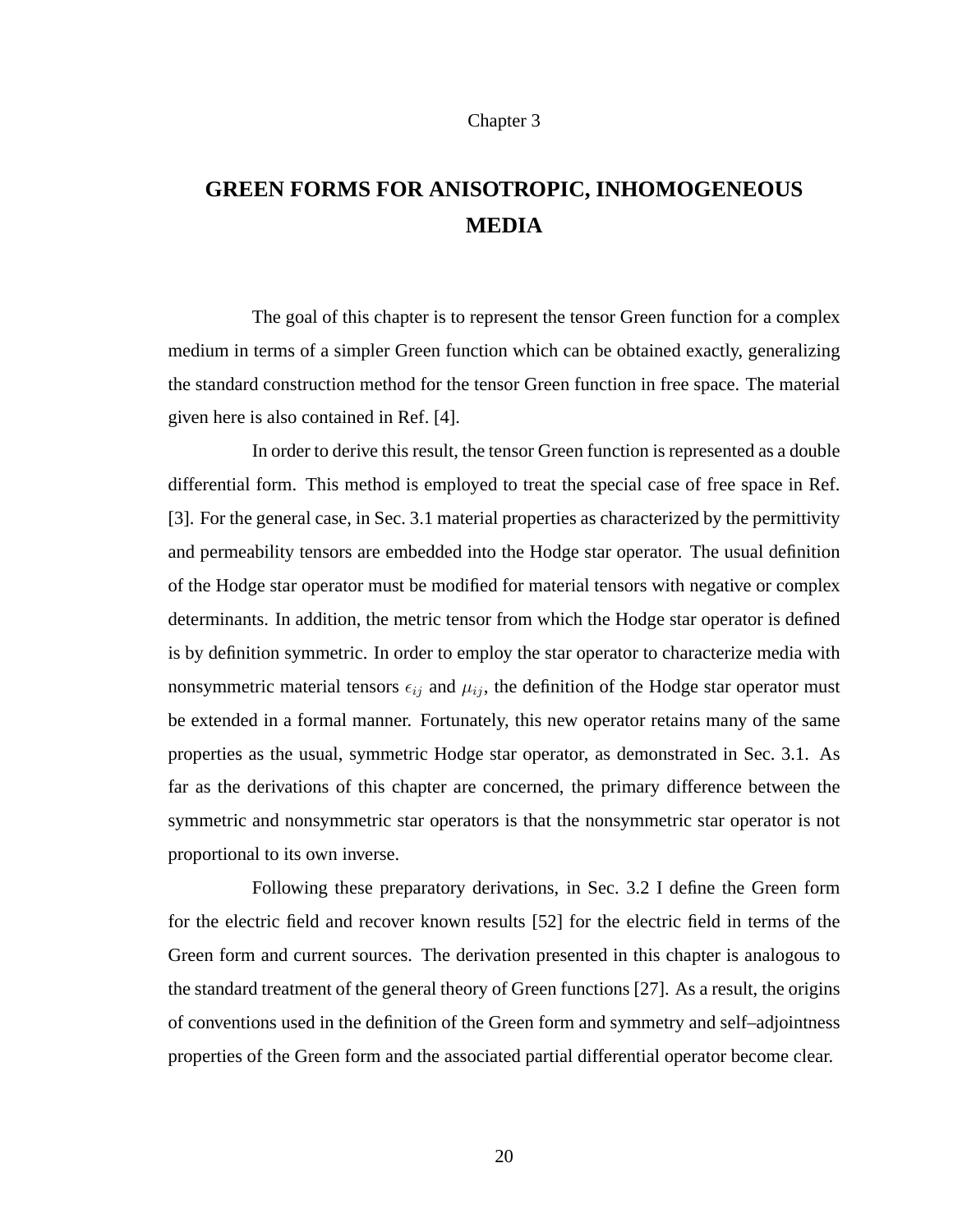Chapter 3

# GREEN FORMS FOR ANISOTROPIC, INHOMOGENEOUS MEDIA

The goal of this chapter is to represent the tensor Green function for a complex medium in terms of a simpler Green function which can be obtained exactly, generalizing the standard construction method for the tensor Green function in free space. The material given here is also contained in Ref. [4].

In order to derive this result, the tensor Green function is represented as a double differential form. This method is employed to treat the special case of free space in Ref. [3]. For the general case, in Sec. 3.1 material properties as characterized by the permittivity and permeability tensors are embedded into the Hodge star operator. The usual definition of the Hodge star operator must be modified for material tensors with negative or complex determinants. In addition, the metric tensor from which the Hodge star operator is defined is by definition symmetric. In order to employ the star operator to characterize media with nonsymmetric material tensors $\epsilon_{ij}$ and $\mu_{ij}$, the definition of the Hodge star operator must be extended in a formal manner. Fortunately, this new operator retains many of the same properties as the usual, symmetric Hodge star operator, as demonstrated in Sec. 3.1. As far as the derivations of this chapter are concerned, the primary difference between the symmetric and nonsymmetric star operators is that the nonsymmetric star operator is not proportional to its own inverse.

Following these preparatory derivations, in Sec. 3.2 I define the Green form for the electric field and recover known results [52] for the electric field in terms of the Green form and current sources. The derivation presented in this chapter is analogous to the standard treatment of the general theory of Green functions [27]. As a result, the origins of conventions used in the definition of the Green form and symmetry and self–adjointness properties of the Green form and the associated partial differential operator become clear.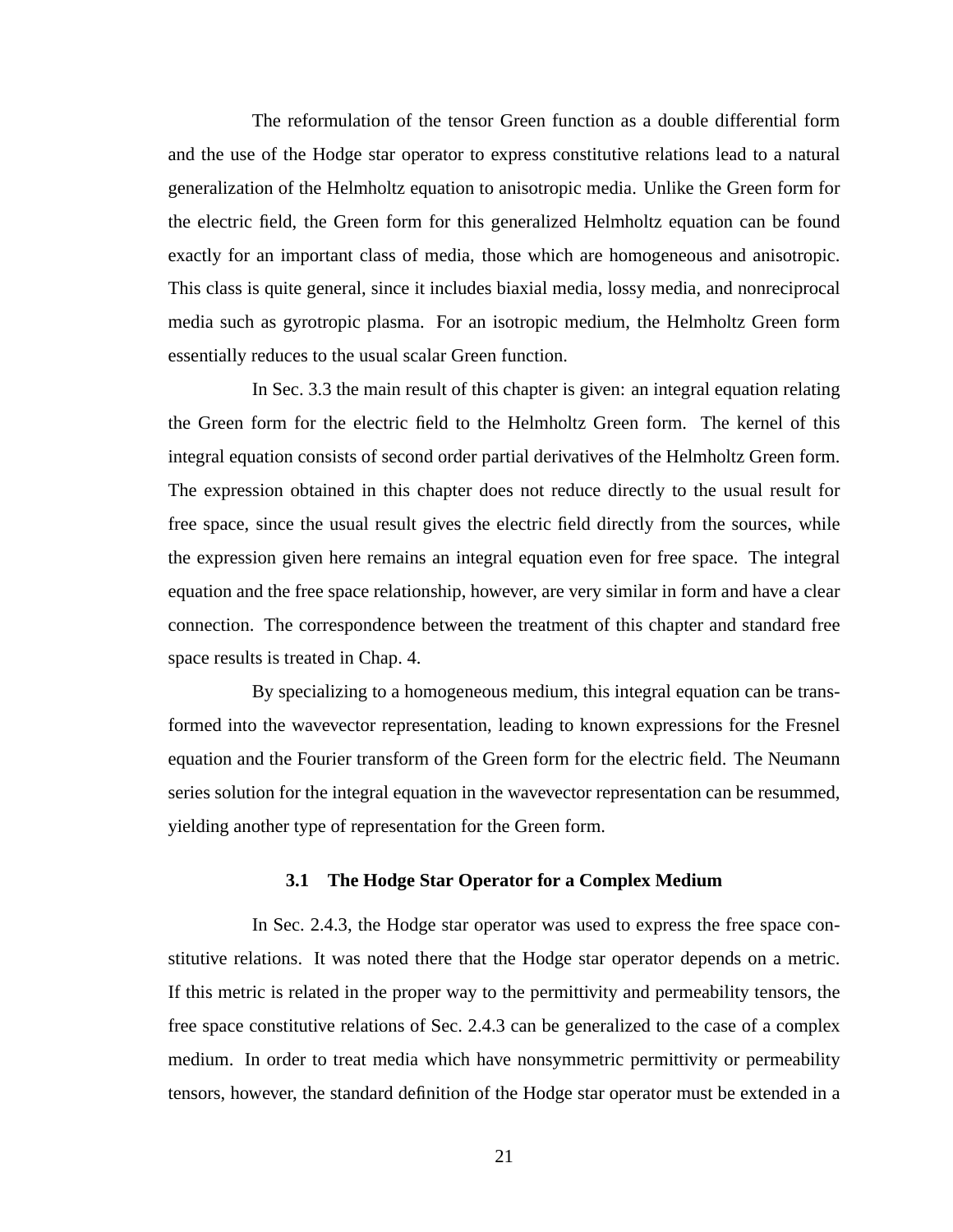The reformulation of the tensor Green function as a double differential form and the use of the Hodge star operator to express constitutive relations lead to a natural generalization of the Helmholtz equation to anisotropic media. Unlike the Green form for the electric field, the Green form for this generalized Helmholtz equation can be found exactly for an important class of media, those which are homogeneous and anisotropic. This class is quite general, since it includes biaxial media, lossy media, and nonreciprocal media such as gyrotropic plasma. For an isotropic medium, the Helmholtz Green form essentially reduces to the usual scalar Green function.

In Sec. 3.3 the main result of this chapter is given: an integral equation relating the Green form for the electric field to the Helmholtz Green form. The kernel of this integral equation consists of second order partial derivatives of the Helmholtz Green form. The expression obtained in this chapter does not reduce directly to the usual result for free space, since the usual result gives the electric field directly from the sources, while the expression given here remains an integral equation even for free space. The integral equation and the free space relationship, however, are very similar in form and have a clear connection. The correspondence between the treatment of this chapter and standard free space results is treated in Chap. 4.

By specializing to a homogeneous medium, this integral equation can be transformed into the wavevector representation, leading to known expressions for the Fresnel equation and the Fourier transform of the Green form for the electric field. The Neumann series solution for the integral equation in the wavevector representation can be resummed, yielding another type of representation for the Green form.

## 3.1 The Hodge Star Operator for a Complex Medium

In Sec. 2.4.3, the Hodge star operator was used to express the free space constitutive relations. It was noted there that the Hodge star operator depends on a metric. If this metric is related in the proper way to the permittivity and permeability tensors, the free space constitutive relations of Sec. 2.4.3 can be generalized to the case of a complex medium. In order to treat media which have nonsymmetric permittivity or permeability tensors, however, the standard definition of the Hodge star operator must be extended in a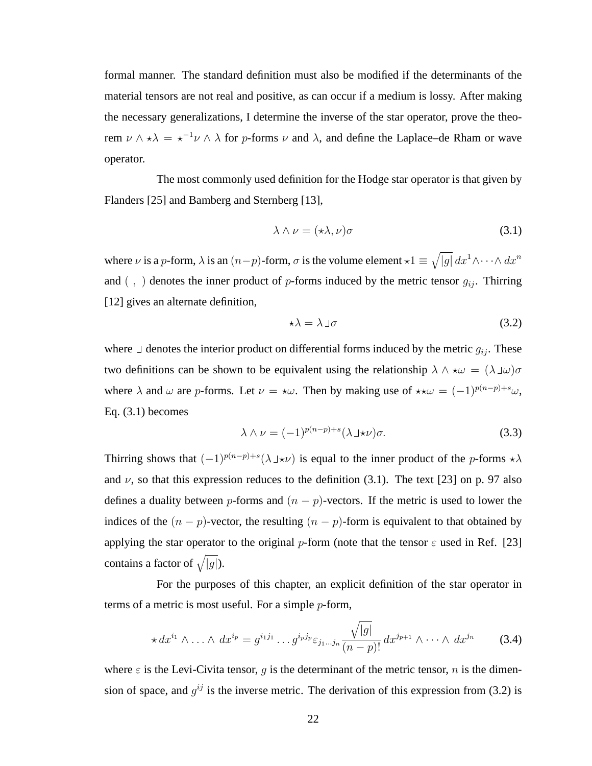formal manner. The standard definition must also be modified if the determinants of the material tensors are not real and positive, as can occur if a medium is lossy. After making the necessary generalizations, I determine the inverse of the star operator, prove the theorem $\nu \wedge \star\lambda = \star^{-1}\nu \wedge \lambda$ for $p$-forms $\nu$ and $\lambda$, and define the Laplace–de Rham or wave operator.

The most commonly used definition for the Hodge star operator is that given by Flanders [25] and Bamberg and Sternberg [13],

$$\lambda \wedge \nu = (\star\lambda, \nu)\sigma \tag{3.1}$$

where $\nu$ is a $p$-form, $\lambda$ is an $(n-p)$-form, $\sigma$ is the volume element $\star 1 \equiv \sqrt{|g|}\, dx^1 \wedge \cdots \wedge dx^n$ and $(\ ,\ )$ denotes the inner product of $p$-forms induced by the metric tensor $g_{ij}$. Thirring [12] gives an alternate definition,

$$\star\lambda = \lambda \lrcorner \sigma \tag{3.2}$$

where $\lrcorner$ denotes the interior product on differential forms induced by the metric $g_{ij}$. These two definitions can be shown to be equivalent using the relationship $\lambda \wedge \star\omega = (\lambda \lrcorner \omega)\sigma$ where $\lambda$ and $\omega$ are $p$-forms. Let $\nu = \star\omega$. Then by making use of $\star\star\omega = (-1)^{p(n-p)+s}\omega$, Eq. (3.1) becomes

$$\lambda \wedge \nu = (-1)^{p(n-p)+s}(\lambda \lrcorner \star\nu)\sigma. \tag{3.3}$$

Thirring shows that $(-1)^{p(n-p)+s}(\lambda \lrcorner \star\nu)$ is equal to the inner product of the $p$-forms $\star\lambda$ and $\nu$, so that this expression reduces to the definition (3.1). The text [23] on p. 97 also defines a duality between $p$-forms and $(n-p)$-vectors. If the metric is used to lower the indices of the $(n-p)$-vector, the resulting $(n-p)$-form is equivalent to that obtained by applying the star operator to the original $p$-form (note that the tensor $\varepsilon$ used in Ref. [23] contains a factor of $\sqrt{|g|}$).

For the purposes of this chapter, an explicit definition of the star operator in terms of a metric is most useful. For a simple $p$-form,

$$\star\, dx^{i_1} \wedge \ldots \wedge\, dx^{i_p} = g^{i_1 j_1} \ldots g^{i_p j_p} \varepsilon_{j_1 \ldots j_n} \frac{\sqrt{|g|}}{(n-p)!}\, dx^{j_{p+1}} \wedge \cdots \wedge\, dx^{j_n} \tag{3.4}$$

where $\varepsilon$ is the Levi-Civita tensor, $g$ is the determinant of the metric tensor, $n$ is the dimension of space, and $g^{ij}$ is the inverse metric. The derivation of this expression from (3.2) is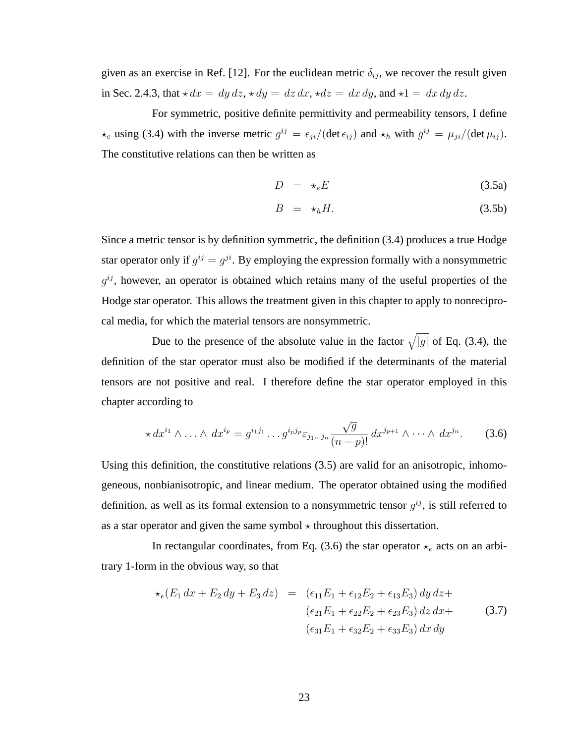given as an exercise in Ref. [12]. For the euclidean metric $\delta_{ij}$, we recover the result given in Sec. 2.4.3, that $\star\, dx = dy\, dz$, $\star\, dy = dz\, dx$, $\star dz = dx\, dy$, and $\star 1 = dx\, dy\, dz$.

For symmetric, positive definite permittivity and permeability tensors, I define $\star_e$ using (3.4) with the inverse metric $g^{ij} = \epsilon_{ji}/(\det \epsilon_{ij})$ and $\star_h$ with $g^{ij} = \mu_{ji}/(\det \mu_{ij})$. The constitutive relations can then be written as

$$D = \star_e E \tag{3.5a}$$

$$B = \star_h H. \tag{3.5b}$$

Since a metric tensor is by definition symmetric, the definition (3.4) produces a true Hodge star operator only if $g^{ij} = g^{ji}$. By employing the expression formally with a nonsymmetric $g^{ij}$, however, an operator is obtained which retains many of the useful properties of the Hodge star operator. This allows the treatment given in this chapter to apply to nonreciprocal media, for which the material tensors are nonsymmetric.

Due to the presence of the absolute value in the factor $\sqrt{|g|}$ of Eq. (3.4), the definition of the star operator must also be modified if the determinants of the material tensors are not positive and real. I therefore define the star operator employed in this chapter according to

$$\star\, dx^{i_1} \wedge \ldots \wedge\, dx^{i_p} = g^{i_1 j_1} \ldots g^{i_p j_p} \varepsilon_{j_1 \ldots j_n} \frac{\sqrt{g}}{(n-p)!}\, dx^{j_{p+1}} \wedge \cdots \wedge\, dx^{j_n}. \tag{3.6}$$

Using this definition, the constitutive relations (3.5) are valid for an anisotropic, inhomogeneous, nonbianisotropic, and linear medium. The operator obtained using the modified definition, as well as its formal extension to a nonsymmetric tensor $g^{ij}$, is still referred to as a star operator and given the same symbol $\star$ throughout this dissertation.

In rectangular coordinates, from Eq. (3.6) the star operator $\star_e$ acts on an arbitrary 1-form in the obvious way, so that

$$\begin{aligned} \star_e(E_1\, dx + E_2\, dy + E_3\, dz) \;\; = \;\; & (\epsilon_{11}E_1 + \epsilon_{12}E_2 + \epsilon_{13}E_3)\, dy\, dz + \\ & (\epsilon_{21}E_1 + \epsilon_{22}E_2 + \epsilon_{23}E_3)\, dz\, dx + \\ & (\epsilon_{31}E_1 + \epsilon_{32}E_2 + \epsilon_{33}E_3)\, dx\, dy \end{aligned} \tag{3.7}$$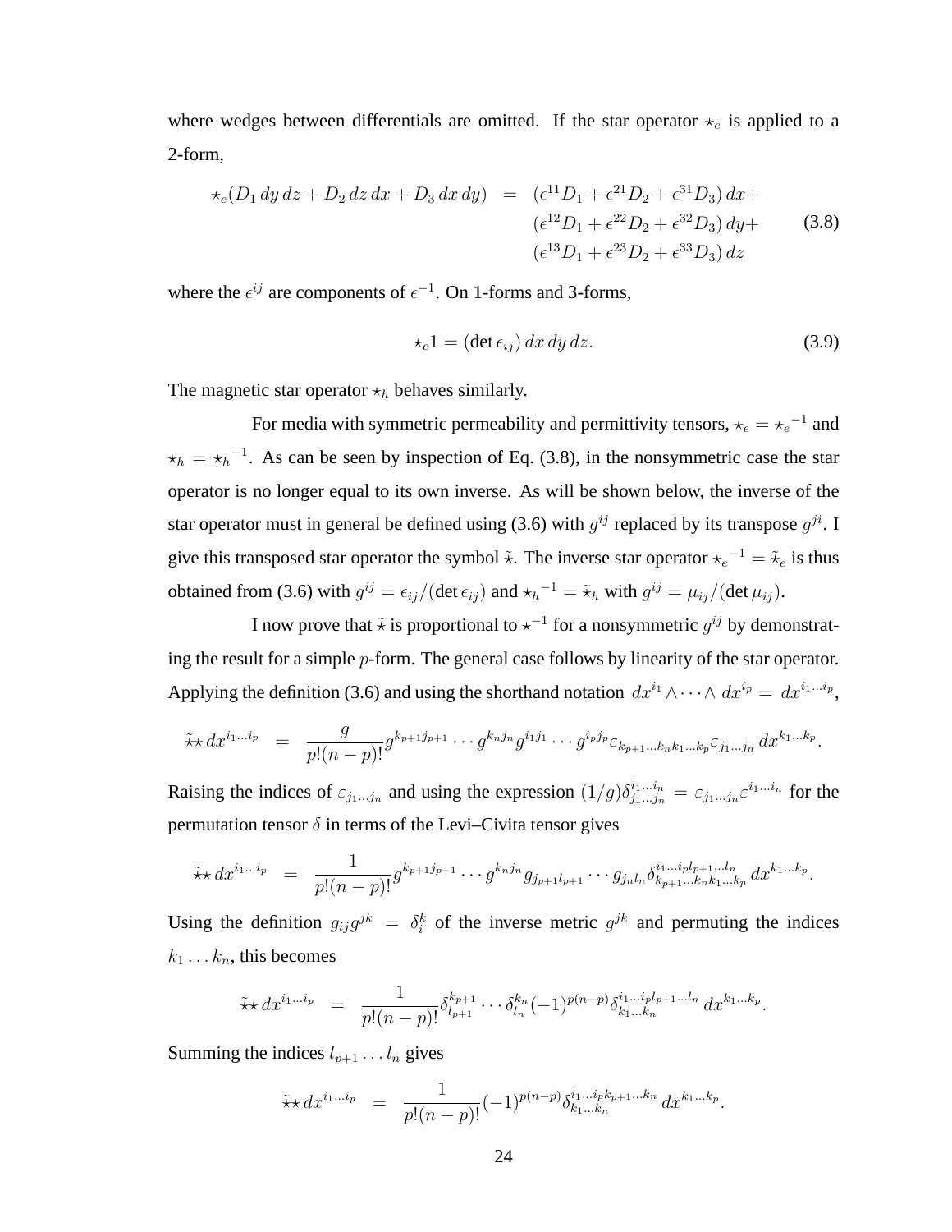where wedges between differentials are omitted. If the star operator $\star_e$ is applied to a 2-form,

$$\begin{aligned}
\star_e(D_1\, dy\, dz + D_2\, dz\, dx + D_3\, dx\, dy) \;\;=\;\; & (\epsilon^{11}D_1 + \epsilon^{21}D_2 + \epsilon^{31}D_3)\, dx + \\
& (\epsilon^{12}D_1 + \epsilon^{22}D_2 + \epsilon^{32}D_3)\, dy + \\
& (\epsilon^{13}D_1 + \epsilon^{23}D_2 + \epsilon^{33}D_3)\, dz
\end{aligned} \tag{3.8}$$

where the $\epsilon^{ij}$ are components of $\epsilon^{-1}$. On 1-forms and 3-forms,

$$\star_e 1 = (\det \epsilon_{ij})\, dx\, dy\, dz. \tag{3.9}$$

The magnetic star operator $\star_h$ behaves similarly.

For media with symmetric permeability and permittivity tensors, $\star_e = \star_e{}^{-1}$ and $\star_h = \star_h{}^{-1}$. As can be seen by inspection of Eq. (3.8), in the nonsymmetric case the star operator is no longer equal to its own inverse. As will be shown below, the inverse of the star operator must in general be defined using (3.6) with $g^{ij}$ replaced by its transpose $g^{ji}$. I give this transposed star operator the symbol $\tilde{\star}$. The inverse star operator $\star_e{}^{-1} = \tilde{\star}_e$ is thus obtained from (3.6) with $g^{ij} = \epsilon_{ij}/(\det \epsilon_{ij})$ and $\star_h{}^{-1} = \tilde{\star}_h$ with $g^{ij} = \mu_{ij}/(\det \mu_{ij})$.

I now prove that $\tilde{\star}$ is proportional to $\star^{-1}$ for a nonsymmetric $g^{ij}$ by demonstrating the result for a simple $p$-form. The general case follows by linearity of the star operator. Applying the definition (3.6) and using the shorthand notation $dx^{i_1} \wedge \cdots \wedge dx^{i_p} = dx^{i_1 \ldots i_p}$,

$$\tilde{\star}\star\, dx^{i_1 \ldots i_p} \;\;=\;\; \frac{g}{p!(n-p)!} g^{k_{p+1}j_{p+1}} \cdots g^{k_n j_n} g^{i_1 j_1} \cdots g^{i_p j_p} \varepsilon_{k_{p+1} \ldots k_n k_1 \ldots k_p} \varepsilon_{j_1 \ldots j_n}\, dx^{k_1 \ldots k_p}.$$

Raising the indices of $\varepsilon_{j_1 \ldots j_n}$ and using the expression $(1/g)\delta^{i_1 \ldots i_n}_{j_1 \ldots j_n} = \varepsilon_{j_1 \ldots j_n} \varepsilon^{i_1 \ldots i_n}$ for the permutation tensor $\delta$ in terms of the Levi–Civita tensor gives

$$\tilde{\star}\star\, dx^{i_1 \ldots i_p} \;\;=\;\; \frac{1}{p!(n-p)!} g^{k_{p+1}j_{p+1}} \cdots g^{k_n j_n} g_{j_{p+1}l_{p+1}} \cdots g_{j_n l_n} \delta^{i_1 \ldots i_p l_{p+1} \ldots l_n}_{k_{p+1} \ldots k_n k_1 \ldots k_p}\, dx^{k_1 \ldots k_p}.$$

Using the definition $g_{ij} g^{jk} = \delta_i^k$ of the inverse metric $g^{jk}$ and permuting the indices $k_1 \ldots k_n$, this becomes

$$\tilde{\star}\star\, dx^{i_1 \ldots i_p} \;\;=\;\; \frac{1}{p!(n-p)!} \delta^{k_{p+1}}_{l_{p+1}} \cdots \delta^{k_n}_{l_n} (-1)^{p(n-p)} \delta^{i_1 \ldots i_p l_{p+1} \ldots l_n}_{k_1 \ldots k_n}\, dx^{k_1 \ldots k_p}.$$

Summing the indices $l_{p+1} \ldots l_n$ gives

$$\tilde{\star}\star\, dx^{i_1 \ldots i_p} \;\;=\;\; \frac{1}{p!(n-p)!} (-1)^{p(n-p)} \delta^{i_1 \ldots i_p k_{p+1} \ldots k_n}_{k_1 \ldots k_n}\, dx^{k_1 \ldots k_p}.$$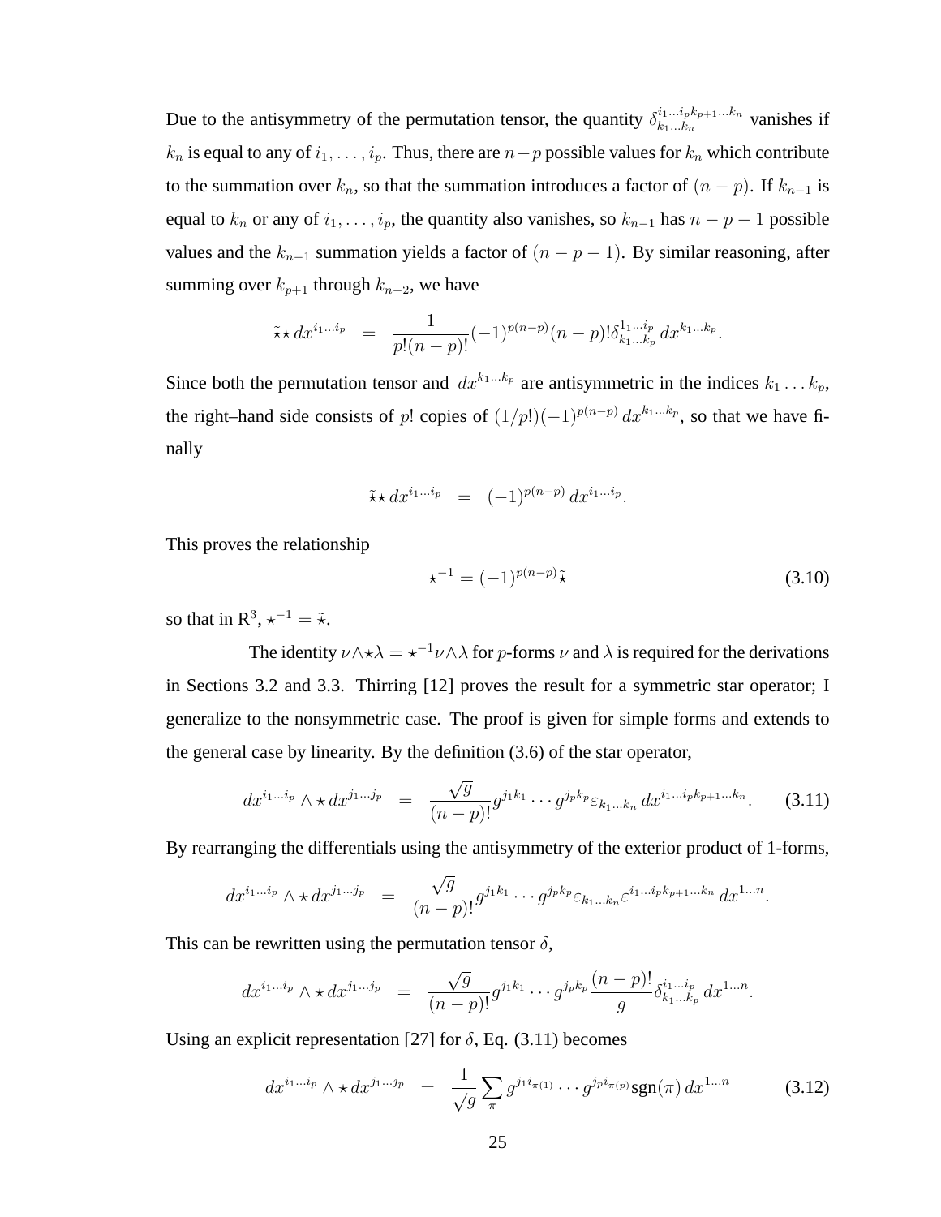Due to the antisymmetry of the permutation tensor, the quantity $\delta^{i_1 \ldots i_p k_{p+1} \ldots k_n}_{k_1 \ldots k_n}$ vanishes if $k_n$ is equal to any of $i_1, \ldots, i_p$. Thus, there are $n-p$ possible values for $k_n$ which contribute to the summation over $k_n$, so that the summation introduces a factor of $(n-p)$. If $k_{n-1}$ is equal to $k_n$ or any of $i_1, \ldots, i_p$, the quantity also vanishes, so $k_{n-1}$ has $n-p-1$ possible values and the $k_{n-1}$ summation yields a factor of $(n-p-1)$. By similar reasoning, after summing over $k_{p+1}$ through $k_{n-2}$, we have

$$\tilde{\star}\star\, dx^{i_1 \ldots i_p} \;=\; \frac{1}{p!(n-p)!}(-1)^{p(n-p)}(n-p)!\delta^{1_1 \ldots i_p}_{k_1 \ldots k_p}\, dx^{k_1 \ldots k_p}.$$

Since both the permutation tensor and $dx^{k_1 \ldots k_p}$ are antisymmetric in the indices $k_1 \ldots k_p$, the right–hand side consists of $p!$ copies of $(1/p!)(-1)^{p(n-p)}\, dx^{k_1 \ldots k_p}$, so that we have finally

$$\tilde{\star}\star\, dx^{i_1 \ldots i_p} \;=\; (-1)^{p(n-p)}\, dx^{i_1 \ldots i_p}.$$

This proves the relationship

$$\star^{-1} = (-1)^{p(n-p)}\tilde{\star} \tag{3.10}$$

so that in $\mathrm{R}^3$, $\star^{-1} = \tilde{\star}$.

The identity $\nu \wedge \star\lambda = \star^{-1}\nu \wedge \lambda$ for $p$-forms $\nu$ and $\lambda$ is required for the derivations in Sections 3.2 and 3.3. Thirring [12] proves the result for a symmetric star operator; I generalize to the nonsymmetric case. The proof is given for simple forms and extends to the general case by linearity. By the definition (3.6) of the star operator,

$$dx^{i_1 \ldots i_p} \wedge \star\, dx^{j_1 \ldots j_p} \;=\; \frac{\sqrt{g}}{(n-p)!} g^{j_1 k_1} \cdots g^{j_p k_p} \varepsilon_{k_1 \ldots k_n}\, dx^{i_1 \ldots i_p k_{p+1} \ldots k_n}. \tag{3.11}$$

By rearranging the differentials using the antisymmetry of the exterior product of 1-forms,

$$dx^{i_1 \ldots i_p} \wedge \star\, dx^{j_1 \ldots j_p} \;=\; \frac{\sqrt{g}}{(n-p)!} g^{j_1 k_1} \cdots g^{j_p k_p} \varepsilon_{k_1 \ldots k_n} \varepsilon^{i_1 \ldots i_p k_{p+1} \ldots k_n}\, dx^{1 \ldots n}.$$

This can be rewritten using the permutation tensor $\delta$,

$$dx^{i_1 \ldots i_p} \wedge \star\, dx^{j_1 \ldots j_p} \;=\; \frac{\sqrt{g}}{(n-p)!} g^{j_1 k_1} \cdots g^{j_p k_p} \frac{(n-p)!}{g} \delta^{i_1 \ldots i_p}_{k_1 \ldots k_p}\, dx^{1 \ldots n}.$$

Using an explicit representation [27] for $\delta$, Eq. (3.11) becomes

$$dx^{i_1 \ldots i_p} \wedge \star\, dx^{j_1 \ldots j_p} \;=\; \frac{1}{\sqrt{g}} \sum_{\pi} g^{j_1 i_{\pi(1)}} \cdots g^{j_p i_{\pi(p)}} \mathrm{sgn}(\pi)\, dx^{1 \ldots n} \tag{3.12}$$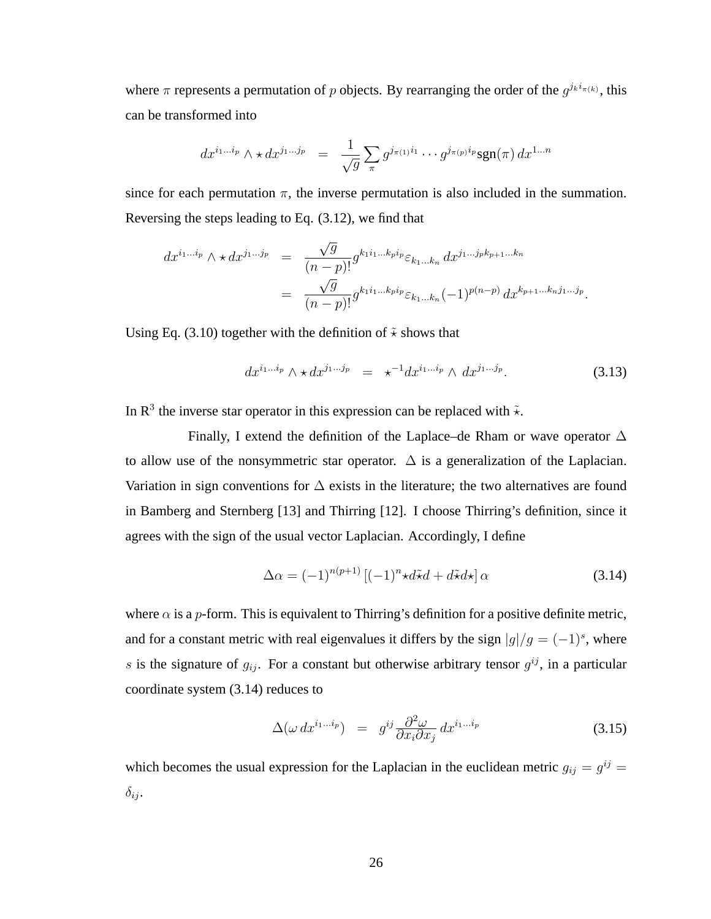where $\pi$ represents a permutation of $p$ objects. By rearranging the order of the $g^{j_k i_{\pi(k)}}$, this can be transformed into

$$dx^{i_1 \ldots i_p} \wedge \star\, dx^{j_1 \ldots j_p} \;=\; \frac{1}{\sqrt{g}} \sum_{\pi} g^{j_{\pi(1)} i_1} \cdots g^{j_{\pi(p)} i_p} \mathrm{sgn}(\pi)\, dx^{1 \ldots n}$$

since for each permutation $\pi$, the inverse permutation is also included in the summation. Reversing the steps leading to Eq. (3.12), we find that

$$\begin{aligned} dx^{i_1 \ldots i_p} \wedge \star\, dx^{j_1 \ldots j_p} &= \frac{\sqrt{g}}{(n-p)!} g^{k_1 i_1 \ldots k_p i_p} \varepsilon_{k_1 \ldots k_n}\, dx^{j_1 \ldots j_p k_{p+1} \ldots k_n} \\ &= \frac{\sqrt{g}}{(n-p)!} g^{k_1 i_1 \ldots k_p i_p} \varepsilon_{k_1 \ldots k_n} (-1)^{p(n-p)}\, dx^{k_{p+1} \ldots k_n j_1 \ldots j_p}. \end{aligned}$$

Using Eq. (3.10) together with the definition of $\tilde{\star}$ shows that

$$dx^{i_1 \ldots i_p} \wedge \star\, dx^{j_1 \ldots j_p} \;=\; \star^{-1} dx^{i_1 \ldots i_p} \wedge\, dx^{j_1 \ldots j_p}. \tag{3.13}$$

In $R^3$ the inverse star operator in this expression can be replaced with $\tilde{\star}$.

Finally, I extend the definition of the Laplace–de Rham or wave operator $\Delta$ to allow use of the nonsymmetric star operator. $\Delta$ is a generalization of the Laplacian. Variation in sign conventions for $\Delta$ exists in the literature; the two alternatives are found in Bamberg and Sternberg [13] and Thirring [12]. I choose Thirring's definition, since it agrees with the sign of the usual vector Laplacian. Accordingly, I define

$$\Delta \alpha = (-1)^{n(p+1)} \left[ (-1)^n \star d \tilde{\star} d + d \tilde{\star} d \star \right] \alpha \tag{3.14}$$

where $\alpha$ is a $p$-form. This is equivalent to Thirring's definition for a positive definite metric, and for a constant metric with real eigenvalues it differs by the sign $|g|/g = (-1)^s$, where $s$ is the signature of $g_{ij}$. For a constant but otherwise arbitrary tensor $g^{ij}$, in a particular coordinate system (3.14) reduces to

$$\Delta(\omega\, dx^{i_1 \ldots i_p}) \;=\; g^{ij} \frac{\partial^2 \omega}{\partial x_i \partial x_j}\, dx^{i_1 \ldots i_p} \tag{3.15}$$

which becomes the usual expression for the Laplacian in the euclidean metric $g_{ij} = g^{ij} = \delta_{ij}$.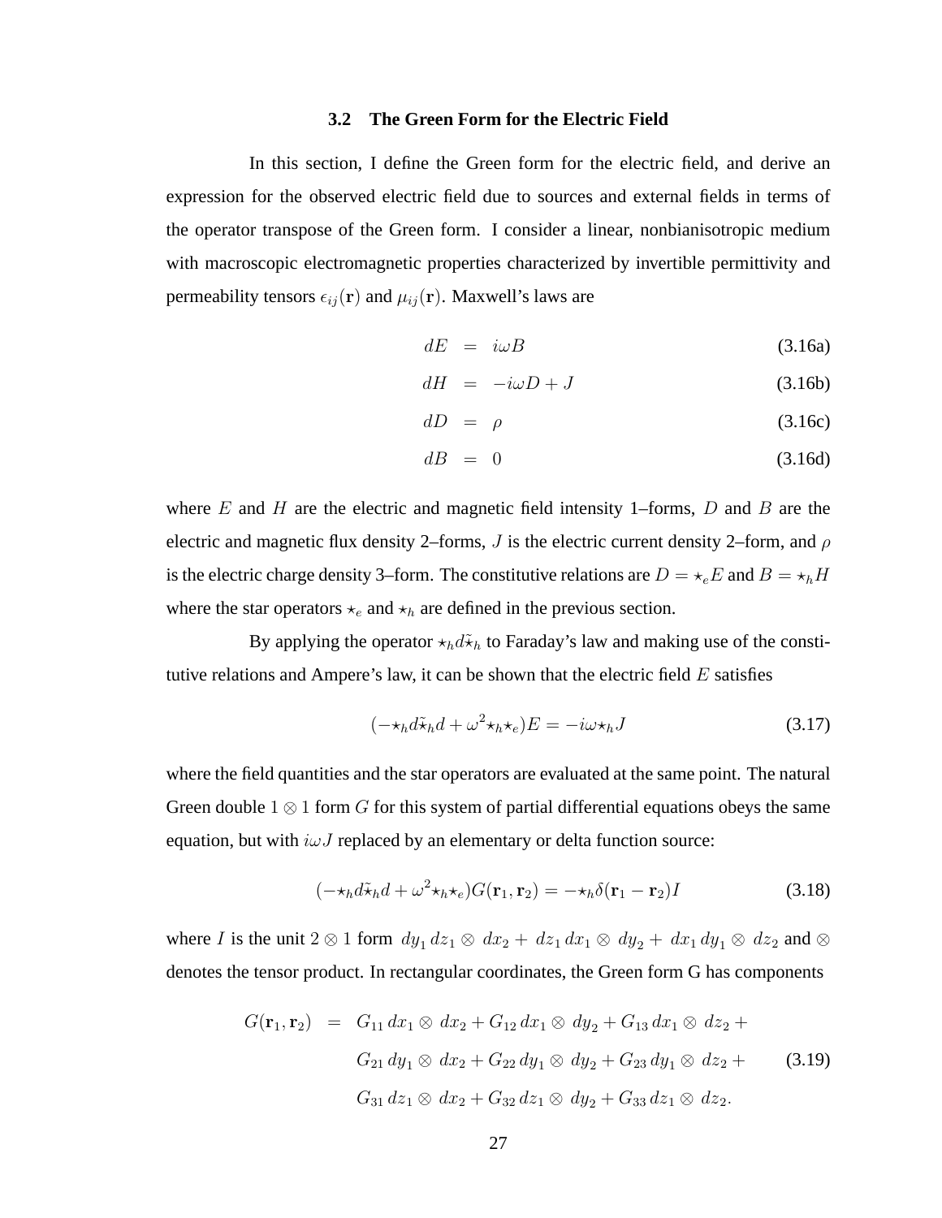### 3.2 The Green Form for the Electric Field

In this section, I define the Green form for the electric field, and derive an expression for the observed electric field due to sources and external fields in terms of the operator transpose of the Green form. I consider a linear, nonbianisotropic medium with macroscopic electromagnetic properties characterized by invertible permittivity and permeability tensors $\epsilon_{ij}(\mathbf{r})$ and $\mu_{ij}(\mathbf{r})$. Maxwell's laws are

$$dE = i\omega B \tag{3.16a}$$

$$dH = -i\omega D + J \tag{3.16b}$$

$$dD = \rho \tag{3.16c}$$

$$dB = 0 \tag{3.16d}$$

where $E$ and $H$ are the electric and magnetic field intensity 1–forms, $D$ and $B$ are the electric and magnetic flux density 2–forms, $J$ is the electric current density 2–form, and $\rho$ is the electric charge density 3–form. The constitutive relations are $D = \star_e E$ and $B = \star_h H$ where the star operators $\star_e$ and $\star_h$ are defined in the previous section.

By applying the operator $\star_h d\tilde{\star}_h$ to Faraday's law and making use of the constitutive relations and Ampere's law, it can be shown that the electric field $E$ satisfies

$$(-\star_h d\tilde{\star}_h d + \omega^2 \star_h \star_e)E = -i\omega \star_h J \tag{3.17}$$

where the field quantities and the star operators are evaluated at the same point. The natural Green double $1 \otimes 1$ form $G$ for this system of partial differential equations obeys the same equation, but with $i\omega J$ replaced by an elementary or delta function source:

$$(-\star_h d\tilde{\star}_h d + \omega^2 \star_h \star_e)G(\mathbf{r}_1, \mathbf{r}_2) = -\star_h \delta(\mathbf{r}_1 - \mathbf{r}_2)I \tag{3.18}$$

where $I$ is the unit $2 \otimes 1$ form $dy_1\, dz_1 \otimes dx_2 + dz_1\, dx_1 \otimes dy_2 + dx_1\, dy_1 \otimes dz_2$ and $\otimes$ denotes the tensor product. In rectangular coordinates, the Green form G has components

$$\begin{aligned} G(\mathbf{r}_1, \mathbf{r}_2) = \; & G_{11}\, dx_1 \otimes dx_2 + G_{12}\, dx_1 \otimes dy_2 + G_{13}\, dx_1 \otimes dz_2 + \\ & G_{21}\, dy_1 \otimes dx_2 + G_{22}\, dy_1 \otimes dy_2 + G_{23}\, dy_1 \otimes dz_2 + \\ & G_{31}\, dz_1 \otimes dx_2 + G_{32}\, dz_1 \otimes dy_2 + G_{33}\, dz_1 \otimes dz_2. \end{aligned} \tag{3.19}$$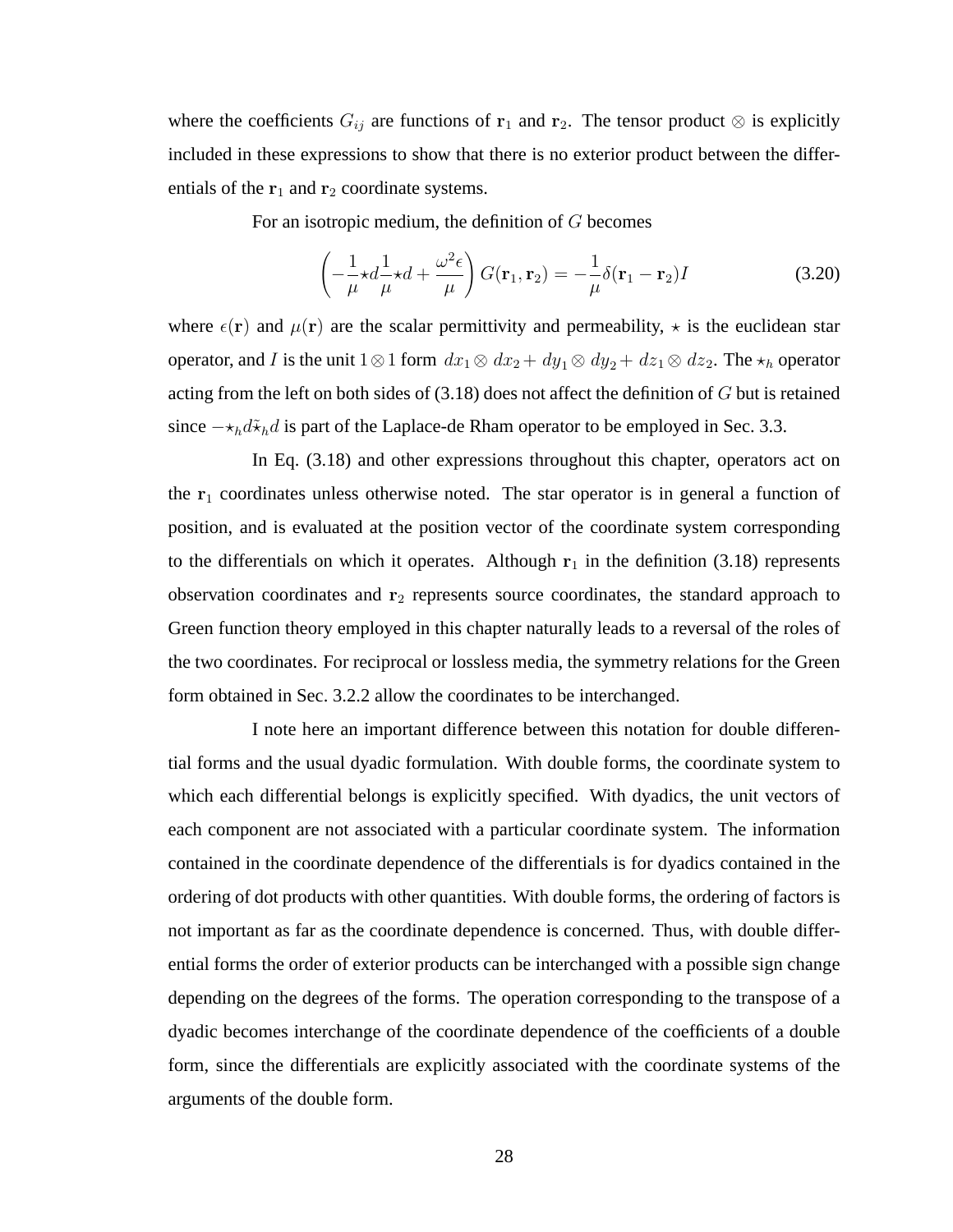where the coefficients $G_{ij}$ are functions of $\mathbf{r}_1$ and $\mathbf{r}_2$. The tensor product $\otimes$ is explicitly included in these expressions to show that there is no exterior product between the differentials of the $\mathbf{r}_1$ and $\mathbf{r}_2$ coordinate systems.

For an isotropic medium, the definition of $G$ becomes

$$\left(-\frac{1}{\mu}\star d\frac{1}{\mu}\star d + \frac{\omega^2\epsilon}{\mu}\right) G(\mathbf{r}_1, \mathbf{r}_2) = -\frac{1}{\mu}\delta(\mathbf{r}_1 - \mathbf{r}_2)I \tag{3.20}$$

where $\epsilon(\mathbf{r})$ and $\mu(\mathbf{r})$ are the scalar permittivity and permeability, $\star$ is the euclidean star operator, and $I$ is the unit $1 \otimes 1$ form $dx_1 \otimes dx_2 + dy_1 \otimes dy_2 + dz_1 \otimes dz_2$. The $\star_h$ operator acting from the left on both sides of (3.18) does not affect the definition of $G$ but is retained since $-\star_h d\tilde{\star}_h d$ is part of the Laplace-de Rham operator to be employed in Sec. 3.3.

In Eq. (3.18) and other expressions throughout this chapter, operators act on the $\mathbf{r}_1$ coordinates unless otherwise noted. The star operator is in general a function of position, and is evaluated at the position vector of the coordinate system corresponding to the differentials on which it operates. Although $\mathbf{r}_1$ in the definition (3.18) represents observation coordinates and $\mathbf{r}_2$ represents source coordinates, the standard approach to Green function theory employed in this chapter naturally leads to a reversal of the roles of the two coordinates. For reciprocal or lossless media, the symmetry relations for the Green form obtained in Sec. 3.2.2 allow the coordinates to be interchanged.

I note here an important difference between this notation for double differential forms and the usual dyadic formulation. With double forms, the coordinate system to which each differential belongs is explicitly specified. With dyadics, the unit vectors of each component are not associated with a particular coordinate system. The information contained in the coordinate dependence of the differentials is for dyadics contained in the ordering of dot products with other quantities. With double forms, the ordering of factors is not important as far as the coordinate dependence is concerned. Thus, with double differential forms the order of exterior products can be interchanged with a possible sign change depending on the degrees of the forms. The operation corresponding to the transpose of a dyadic becomes interchange of the coordinate dependence of the coefficients of a double form, since the differentials are explicitly associated with the coordinate systems of the arguments of the double form.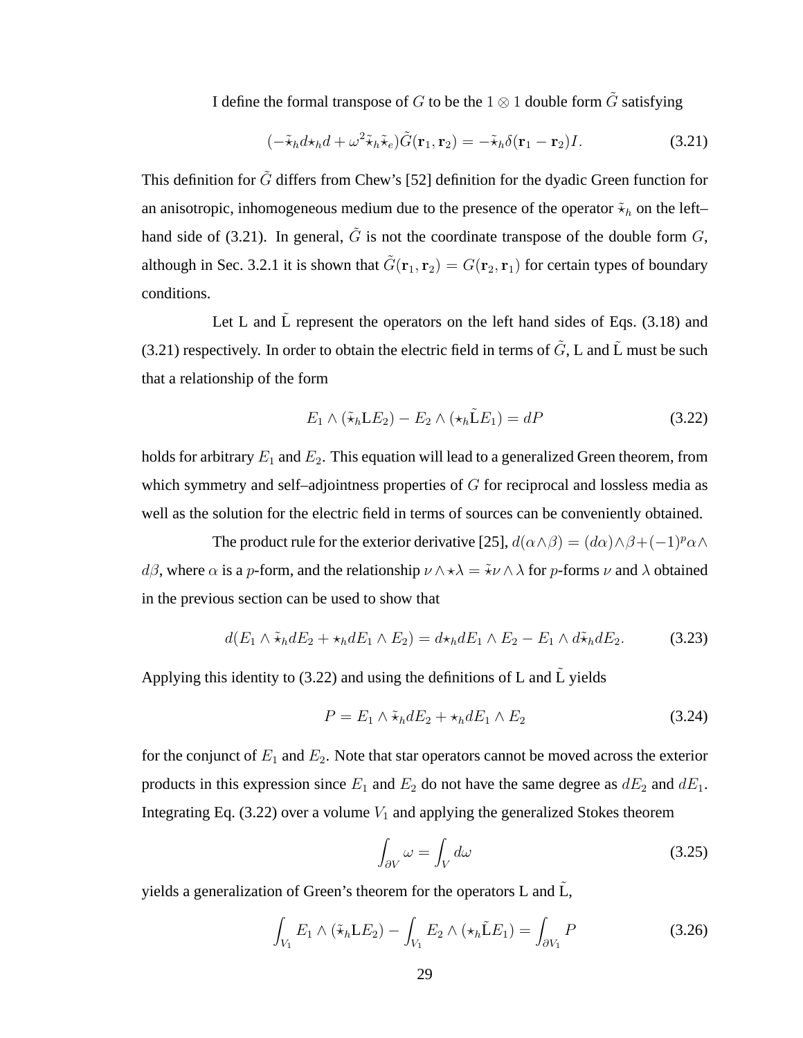I define the formal transpose of $G$ to be the $1 \otimes 1$ double form $\tilde{G}$ satisfying

$$(-\tilde{\star}_h d \star_h d + \omega^2 \tilde{\star}_h \tilde{\star}_e)\tilde{G}(\mathbf{r}_1, \mathbf{r}_2) = -\tilde{\star}_h \delta(\mathbf{r}_1 - \mathbf{r}_2) I. \tag{3.21}$$

This definition for $\tilde{G}$ differs from Chew's [52] definition for the dyadic Green function for an anisotropic, inhomogeneous medium due to the presence of the operator $\tilde{\star}_h$ on the left–hand side of (3.21). In general, $\tilde{G}$ is not the coordinate transpose of the double form $G$, although in Sec. 3.2.1 it is shown that $\tilde{G}(\mathbf{r}_1, \mathbf{r}_2) = G(\mathbf{r}_2, \mathbf{r}_1)$ for certain types of boundary conditions.

Let L and $\tilde{\text{L}}$ represent the operators on the left hand sides of Eqs. (3.18) and (3.21) respectively. In order to obtain the electric field in terms of $\tilde{G}$, L and $\tilde{\text{L}}$ must be such that a relationship of the form

$$E_1 \wedge (\tilde{\star}_h \text{L} E_2) - E_2 \wedge (\star_h \tilde{\text{L}} E_1) = dP \tag{3.22}$$

holds for arbitrary $E_1$ and $E_2$. This equation will lead to a generalized Green theorem, from which symmetry and self–adjointness properties of $G$ for reciprocal and lossless media as well as the solution for the electric field in terms of sources can be conveniently obtained.

The product rule for the exterior derivative [25], $d(\alpha \wedge \beta) = (d\alpha) \wedge \beta + (-1)^p \alpha \wedge d\beta$, where $\alpha$ is a $p$-form, and the relationship $\nu \wedge \star\lambda = \tilde{\star}\nu \wedge \lambda$ for $p$-forms $\nu$ and $\lambda$ obtained in the previous section can be used to show that

$$d(E_1 \wedge \tilde{\star}_h d E_2 + \star_h d E_1 \wedge E_2) = d \star_h d E_1 \wedge E_2 - E_1 \wedge d \tilde{\star}_h d E_2. \tag{3.23}$$

Applying this identity to (3.22) and using the definitions of L and $\tilde{\text{L}}$ yields

$$P = E_1 \wedge \tilde{\star}_h d E_2 + \star_h d E_1 \wedge E_2 \tag{3.24}$$

for the conjunct of $E_1$ and $E_2$. Note that star operators cannot be moved across the exterior products in this expression since $E_1$ and $E_2$ do not have the same degree as $dE_2$ and $dE_1$. Integrating Eq. (3.22) over a volume $V_1$ and applying the generalized Stokes theorem

$$\int_{\partial V} \omega = \int_V d\omega \tag{3.25}$$

yields a generalization of Green's theorem for the operators L and $\tilde{\text{L}}$,

$$\int_{V_1} E_1 \wedge (\tilde{\star}_h \text{L} E_2) - \int_{V_1} E_2 \wedge (\star_h \tilde{\text{L}} E_1) = \int_{\partial V_1} P \tag{3.26}$$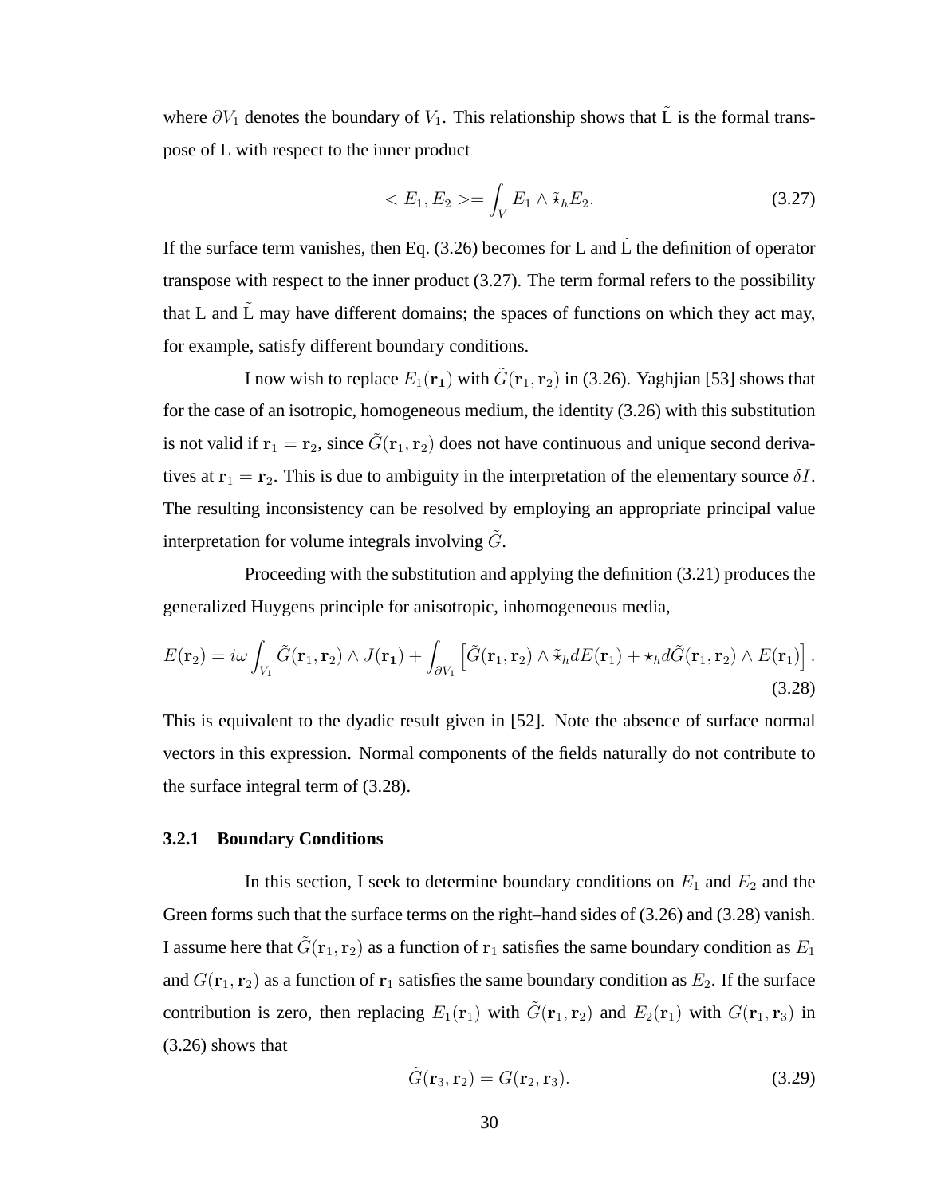where $\partial V_1$ denotes the boundary of $V_1$. This relationship shows that $\tilde{\mathrm{L}}$ is the formal transpose of L with respect to the inner product

$$< E_1, E_2 >= \int_V E_1 \wedge \tilde{\star}_h E_2. \tag{3.27}$$

If the surface term vanishes, then Eq. (3.26) becomes for L and $\tilde{\mathrm{L}}$ the definition of operator transpose with respect to the inner product (3.27). The term formal refers to the possibility that L and $\tilde{\mathrm{L}}$ may have different domains; the spaces of functions on which they act may, for example, satisfy different boundary conditions.

I now wish to replace $E_1(\mathbf{r}_1)$ with $\tilde{G}(\mathbf{r}_1, \mathbf{r}_2)$ in (3.26). Yaghjian [53] shows that for the case of an isotropic, homogeneous medium, the identity (3.26) with this substitution is not valid if $\mathbf{r}_1 = \mathbf{r}_2$, since $\tilde{G}(\mathbf{r}_1, \mathbf{r}_2)$ does not have continuous and unique second derivatives at $\mathbf{r}_1 = \mathbf{r}_2$. This is due to ambiguity in the interpretation of the elementary source $\delta I$. The resulting inconsistency can be resolved by employing an appropriate principal value interpretation for volume integrals involving $\tilde{G}$.

Proceeding with the substitution and applying the definition (3.21) produces the generalized Huygens principle for anisotropic, inhomogeneous media,

$$E(\mathbf{r}_2) = i\omega \int_{V_1} \tilde{G}(\mathbf{r}_1, \mathbf{r}_2) \wedge J(\mathbf{r}_1) + \int_{\partial V_1} \left[ \tilde{G}(\mathbf{r}_1, \mathbf{r}_2) \wedge \tilde{\star}_h dE(\mathbf{r}_1) + \star_h d\tilde{G}(\mathbf{r}_1, \mathbf{r}_2) \wedge E(\mathbf{r}_1) \right]. \tag{3.28}$$

This is equivalent to the dyadic result given in [52]. Note the absence of surface normal vectors in this expression. Normal components of the fields naturally do not contribute to the surface integral term of (3.28).

### 3.2.1 Boundary Conditions

In this section, I seek to determine boundary conditions on $E_1$ and $E_2$ and the Green forms such that the surface terms on the right–hand sides of (3.26) and (3.28) vanish. I assume here that $\tilde{G}(\mathbf{r}_1, \mathbf{r}_2)$ as a function of $\mathbf{r}_1$ satisfies the same boundary condition as $E_1$ and $G(\mathbf{r}_1, \mathbf{r}_2)$ as a function of $\mathbf{r}_1$ satisfies the same boundary condition as $E_2$. If the surface contribution is zero, then replacing $E_1(\mathbf{r}_1)$ with $\tilde{G}(\mathbf{r}_1, \mathbf{r}_2)$ and $E_2(\mathbf{r}_1)$ with $G(\mathbf{r}_1, \mathbf{r}_3)$ in (3.26) shows that

$$\tilde{G}(\mathbf{r}_3, \mathbf{r}_2) = G(\mathbf{r}_2, \mathbf{r}_3). \tag{3.29}$$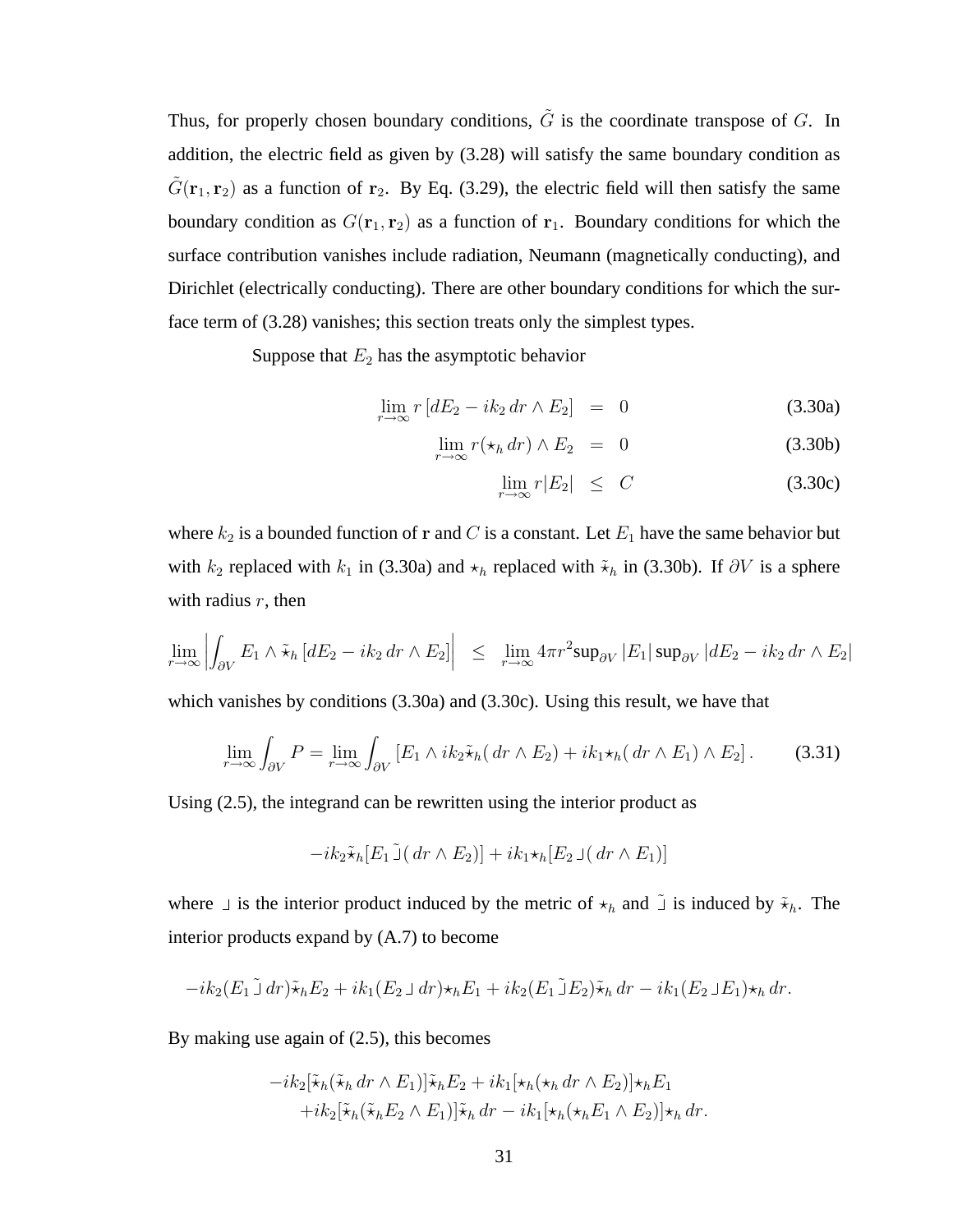Thus, for properly chosen boundary conditions, $\tilde{G}$ is the coordinate transpose of $G$. In addition, the electric field as given by (3.28) will satisfy the same boundary condition as $\tilde{G}(\mathbf{r}_1, \mathbf{r}_2)$ as a function of $\mathbf{r}_2$. By Eq. (3.29), the electric field will then satisfy the same boundary condition as $G(\mathbf{r}_1, \mathbf{r}_2)$ as a function of $\mathbf{r}_1$. Boundary conditions for which the surface contribution vanishes include radiation, Neumann (magnetically conducting), and Dirichlet (electrically conducting). There are other boundary conditions for which the surface term of (3.28) vanishes; this section treats only the simplest types.

Suppose that $E_2$ has the asymptotic behavior

$$\lim_{r\to\infty} r\left[dE_2 - ik_2\, dr \wedge E_2\right] = 0 \tag{3.30a}$$

$$\lim_{r\to\infty} r(\star_h\, dr) \wedge E_2 = 0 \tag{3.30b}$$

$$\lim_{r\to\infty} r|E_2| \leq C \tag{3.30c}$$

where $k_2$ is a bounded function of $\mathbf{r}$ and $C$ is a constant. Let $E_1$ have the same behavior but with $k_2$ replaced with $k_1$ in (3.30a) and $\star_h$ replaced with $\tilde{\star}_h$ in (3.30b). If $\partial V$ is a sphere with radius $r$, then

$$\lim_{r\to\infty}\left|\int_{\partial V} E_1 \wedge \tilde{\star}_h\left[dE_2 - ik_2\, dr\wedge E_2\right]\right| \leq \lim_{r\to\infty} 4\pi r^2 \sup_{\partial V}|E_1| \sup_{\partial V}|dE_2 - ik_2\, dr \wedge E_2|$$

which vanishes by conditions (3.30a) and (3.30c). Using this result, we have that

$$\lim_{r\to\infty}\int_{\partial V} P = \lim_{r\to\infty}\int_{\partial V}\left[E_1 \wedge ik_2\tilde{\star}_h(\,dr\wedge E_2) + ik_1\star_h(\,dr\wedge E_1)\wedge E_2\right]. \tag{3.31}$$

Using (2.5), the integrand can be rewritten using the interior product as

$$-ik_2\tilde{\star}_h[E_1 \,\tilde{\lrcorner}\,(\,dr\wedge E_2)] + ik_1\star_h[E_2 \,\lrcorner\,(\,dr\wedge E_1)]$$

where $\lrcorner$ is the interior product induced by the metric of $\star_h$ and $\tilde{\lrcorner}$ is induced by $\tilde{\star}_h$. The interior products expand by (A.7) to become

$$-ik_2(E_1 \,\tilde{\lrcorner}\, dr)\tilde{\star}_h E_2 + ik_1(E_2 \,\lrcorner\, dr)\star_h E_1 + ik_2(E_1 \,\tilde{\lrcorner}\, E_2)\tilde{\star}_h\, dr - ik_1(E_2 \,\lrcorner\, E_1)\star_h\, dr.$$

By making use again of (2.5), this becomes

$$\begin{aligned}&-ik_2[\tilde{\star}_h(\tilde{\star}_h\, dr\wedge E_1)]\tilde{\star}_h E_2 + ik_1[\star_h(\star_h\, dr\wedge E_2)]\star_h E_1\\ &\quad + ik_2[\tilde{\star}_h(\tilde{\star}_h E_2\wedge E_1)]\tilde{\star}_h\, dr - ik_1[\star_h(\star_h E_1\wedge E_2)]\star_h\, dr.\end{aligned}$$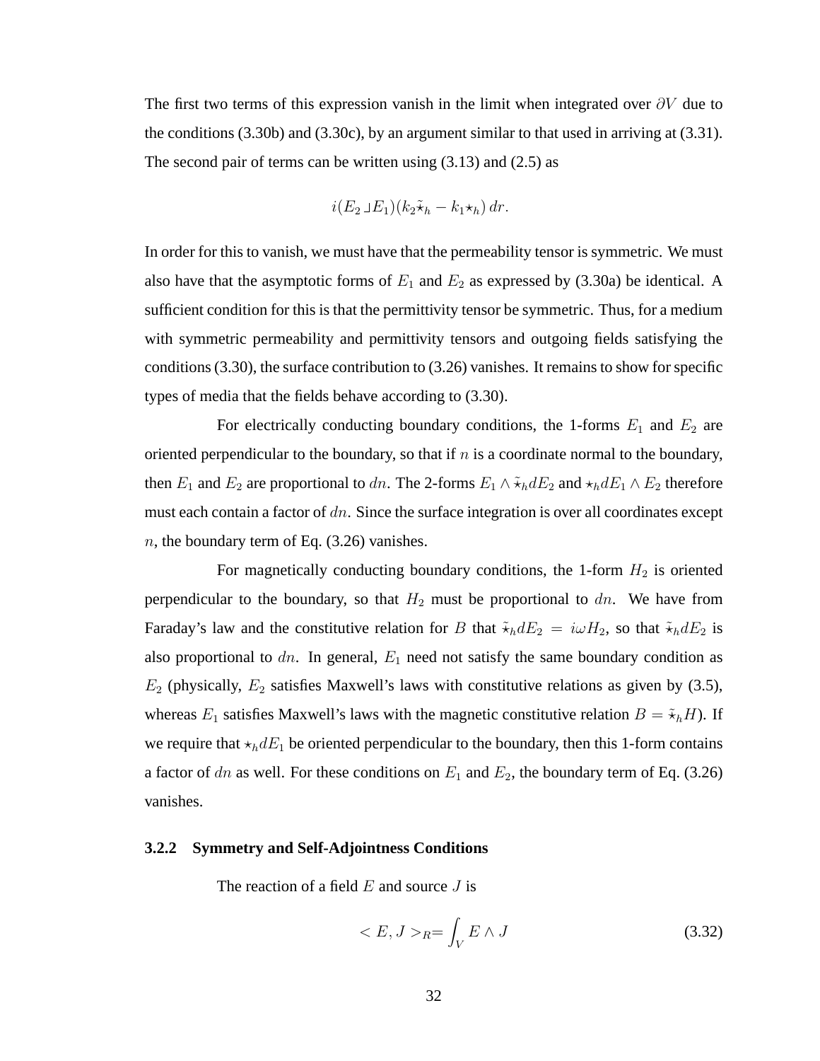The first two terms of this expression vanish in the limit when integrated over $\partial V$ due to the conditions (3.30b) and (3.30c), by an argument similar to that used in arriving at (3.31). The second pair of terms can be written using (3.13) and (2.5) as

$$i(E_2 \lrcorner E_1)(k_2 \tilde{\star}_h - k_1 \star_h)\, dr.$$

In order for this to vanish, we must have that the permeability tensor is symmetric. We must also have that the asymptotic forms of $E_1$ and $E_2$ as expressed by (3.30a) be identical. A sufficient condition for this is that the permittivity tensor be symmetric. Thus, for a medium with symmetric permeability and permittivity tensors and outgoing fields satisfying the conditions (3.30), the surface contribution to (3.26) vanishes. It remains to show for specific types of media that the fields behave according to (3.30).

For electrically conducting boundary conditions, the 1-forms $E_1$ and $E_2$ are oriented perpendicular to the boundary, so that if $n$ is a coordinate normal to the boundary, then $E_1$ and $E_2$ are proportional to $dn$. The 2-forms $E_1 \wedge \tilde{\star}_h dE_2$ and $\star_h dE_1 \wedge E_2$ therefore must each contain a factor of $dn$. Since the surface integration is over all coordinates except $n$, the boundary term of Eq. (3.26) vanishes.

For magnetically conducting boundary conditions, the 1-form $H_2$ is oriented perpendicular to the boundary, so that $H_2$ must be proportional to $dn$. We have from Faraday's law and the constitutive relation for $B$ that $\tilde{\star}_h dE_2 = i\omega H_2$, so that $\tilde{\star}_h dE_2$ is also proportional to $dn$. In general, $E_1$ need not satisfy the same boundary condition as $E_2$ (physically, $E_2$ satisfies Maxwell's laws with constitutive relations as given by (3.5), whereas $E_1$ satisfies Maxwell's laws with the magnetic constitutive relation $B = \tilde{\star}_h H$). If we require that $\star_h dE_1$ be oriented perpendicular to the boundary, then this 1-form contains a factor of $dn$ as well. For these conditions on $E_1$ and $E_2$, the boundary term of Eq. (3.26) vanishes.

### 3.2.2 Symmetry and Self-Adjointness Conditions

The reaction of a field $E$ and source $J$ is

$$< E, J >_R = \int_V E \wedge J \tag{3.32}$$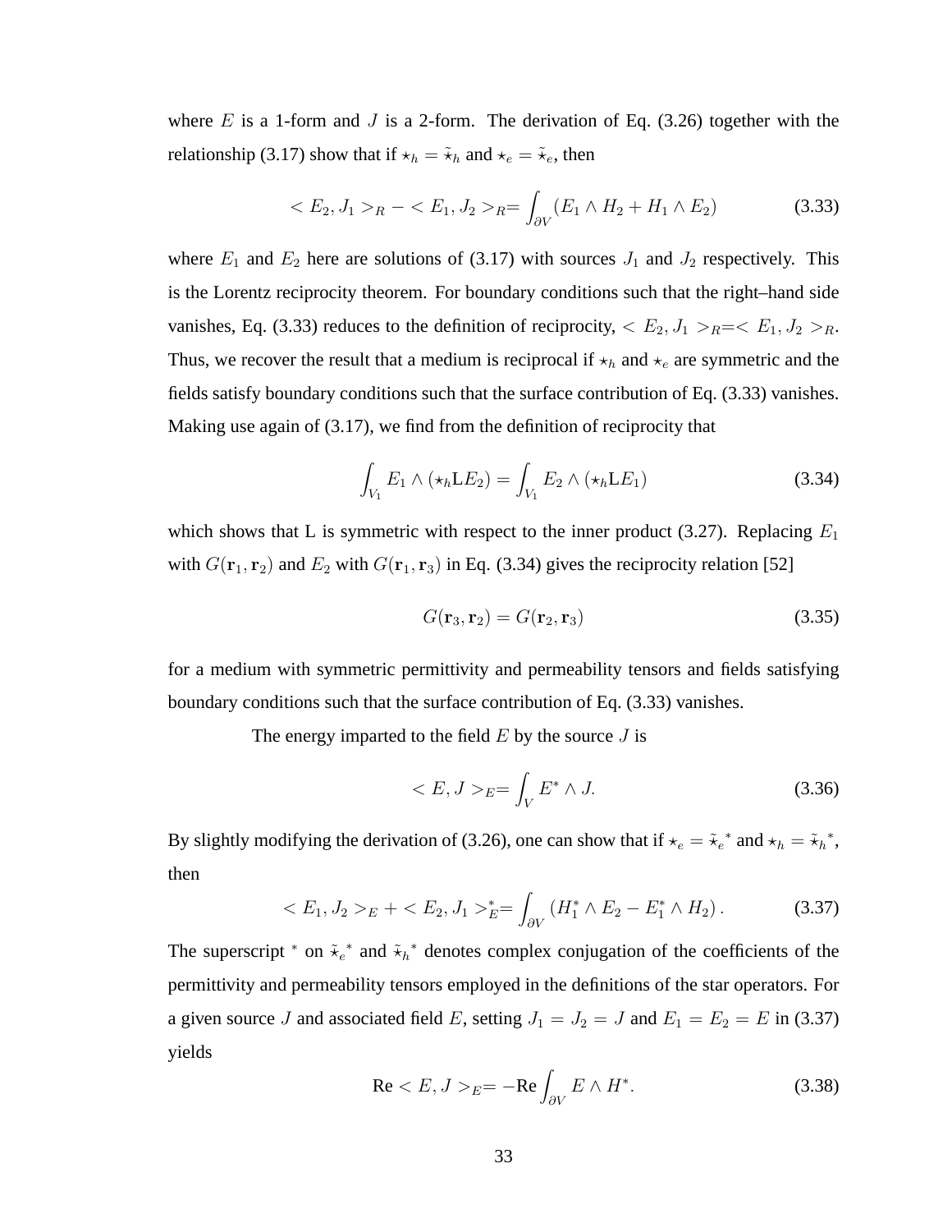where $E$ is a 1-form and $J$ is a 2-form. The derivation of Eq. (3.26) together with the relationship (3.17) show that if $\star_h = \tilde{\star}_h$ and $\star_e = \tilde{\star}_e$, then

$$< E_2, J_1 >_R - < E_1, J_2 >_R = \int_{\partial V} (E_1 \wedge H_2 + H_1 \wedge E_2) \tag{3.33}$$

where $E_1$ and $E_2$ here are solutions of (3.17) with sources $J_1$ and $J_2$ respectively. This is the Lorentz reciprocity theorem. For boundary conditions such that the right–hand side vanishes, Eq. (3.33) reduces to the definition of reciprocity, $< E_2, J_1 >_R = < E_1, J_2 >_R$. Thus, we recover the result that a medium is reciprocal if $\star_h$ and $\star_e$ are symmetric and the fields satisfy boundary conditions such that the surface contribution of Eq. (3.33) vanishes. Making use again of (3.17), we find from the definition of reciprocity that

$$\int_{V_1} E_1 \wedge (\star_h \mathrm{L} E_2) = \int_{V_1} E_2 \wedge (\star_h \mathrm{L} E_1) \tag{3.34}$$

which shows that L is symmetric with respect to the inner product (3.27). Replacing $E_1$ with $G(\mathbf{r}_1, \mathbf{r}_2)$ and $E_2$ with $G(\mathbf{r}_1, \mathbf{r}_3)$ in Eq. (3.34) gives the reciprocity relation [52]

$$G(\mathbf{r}_3, \mathbf{r}_2) = G(\mathbf{r}_2, \mathbf{r}_3) \tag{3.35}$$

for a medium with symmetric permittivity and permeability tensors and fields satisfying boundary conditions such that the surface contribution of Eq. (3.33) vanishes.

The energy imparted to the field $E$ by the source $J$ is

$$< E, J >_E = \int_V E^* \wedge J. \tag{3.36}$$

By slightly modifying the derivation of (3.26), one can show that if $\star_e = \tilde{\star}_e{}^*$ and $\star_h = \tilde{\star}_h{}^*$, then

$$< E_1, J_2 >_E + < E_2, J_1 >_E^* = \int_{\partial V} (H_1^* \wedge E_2 - E_1^* \wedge H_2). \tag{3.37}$$

The superscript $^*$ on $\tilde{\star}_e{}^*$ and $\tilde{\star}_h{}^*$ denotes complex conjugation of the coefficients of the permittivity and permeability tensors employed in the definitions of the star operators. For a given source $J$ and associated field $E$, setting $J_1 = J_2 = J$ and $E_1 = E_2 = E$ in (3.37) yields

$$\mathrm{Re} < E, J >_E = -\mathrm{Re} \int_{\partial V} E \wedge H^*. \tag{3.38}$$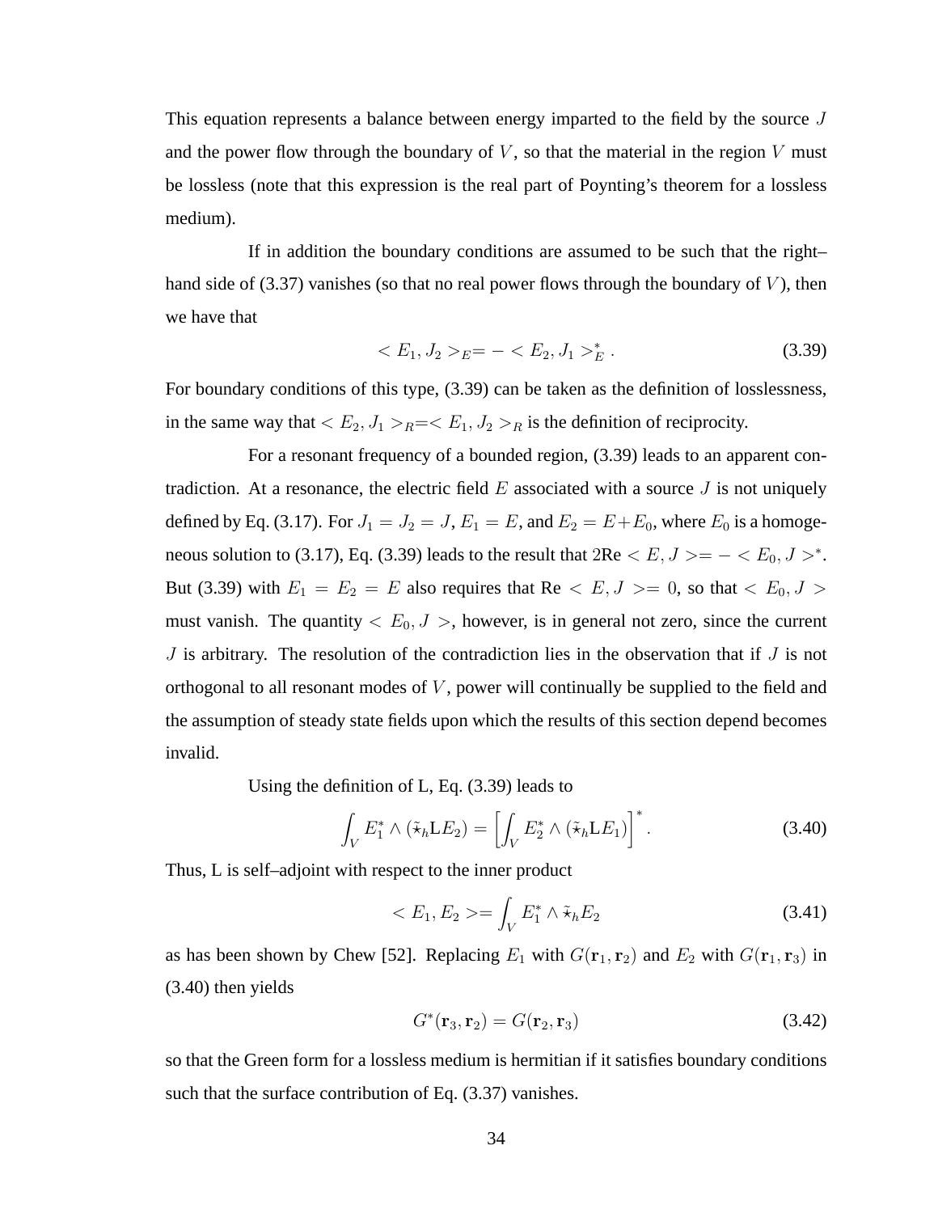This equation represents a balance between energy imparted to the field by the source $J$ and the power flow through the boundary of $V$, so that the material in the region $V$ must be lossless (note that this expression is the real part of Poynting's theorem for a lossless medium).

If in addition the boundary conditions are assumed to be such that the right–hand side of (3.37) vanishes (so that no real power flows through the boundary of $V$), then we have that

$$< E_1, J_2 >_E = - < E_2, J_1 >_E^* . \tag{3.39}$$

For boundary conditions of this type, (3.39) can be taken as the definition of losslessness, in the same way that $< E_2, J_1 >_R = < E_1, J_2 >_R$ is the definition of reciprocity.

For a resonant frequency of a bounded region, (3.39) leads to an apparent contradiction. At a resonance, the electric field $E$ associated with a source $J$ is not uniquely defined by Eq. (3.17). For $J_1 = J_2 = J$, $E_1 = E$, and $E_2 = E + E_0$, where $E_0$ is a homogeneous solution to (3.17), Eq. (3.39) leads to the result that $2\text{Re} < E, J > = - < E_0, J >^*$. But (3.39) with $E_1 = E_2 = E$ also requires that $\text{Re} < E, J > = 0$, so that $< E_0, J >$ must vanish. The quantity $< E_0, J >$, however, is in general not zero, since the current $J$ is arbitrary. The resolution of the contradiction lies in the observation that if $J$ is not orthogonal to all resonant modes of $V$, power will continually be supplied to the field and the assumption of steady state fields upon which the results of this section depend becomes invalid.

Using the definition of L, Eq. (3.39) leads to

$$\int_V E_1^* \wedge (\tilde{\star}_h \mathrm{L} E_2) = \left[ \int_V E_2^* \wedge (\tilde{\star}_h \mathrm{L} E_1) \right]^* . \tag{3.40}$$

Thus, L is self–adjoint with respect to the inner product

$$< E_1, E_2 > = \int_V E_1^* \wedge \tilde{\star}_h E_2 \tag{3.41}$$

as has been shown by Chew [52]. Replacing $E_1$ with $G(\mathbf{r}_1, \mathbf{r}_2)$ and $E_2$ with $G(\mathbf{r}_1, \mathbf{r}_3)$ in (3.40) then yields

$$G^*(\mathbf{r}_3, \mathbf{r}_2) = G(\mathbf{r}_2, \mathbf{r}_3) \tag{3.42}$$

so that the Green form for a lossless medium is hermitian if it satisfies boundary conditions such that the surface contribution of Eq. (3.37) vanishes.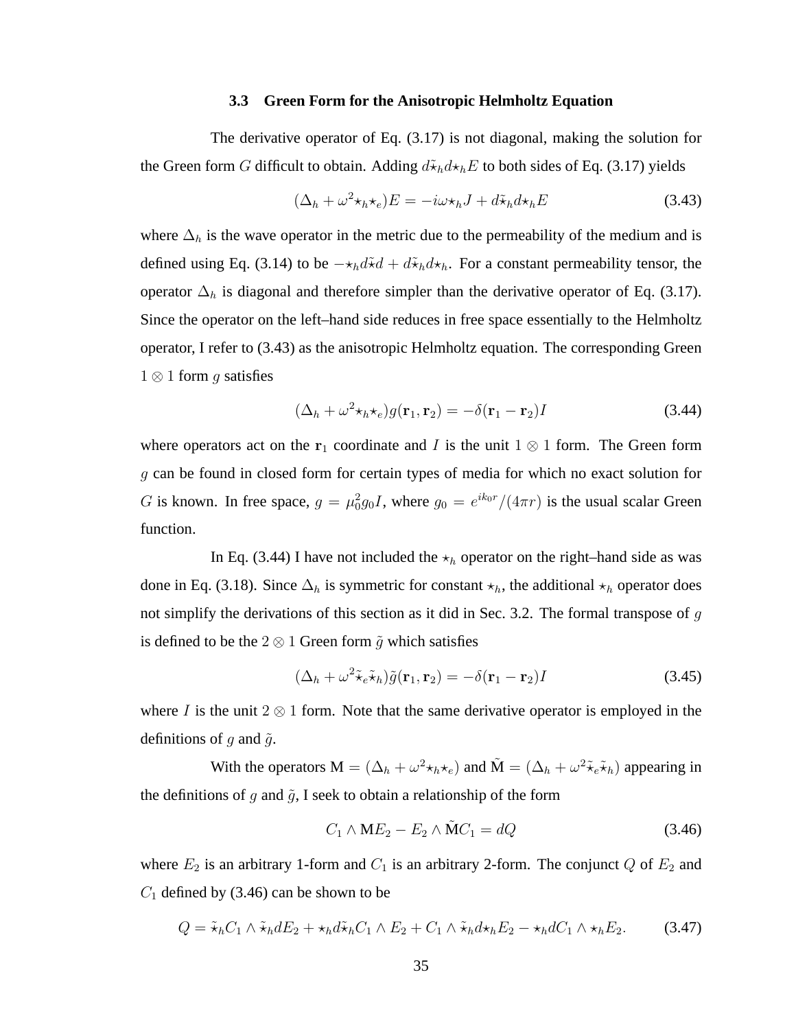### 3.3 Green Form for the Anisotropic Helmholtz Equation

The derivative operator of Eq. (3.17) is not diagonal, making the solution for the Green form $G$ difficult to obtain. Adding $d\tilde{\star}_h d\star_h E$ to both sides of Eq. (3.17) yields

$$(\Delta_h + \omega^2 \star_h \star_e)E = -i\omega \star_h J + d\tilde{\star}_h d\star_h E \tag{3.43}$$

where $\Delta_h$ is the wave operator in the metric due to the permeability of the medium and is defined using Eq. (3.14) to be $-\star_h d\tilde{\star} d + d\tilde{\star}_h d\star_h$. For a constant permeability tensor, the operator $\Delta_h$ is diagonal and therefore simpler than the derivative operator of Eq. (3.17). Since the operator on the left–hand side reduces in free space essentially to the Helmholtz operator, I refer to (3.43) as the anisotropic Helmholtz equation. The corresponding Green $1 \otimes 1$ form $g$ satisfies

$$(\Delta_h + \omega^2 \star_h \star_e)g(\mathbf{r}_1, \mathbf{r}_2) = -\delta(\mathbf{r}_1 - \mathbf{r}_2)I \tag{3.44}$$

where operators act on the $\mathbf{r}_1$ coordinate and $I$ is the unit $1 \otimes 1$ form. The Green form $g$ can be found in closed form for certain types of media for which no exact solution for $G$ is known. In free space, $g = \mu_0^2 g_0 I$, where $g_0 = e^{ik_0 r}/(4\pi r)$ is the usual scalar Green function.

In Eq. (3.44) I have not included the $\star_h$ operator on the right–hand side as was done in Eq. (3.18). Since $\Delta_h$ is symmetric for constant $\star_h$, the additional $\star_h$ operator does not simplify the derivations of this section as it did in Sec. 3.2. The formal transpose of $g$ is defined to be the $2 \otimes 1$ Green form $\tilde{g}$ which satisfies

$$(\Delta_h + \omega^2 \tilde{\star}_e \tilde{\star}_h)\tilde{g}(\mathbf{r}_1, \mathbf{r}_2) = -\delta(\mathbf{r}_1 - \mathbf{r}_2)I \tag{3.45}$$

where $I$ is the unit $2 \otimes 1$ form. Note that the same derivative operator is employed in the definitions of $g$ and $\tilde{g}$.

With the operators $\mathrm{M} = (\Delta_h + \omega^2 \star_h \star_e)$ and $\tilde{\mathrm{M}} = (\Delta_h + \omega^2 \tilde{\star}_e \tilde{\star}_h)$ appearing in the definitions of $g$ and $\tilde{g}$, I seek to obtain a relationship of the form

$$C_1 \wedge \mathrm{M}E_2 - E_2 \wedge \tilde{\mathrm{M}}C_1 = dQ \tag{3.46}$$

where $E_2$ is an arbitrary 1-form and $C_1$ is an arbitrary 2-form. The conjunct $Q$ of $E_2$ and $C_1$ defined by (3.46) can be shown to be

$$Q = \tilde{\star}_h C_1 \wedge \tilde{\star}_h dE_2 + \star_h d\tilde{\star}_h C_1 \wedge E_2 + C_1 \wedge \tilde{\star}_h d\star_h E_2 - \star_h dC_1 \wedge \star_h E_2. \tag{3.47}$$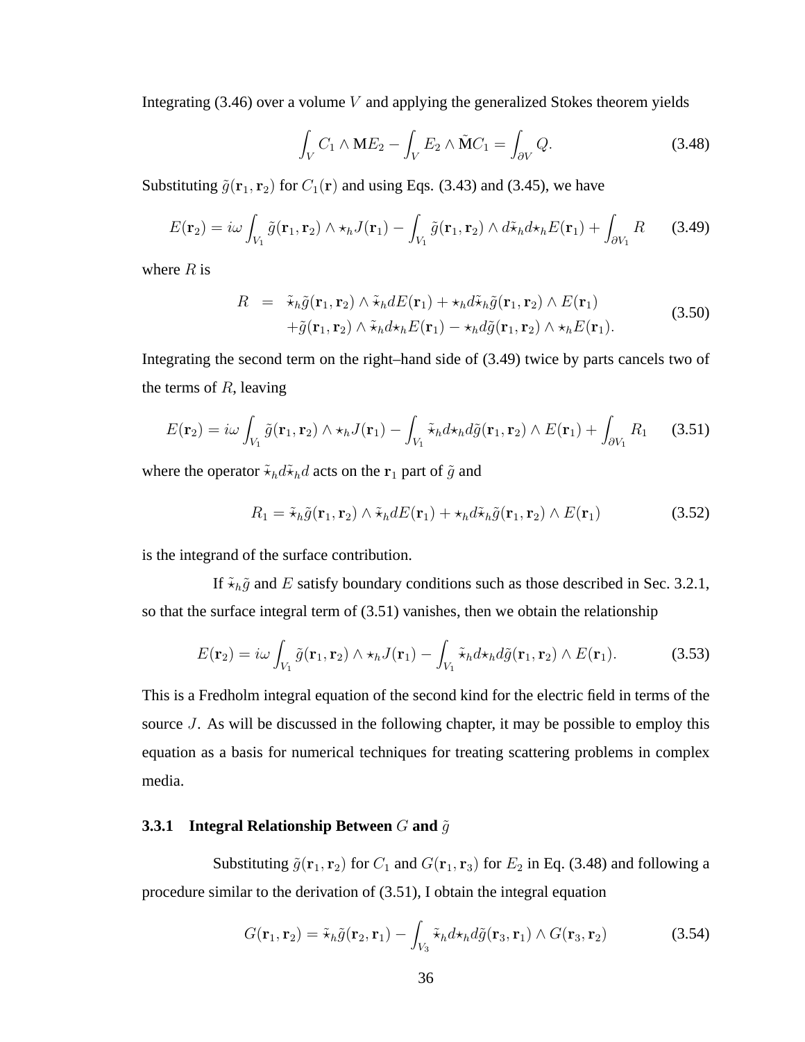Integrating (3.46) over a volume $V$ and applying the generalized Stokes theorem yields

$$\int_V C_1 \wedge \mathrm{M} E_2 - \int_V E_2 \wedge \tilde{\mathrm{M}} C_1 = \int_{\partial V} Q. \tag{3.48}$$

Substituting $\tilde{g}(\mathbf{r}_1, \mathbf{r}_2)$ for $C_1(\mathbf{r})$ and using Eqs. (3.43) and (3.45), we have

$$E(\mathbf{r}_2) = i\omega \int_{V_1} \tilde{g}(\mathbf{r}_1, \mathbf{r}_2) \wedge \star_h J(\mathbf{r}_1) - \int_{V_1} \tilde{g}(\mathbf{r}_1, \mathbf{r}_2) \wedge d\tilde{\star}_h d\star_h E(\mathbf{r}_1) + \int_{\partial V_1} R \tag{3.49}$$

where $R$ is

$$\begin{aligned} R \;=\; & \tilde{\star}_h \tilde{g}(\mathbf{r}_1, \mathbf{r}_2) \wedge \tilde{\star}_h dE(\mathbf{r}_1) + \star_h d\tilde{\star}_h \tilde{g}(\mathbf{r}_1, \mathbf{r}_2) \wedge E(\mathbf{r}_1) \\ & + \tilde{g}(\mathbf{r}_1, \mathbf{r}_2) \wedge \tilde{\star}_h d\star_h E(\mathbf{r}_1) - \star_h d\tilde{g}(\mathbf{r}_1, \mathbf{r}_2) \wedge \star_h E(\mathbf{r}_1). \end{aligned} \tag{3.50}$$

Integrating the second term on the right–hand side of (3.49) twice by parts cancels two of the terms of $R$, leaving

$$E(\mathbf{r}_2) = i\omega \int_{V_1} \tilde{g}(\mathbf{r}_1, \mathbf{r}_2) \wedge \star_h J(\mathbf{r}_1) - \int_{V_1} \tilde{\star}_h d\star_h d\tilde{g}(\mathbf{r}_1, \mathbf{r}_2) \wedge E(\mathbf{r}_1) + \int_{\partial V_1} R_1 \tag{3.51}$$

where the operator $\tilde{\star}_h d\tilde{\star}_h d$ acts on the $\mathbf{r}_1$ part of $\tilde{g}$ and

$$R_1 = \tilde{\star}_h \tilde{g}(\mathbf{r}_1, \mathbf{r}_2) \wedge \tilde{\star}_h dE(\mathbf{r}_1) + \star_h d\tilde{\star}_h \tilde{g}(\mathbf{r}_1, \mathbf{r}_2) \wedge E(\mathbf{r}_1) \tag{3.52}$$

is the integrand of the surface contribution.

If $\tilde{\star}_h \tilde{g}$ and $E$ satisfy boundary conditions such as those described in Sec. 3.2.1, so that the surface integral term of (3.51) vanishes, then we obtain the relationship

$$E(\mathbf{r}_2) = i\omega \int_{V_1} \tilde{g}(\mathbf{r}_1, \mathbf{r}_2) \wedge \star_h J(\mathbf{r}_1) - \int_{V_1} \tilde{\star}_h d\star_h d\tilde{g}(\mathbf{r}_1, \mathbf{r}_2) \wedge E(\mathbf{r}_1). \tag{3.53}$$

This is a Fredholm integral equation of the second kind for the electric field in terms of the source $J$. As will be discussed in the following chapter, it may be possible to employ this equation as a basis for numerical techniques for treating scattering problems in complex media.

### 3.3.1 Integral Relationship Between $G$ and $\tilde{g}$

Substituting $\tilde{g}(\mathbf{r}_1, \mathbf{r}_2)$ for $C_1$ and $G(\mathbf{r}_1, \mathbf{r}_3)$ for $E_2$ in Eq. (3.48) and following a procedure similar to the derivation of (3.51), I obtain the integral equation

$$G(\mathbf{r}_1, \mathbf{r}_2) = \tilde{\star}_h \tilde{g}(\mathbf{r}_2, \mathbf{r}_1) - \int_{V_3} \tilde{\star}_h d\star_h d\tilde{g}(\mathbf{r}_3, \mathbf{r}_1) \wedge G(\mathbf{r}_3, \mathbf{r}_2) \tag{3.54}$$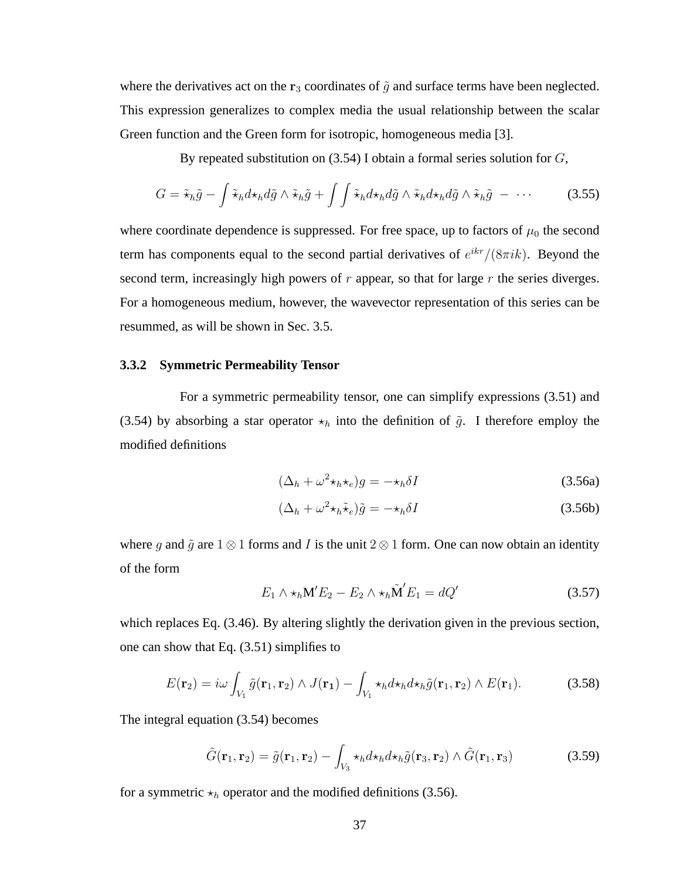where the derivatives act on the $\mathbf{r}_3$ coordinates of $\tilde{g}$ and surface terms have been neglected. This expression generalizes to complex media the usual relationship between the scalar Green function and the Green form for isotropic, homogeneous media [3].

By repeated substitution on (3.54) I obtain a formal series solution for $G$,

$$G = \tilde{\star}_h \tilde{g} - \int \tilde{\star}_h d\star_h d\tilde{g} \wedge \tilde{\star}_h \tilde{g} + \int \int \tilde{\star}_h d\star_h d\tilde{g} \wedge \tilde{\star}_h d\star_h d\tilde{g} \wedge \tilde{\star}_h \tilde{g} \ - \ \cdots \tag{3.55}$$

where coordinate dependence is suppressed. For free space, up to factors of $\mu_0$ the second term has components equal to the second partial derivatives of $e^{ikr}/(8\pi ik)$. Beyond the second term, increasingly high powers of $r$ appear, so that for large $r$ the series diverges. For a homogeneous medium, however, the wavevector representation of this series can be resummed, as will be shown in Sec. 3.5.

### 3.3.2 Symmetric Permeability Tensor

For a symmetric permeability tensor, one can simplify expressions (3.51) and (3.54) by absorbing a star operator $\star_h$ into the definition of $\tilde{g}$. I therefore employ the modified definitions

$$(\Delta_h + \omega^2 \star_h \star_e) g = -\star_h \delta I \tag{3.56a}$$

$$(\Delta_h + \omega^2 \star_h \tilde{\star}_e) \tilde{g} = -\star_h \delta I \tag{3.56b}$$

where $g$ and $\tilde{g}$ are $1 \otimes 1$ forms and $I$ is the unit $2 \otimes 1$ form. One can now obtain an identity of the form

$$E_1 \wedge \star_h \mathbf{M}' E_2 - E_2 \wedge \star_h \tilde{\mathbf{M}}' E_1 = dQ' \tag{3.57}$$

which replaces Eq. (3.46). By altering slightly the derivation given in the previous section, one can show that Eq. (3.51) simplifies to

$$E(\mathbf{r}_2) = i\omega \int_{V_1} \tilde{g}(\mathbf{r}_1, \mathbf{r}_2) \wedge J(\mathbf{r}_1) - \int_{V_1} \star_h d\star_h d\star_h \tilde{g}(\mathbf{r}_1, \mathbf{r}_2) \wedge E(\mathbf{r}_1). \tag{3.58}$$

The integral equation (3.54) becomes

$$\tilde{G}(\mathbf{r}_1, \mathbf{r}_2) = \tilde{g}(\mathbf{r}_1, \mathbf{r}_2) - \int_{V_3} \star_h d\star_h d\star_h \tilde{g}(\mathbf{r}_3, \mathbf{r}_2) \wedge \tilde{G}(\mathbf{r}_1, \mathbf{r}_3) \tag{3.59}$$

for a symmetric $\star_h$ operator and the modified definitions (3.56).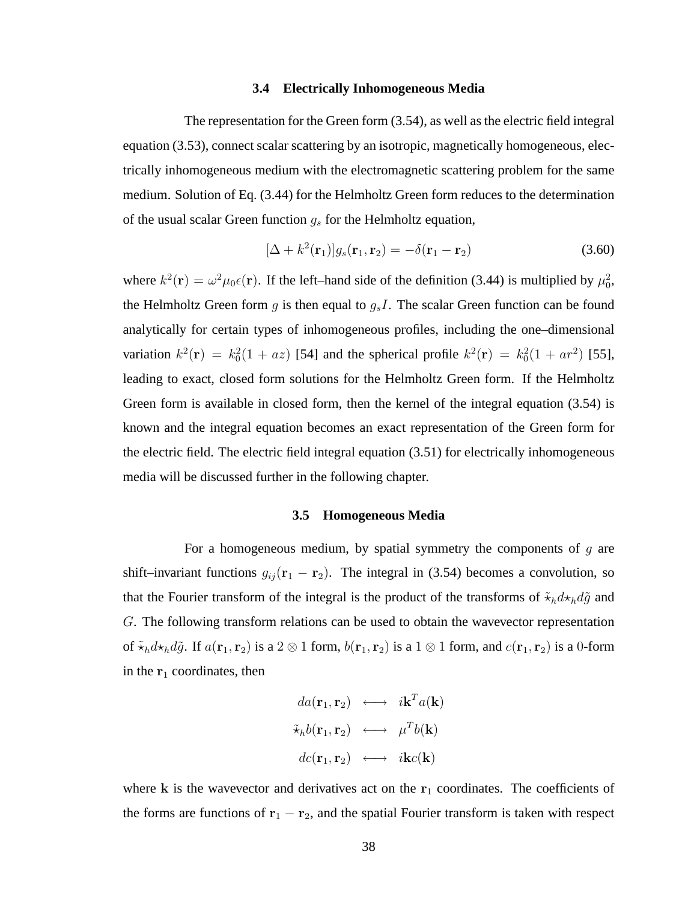### 3.4 Electrically Inhomogeneous Media

The representation for the Green form (3.54), as well as the electric field integral equation (3.53), connect scalar scattering by an isotropic, magnetically homogeneous, electrically inhomogeneous medium with the electromagnetic scattering problem for the same medium. Solution of Eq. (3.44) for the Helmholtz Green form reduces to the determination of the usual scalar Green function $g_s$ for the Helmholtz equation,

$$[\Delta + k^2(\mathbf{r}_1)]g_s(\mathbf{r}_1, \mathbf{r}_2) = -\delta(\mathbf{r}_1 - \mathbf{r}_2) \tag{3.60}$$

where $k^2(\mathbf{r}) = \omega^2\mu_0\epsilon(\mathbf{r})$. If the left–hand side of the definition (3.44) is multiplied by $\mu_0^2$, the Helmholtz Green form $g$ is then equal to $g_s I$. The scalar Green function can be found analytically for certain types of inhomogeneous profiles, including the one–dimensional variation $k^2(\mathbf{r}) = k_0^2(1 + az)$ [54] and the spherical profile $k^2(\mathbf{r}) = k_0^2(1 + ar^2)$ [55], leading to exact, closed form solutions for the Helmholtz Green form. If the Helmholtz Green form is available in closed form, then the kernel of the integral equation (3.54) is known and the integral equation becomes an exact representation of the Green form for the electric field. The electric field integral equation (3.51) for electrically inhomogeneous media will be discussed further in the following chapter.

### 3.5 Homogeneous Media

For a homogeneous medium, by spatial symmetry the components of $g$ are shift–invariant functions $g_{ij}(\mathbf{r}_1 - \mathbf{r}_2)$. The integral in (3.54) becomes a convolution, so that the Fourier transform of the integral is the product of the transforms of $\tilde{\star}_h d \star_h d\tilde{g}$ and $G$. The following transform relations can be used to obtain the wavevector representation of $\tilde{\star}_h d \star_h d\tilde{g}$. If $a(\mathbf{r}_1, \mathbf{r}_2)$ is a $2 \otimes 1$ form, $b(\mathbf{r}_1, \mathbf{r}_2)$ is a $1 \otimes 1$ form, and $c(\mathbf{r}_1, \mathbf{r}_2)$ is a $0$-form in the $\mathbf{r}_1$ coordinates, then

$$\begin{aligned}
da(\mathbf{r}_1, \mathbf{r}_2) &\longleftrightarrow i\mathbf{k}^T a(\mathbf{k}) \\
\tilde{\star}_h b(\mathbf{r}_1, \mathbf{r}_2) &\longleftrightarrow \mu^T b(\mathbf{k}) \\
dc(\mathbf{r}_1, \mathbf{r}_2) &\longleftrightarrow i\mathbf{k} c(\mathbf{k})
\end{aligned}$$

where $\mathbf{k}$ is the wavevector and derivatives act on the $\mathbf{r}_1$ coordinates. The coefficients of the forms are functions of $\mathbf{r}_1 - \mathbf{r}_2$, and the spatial Fourier transform is taken with respect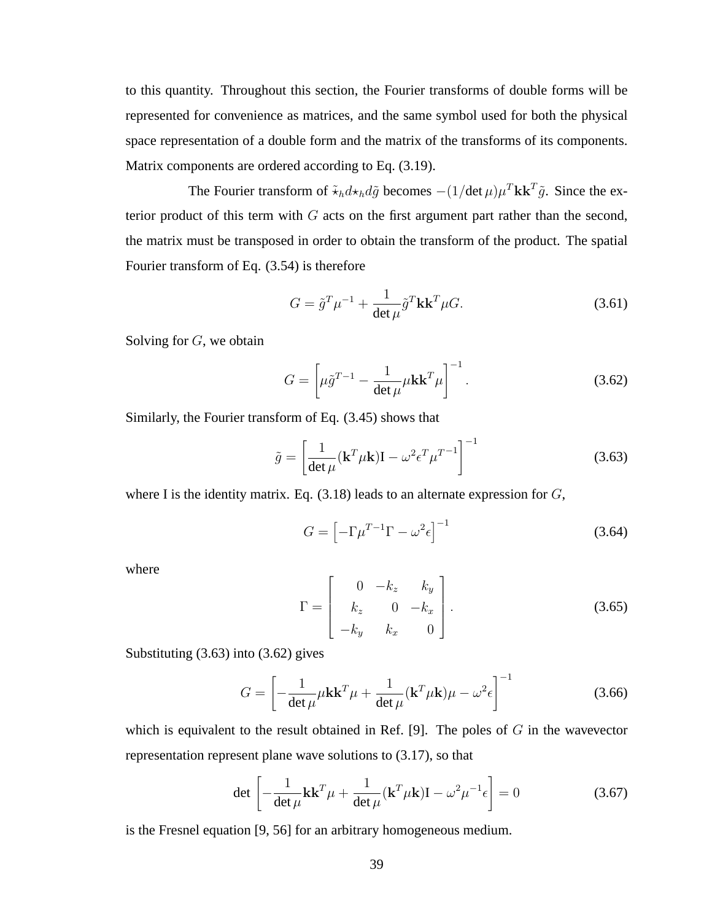to this quantity. Throughout this section, the Fourier transforms of double forms will be represented for convenience as matrices, and the same symbol used for both the physical space representation of a double form and the matrix of the transforms of its components. Matrix components are ordered according to Eq. (3.19).

The Fourier transform of $\tilde{\star}_h d \star_h d\tilde{g}$ becomes $-(1/\det\mu)\mu^T \mathbf{k}\mathbf{k}^T \tilde{g}$. Since the exterior product of this term with $G$ acts on the first argument part rather than the second, the matrix must be transposed in order to obtain the transform of the product. The spatial Fourier transform of Eq. (3.54) is therefore

$$G = \tilde{g}^T \mu^{-1} + \frac{1}{\det\mu} \tilde{g}^T \mathbf{k}\mathbf{k}^T \mu G. \tag{3.61}$$

Solving for $G$, we obtain

$$G = \left[\mu \tilde{g}^{T-1} - \frac{1}{\det\mu} \mu \mathbf{k}\mathbf{k}^T \mu\right]^{-1}. \tag{3.62}$$

Similarly, the Fourier transform of Eq. (3.45) shows that

$$\tilde{g} = \left[\frac{1}{\det\mu} (\mathbf{k}^T \mu \mathbf{k})\mathrm{I} - \omega^2 \epsilon^T \mu^{T-1}\right]^{-1} \tag{3.63}$$

where I is the identity matrix. Eq. (3.18) leads to an alternate expression for $G$,

$$G = \left[-\Gamma \mu^{T-1} \Gamma - \omega^2 \epsilon\right]^{-1} \tag{3.64}$$

where

$$\Gamma = \begin{bmatrix} 0 & -k_z & k_y \\ k_z & 0 & -k_x \\ -k_y & k_x & 0 \end{bmatrix}. \tag{3.65}$$

Substituting (3.63) into (3.62) gives

$$G = \left[-\frac{1}{\det\mu} \mu \mathbf{k}\mathbf{k}^T \mu + \frac{1}{\det\mu} (\mathbf{k}^T \mu \mathbf{k}) \mu - \omega^2 \epsilon\right]^{-1} \tag{3.66}$$

which is equivalent to the result obtained in Ref. [9]. The poles of $G$ in the wavevector representation represent plane wave solutions to (3.17), so that

$$\det\left[-\frac{1}{\det\mu} \mathbf{k}\mathbf{k}^T \mu + \frac{1}{\det\mu} (\mathbf{k}^T \mu \mathbf{k})\mathrm{I} - \omega^2 \mu^{-1} \epsilon\right] = 0 \tag{3.67}$$

is the Fresnel equation [9, 56] for an arbitrary homogeneous medium.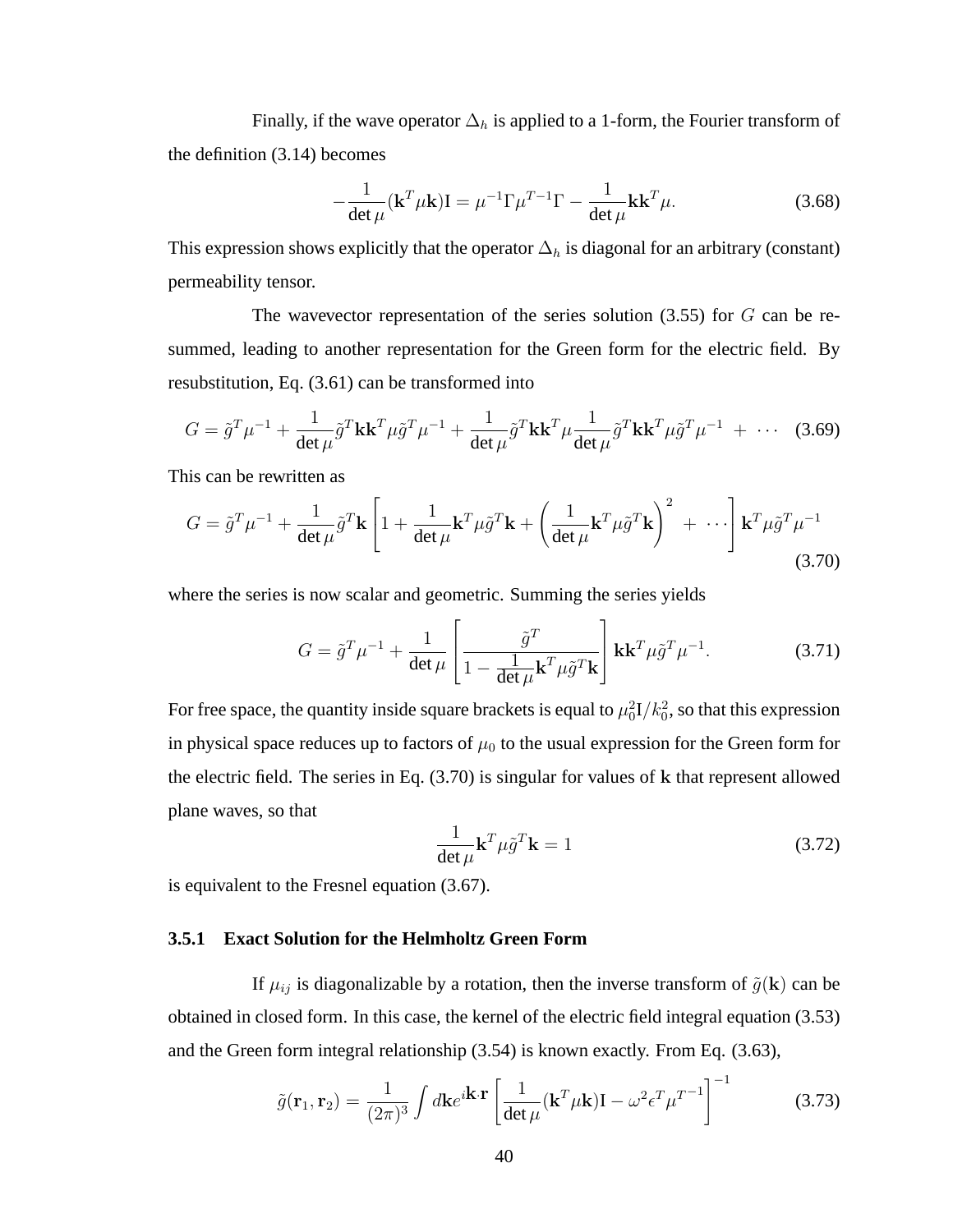Finally, if the wave operator $\Delta_h$ is applied to a 1-form, the Fourier transform of the definition (3.14) becomes

$$-\frac{1}{\det \mu}(\mathbf{k}^T \mu \mathbf{k})\mathrm{I} = \mu^{-1}\Gamma \mu^{T^{-1}}\Gamma - \frac{1}{\det \mu}\mathbf{k}\mathbf{k}^T \mu. \tag{3.68}$$

This expression shows explicitly that the operator $\Delta_h$ is diagonal for an arbitrary (constant) permeability tensor.

The wavevector representation of the series solution (3.55) for $G$ can be resummed, leading to another representation for the Green form for the electric field. By resubstitution, Eq. (3.61) can be transformed into

$$G = \tilde{g}^T \mu^{-1} + \frac{1}{\det \mu}\tilde{g}^T \mathbf{k}\mathbf{k}^T \mu \tilde{g}^T \mu^{-1} + \frac{1}{\det \mu}\tilde{g}^T \mathbf{k}\mathbf{k}^T \mu \frac{1}{\det \mu}\tilde{g}^T \mathbf{k}\mathbf{k}^T \mu \tilde{g}^T \mu^{-1} \; + \; \cdots \tag{3.69}$$

This can be rewritten as

$$G = \tilde{g}^T \mu^{-1} + \frac{1}{\det \mu}\tilde{g}^T \mathbf{k}\left[1 + \frac{1}{\det \mu}\mathbf{k}^T \mu \tilde{g}^T \mathbf{k} + \left(\frac{1}{\det \mu}\mathbf{k}^T \mu \tilde{g}^T \mathbf{k}\right)^2 \; + \; \cdots\right]\mathbf{k}^T \mu \tilde{g}^T \mu^{-1} \tag{3.70}$$

where the series is now scalar and geometric. Summing the series yields

$$G = \tilde{g}^T \mu^{-1} + \frac{1}{\det \mu}\left[\frac{\tilde{g}^T}{1 - \frac{1}{\det \mu}\mathbf{k}^T \mu \tilde{g}^T \mathbf{k}}\right]\mathbf{k}\mathbf{k}^T \mu \tilde{g}^T \mu^{-1}. \tag{3.71}$$

For free space, the quantity inside square brackets is equal to $\mu_0^2 \mathrm{I}/k_0^2$, so that this expression in physical space reduces up to factors of $\mu_0$ to the usual expression for the Green form for the electric field. The series in Eq. (3.70) is singular for values of $\mathbf{k}$ that represent allowed plane waves, so that

$$\frac{1}{\det \mu}\mathbf{k}^T \mu \tilde{g}^T \mathbf{k} = 1 \tag{3.72}$$

is equivalent to the Fresnel equation (3.67).

### 3.5.1 Exact Solution for the Helmholtz Green Form

If $\mu_{ij}$ is diagonalizable by a rotation, then the inverse transform of $\tilde{g}(\mathbf{k})$ can be obtained in closed form. In this case, the kernel of the electric field integral equation (3.53) and the Green form integral relationship (3.54) is known exactly. From Eq. (3.63),

$$\tilde{g}(\mathbf{r}_1, \mathbf{r}_2) = \frac{1}{(2\pi)^3}\int d\mathbf{k} e^{i\mathbf{k}\cdot\mathbf{r}}\left[\frac{1}{\det \mu}(\mathbf{k}^T \mu \mathbf{k})\mathrm{I} - \omega^2 \epsilon^T \mu^{T^{-1}}\right]^{-1} \tag{3.73}$$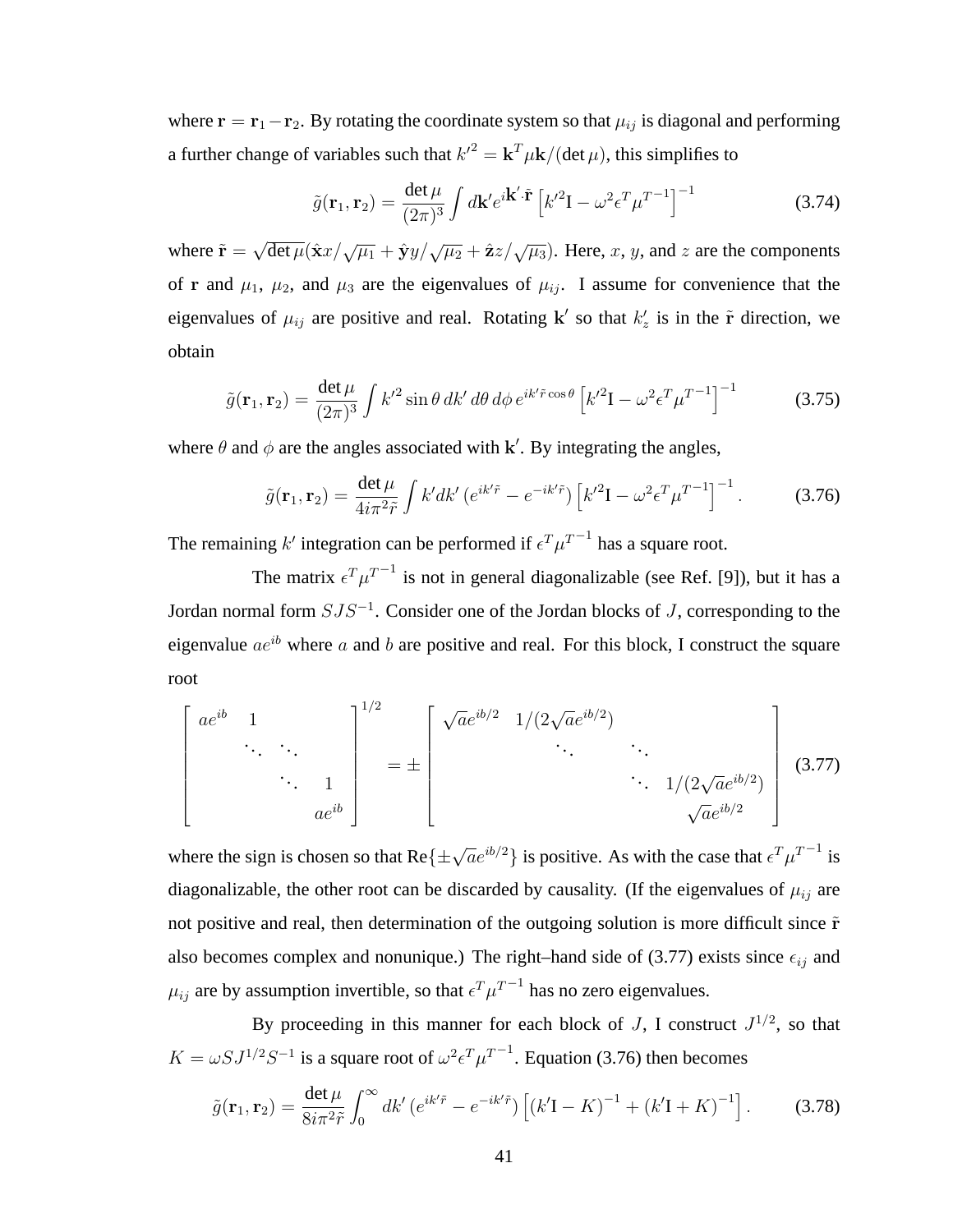where $\mathbf{r} = \mathbf{r}_1 - \mathbf{r}_2$. By rotating the coordinate system so that $\mu_{ij}$ is diagonal and performing a further change of variables such that $k'^2 = \mathbf{k}^T \mu \mathbf{k} / (\det \mu)$, this simplifies to

$$\tilde{g}(\mathbf{r}_1, \mathbf{r}_2) = \frac{\det \mu}{(2\pi)^3} \int d\mathbf{k}' e^{i\mathbf{k}' \cdot \tilde{\mathbf{r}}} \left[ k'^2 \mathrm{I} - \omega^2 \epsilon^T \mu^{T^{-1}} \right]^{-1} \tag{3.74}$$

where $\tilde{\mathbf{r}} = \sqrt{\det \mu} (\hat{\mathbf{x}} x / \sqrt{\mu_1} + \hat{\mathbf{y}} y / \sqrt{\mu_2} + \hat{\mathbf{z}} z / \sqrt{\mu_3})$. Here, $x$, $y$, and $z$ are the components of $\mathbf{r}$ and $\mu_1$, $\mu_2$, and $\mu_3$ are the eigenvalues of $\mu_{ij}$. I assume for convenience that the eigenvalues of $\mu_{ij}$ are positive and real. Rotating $\mathbf{k}'$ so that $k'_z$ is in the $\tilde{\mathbf{r}}$ direction, we obtain

$$\tilde{g}(\mathbf{r}_1, \mathbf{r}_2) = \frac{\det \mu}{(2\pi)^3} \int k'^2 \sin\theta \, dk' \, d\theta \, d\phi \, e^{ik'\tilde{r}\cos\theta} \left[ k'^2 \mathrm{I} - \omega^2 \epsilon^T \mu^{T^{-1}} \right]^{-1} \tag{3.75}$$

where $\theta$ and $\phi$ are the angles associated with $\mathbf{k}'$. By integrating the angles,

$$\tilde{g}(\mathbf{r}_1, \mathbf{r}_2) = \frac{\det \mu}{4i\pi^2 \tilde{r}} \int k' dk' \left( e^{ik'\tilde{r}} - e^{-ik'\tilde{r}} \right) \left[ k'^2 \mathrm{I} - \omega^2 \epsilon^T \mu^{T^{-1}} \right]^{-1}. \tag{3.76}$$

The remaining $k'$ integration can be performed if $\epsilon^T \mu^{T^{-1}}$ has a square root.

The matrix $\epsilon^T \mu^{T^{-1}}$ is not in general diagonalizable (see Ref. [9]), but it has a Jordan normal form $SJS^{-1}$. Consider one of the Jordan blocks of $J$, corresponding to the eigenvalue $ae^{ib}$ where $a$ and $b$ are positive and real. For this block, I construct the square root

$$\begin{bmatrix} ae^{ib} & 1 & & \\ & \ddots & \ddots & \\ & & \ddots & 1 \\ & & & ae^{ib} \end{bmatrix}^{1/2} = \pm \begin{bmatrix} \sqrt{a} e^{ib/2} & 1/(2\sqrt{a} e^{ib/2}) & & \\ & \ddots & \ddots & \\ & & \ddots & 1/(2\sqrt{a} e^{ib/2}) \\ & & & \sqrt{a} e^{ib/2} \end{bmatrix} \tag{3.77}$$

where the sign is chosen so that $\mathrm{Re}\{\pm\sqrt{a} e^{ib/2}\}$ is positive. As with the case that $\epsilon^T \mu^{T^{-1}}$ is diagonalizable, the other root can be discarded by causality. (If the eigenvalues of $\mu_{ij}$ are not positive and real, then determination of the outgoing solution is more difficult since $\tilde{\mathbf{r}}$ also becomes complex and nonunique.) The right–hand side of (3.77) exists since $\epsilon_{ij}$ and $\mu_{ij}$ are by assumption invertible, so that $\epsilon^T \mu^{T^{-1}}$ has no zero eigenvalues.

By proceeding in this manner for each block of $J$, I construct $J^{1/2}$, so that $K = \omega S J^{1/2} S^{-1}$ is a square root of $\omega^2 \epsilon^T \mu^{T^{-1}}$. Equation (3.76) then becomes

$$\tilde{g}(\mathbf{r}_1, \mathbf{r}_2) = \frac{\det \mu}{8i\pi^2 \tilde{r}} \int_0^\infty dk' \left( e^{ik'\tilde{r}} - e^{-ik'\tilde{r}} \right) \left[ (k'\mathrm{I} - K)^{-1} + (k'\mathrm{I} + K)^{-1} \right]. \tag{3.78}$$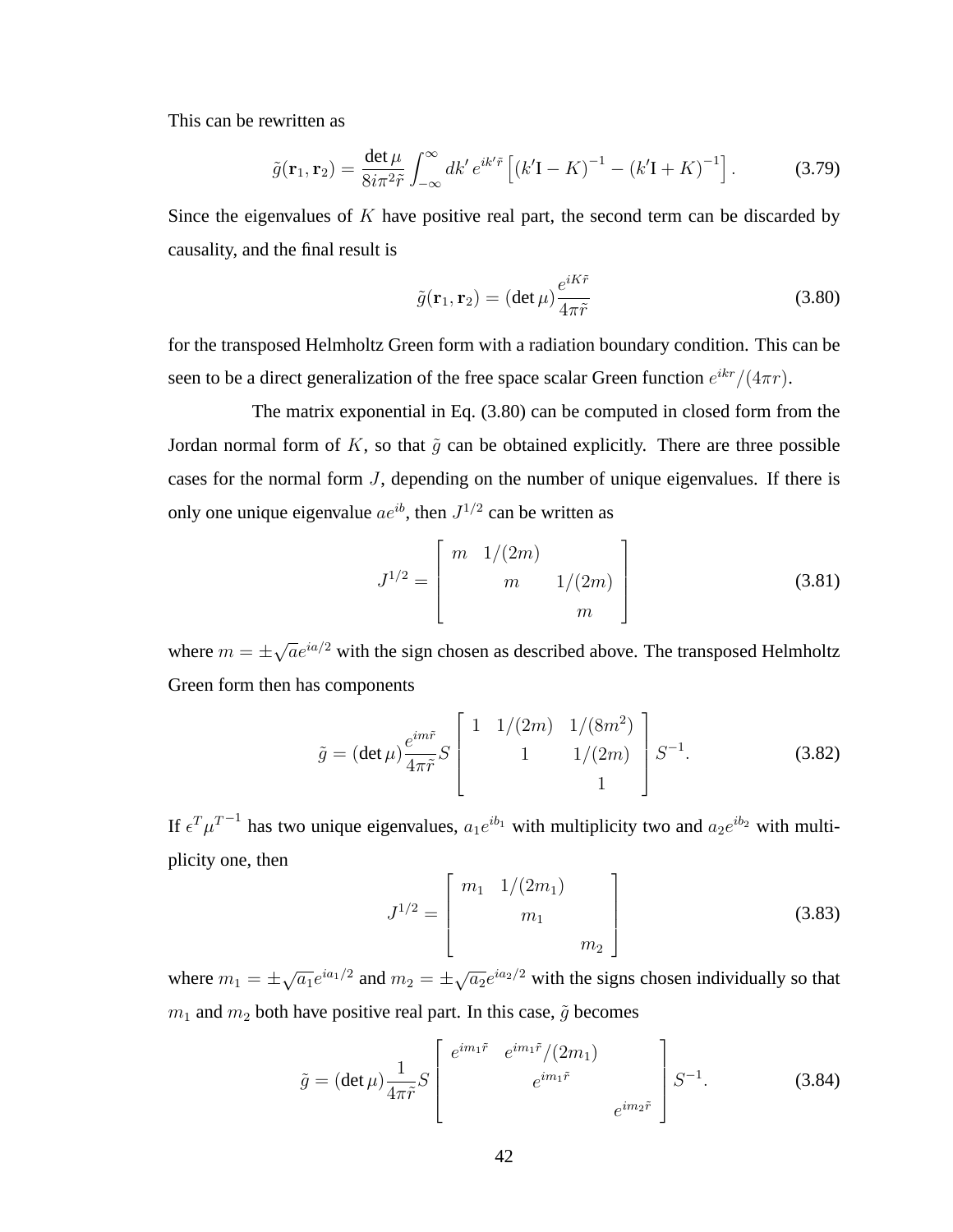This can be rewritten as

$$\tilde{g}(\mathbf{r}_1, \mathbf{r}_2) = \frac{\det \mu}{8i\pi^2 \tilde{r}} \int_{-\infty}^{\infty} dk' \, e^{ik'\tilde{r}} \left[ (k'\mathrm{I} - K)^{-1} - (k'\mathrm{I} + K)^{-1} \right]. \tag{3.79}$$

Since the eigenvalues of $K$ have positive real part, the second term can be discarded by causality, and the final result is

$$\tilde{g}(\mathbf{r}_1, \mathbf{r}_2) = (\det \mu) \frac{e^{iK\tilde{r}}}{4\pi\tilde{r}} \tag{3.80}$$

for the transposed Helmholtz Green form with a radiation boundary condition. This can be seen to be a direct generalization of the free space scalar Green function $e^{ikr}/(4\pi r)$.

The matrix exponential in Eq. (3.80) can be computed in closed form from the Jordan normal form of $K$, so that $\tilde{g}$ can be obtained explicitly. There are three possible cases for the normal form $J$, depending on the number of unique eigenvalues. If there is only one unique eigenvalue $ae^{ib}$, then $J^{1/2}$ can be written as

$$J^{1/2} = \begin{bmatrix} m & 1/(2m) & \\ & m & 1/(2m) \\ & & m \end{bmatrix} \tag{3.81}$$

where $m = \pm\sqrt{a}e^{ia/2}$ with the sign chosen as described above. The transposed Helmholtz Green form then has components

$$\tilde{g} = (\det \mu) \frac{e^{im\tilde{r}}}{4\pi\tilde{r}} S \begin{bmatrix} 1 & 1/(2m) & 1/(8m^2) \\ & 1 & 1/(2m) \\ & & 1 \end{bmatrix} S^{-1}. \tag{3.82}$$

If $\epsilon^T \mu^{T^{-1}}$ has two unique eigenvalues, $a_1 e^{ib_1}$ with multiplicity two and $a_2 e^{ib_2}$ with multiplicity one, then

$$J^{1/2} = \begin{bmatrix} m_1 & 1/(2m_1) & \\ & m_1 & \\ & & m_2 \end{bmatrix} \tag{3.83}$$

where $m_1 = \pm\sqrt{a_1}e^{ia_1/2}$ and $m_2 = \pm\sqrt{a_2}e^{ia_2/2}$ with the signs chosen individually so that $m_1$ and $m_2$ both have positive real part. In this case, $\tilde{g}$ becomes

$$\tilde{g} = (\det \mu) \frac{1}{4\pi\tilde{r}} S \begin{bmatrix} e^{im_1\tilde{r}} & e^{im_1\tilde{r}}/(2m_1) & \\ & e^{im_1\tilde{r}} & \\ & & e^{im_2\tilde{r}} \end{bmatrix} S^{-1}. \tag{3.84}$$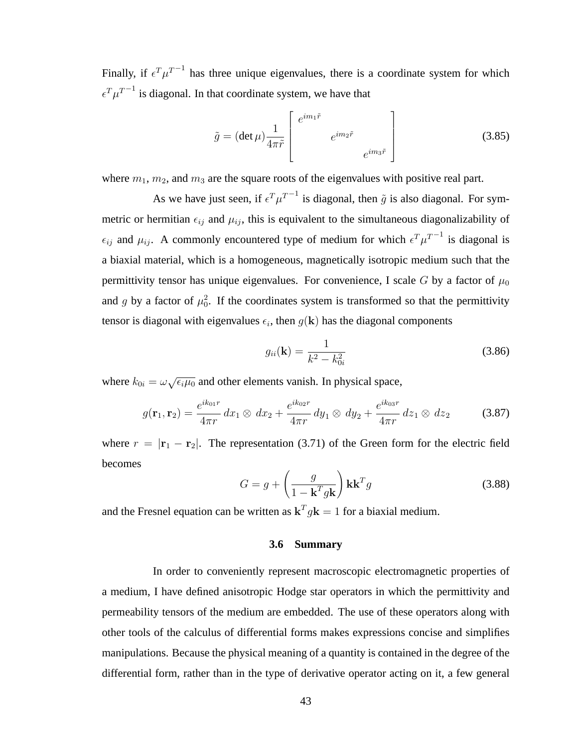Finally, if $\epsilon^T \mu^{T^{-1}}$ has three unique eigenvalues, there is a coordinate system for which $\epsilon^T \mu^{T^{-1}}$ is diagonal. In that coordinate system, we have that

$$\tilde{g} = (\det \mu) \frac{1}{4\pi \tilde{r}} \begin{bmatrix} e^{im_1 \tilde{r}} & & \\ & e^{im_2 \tilde{r}} & \\ & & e^{im_3 \tilde{r}} \end{bmatrix} \tag{3.85}$$

where $m_1$, $m_2$, and $m_3$ are the square roots of the eigenvalues with positive real part.

As we have just seen, if $\epsilon^T \mu^{T^{-1}}$ is diagonal, then $\tilde{g}$ is also diagonal. For symmetric or hermitian $\epsilon_{ij}$ and $\mu_{ij}$, this is equivalent to the simultaneous diagonalizability of $\epsilon_{ij}$ and $\mu_{ij}$. A commonly encountered type of medium for which $\epsilon^T \mu^{T^{-1}}$ is diagonal is a biaxial material, which is a homogeneous, magnetically isotropic medium such that the permittivity tensor has unique eigenvalues. For convenience, I scale $G$ by a factor of $\mu_0$ and $g$ by a factor of $\mu_0^2$. If the coordinates system is transformed so that the permittivity tensor is diagonal with eigenvalues $\epsilon_i$, then $g(\mathbf{k})$ has the diagonal components

$$g_{ii}(\mathbf{k}) = \frac{1}{k^2 - k_{0i}^2} \tag{3.86}$$

where $k_{0i} = \omega \sqrt{\epsilon_i \mu_0}$ and other elements vanish. In physical space,

$$g(\mathbf{r}_1, \mathbf{r}_2) = \frac{e^{ik_{01}r}}{4\pi r}\, dx_1 \otimes\, dx_2 + \frac{e^{ik_{02}r}}{4\pi r}\, dy_1 \otimes\, dy_2 + \frac{e^{ik_{03}r}}{4\pi r}\, dz_1 \otimes\, dz_2 \tag{3.87}$$

where $r = |\mathbf{r}_1 - \mathbf{r}_2|$. The representation (3.71) of the Green form for the electric field becomes

$$G = g + \left( \frac{g}{1 - \mathbf{k}^T g \mathbf{k}} \right) \mathbf{k}\mathbf{k}^T g \tag{3.88}$$

and the Fresnel equation can be written as $\mathbf{k}^T g \mathbf{k} = 1$ for a biaxial medium.

### 3.6 Summary

In order to conveniently represent macroscopic electromagnetic properties of a medium, I have defined anisotropic Hodge star operators in which the permittivity and permeability tensors of the medium are embedded. The use of these operators along with other tools of the calculus of differential forms makes expressions concise and simplifies manipulations. Because the physical meaning of a quantity is contained in the degree of the differential form, rather than in the type of derivative operator acting on it, a few general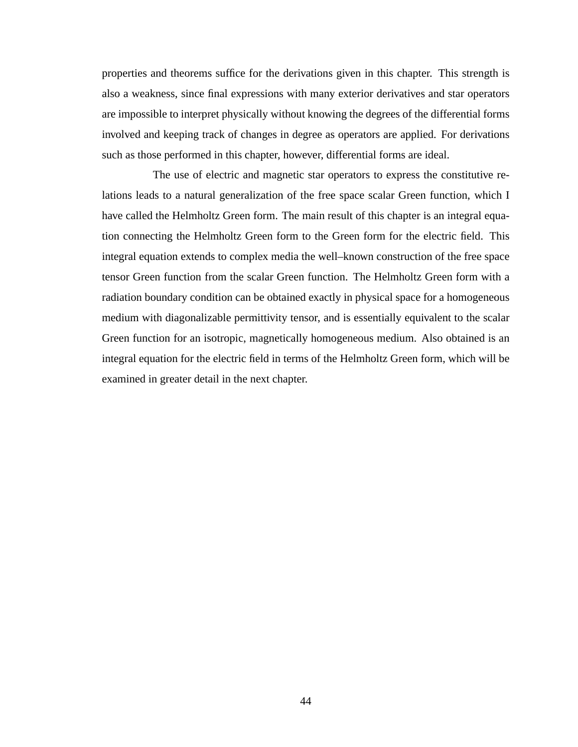properties and theorems suffice for the derivations given in this chapter. This strength is also a weakness, since final expressions with many exterior derivatives and star operators are impossible to interpret physically without knowing the degrees of the differential forms involved and keeping track of changes in degree as operators are applied. For derivations such as those performed in this chapter, however, differential forms are ideal.

The use of electric and magnetic star operators to express the constitutive relations leads to a natural generalization of the free space scalar Green function, which I have called the Helmholtz Green form. The main result of this chapter is an integral equation connecting the Helmholtz Green form to the Green form for the electric field. This integral equation extends to complex media the well–known construction of the free space tensor Green function from the scalar Green function. The Helmholtz Green form with a radiation boundary condition can be obtained exactly in physical space for a homogeneous medium with diagonalizable permittivity tensor, and is essentially equivalent to the scalar Green function for an isotropic, magnetically homogeneous medium. Also obtained is an integral equation for the electric field in terms of the Helmholtz Green form, which will be examined in greater detail in the next chapter.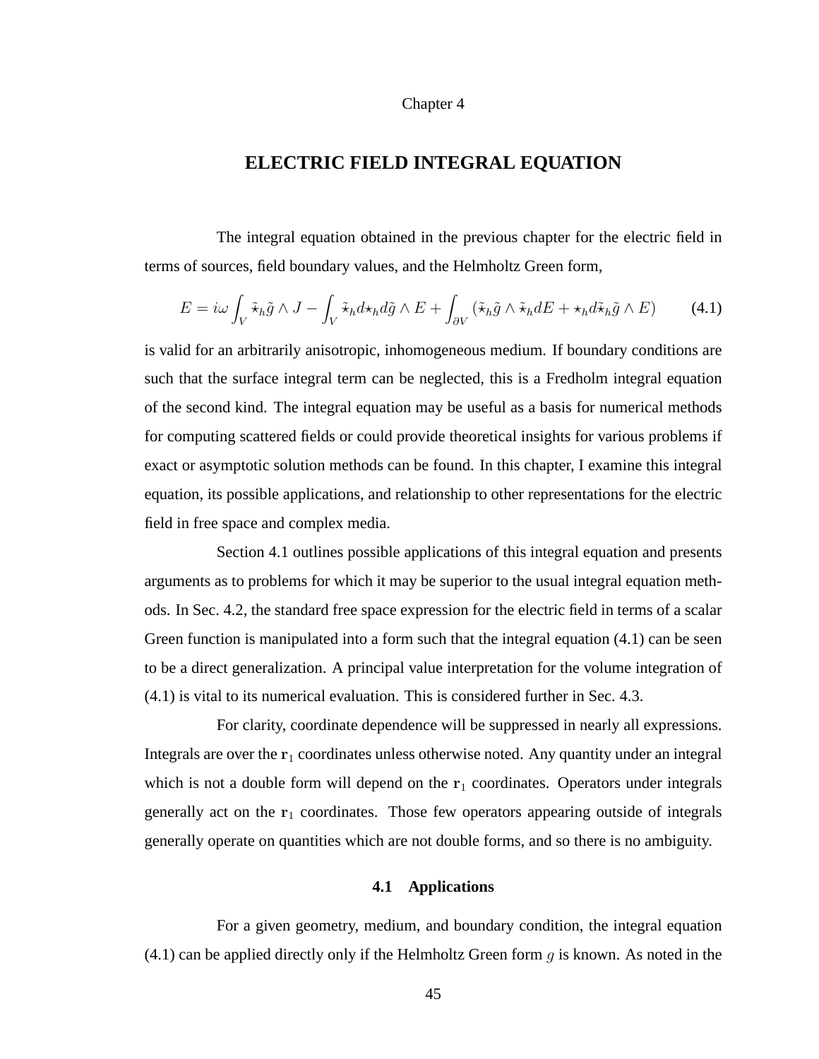Chapter 4

# ELECTRIC FIELD INTEGRAL EQUATION

The integral equation obtained in the previous chapter for the electric field in terms of sources, field boundary values, and the Helmholtz Green form,

$$E = i\omega \int_V \tilde{\star}_h \tilde{g} \wedge J - \int_V \tilde{\star}_h d \star_h d\tilde{g} \wedge E + \int_{\partial V} (\tilde{\star}_h \tilde{g} \wedge \tilde{\star}_h dE + \star_h d\tilde{\star}_h \tilde{g} \wedge E) \tag{4.1}$$

is valid for an arbitrarily anisotropic, inhomogeneous medium. If boundary conditions are such that the surface integral term can be neglected, this is a Fredholm integral equation of the second kind. The integral equation may be useful as a basis for numerical methods for computing scattered fields or could provide theoretical insights for various problems if exact or asymptotic solution methods can be found. In this chapter, I examine this integral equation, its possible applications, and relationship to other representations for the electric field in free space and complex media.

Section 4.1 outlines possible applications of this integral equation and presents arguments as to problems for which it may be superior to the usual integral equation methods. In Sec. 4.2, the standard free space expression for the electric field in terms of a scalar Green function is manipulated into a form such that the integral equation (4.1) can be seen to be a direct generalization. A principal value interpretation for the volume integration of (4.1) is vital to its numerical evaluation. This is considered further in Sec. 4.3.

For clarity, coordinate dependence will be suppressed in nearly all expressions. Integrals are over the $\mathbf{r}_1$ coordinates unless otherwise noted. Any quantity under an integral which is not a double form will depend on the $\mathbf{r}_1$ coordinates. Operators under integrals generally act on the $\mathbf{r}_1$ coordinates. Those few operators appearing outside of integrals generally operate on quantities which are not double forms, and so there is no ambiguity.

## 4.1 Applications

For a given geometry, medium, and boundary condition, the integral equation (4.1) can be applied directly only if the Helmholtz Green form $g$ is known. As noted in the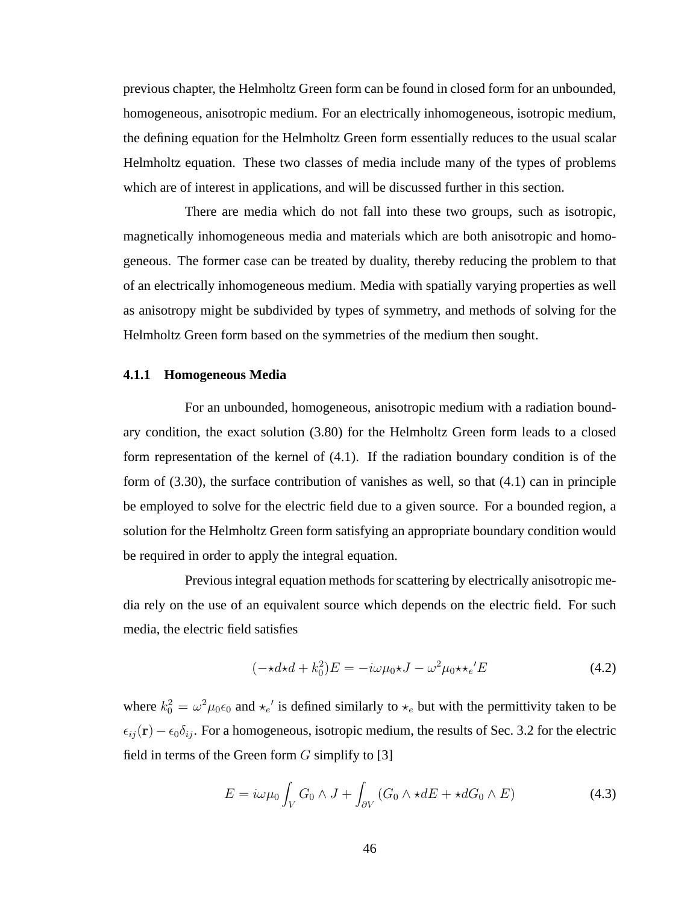previous chapter, the Helmholtz Green form can be found in closed form for an unbounded, homogeneous, anisotropic medium. For an electrically inhomogeneous, isotropic medium, the defining equation for the Helmholtz Green form essentially reduces to the usual scalar Helmholtz equation. These two classes of media include many of the types of problems which are of interest in applications, and will be discussed further in this section.

There are media which do not fall into these two groups, such as isotropic, magnetically inhomogeneous media and materials which are both anisotropic and homogeneous. The former case can be treated by duality, thereby reducing the problem to that of an electrically inhomogeneous medium. Media with spatially varying properties as well as anisotropy might be subdivided by types of symmetry, and methods of solving for the Helmholtz Green form based on the symmetries of the medium then sought.

### 4.1.1 Homogeneous Media

For an unbounded, homogeneous, anisotropic medium with a radiation boundary condition, the exact solution (3.80) for the Helmholtz Green form leads to a closed form representation of the kernel of (4.1). If the radiation boundary condition is of the form of (3.30), the surface contribution of vanishes as well, so that (4.1) can in principle be employed to solve for the electric field due to a given source. For a bounded region, a solution for the Helmholtz Green form satisfying an appropriate boundary condition would be required in order to apply the integral equation.

Previous integral equation methods for scattering by electrically anisotropic media rely on the use of an equivalent source which depends on the electric field. For such media, the electric field satisfies

$$(-\star d \star d + k_0^2)E = -i\omega\mu_0 \star J - \omega^2 \mu_0 \star \star_e{}' E \tag{4.2}$$

where $k_0^2 = \omega^2 \mu_0 \epsilon_0$ and $\star_e{}'$ is defined similarly to $\star_e$ but with the permittivity taken to be $\epsilon_{ij}(\mathbf{r}) - \epsilon_0 \delta_{ij}$. For a homogeneous, isotropic medium, the results of Sec. 3.2 for the electric field in terms of the Green form $G$ simplify to [3]

$$E = i\omega\mu_0 \int_V G_0 \wedge J + \int_{\partial V} (G_0 \wedge \star dE + \star dG_0 \wedge E) \tag{4.3}$$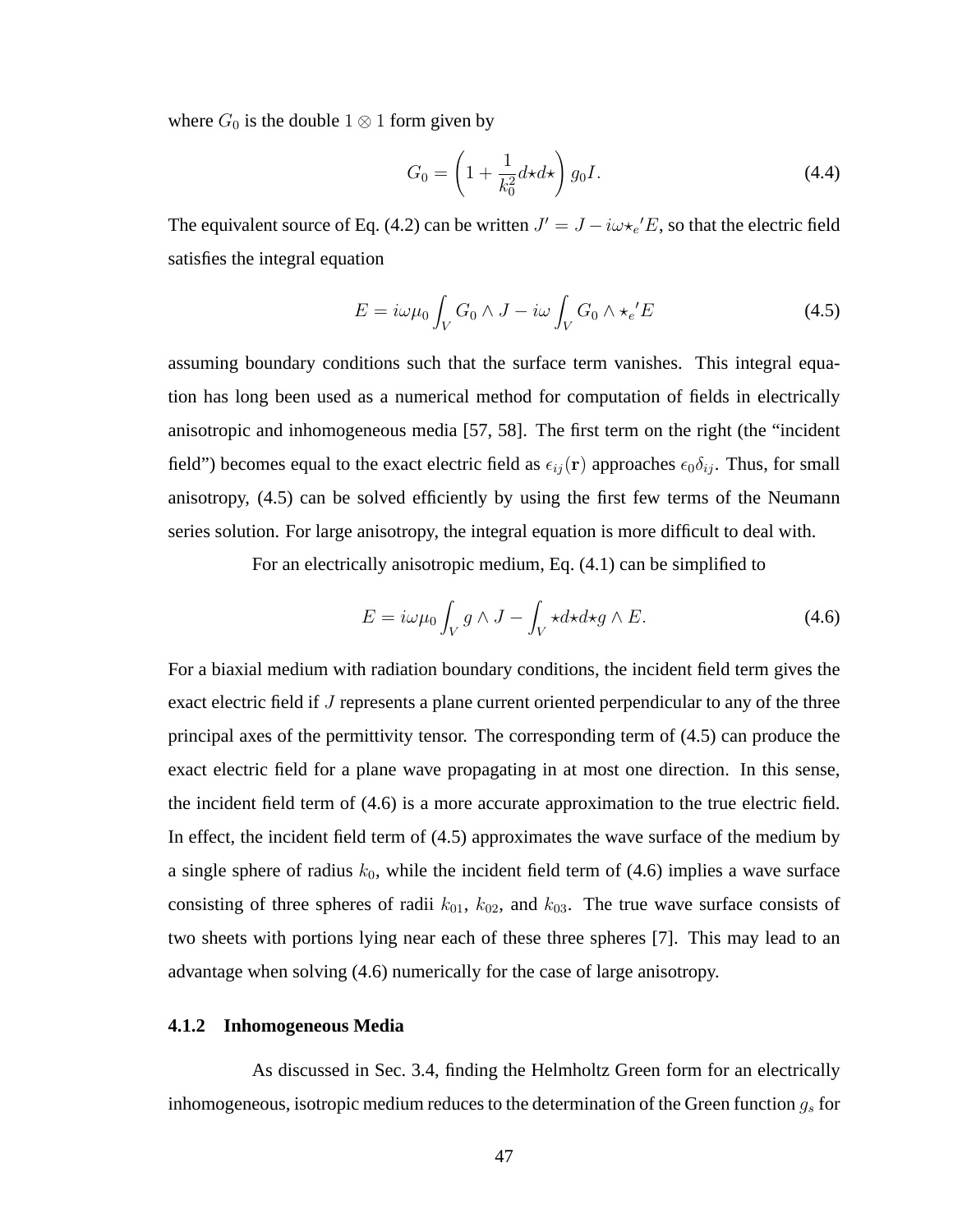where $G_0$ is the double $1 \otimes 1$ form given by

$$G_0 = \left(1 + \frac{1}{k_0^2} d\star d\star\right) g_0 I. \tag{4.4}$$

The equivalent source of Eq. (4.2) can be written $J' = J - i\omega\star_e{}' E$, so that the electric field satisfies the integral equation

$$E = i\omega\mu_0 \int_V G_0 \wedge J - i\omega \int_V G_0 \wedge \star_e{}' E \tag{4.5}$$

assuming boundary conditions such that the surface term vanishes. This integral equation has long been used as a numerical method for computation of fields in electrically anisotropic and inhomogeneous media [57, 58]. The first term on the right (the "incident field") becomes equal to the exact electric field as $\epsilon_{ij}(\mathbf{r})$ approaches $\epsilon_0\delta_{ij}$. Thus, for small anisotropy, (4.5) can be solved efficiently by using the first few terms of the Neumann series solution. For large anisotropy, the integral equation is more difficult to deal with.

For an electrically anisotropic medium, Eq. (4.1) can be simplified to

$$E = i\omega\mu_0 \int_V g \wedge J - \int_V \star d\star d\star g \wedge E. \tag{4.6}$$

For a biaxial medium with radiation boundary conditions, the incident field term gives the exact electric field if $J$ represents a plane current oriented perpendicular to any of the three principal axes of the permittivity tensor. The corresponding term of (4.5) can produce the exact electric field for a plane wave propagating in at most one direction. In this sense, the incident field term of (4.6) is a more accurate approximation to the true electric field. In effect, the incident field term of (4.5) approximates the wave surface of the medium by a single sphere of radius $k_0$, while the incident field term of (4.6) implies a wave surface consisting of three spheres of radii $k_{01}$, $k_{02}$, and $k_{03}$. The true wave surface consists of two sheets with portions lying near each of these three spheres [7]. This may lead to an advantage when solving (4.6) numerically for the case of large anisotropy.

### 4.1.2 Inhomogeneous Media

As discussed in Sec. 3.4, finding the Helmholtz Green form for an electrically inhomogeneous, isotropic medium reduces to the determination of the Green function $g_s$ for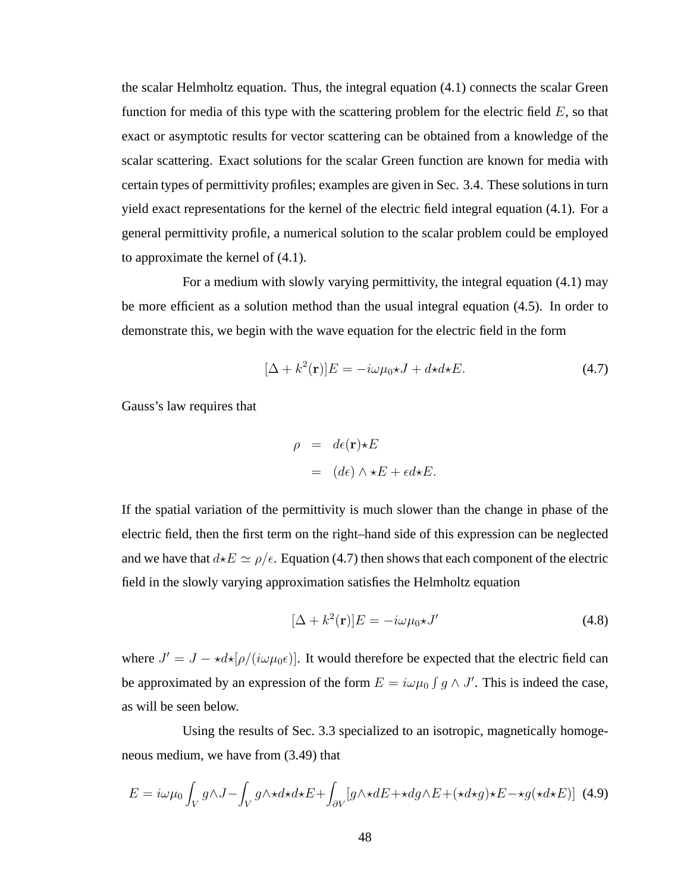the scalar Helmholtz equation. Thus, the integral equation (4.1) connects the scalar Green function for media of this type with the scattering problem for the electric field $E$, so that exact or asymptotic results for vector scattering can be obtained from a knowledge of the scalar scattering. Exact solutions for the scalar Green function are known for media with certain types of permittivity profiles; examples are given in Sec. 3.4. These solutions in turn yield exact representations for the kernel of the electric field integral equation (4.1). For a general permittivity profile, a numerical solution to the scalar problem could be employed to approximate the kernel of (4.1).

For a medium with slowly varying permittivity, the integral equation (4.1) may be more efficient as a solution method than the usual integral equation (4.5). In order to demonstrate this, we begin with the wave equation for the electric field in the form

$$[\Delta + k^2(\mathbf{r})]E = -i\omega\mu_0 \star J + d\star d\star E. \tag{4.7}$$

Gauss's law requires that

$$\begin{aligned} \rho &= d\epsilon(\mathbf{r})\star E \\ &= (d\epsilon) \wedge \star E + \epsilon d\star E. \end{aligned}$$

If the spatial variation of the permittivity is much slower than the change in phase of the electric field, then the first term on the right–hand side of this expression can be neglected and we have that $d\star E \simeq \rho/\epsilon$. Equation (4.7) then shows that each component of the electric field in the slowly varying approximation satisfies the Helmholtz equation

$$[\Delta + k^2(\mathbf{r})]E = -i\omega\mu_0 \star J' \tag{4.8}$$

where $J' = J - \star d\star[\rho/(i\omega\mu_0\epsilon)]$. It would therefore be expected that the electric field can be approximated by an expression of the form $E = i\omega\mu_0 \int g \wedge J'$. This is indeed the case, as will be seen below.

Using the results of Sec. 3.3 specialized to an isotropic, magnetically homogeneous medium, we have from (3.49) that

$$E = i\omega\mu_0 \int_V g\wedge J - \int_V g\wedge\star d\star d\star E + \int_{\partial V} [g\wedge\star dE + \star dg\wedge E + (\star d\star g)\star E - \star g(\star d\star E)] \tag{4.9}$$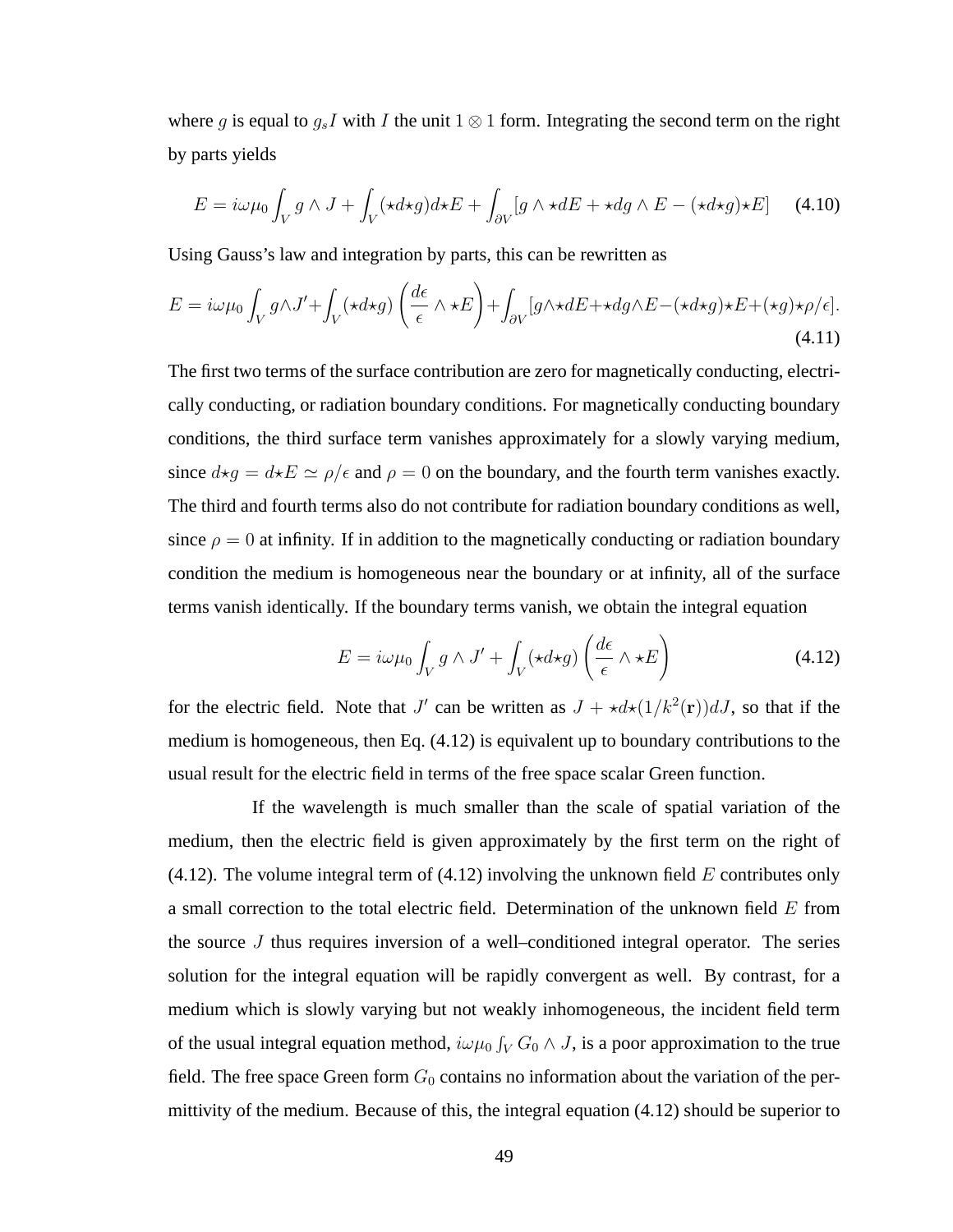where $g$ is equal to $g_s I$ with $I$ the unit $1 \otimes 1$ form. Integrating the second term on the right by parts yields

$$E = i\omega\mu_0 \int_V g \wedge J + \int_V (\star d \star g) d \star E + \int_{\partial V} [g \wedge \star dE + \star dg \wedge E - (\star d \star g) \star E] \tag{4.10}$$

Using Gauss's law and integration by parts, this can be rewritten as

$$E = i\omega\mu_0 \int_V g \wedge J' + \int_V (\star d \star g) \left( \frac{d\epsilon}{\epsilon} \wedge \star E \right) + \int_{\partial V} [g \wedge \star dE + \star dg \wedge E - (\star d \star g) \star E + (\star g) \star \rho / \epsilon]. \tag{4.11}$$

The first two terms of the surface contribution are zero for magnetically conducting, electrically conducting, or radiation boundary conditions. For magnetically conducting boundary conditions, the third surface term vanishes approximately for a slowly varying medium, since $d \star g = d \star E \simeq \rho / \epsilon$ and $\rho = 0$ on the boundary, and the fourth term vanishes exactly. The third and fourth terms also do not contribute for radiation boundary conditions as well, since $\rho = 0$ at infinity. If in addition to the magnetically conducting or radiation boundary condition the medium is homogeneous near the boundary or at infinity, all of the surface terms vanish identically. If the boundary terms vanish, we obtain the integral equation

$$E = i\omega\mu_0 \int_V g \wedge J' + \int_V (\star d \star g) \left( \frac{d\epsilon}{\epsilon} \wedge \star E \right) \tag{4.12}$$

for the electric field. Note that $J'$ can be written as $J + \star d \star (1/k^2(\mathbf{r})) dJ$, so that if the medium is homogeneous, then Eq. (4.12) is equivalent up to boundary contributions to the usual result for the electric field in terms of the free space scalar Green function.

If the wavelength is much smaller than the scale of spatial variation of the medium, then the electric field is given approximately by the first term on the right of (4.12). The volume integral term of (4.12) involving the unknown field $E$ contributes only a small correction to the total electric field. Determination of the unknown field $E$ from the source $J$ thus requires inversion of a well–conditioned integral operator. The series solution for the integral equation will be rapidly convergent as well. By contrast, for a medium which is slowly varying but not weakly inhomogeneous, the incident field term of the usual integral equation method, $i\omega\mu_0 \int_V G_0 \wedge J$, is a poor approximation to the true field. The free space Green form $G_0$ contains no information about the variation of the permittivity of the medium. Because of this, the integral equation (4.12) should be superior to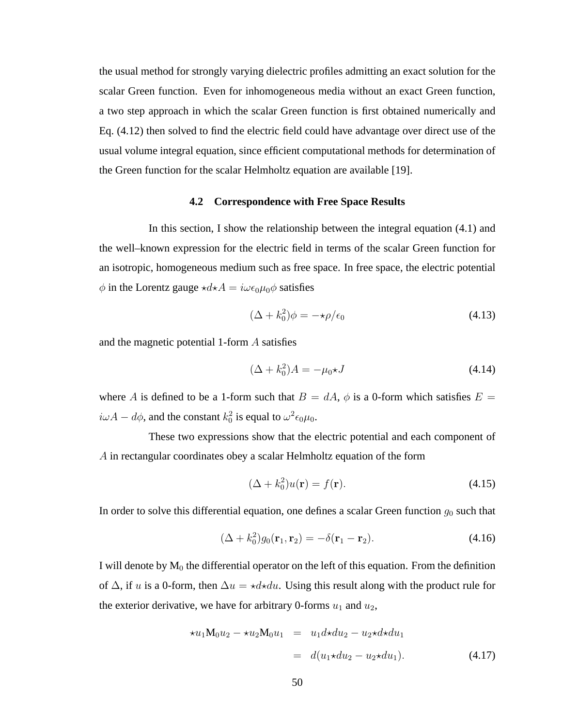the usual method for strongly varying dielectric profiles admitting an exact solution for the scalar Green function. Even for inhomogeneous media without an exact Green function, a two step approach in which the scalar Green function is first obtained numerically and Eq. (4.12) then solved to find the electric field could have advantage over direct use of the usual volume integral equation, since efficient computational methods for determination of the Green function for the scalar Helmholtz equation are available [19].

### 4.2 Correspondence with Free Space Results

In this section, I show the relationship between the integral equation (4.1) and the well–known expression for the electric field in terms of the scalar Green function for an isotropic, homogeneous medium such as free space. In free space, the electric potential $\phi$ in the Lorentz gauge $\star d \star A = i\omega\epsilon_0\mu_0\phi$ satisfies

$$(\Delta + k_0^2)\phi = -\star\rho/\epsilon_0 \tag{4.13}$$

and the magnetic potential 1-form $A$ satisfies

$$(\Delta + k_0^2)A = -\mu_0 \star J \tag{4.14}$$

where $A$ is defined to be a 1-form such that $B = dA$, $\phi$ is a 0-form which satisfies $E = i\omega A - d\phi$, and the constant $k_0^2$ is equal to $\omega^2\epsilon_0\mu_0$.

These two expressions show that the electric potential and each component of $A$ in rectangular coordinates obey a scalar Helmholtz equation of the form

$$(\Delta + k_0^2)u(\mathbf{r}) = f(\mathbf{r}). \tag{4.15}$$

In order to solve this differential equation, one defines a scalar Green function $g_0$ such that

$$(\Delta + k_0^2)g_0(\mathbf{r}_1, \mathbf{r}_2) = -\delta(\mathbf{r}_1 - \mathbf{r}_2). \tag{4.16}$$

I will denote by $\mathrm{M}_0$ the differential operator on the left of this equation. From the definition of $\Delta$, if $u$ is a 0-form, then $\Delta u = \star d \star du$. Using this result along with the product rule for the exterior derivative, we have for arbitrary 0-forms $u_1$ and $u_2$,

$$\begin{aligned} \star u_1 \mathrm{M}_0 u_2 - \star u_2 \mathrm{M}_0 u_1 &= u_1 d \star du_2 - u_2 \star d \star du_1 \\ &= d(u_1 \star du_2 - u_2 \star du_1). \end{aligned} \tag{4.17}$$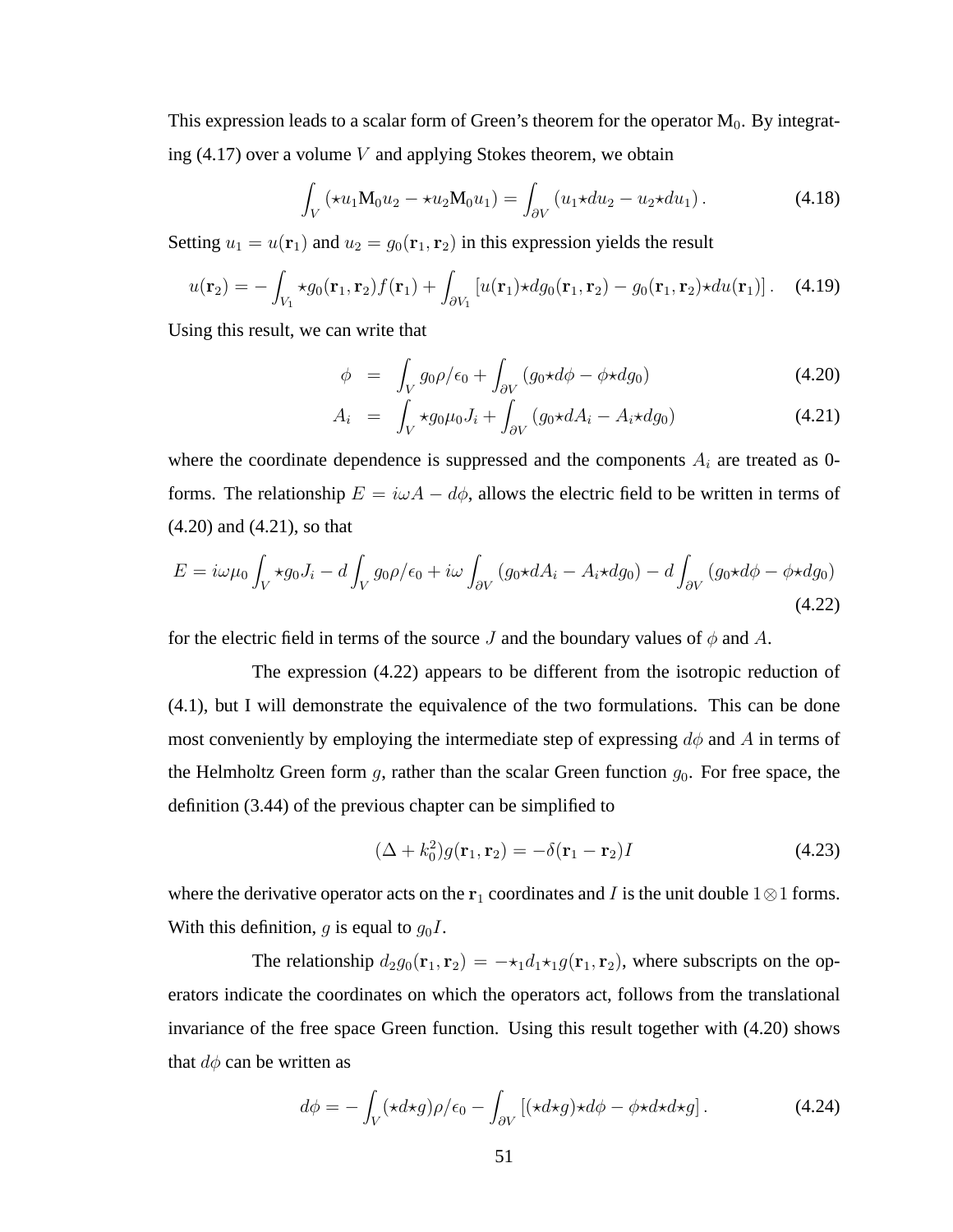This expression leads to a scalar form of Green's theorem for the operator $\mathrm{M}_0$. By integrating (4.17) over a volume $V$ and applying Stokes theorem, we obtain

$$\int_V (\star u_1 \mathrm{M}_0 u_2 - \star u_2 \mathrm{M}_0 u_1) = \int_{\partial V} (u_1 \star du_2 - u_2 \star du_1) \,. \tag{4.18}$$

Setting $u_1 = u(\mathbf{r}_1)$ and $u_2 = g_0(\mathbf{r}_1, \mathbf{r}_2)$ in this expression yields the result

$$u(\mathbf{r}_2) = -\int_{V_1} \star g_0(\mathbf{r}_1, \mathbf{r}_2) f(\mathbf{r}_1) + \int_{\partial V_1} [u(\mathbf{r}_1) \star dg_0(\mathbf{r}_1, \mathbf{r}_2) - g_0(\mathbf{r}_1, \mathbf{r}_2) \star du(\mathbf{r}_1)] \,. \tag{4.19}$$

Using this result, we can write that

$$\phi = \int_V g_0 \rho / \epsilon_0 + \int_{\partial V} (g_0 \star d\phi - \phi \star dg_0) \tag{4.20}$$

$$A_i = \int_V \star g_0 \mu_0 J_i + \int_{\partial V} (g_0 \star dA_i - A_i \star dg_0) \tag{4.21}$$

where the coordinate dependence is suppressed and the components $A_i$ are treated as 0-forms. The relationship $E = i\omega A - d\phi$, allows the electric field to be written in terms of (4.20) and (4.21), so that

$$E = i\omega\mu_0 \int_V \star g_0 J_i - d\int_V g_0 \rho/\epsilon_0 + i\omega \int_{\partial V} (g_0 \star dA_i - A_i \star dg_0) - d\int_{\partial V} (g_0 \star d\phi - \phi \star dg_0) \tag{4.22}$$

for the electric field in terms of the source $J$ and the boundary values of $\phi$ and $A$.

The expression (4.22) appears to be different from the isotropic reduction of (4.1), but I will demonstrate the equivalence of the two formulations. This can be done most conveniently by employing the intermediate step of expressing $d\phi$ and $A$ in terms of the Helmholtz Green form $g$, rather than the scalar Green function $g_0$. For free space, the definition (3.44) of the previous chapter can be simplified to

$$(\Delta + k_0^2) g(\mathbf{r}_1, \mathbf{r}_2) = -\delta(\mathbf{r}_1 - \mathbf{r}_2) I \tag{4.23}$$

where the derivative operator acts on the $\mathbf{r}_1$ coordinates and $I$ is the unit double $1 \otimes 1$ forms. With this definition, $g$ is equal to $g_0 I$.

The relationship $d_2 g_0(\mathbf{r}_1, \mathbf{r}_2) = -\star_1 d_1 \star_1 g(\mathbf{r}_1, \mathbf{r}_2)$, where subscripts on the operators indicate the coordinates on which the operators act, follows from the translational invariance of the free space Green function. Using this result together with (4.20) shows that $d\phi$ can be written as

$$d\phi = -\int_V (\star d \star g) \rho / \epsilon_0 - \int_{\partial V} [(\star d \star g) \star d\phi - \phi \star d \star d \star g] \,. \tag{4.24}$$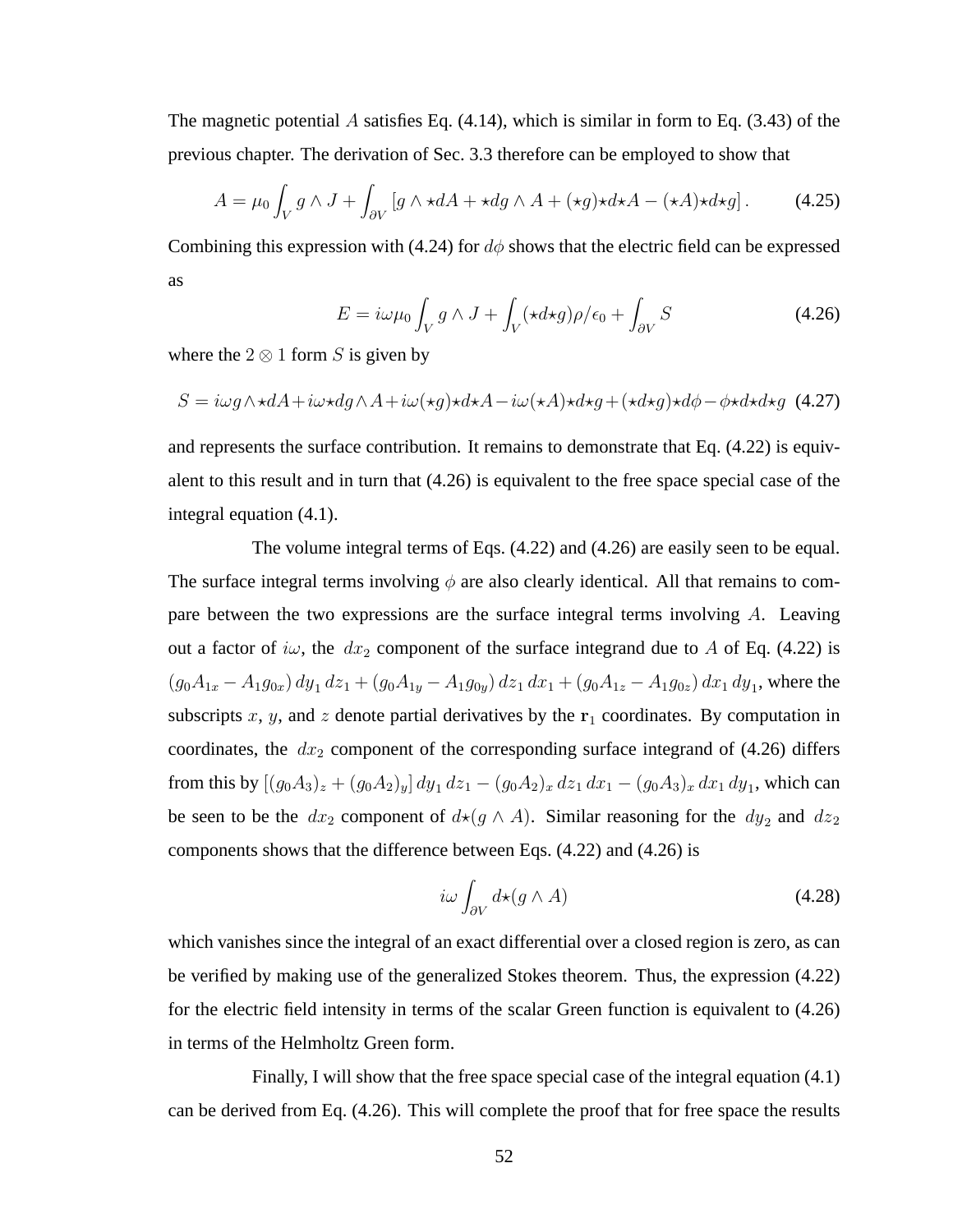The magnetic potential $A$ satisfies Eq. (4.14), which is similar in form to Eq. (3.43) of the previous chapter. The derivation of Sec. 3.3 therefore can be employed to show that

$$A = \mu_0 \int_V g \wedge J + \int_{\partial V} \left[ g \wedge \star dA + \star dg \wedge A + (\star g) \star d \star A - (\star A) \star d \star g \right]. \tag{4.25}$$

Combining this expression with (4.24) for $d\phi$ shows that the electric field can be expressed as

$$E = i\omega\mu_0 \int_V g \wedge J + \int_V (\star d \star g)\rho/\epsilon_0 + \int_{\partial V} S \tag{4.26}$$

where the $2 \otimes 1$ form $S$ is given by

$$S = i\omega g \wedge \star dA + i\omega \star dg \wedge A + i\omega(\star g)\star d \star A - i\omega(\star A)\star d \star g + (\star d \star g)\star d\phi - \phi \star d \star d \star g \tag{4.27}$$

and represents the surface contribution. It remains to demonstrate that Eq. (4.22) is equivalent to this result and in turn that (4.26) is equivalent to the free space special case of the integral equation (4.1).

The volume integral terms of Eqs. (4.22) and (4.26) are easily seen to be equal. The surface integral terms involving $\phi$ are also clearly identical. All that remains to compare between the two expressions are the surface integral terms involving $A$. Leaving out a factor of $i\omega$, the $dx_2$ component of the surface integrand due to $A$ of Eq. (4.22) is $(g_0 A_{1x} - A_1 g_{0x})\, dy_1\, dz_1 + (g_0 A_{1y} - A_1 g_{0y})\, dz_1\, dx_1 + (g_0 A_{1z} - A_1 g_{0z})\, dx_1\, dy_1$, where the subscripts $x$, $y$, and $z$ denote partial derivatives by the $\mathbf{r}_1$ coordinates. By computation in coordinates, the $dx_2$ component of the corresponding surface integrand of (4.26) differs from this by $[(g_0 A_3)_z + (g_0 A_2)_y]\, dy_1\, dz_1 - (g_0 A_2)_x\, dz_1\, dx_1 - (g_0 A_3)_x\, dx_1\, dy_1$, which can be seen to be the $dx_2$ component of $d\star(g \wedge A)$. Similar reasoning for the $dy_2$ and $dz_2$ components shows that the difference between Eqs. (4.22) and (4.26) is

$$i\omega \int_{\partial V} d\star(g \wedge A) \tag{4.28}$$

which vanishes since the integral of an exact differential over a closed region is zero, as can be verified by making use of the generalized Stokes theorem. Thus, the expression (4.22) for the electric field intensity in terms of the scalar Green function is equivalent to (4.26) in terms of the Helmholtz Green form.

Finally, I will show that the free space special case of the integral equation (4.1) can be derived from Eq. (4.26). This will complete the proof that for free space the results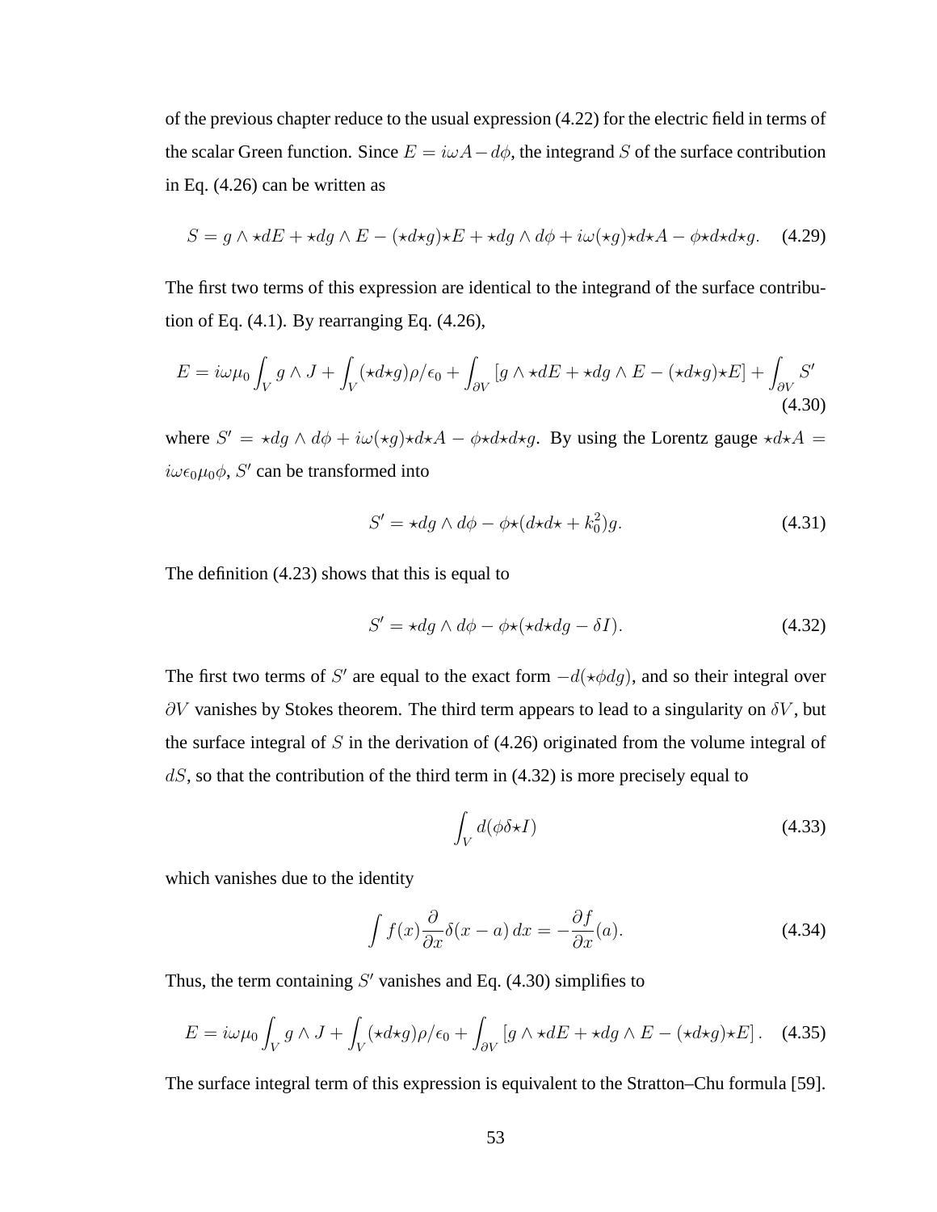of the previous chapter reduce to the usual expression (4.22) for the electric field in terms of the scalar Green function. Since $E = i\omega A - d\phi$, the integrand $S$ of the surface contribution in Eq. (4.26) can be written as

$$S = g \wedge \star dE + \star dg \wedge E - (\star d\star g)\star E + \star dg \wedge d\phi + i\omega(\star g)\star d\star A - \phi\star d\star d\star g. \tag{4.29}$$

The first two terms of this expression are identical to the integrand of the surface contribution of Eq. (4.1). By rearranging Eq. (4.26),

$$E = i\omega\mu_0 \int_V g \wedge J + \int_V (\star d\star g)\rho/\epsilon_0 + \int_{\partial V} [g \wedge \star dE + \star dg \wedge E - (\star d\star g)\star E] + \int_{\partial V} S' \tag{4.30}$$

where $S' = \star dg \wedge d\phi + i\omega(\star g)\star d\star A - \phi\star d\star d\star g$. By using the Lorentz gauge $\star d\star A = i\omega\epsilon_0\mu_0\phi$, $S'$ can be transformed into

$$S' = \star dg \wedge d\phi - \phi\star(d\star d\star + k_0^2)g. \tag{4.31}$$

The definition (4.23) shows that this is equal to

$$S' = \star dg \wedge d\phi - \phi\star(\star d\star dg - \delta I). \tag{4.32}$$

The first two terms of $S'$ are equal to the exact form $-d(\star\phi dg)$, and so their integral over $\partial V$ vanishes by Stokes theorem. The third term appears to lead to a singularity on $\delta V$, but the surface integral of $S$ in the derivation of (4.26) originated from the volume integral of $dS$, so that the contribution of the third term in (4.32) is more precisely equal to

$$\int_V d(\phi\delta\star I) \tag{4.33}$$

which vanishes due to the identity

$$\int f(x)\frac{\partial}{\partial x}\delta(x-a)\,dx = -\frac{\partial f}{\partial x}(a). \tag{4.34}$$

Thus, the term containing $S'$ vanishes and Eq. (4.30) simplifies to

$$E = i\omega\mu_0 \int_V g \wedge J + \int_V (\star d\star g)\rho/\epsilon_0 + \int_{\partial V} [g \wedge \star dE + \star dg \wedge E - (\star d\star g)\star E]. \tag{4.35}$$

The surface integral term of this expression is equivalent to the Stratton–Chu formula [59].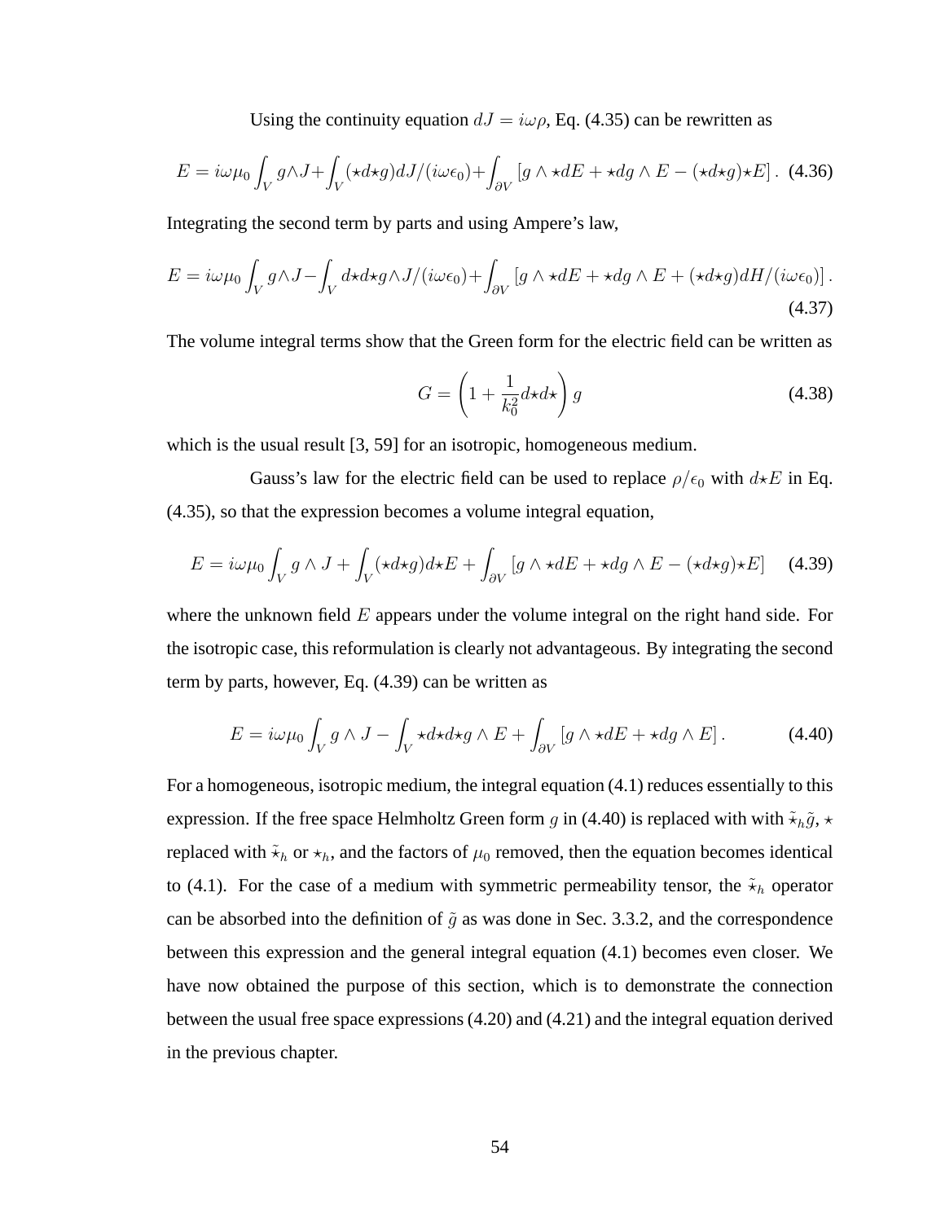Using the continuity equation $dJ = i\omega\rho$, Eq. (4.35) can be rewritten as

$$E = i\omega\mu_0 \int_V g \wedge J + \int_V (\star d\star g) dJ/(i\omega\epsilon_0) + \int_{\partial V} [g \wedge \star dE + \star dg \wedge E - (\star d\star g)\star E] \,. \quad (4.36)$$

Integrating the second term by parts and using Ampere's law,

$$E = i\omega\mu_0 \int_V g \wedge J - \int_V d\star d\star g \wedge J/(i\omega\epsilon_0) + \int_{\partial V} [g \wedge \star dE + \star dg \wedge E + (\star d\star g) dH/(i\omega\epsilon_0)] \,. \quad (4.37)$$

The volume integral terms show that the Green form for the electric field can be written as

$$G = \left(1 + \frac{1}{k_0^2} d\star d\star\right) g \quad (4.38)$$

which is the usual result [3, 59] for an isotropic, homogeneous medium.

Gauss's law for the electric field can be used to replace $\rho/\epsilon_0$ with $d\star E$ in Eq. (4.35), so that the expression becomes a volume integral equation,

$$E = i\omega\mu_0 \int_V g \wedge J + \int_V (\star d\star g) d\star E + \int_{\partial V} [g \wedge \star dE + \star dg \wedge E - (\star d\star g)\star E] \quad (4.39)$$

where the unknown field $E$ appears under the volume integral on the right hand side. For the isotropic case, this reformulation is clearly not advantageous. By integrating the second term by parts, however, Eq. (4.39) can be written as

$$E = i\omega\mu_0 \int_V g \wedge J - \int_V \star d\star d\star g \wedge E + \int_{\partial V} [g \wedge \star dE + \star dg \wedge E] \,. \quad (4.40)$$

For a homogeneous, isotropic medium, the integral equation (4.1) reduces essentially to this expression. If the free space Helmholtz Green form $g$ in (4.40) is replaced with with $\tilde{\star}_h \tilde{g}$, $\star$ replaced with $\tilde{\star}_h$ or $\star_h$, and the factors of $\mu_0$ removed, then the equation becomes identical to (4.1). For the case of a medium with symmetric permeability tensor, the $\tilde{\star}_h$ operator can be absorbed into the definition of $\tilde{g}$ as was done in Sec. 3.3.2, and the correspondence between this expression and the general integral equation (4.1) becomes even closer. We have now obtained the purpose of this section, which is to demonstrate the connection between the usual free space expressions (4.20) and (4.21) and the integral equation derived in the previous chapter.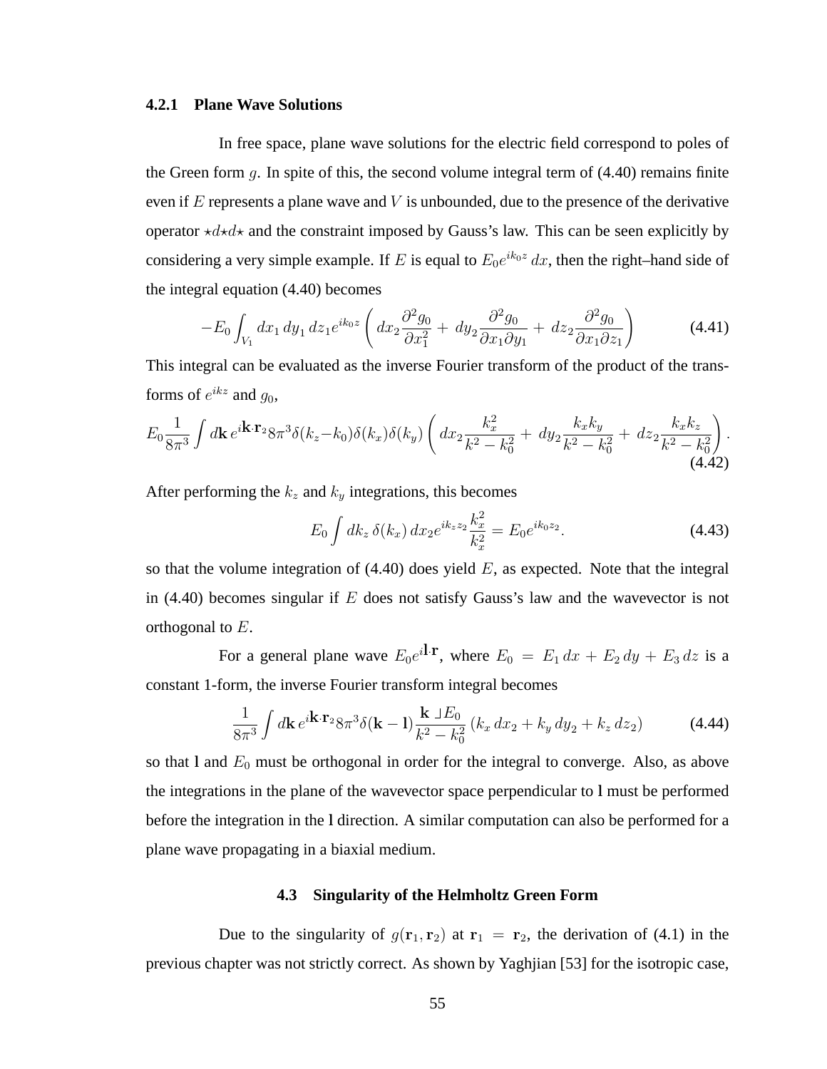### 4.2.1 Plane Wave Solutions

In free space, plane wave solutions for the electric field correspond to poles of the Green form $g$. In spite of this, the second volume integral term of (4.40) remains finite even if $E$ represents a plane wave and $V$ is unbounded, due to the presence of the derivative operator $\star d \star d \star$ and the constraint imposed by Gauss's law. This can be seen explicitly by considering a very simple example. If $E$ is equal to $E_0 e^{ik_0 z}\, dx$, then the right–hand side of the integral equation (4.40) becomes

$$-E_0 \int_{V_1} dx_1\, dy_1\, dz_1 e^{ik_0 z} \left( dx_2 \frac{\partial^2 g_0}{\partial x_1^2} + \, dy_2 \frac{\partial^2 g_0}{\partial x_1 \partial y_1} + \, dz_2 \frac{\partial^2 g_0}{\partial x_1 \partial z_1} \right) \tag{4.41}$$

This integral can be evaluated as the inverse Fourier transform of the product of the transforms of $e^{ikz}$ and $g_0$,

$$E_0 \frac{1}{8\pi^3} \int d\mathbf{k}\, e^{i\mathbf{k}\cdot\mathbf{r}_2} 8\pi^3 \delta(k_z - k_0)\delta(k_x)\delta(k_y) \left( dx_2 \frac{k_x^2}{k^2 - k_0^2} + \, dy_2 \frac{k_x k_y}{k^2 - k_0^2} + \, dz_2 \frac{k_x k_z}{k^2 - k_0^2} \right). \tag{4.42}$$

After performing the $k_z$ and $k_y$ integrations, this becomes

$$E_0 \int dk_z\, \delta(k_x)\, dx_2 e^{ik_z z_2} \frac{k_x^2}{k_x^2} = E_0 e^{ik_0 z_2}. \tag{4.43}$$

so that the volume integration of (4.40) does yield $E$, as expected. Note that the integral in (4.40) becomes singular if $E$ does not satisfy Gauss's law and the wavevector is not orthogonal to $E$.

For a general plane wave $E_0 e^{i\mathbf{l}\cdot\mathbf{r}}$, where $E_0 = E_1\, dx + E_2\, dy + E_3\, dz$ is a constant 1-form, the inverse Fourier transform integral becomes

$$\frac{1}{8\pi^3} \int d\mathbf{k}\, e^{i\mathbf{k}\cdot\mathbf{r}_2} 8\pi^3 \delta(\mathbf{k} - \mathbf{l}) \frac{\mathbf{k} \lrcorner E_0}{k^2 - k_0^2} \left(k_x\, dx_2 + k_y\, dy_2 + k_z\, dz_2\right) \tag{4.44}$$

so that $\mathbf{l}$ and $E_0$ must be orthogonal in order for the integral to converge. Also, as above the integrations in the plane of the wavevector space perpendicular to $\mathbf{l}$ must be performed before the integration in the $\mathbf{l}$ direction. A similar computation can also be performed for a plane wave propagating in a biaxial medium.

## 4.3 Singularity of the Helmholtz Green Form

Due to the singularity of $g(\mathbf{r}_1, \mathbf{r}_2)$ at $\mathbf{r}_1 = \mathbf{r}_2$, the derivation of (4.1) in the previous chapter was not strictly correct. As shown by Yaghjian [53] for the isotropic case,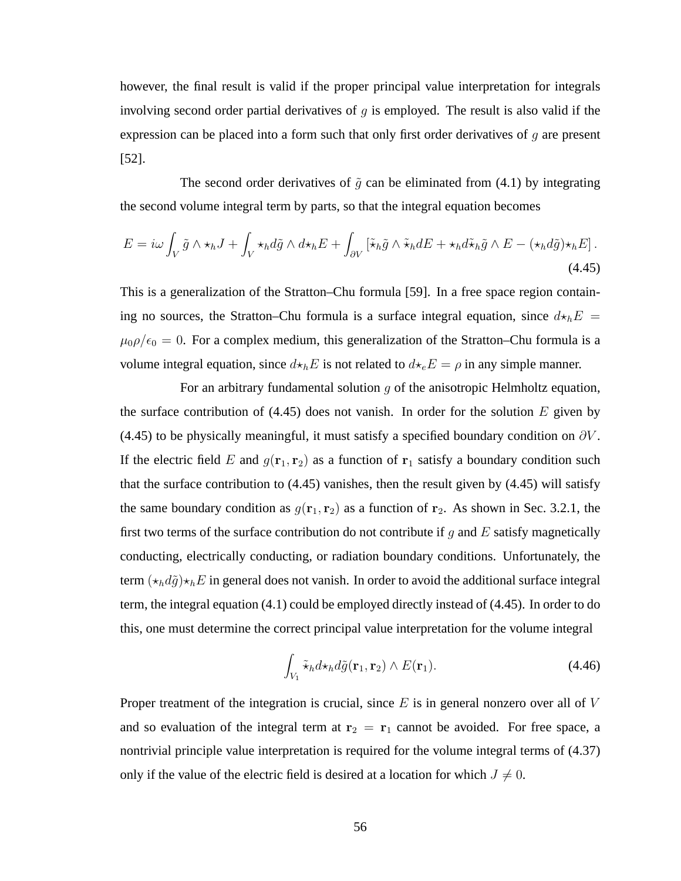however, the final result is valid if the proper principal value interpretation for integrals involving second order partial derivatives of $g$ is employed. The result is also valid if the expression can be placed into a form such that only first order derivatives of $g$ are present [52].

The second order derivatives of $\tilde{g}$ can be eliminated from (4.1) by integrating the second volume integral term by parts, so that the integral equation becomes

$$E = i\omega \int_V \tilde{g} \wedge \star_h J + \int_V \star_h d\tilde{g} \wedge d\star_h E + \int_{\partial V} \left[ \tilde{\star}_h \tilde{g} \wedge \tilde{\star}_h dE + \star_h d\tilde{\star}_h \tilde{g} \wedge E - (\star_h d\tilde{g})\star_h E \right]. \tag{4.45}$$

This is a generalization of the Stratton–Chu formula [59]. In a free space region containing no sources, the Stratton–Chu formula is a surface integral equation, since $d\star_h E = \mu_0 \rho / \epsilon_0 = 0$. For a complex medium, this generalization of the Stratton–Chu formula is a volume integral equation, since $d\star_h E$ is not related to $d\star_e E = \rho$ in any simple manner.

For an arbitrary fundamental solution $g$ of the anisotropic Helmholtz equation, the surface contribution of (4.45) does not vanish. In order for the solution $E$ given by (4.45) to be physically meaningful, it must satisfy a specified boundary condition on $\partial V$. If the electric field $E$ and $g(\mathbf{r}_1, \mathbf{r}_2)$ as a function of $\mathbf{r}_1$ satisfy a boundary condition such that the surface contribution to (4.45) vanishes, then the result given by (4.45) will satisfy the same boundary condition as $g(\mathbf{r}_1, \mathbf{r}_2)$ as a function of $\mathbf{r}_2$. As shown in Sec. 3.2.1, the first two terms of the surface contribution do not contribute if $g$ and $E$ satisfy magnetically conducting, electrically conducting, or radiation boundary conditions. Unfortunately, the term $(\star_h d\tilde{g})\star_h E$ in general does not vanish. In order to avoid the additional surface integral term, the integral equation (4.1) could be employed directly instead of (4.45). In order to do this, one must determine the correct principal value interpretation for the volume integral

$$\int_{V_1} \tilde{\star}_h d\star_h d\tilde{g}(\mathbf{r}_1, \mathbf{r}_2) \wedge E(\mathbf{r}_1). \tag{4.46}$$

Proper treatment of the integration is crucial, since $E$ is in general nonzero over all of $V$ and so evaluation of the integral term at $\mathbf{r}_2 = \mathbf{r}_1$ cannot be avoided. For free space, a nontrivial principle value interpretation is required for the volume integral terms of (4.37) only if the value of the electric field is desired at a location for which $J \neq 0$.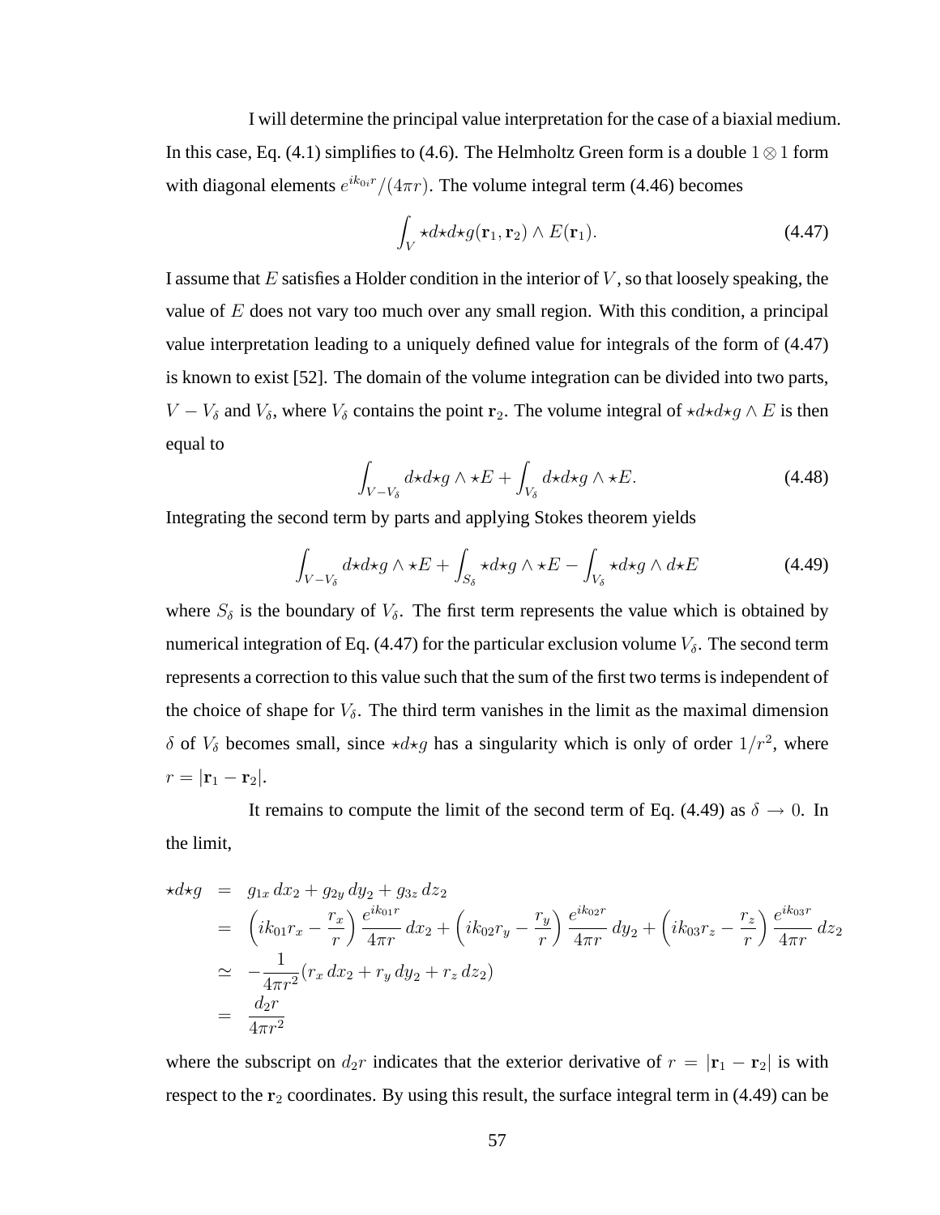I will determine the principal value interpretation for the case of a biaxial medium. In this case, Eq. (4.1) simplifies to (4.6). The Helmholtz Green form is a double $1 \otimes 1$ form with diagonal elements $e^{ik_{0i}r}/(4\pi r)$. The volume integral term (4.46) becomes

$$\int_V \star d\star d\star g(\mathbf{r}_1, \mathbf{r}_2) \wedge E(\mathbf{r}_1). \tag{4.47}$$

I assume that $E$ satisfies a Holder condition in the interior of $V$, so that loosely speaking, the value of $E$ does not vary too much over any small region. With this condition, a principal value interpretation leading to a uniquely defined value for integrals of the form of (4.47) is known to exist [52]. The domain of the volume integration can be divided into two parts, $V - V_\delta$ and $V_\delta$, where $V_\delta$ contains the point $\mathbf{r}_2$. The volume integral of $\star d\star d\star g \wedge E$ is then equal to

$$\int_{V-V_\delta} d\star d\star g \wedge \star E + \int_{V_\delta} d\star d\star g \wedge \star E. \tag{4.48}$$

Integrating the second term by parts and applying Stokes theorem yields

$$\int_{V-V_\delta} d\star d\star g \wedge \star E + \int_{S_\delta} \star d\star g \wedge \star E - \int_{V_\delta} \star d\star g \wedge d\star E \tag{4.49}$$

where $S_\delta$ is the boundary of $V_\delta$. The first term represents the value which is obtained by numerical integration of Eq. (4.47) for the particular exclusion volume $V_\delta$. The second term represents a correction to this value such that the sum of the first two terms is independent of the choice of shape for $V_\delta$. The third term vanishes in the limit as the maximal dimension $\delta$ of $V_\delta$ becomes small, since $\star d\star g$ has a singularity which is only of order $1/r^2$, where $r = |\mathbf{r}_1 - \mathbf{r}_2|$.

It remains to compute the limit of the second term of Eq. (4.49) as $\delta \to 0$. In the limit,

$$\begin{aligned}
\star d\star g &= g_{1x}\, dx_2 + g_{2y}\, dy_2 + g_{3z}\, dz_2 \\
&= \left(ik_{01}r_x - \frac{r_x}{r}\right)\frac{e^{ik_{01}r}}{4\pi r}\, dx_2 + \left(ik_{02}r_y - \frac{r_y}{r}\right)\frac{e^{ik_{02}r}}{4\pi r}\, dy_2 + \left(ik_{03}r_z - \frac{r_z}{r}\right)\frac{e^{ik_{03}r}}{4\pi r}\, dz_2 \\
&\simeq -\frac{1}{4\pi r^2}(r_x\, dx_2 + r_y\, dy_2 + r_z\, dz_2) \\
&= \frac{d_2 r}{4\pi r^2}
\end{aligned}$$

where the subscript on $d_2 r$ indicates that the exterior derivative of $r = |\mathbf{r}_1 - \mathbf{r}_2|$ is with respect to the $\mathbf{r}_2$ coordinates. By using this result, the surface integral term in (4.49) can be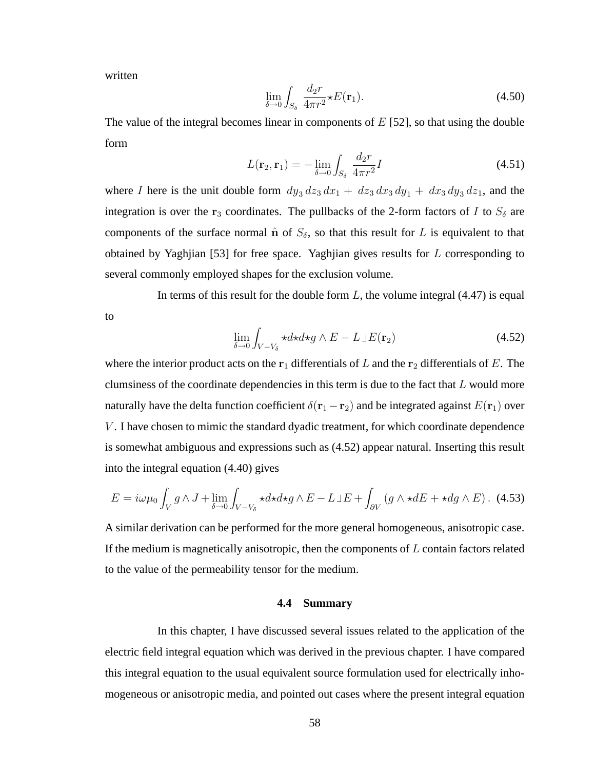written

$$\lim_{\delta \to 0} \int_{S_\delta} \frac{d_2 r}{4\pi r^2} \star E(\mathbf{r}_1). \tag{4.50}$$

The value of the integral becomes linear in components of $E$ [52], so that using the double form

$$L(\mathbf{r}_2, \mathbf{r}_1) = -\lim_{\delta \to 0} \int_{S_\delta} \frac{d_2 r}{4\pi r^2} I \tag{4.51}$$

where $I$ here is the unit double form $dy_3\, dz_3\, dx_1 + \, dz_3\, dx_3\, dy_1 + \, dx_3\, dy_3\, dz_1$, and the integration is over the $\mathbf{r}_3$ coordinates. The pullbacks of the 2-form factors of $I$ to $S_\delta$ are components of the surface normal $\hat{\mathbf{n}}$ of $S_\delta$, so that this result for $L$ is equivalent to that obtained by Yaghjian [53] for free space. Yaghjian gives results for $L$ corresponding to several commonly employed shapes for the exclusion volume.

In terms of this result for the double form $L$, the volume integral (4.47) is equal to

$$\lim_{\delta \to 0} \int_{V - V_\delta} \star d \star d \star g \wedge E - L \lrcorner E(\mathbf{r}_2) \tag{4.52}$$

where the interior product acts on the $\mathbf{r}_1$ differentials of $L$ and the $\mathbf{r}_2$ differentials of $E$. The clumsiness of the coordinate dependencies in this term is due to the fact that $L$ would more naturally have the delta function coefficient $\delta(\mathbf{r}_1 - \mathbf{r}_2)$ and be integrated against $E(\mathbf{r}_1)$ over $V$. I have chosen to mimic the standard dyadic treatment, for which coordinate dependence is somewhat ambiguous and expressions such as (4.52) appear natural. Inserting this result into the integral equation (4.40) gives

$$E = i\omega\mu_0 \int_V g \wedge J + \lim_{\delta \to 0} \int_{V - V_\delta} \star d \star d \star g \wedge E - L \lrcorner E + \int_{\partial V} (g \wedge \star dE + \star dg \wedge E)\,. \tag{4.53}$$

A similar derivation can be performed for the more general homogeneous, anisotropic case. If the medium is magnetically anisotropic, then the components of $L$ contain factors related to the value of the permeability tensor for the medium.

## 4.4 Summary

In this chapter, I have discussed several issues related to the application of the electric field integral equation which was derived in the previous chapter. I have compared this integral equation to the usual equivalent source formulation used for electrically inhomogeneous or anisotropic media, and pointed out cases where the present integral equation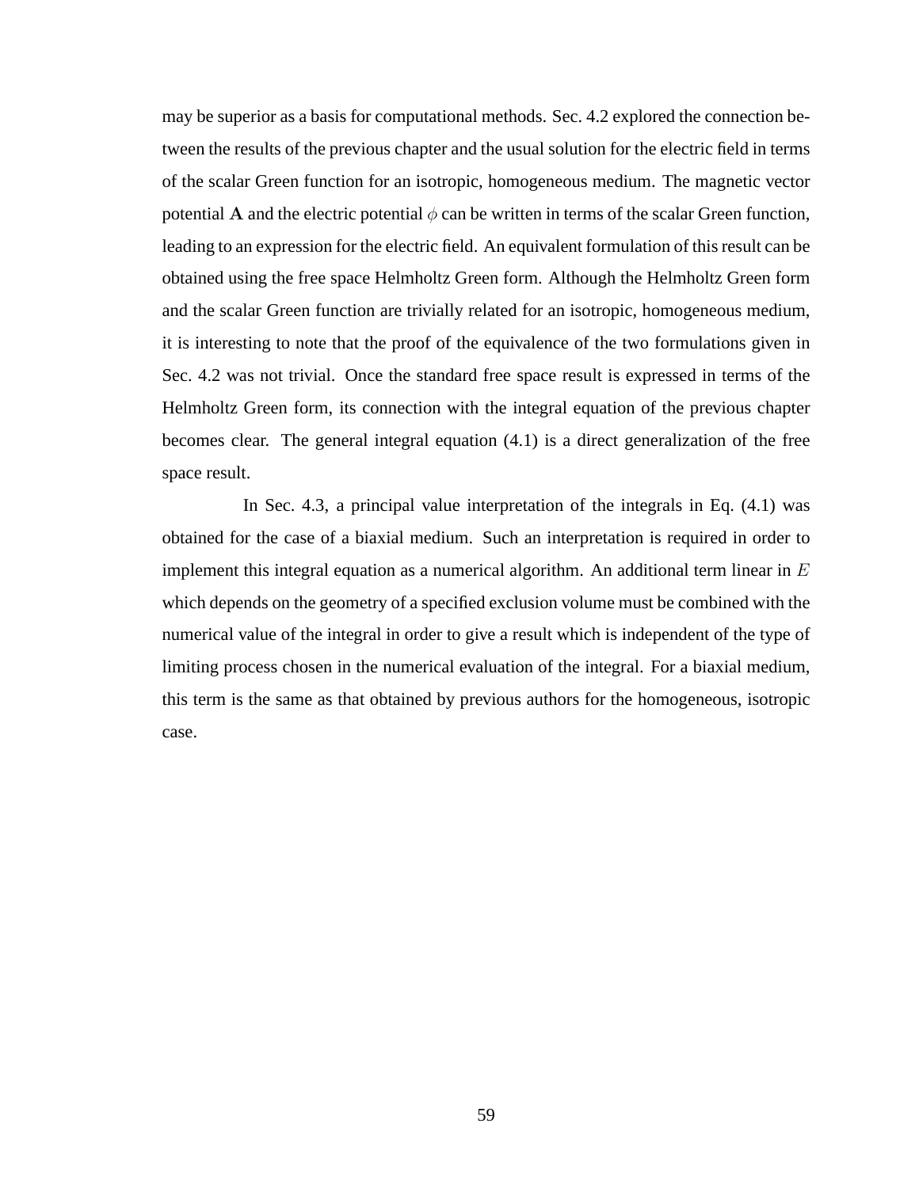may be superior as a basis for computational methods. Sec. 4.2 explored the connection between the results of the previous chapter and the usual solution for the electric field in terms of the scalar Green function for an isotropic, homogeneous medium. The magnetic vector potential $\mathbf{A}$ and the electric potential $\phi$ can be written in terms of the scalar Green function, leading to an expression for the electric field. An equivalent formulation of this result can be obtained using the free space Helmholtz Green form. Although the Helmholtz Green form and the scalar Green function are trivially related for an isotropic, homogeneous medium, it is interesting to note that the proof of the equivalence of the two formulations given in Sec. 4.2 was not trivial. Once the standard free space result is expressed in terms of the Helmholtz Green form, its connection with the integral equation of the previous chapter becomes clear. The general integral equation (4.1) is a direct generalization of the free space result.

In Sec. 4.3, a principal value interpretation of the integrals in Eq. (4.1) was obtained for the case of a biaxial medium. Such an interpretation is required in order to implement this integral equation as a numerical algorithm. An additional term linear in $E$ which depends on the geometry of a specified exclusion volume must be combined with the numerical value of the integral in order to give a result which is independent of the type of limiting process chosen in the numerical evaluation of the integral. For a biaxial medium, this term is the same as that obtained by previous authors for the homogeneous, isotropic case.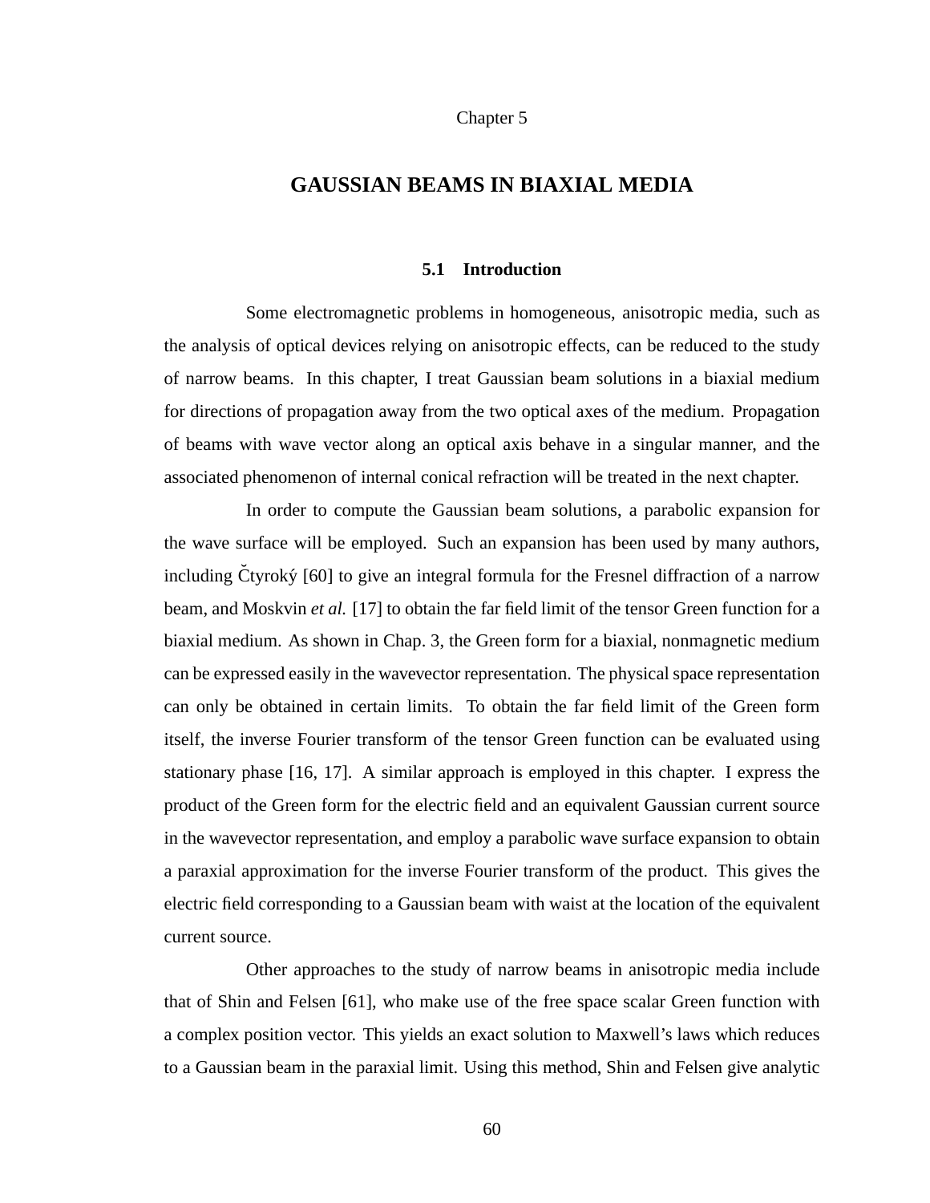Chapter 5

# GAUSSIAN BEAMS IN BIAXIAL MEDIA

## 5.1 Introduction

Some electromagnetic problems in homogeneous, anisotropic media, such as the analysis of optical devices relying on anisotropic effects, can be reduced to the study of narrow beams. In this chapter, I treat Gaussian beam solutions in a biaxial medium for directions of propagation away from the two optical axes of the medium. Propagation of beams with wave vector along an optical axis behave in a singular manner, and the associated phenomenon of internal conical refraction will be treated in the next chapter.

In order to compute the Gaussian beam solutions, a parabolic expansion for the wave surface will be employed. Such an expansion has been used by many authors, including Čtyroký [60] to give an integral formula for the Fresnel diffraction of a narrow beam, and Moskvin *et al.* [17] to obtain the far field limit of the tensor Green function for a biaxial medium. As shown in Chap. 3, the Green form for a biaxial, nonmagnetic medium can be expressed easily in the wavevector representation. The physical space representation can only be obtained in certain limits. To obtain the far field limit of the Green form itself, the inverse Fourier transform of the tensor Green function can be evaluated using stationary phase [16, 17]. A similar approach is employed in this chapter. I express the product of the Green form for the electric field and an equivalent Gaussian current source in the wavevector representation, and employ a parabolic wave surface expansion to obtain a paraxial approximation for the inverse Fourier transform of the product. This gives the electric field corresponding to a Gaussian beam with waist at the location of the equivalent current source.

Other approaches to the study of narrow beams in anisotropic media include that of Shin and Felsen [61], who make use of the free space scalar Green function with a complex position vector. This yields an exact solution to Maxwell's laws which reduces to a Gaussian beam in the paraxial limit. Using this method, Shin and Felsen give analytic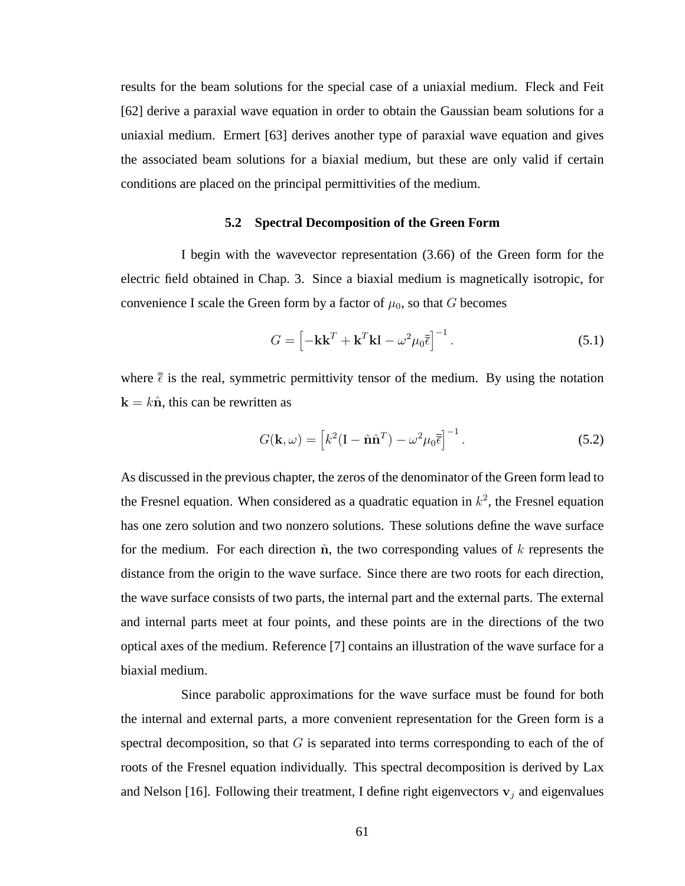results for the beam solutions for the special case of a uniaxial medium. Fleck and Feit [62] derive a paraxial wave equation in order to obtain the Gaussian beam solutions for a uniaxial medium. Ermert [63] derives another type of paraxial wave equation and gives the associated beam solutions for a biaxial medium, but these are only valid if certain conditions are placed on the principal permittivities of the medium.

### 5.2 Spectral Decomposition of the Green Form

I begin with the wavevector representation (3.66) of the Green form for the electric field obtained in Chap. 3. Since a biaxial medium is magnetically isotropic, for convenience I scale the Green form by a factor of $\mu_0$, so that $G$ becomes

$$G = \left[-\mathbf{k}\mathbf{k}^T + \mathbf{k}^T\mathbf{k}\mathrm{I} - \omega^2\mu_0\overline{\overline{\epsilon}}\right]^{-1}. \tag{5.1}$$

where $\overline{\overline{\epsilon}}$ is the real, symmetric permittivity tensor of the medium. By using the notation $\mathbf{k} = k\hat{\mathbf{n}}$, this can be rewritten as

$$G(\mathbf{k},\omega) = \left[k^2(\mathrm{I} - \hat{\mathbf{n}}\hat{\mathbf{n}}^T) - \omega^2\mu_0\overline{\overline{\epsilon}}\right]^{-1}. \tag{5.2}$$

As discussed in the previous chapter, the zeros of the denominator of the Green form lead to the Fresnel equation. When considered as a quadratic equation in $k^2$, the Fresnel equation has one zero solution and two nonzero solutions. These solutions define the wave surface for the medium. For each direction $\hat{\mathbf{n}}$, the two corresponding values of $k$ represents the distance from the origin to the wave surface. Since there are two roots for each direction, the wave surface consists of two parts, the internal part and the external parts. The external and internal parts meet at four points, and these points are in the directions of the two optical axes of the medium. Reference [7] contains an illustration of the wave surface for a biaxial medium.

Since parabolic approximations for the wave surface must be found for both the internal and external parts, a more convenient representation for the Green form is a spectral decomposition, so that $G$ is separated into terms corresponding to each of the of roots of the Fresnel equation individually. This spectral decomposition is derived by Lax and Nelson [16]. Following their treatment, I define right eigenvectors $\mathbf{v}_j$ and eigenvalues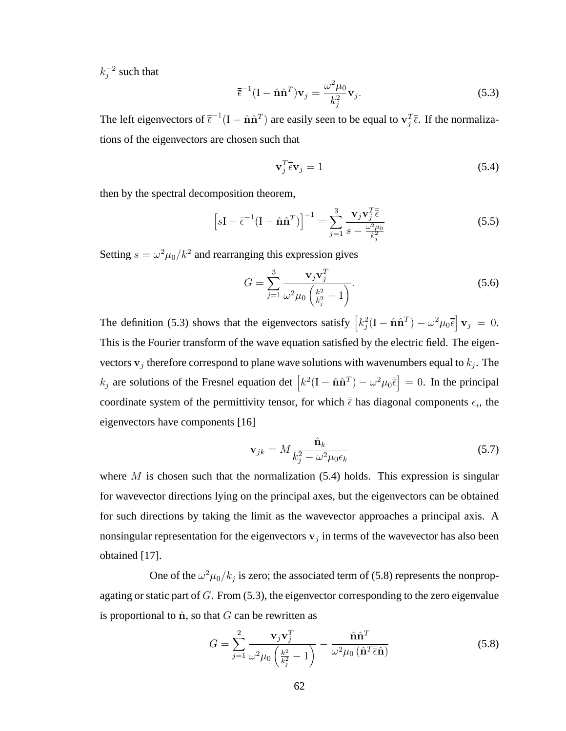$k_j^{-2}$ such that

$$\bar{\bar{\epsilon}}^{-1}(\mathrm{I}-\hat{\mathbf{n}}\hat{\mathbf{n}}^T)\mathbf{v}_j = \frac{\omega^2\mu_0}{k_j^2}\mathbf{v}_j. \tag{5.3}$$

The left eigenvectors of $\bar{\bar{\epsilon}}^{-1}(\mathrm{I}-\hat{\mathbf{n}}\hat{\mathbf{n}}^T)$ are easily seen to be equal to $\mathbf{v}_j^T\bar{\bar{\epsilon}}$. If the normalizations of the eigenvectors are chosen such that

$$\mathbf{v}_j^T\bar{\bar{\epsilon}}\mathbf{v}_j = 1 \tag{5.4}$$

then by the spectral decomposition theorem,

$$\left[s\mathrm{I}-\bar{\bar{\epsilon}}^{-1}(\mathrm{I}-\hat{\mathbf{n}}\hat{\mathbf{n}}^T)\right]^{-1} = \sum_{j=1}^{3}\frac{\mathbf{v}_j\mathbf{v}_j^T\bar{\bar{\epsilon}}}{s-\frac{\omega^2\mu_0}{k_j^2}} \tag{5.5}$$

Setting $s=\omega^2\mu_0/k^2$ and rearranging this expression gives

$$G = \sum_{j=1}^{3}\frac{\mathbf{v}_j\mathbf{v}_j^T}{\omega^2\mu_0\left(\frac{k^2}{k_j^2}-1\right)}. \tag{5.6}$$

The definition (5.3) shows that the eigenvectors satisfy $\left[k_j^2(\mathrm{I}-\hat{\mathbf{n}}\hat{\mathbf{n}}^T)-\omega^2\mu_0\bar{\bar{\epsilon}}\right]\mathbf{v}_j = 0$. This is the Fourier transform of the wave equation satisfied by the electric field. The eigenvectors $\mathbf{v}_j$ therefore correspond to plane wave solutions with wavenumbers equal to $k_j$. The $k_j$ are solutions of the Fresnel equation det $\left[k^2(\mathrm{I}-\hat{\mathbf{n}}\hat{\mathbf{n}}^T)-\omega^2\mu_0\bar{\bar{\epsilon}}\right] = 0$. In the principal coordinate system of the permittivity tensor, for which $\bar{\bar{\epsilon}}$ has diagonal components $\epsilon_i$, the eigenvectors have components [16]

$$\mathbf{v}_{jk} = M\frac{\hat{\mathbf{n}}_k}{k_j^2-\omega^2\mu_0\epsilon_k} \tag{5.7}$$

where $M$ is chosen such that the normalization (5.4) holds. This expression is singular for wavevector directions lying on the principal axes, but the eigenvectors can be obtained for such directions by taking the limit as the wavevector approaches a principal axis. A nonsingular representation for the eigenvectors $\mathbf{v}_j$ in terms of the wavevector has also been obtained [17].

One of the $\omega^2\mu_0/k_j$ is zero; the associated term of (5.8) represents the nonpropagating or static part of $G$. From (5.3), the eigenvector corresponding to the zero eigenvalue is proportional to $\hat{\mathbf{n}}$, so that $G$ can be rewritten as

$$G = \sum_{j=1}^{2}\frac{\mathbf{v}_j\mathbf{v}_j^T}{\omega^2\mu_0\left(\frac{k^2}{k_j^2}-1\right)} - \frac{\hat{\mathbf{n}}\hat{\mathbf{n}}^T}{\omega^2\mu_0\left(\hat{\mathbf{n}}^T\bar{\bar{\epsilon}}\hat{\mathbf{n}}\right)} \tag{5.8}$$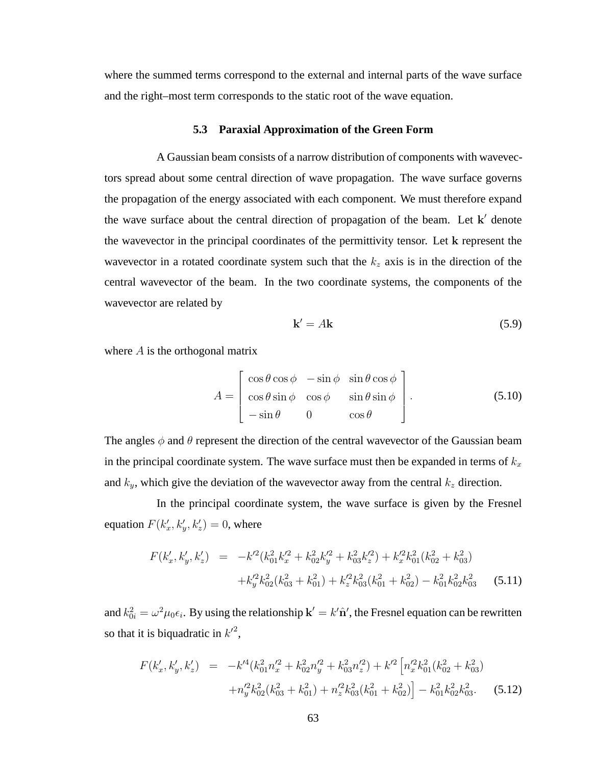where the summed terms correspond to the external and internal parts of the wave surface and the right–most term corresponds to the static root of the wave equation.

### 5.3 Paraxial Approximation of the Green Form

A Gaussian beam consists of a narrow distribution of components with wavevectors spread about some central direction of wave propagation. The wave surface governs the propagation of the energy associated with each component. We must therefore expand the wave surface about the central direction of propagation of the beam. Let $\mathbf{k}'$ denote the wavevector in the principal coordinates of the permittivity tensor. Let $\mathbf{k}$ represent the wavevector in a rotated coordinate system such that the $k_z$ axis is in the direction of the central wavevector of the beam. In the two coordinate systems, the components of the wavevector are related by

$$\mathbf{k}' = A\mathbf{k} \tag{5.9}$$

where $A$ is the orthogonal matrix

$$A = \begin{bmatrix} \cos\theta\cos\phi & -\sin\phi & \sin\theta\cos\phi \\ \cos\theta\sin\phi & \cos\phi & \sin\theta\sin\phi \\ -\sin\theta & 0 & \cos\theta \end{bmatrix}. \tag{5.10}$$

The angles $\phi$ and $\theta$ represent the direction of the central wavevector of the Gaussian beam in the principal coordinate system. The wave surface must then be expanded in terms of $k_x$ and $k_y$, which give the deviation of the wavevector away from the central $k_z$ direction.

In the principal coordinate system, the wave surface is given by the Fresnel equation $F(k'_x, k'_y, k'_z) = 0$, where

$$\begin{aligned} F(k'_x, k'_y, k'_z) &= -k'^2(k_{01}^2 k_x'^2 + k_{02}^2 k_y'^2 + k_{03}^2 k_z'^2) + k_x'^2 k_{01}^2(k_{02}^2 + k_{03}^2) \\ &\quad + k_y'^2 k_{02}^2(k_{03}^2 + k_{01}^2) + k_z'^2 k_{03}^2(k_{01}^2 + k_{02}^2) - k_{01}^2 k_{02}^2 k_{03}^2 \end{aligned} \tag{5.11}$$

and $k_{0i}^2 = \omega^2 \mu_0 \epsilon_i$. By using the relationship $\mathbf{k}' = k'\hat{\mathbf{n}}'$, the Fresnel equation can be rewritten so that it is biquadratic in $k'^2$,

$$\begin{aligned} F(k'_x, k'_y, k'_z) &= -k'^4(k_{01}^2 n_x'^2 + k_{02}^2 n_y'^2 + k_{03}^2 n_z'^2) + k'^2 \Big[ n_x'^2 k_{01}^2(k_{02}^2 + k_{03}^2) \\ &\quad + n_y'^2 k_{02}^2(k_{03}^2 + k_{01}^2) + n_z'^2 k_{03}^2(k_{01}^2 + k_{02}^2) \Big] - k_{01}^2 k_{02}^2 k_{03}^2. \end{aligned} \tag{5.12}$$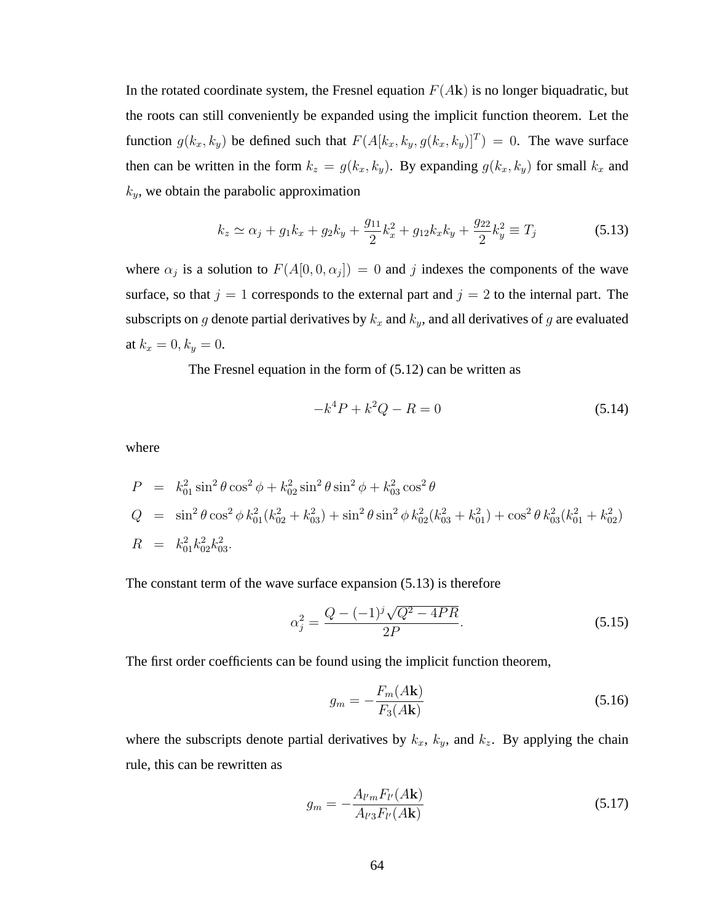In the rotated coordinate system, the Fresnel equation $F(A\mathbf{k})$ is no longer biquadratic, but the roots can still conveniently be expanded using the implicit function theorem. Let the function $g(k_x, k_y)$ be defined such that $F(A[k_x, k_y, g(k_x, k_y)]^T) = 0$. The wave surface then can be written in the form $k_z = g(k_x, k_y)$. By expanding $g(k_x, k_y)$ for small $k_x$ and $k_y$, we obtain the parabolic approximation

$$k_z \simeq \alpha_j + g_1 k_x + g_2 k_y + \frac{g_{11}}{2} k_x^2 + g_{12} k_x k_y + \frac{g_{22}}{2} k_y^2 \equiv T_j \tag{5.13}$$

where $\alpha_j$ is a solution to $F(A[0, 0, \alpha_j]) = 0$ and $j$ indexes the components of the wave surface, so that $j = 1$ corresponds to the external part and $j = 2$ to the internal part. The subscripts on $g$ denote partial derivatives by $k_x$ and $k_y$, and all derivatives of $g$ are evaluated at $k_x = 0, k_y = 0$.

The Fresnel equation in the form of (5.12) can be written as

$$-k^4 P + k^2 Q - R = 0 \tag{5.14}$$

where

$$\begin{aligned}
P &= k_{01}^2 \sin^2\theta \cos^2\phi + k_{02}^2 \sin^2\theta \sin^2\phi + k_{03}^2 \cos^2\theta \\
Q &= \sin^2\theta \cos^2\phi \, k_{01}^2 (k_{02}^2 + k_{03}^2) + \sin^2\theta \sin^2\phi \, k_{02}^2 (k_{03}^2 + k_{01}^2) + \cos^2\theta \, k_{03}^2 (k_{01}^2 + k_{02}^2) \\
R &= k_{01}^2 k_{02}^2 k_{03}^2.
\end{aligned}$$

The constant term of the wave surface expansion (5.13) is therefore

$$\alpha_j^2 = \frac{Q - (-1)^j \sqrt{Q^2 - 4PR}}{2P}. \tag{5.15}$$

The first order coefficients can be found using the implicit function theorem,

$$g_m = -\frac{F_m(A\mathbf{k})}{F_3(A\mathbf{k})} \tag{5.16}$$

where the subscripts denote partial derivatives by $k_x$, $k_y$, and $k_z$. By applying the chain rule, this can be rewritten as

$$g_m = -\frac{A_{l'm} F_{l'}(A\mathbf{k})}{A_{l'3} F_{l'}(A\mathbf{k})} \tag{5.17}$$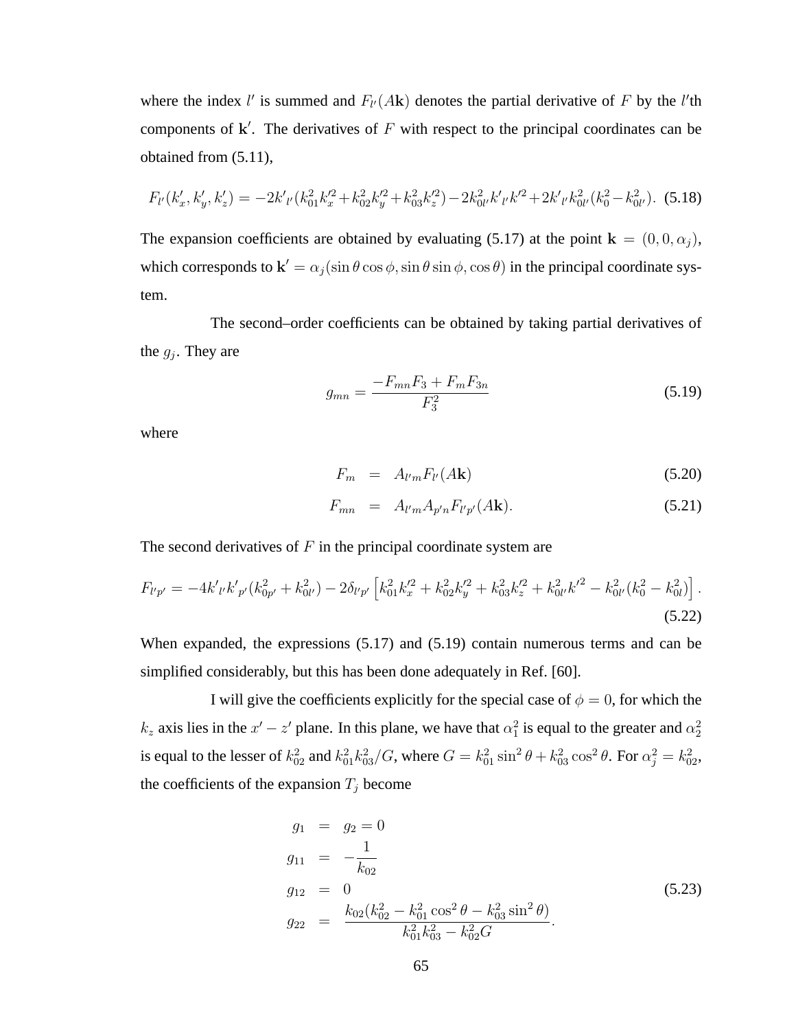where the index $l'$ is summed and $F_{l'}(A\mathbf{k})$ denotes the partial derivative of $F$ by the $l'$th components of $\mathbf{k}'$. The derivatives of $F$ with respect to the principal coordinates can be obtained from (5.11),

$$F_{l'}(k'_x, k'_y, k'_z) = -2k'_{l'}(k_{01}^2 k_x'^2 + k_{02}^2 k_y'^2 + k_{03}^2 k_z'^2) - 2k_{0l'}^2 k'_{l'} k'^2 + 2k'_{l'} k_{0l'}^2 (k_0^2 - k_{0l'}^2). \quad (5.18)$$

The expansion coefficients are obtained by evaluating (5.17) at the point $\mathbf{k} = (0, 0, \alpha_j)$, which corresponds to $\mathbf{k}' = \alpha_j(\sin\theta\cos\phi, \sin\theta\sin\phi, \cos\theta)$ in the principal coordinate system.

The second–order coefficients can be obtained by taking partial derivatives of the $g_j$. They are

$$g_{mn} = \frac{-F_{mn}F_3 + F_m F_{3n}}{F_3^2} \quad (5.19)$$

where

$$F_m = A_{l'm} F_{l'}(A\mathbf{k}) \quad (5.20)$$

$$F_{mn} = A_{l'm} A_{p'n} F_{l'p'}(A\mathbf{k}). \quad (5.21)$$

The second derivatives of $F$ in the principal coordinate system are

$$F_{l'p'} = -4k'_{l'}k'_{p'}(k_{0p'}^2 + k_{0l'}^2) - 2\delta_{l'p'}\left[k_{01}^2 k_x'^2 + k_{02}^2 k_y'^2 + k_{03}^2 k_z'^2 + k_{0l'}^2 {k'}^2 - k_{0l'}^2(k_0^2 - k_{0l}^2)\right]. \quad (5.22)$$

When expanded, the expressions (5.17) and (5.19) contain numerous terms and can be simplified considerably, but this has been done adequately in Ref. [60].

I will give the coefficients explicitly for the special case of $\phi = 0$, for which the $k_z$ axis lies in the $x' - z'$ plane. In this plane, we have that $\alpha_1^2$ is equal to the greater and $\alpha_2^2$ is equal to the lesser of $k_{02}^2$ and $k_{01}^2 k_{03}^2 / G$, where $G = k_{01}^2 \sin^2\theta + k_{03}^2 \cos^2\theta$. For $\alpha_j^2 = k_{02}^2$, the coefficients of the expansion $T_j$ become

$$\begin{aligned}
g_1 &= g_2 = 0 \\
g_{11} &= -\frac{1}{k_{02}} \\
g_{12} &= 0 \\
g_{22} &= \frac{k_{02}(k_{02}^2 - k_{01}^2\cos^2\theta - k_{03}^2\sin^2\theta)}{k_{01}^2 k_{03}^2 - k_{02}^2 G}.
\end{aligned} \quad (5.23)$$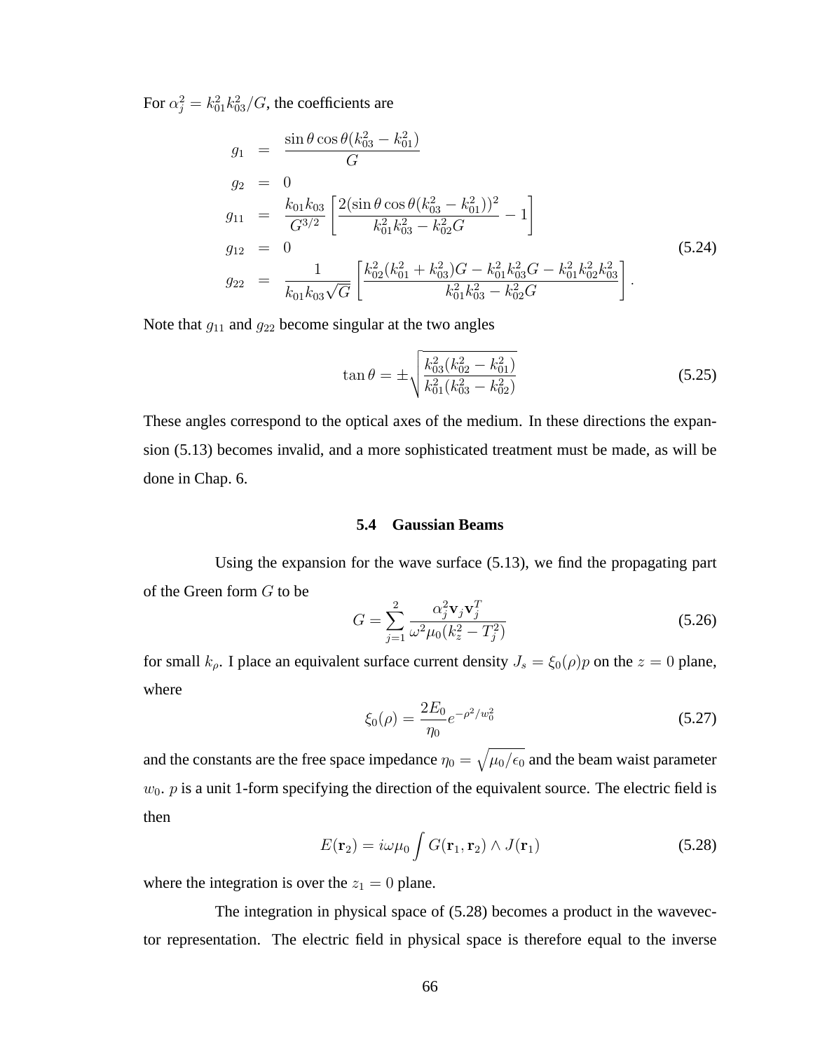For $\alpha_j^2 = k_{01}^2 k_{03}^2 / G$, the coefficients are

$$
\begin{aligned}
g_1 &= \frac{\sin\theta\cos\theta(k_{03}^2 - k_{01}^2)}{G} \\
g_2 &= 0 \\
g_{11} &= \frac{k_{01}k_{03}}{G^{3/2}}\left[\frac{2(\sin\theta\cos\theta(k_{03}^2 - k_{01}^2))^2}{k_{01}^2 k_{03}^2 - k_{02}^2 G} - 1\right] \\
g_{12} &= 0 \\
g_{22} &= \frac{1}{k_{01}k_{03}\sqrt{G}}\left[\frac{k_{02}^2(k_{01}^2 + k_{03}^2)G - k_{01}^2 k_{03}^2 G - k_{01}^2 k_{02}^2 k_{03}^2}{k_{01}^2 k_{03}^2 - k_{02}^2 G}\right].
\end{aligned}
\tag{5.24}
$$

Note that $g_{11}$ and $g_{22}$ become singular at the two angles

$$
\tan\theta = \pm\sqrt{\frac{k_{03}^2(k_{02}^2 - k_{01}^2)}{k_{01}^2(k_{03}^2 - k_{02}^2)}}
\tag{5.25}
$$

These angles correspond to the optical axes of the medium. In these directions the expansion (5.13) becomes invalid, and a more sophisticated treatment must be made, as will be done in Chap. 6.

### 5.4 Gaussian Beams

Using the expansion for the wave surface (5.13), we find the propagating part of the Green form $G$ to be

$$
G = \sum_{j=1}^{2} \frac{\alpha_j^2 \mathbf{v}_j \mathbf{v}_j^T}{\omega^2 \mu_0 (k_z^2 - T_j^2)}
\tag{5.26}
$$

for small $k_\rho$. I place an equivalent surface current density $J_s = \xi_0(\rho)p$ on the $z = 0$ plane, where

$$
\xi_0(\rho) = \frac{2E_0}{\eta_0} e^{-\rho^2/w_0^2}
\tag{5.27}
$$

and the constants are the free space impedance $\eta_0 = \sqrt{\mu_0/\epsilon_0}$ and the beam waist parameter $w_0$. $p$ is a unit 1-form specifying the direction of the equivalent source. The electric field is then

$$
E(\mathbf{r}_2) = i\omega\mu_0 \int G(\mathbf{r}_1, \mathbf{r}_2) \wedge J(\mathbf{r}_1)
\tag{5.28}
$$

where the integration is over the $z_1 = 0$ plane.

The integration in physical space of (5.28) becomes a product in the wavevector representation. The electric field in physical space is therefore equal to the inverse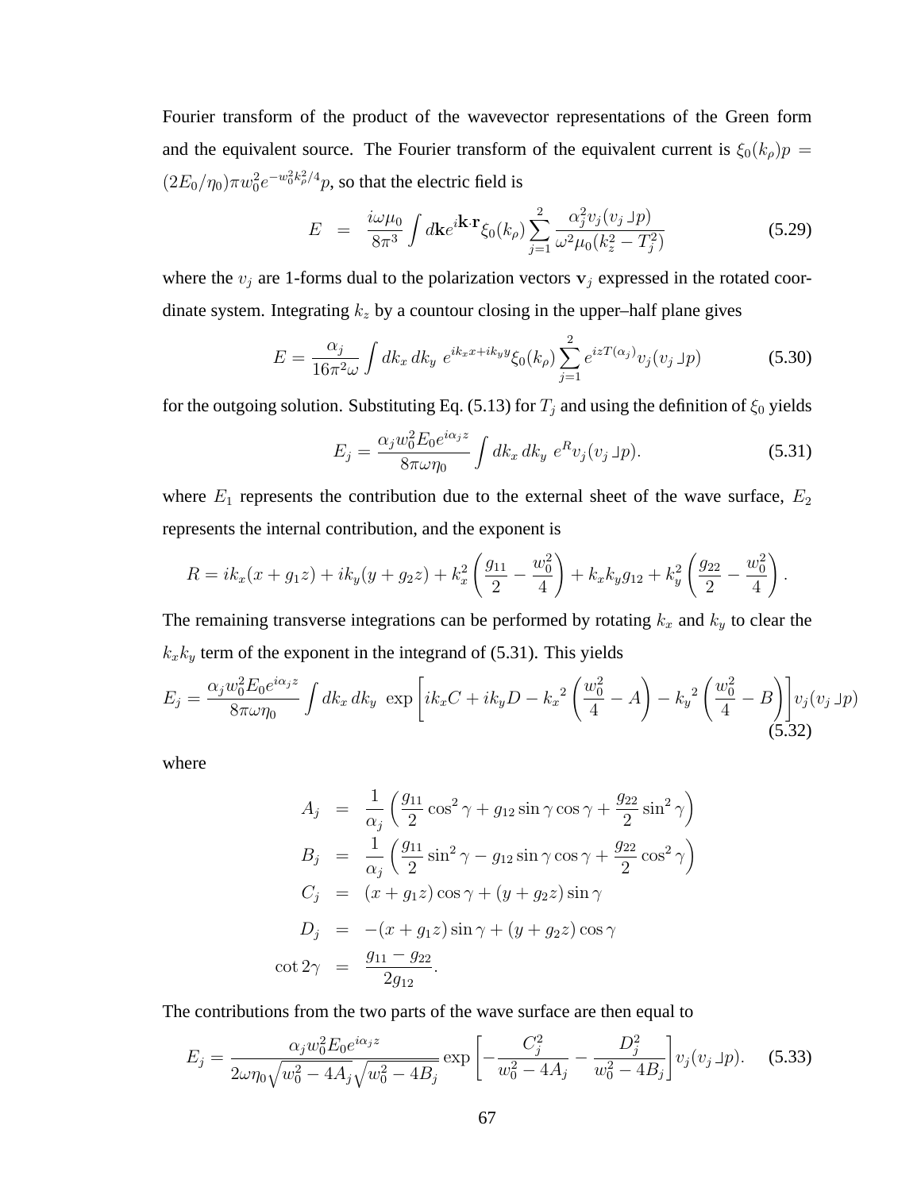Fourier transform of the product of the wavevector representations of the Green form and the equivalent source. The Fourier transform of the equivalent current is $\xi_0(k_\rho)p = (2E_0/\eta_0)\pi w_0^2 e^{-w_0^2 k_\rho^2/4}p$, so that the electric field is

$$E = \frac{i\omega\mu_0}{8\pi^3}\int d\mathbf{k}e^{i\mathbf{k}\cdot\mathbf{r}}\xi_0(k_\rho)\sum_{j=1}^{2}\frac{\alpha_j^2 v_j(v_j \lrcorner p)}{\omega^2\mu_0(k_z^2 - T_j^2)} \tag{5.29}$$

where the $v_j$ are 1-forms dual to the polarization vectors $\mathbf{v}_j$ expressed in the rotated coordinate system. Integrating $k_z$ by a countour closing in the upper–half plane gives

$$E = \frac{\alpha_j}{16\pi^2\omega}\int dk_x\, dk_y\; e^{ik_x x + ik_y y}\xi_0(k_\rho)\sum_{j=1}^{2}e^{izT(\alpha_j)}v_j(v_j \lrcorner p) \tag{5.30}$$

for the outgoing solution. Substituting Eq. (5.13) for $T_j$ and using the definition of $\xi_0$ yields

$$E_j = \frac{\alpha_j w_0^2 E_0 e^{i\alpha_j z}}{8\pi\omega\eta_0}\int dk_x\, dk_y\; e^R v_j(v_j \lrcorner p). \tag{5.31}$$

where $E_1$ represents the contribution due to the external sheet of the wave surface, $E_2$ represents the internal contribution, and the exponent is

$$R = ik_x(x + g_1 z) + ik_y(y + g_2 z) + k_x^2\left(\frac{g_{11}}{2} - \frac{w_0^2}{4}\right) + k_x k_y g_{12} + k_y^2\left(\frac{g_{22}}{2} - \frac{w_0^2}{4}\right).$$

The remaining transverse integrations can be performed by rotating $k_x$ and $k_y$ to clear the $k_x k_y$ term of the exponent in the integrand of (5.31). This yields

$$E_j = \frac{\alpha_j w_0^2 E_0 e^{i\alpha_j z}}{8\pi\omega\eta_0}\int dk_x\, dk_y\; \exp\left[ik_x C + ik_y D - {k_x}^2\left(\frac{w_0^2}{4} - A\right) - {k_y}^2\left(\frac{w_0^2}{4} - B\right)\right]v_j(v_j \lrcorner p) \tag{5.32}$$

where

$$\begin{aligned}
A_j &= \frac{1}{\alpha_j}\left(\frac{g_{11}}{2}\cos^2\gamma + g_{12}\sin\gamma\cos\gamma + \frac{g_{22}}{2}\sin^2\gamma\right)\\
B_j &= \frac{1}{\alpha_j}\left(\frac{g_{11}}{2}\sin^2\gamma - g_{12}\sin\gamma\cos\gamma + \frac{g_{22}}{2}\cos^2\gamma\right)\\
C_j &= (x + g_1 z)\cos\gamma + (y + g_2 z)\sin\gamma\\
D_j &= -(x + g_1 z)\sin\gamma + (y + g_2 z)\cos\gamma\\
\cot 2\gamma &= \frac{g_{11} - g_{22}}{2g_{12}}.
\end{aligned}$$

The contributions from the two parts of the wave surface are then equal to

$$E_j = \frac{\alpha_j w_0^2 E_0 e^{i\alpha_j z}}{2\omega\eta_0\sqrt{w_0^2 - 4A_j}\sqrt{w_0^2 - 4B_j}}\exp\left[-\frac{C_j^2}{w_0^2 - 4A_j} - \frac{D_j^2}{w_0^2 - 4B_j}\right]v_j(v_j \lrcorner p). \tag{5.33}$$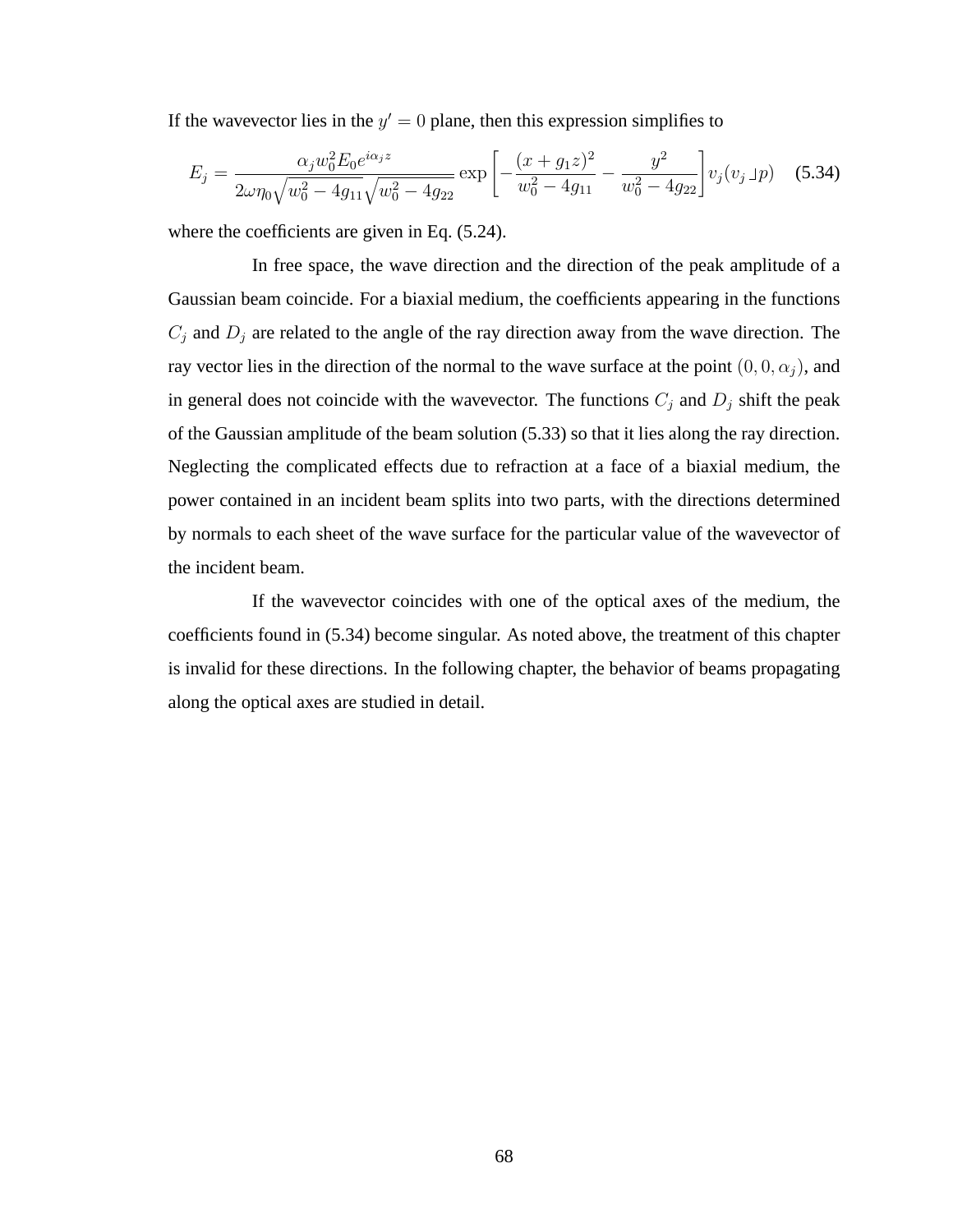If the wavevector lies in the $y' = 0$ plane, then this expression simplifies to

$$E_j = \frac{\alpha_j w_0^2 E_0 e^{i\alpha_j z}}{2\omega\eta_0\sqrt{w_0^2 - 4g_{11}}\sqrt{w_0^2 - 4g_{22}}} \exp\left[-\frac{(x + g_1 z)^2}{w_0^2 - 4g_{11}} - \frac{y^2}{w_0^2 - 4g_{22}}\right] v_j(v_j \lrcorner p) \quad (5.34)$$

where the coefficients are given in Eq. (5.24).

In free space, the wave direction and the direction of the peak amplitude of a Gaussian beam coincide. For a biaxial medium, the coefficients appearing in the functions $C_j$ and $D_j$ are related to the angle of the ray direction away from the wave direction. The ray vector lies in the direction of the normal to the wave surface at the point $(0, 0, \alpha_j)$, and in general does not coincide with the wavevector. The functions $C_j$ and $D_j$ shift the peak of the Gaussian amplitude of the beam solution (5.33) so that it lies along the ray direction. Neglecting the complicated effects due to refraction at a face of a biaxial medium, the power contained in an incident beam splits into two parts, with the directions determined by normals to each sheet of the wave surface for the particular value of the wavevector of the incident beam.

If the wavevector coincides with one of the optical axes of the medium, the coefficients found in (5.34) become singular. As noted above, the treatment of this chapter is invalid for these directions. In the following chapter, the behavior of beams propagating along the optical axes are studied in detail.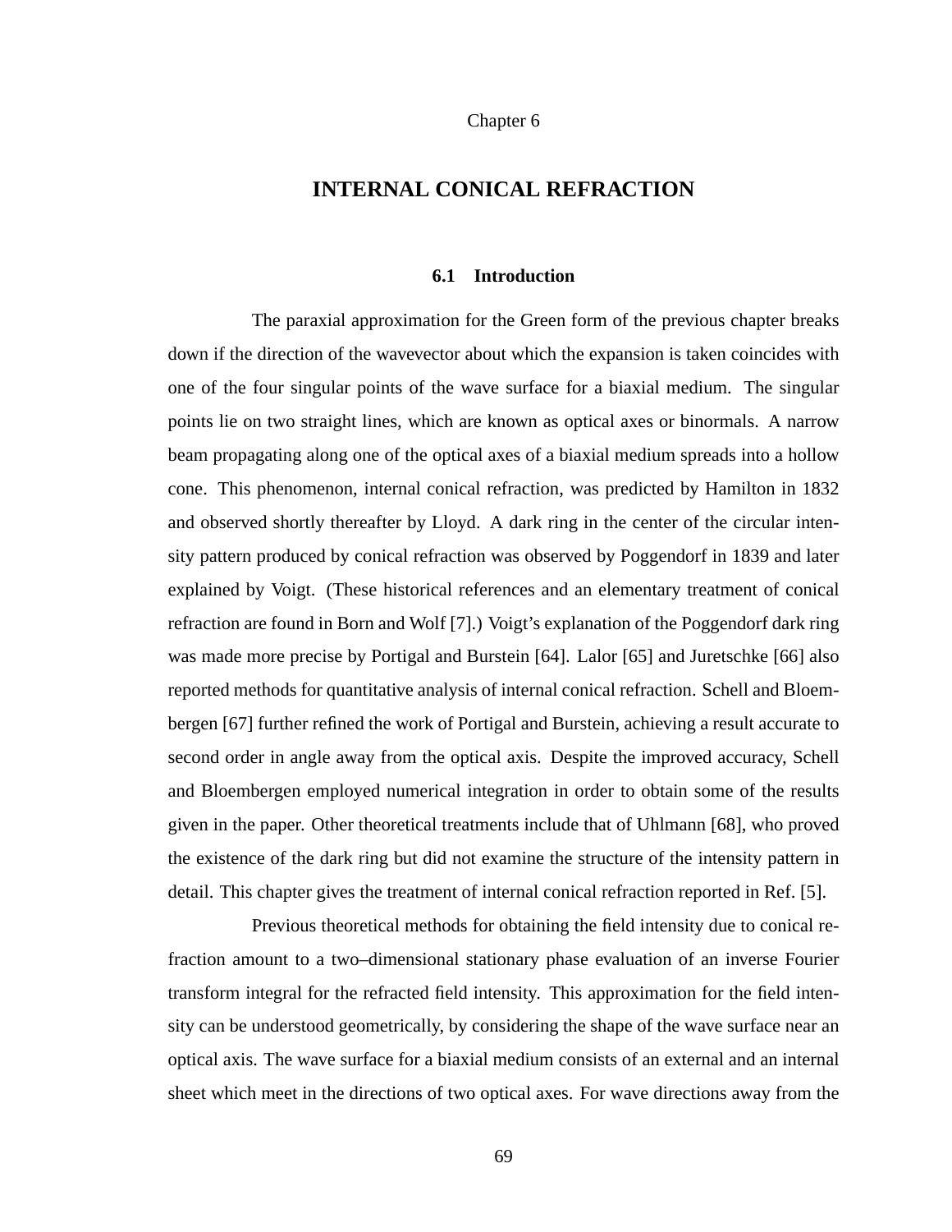Chapter 6

# INTERNAL CONICAL REFRACTION

## 6.1 Introduction

The paraxial approximation for the Green form of the previous chapter breaks down if the direction of the wavevector about which the expansion is taken coincides with one of the four singular points of the wave surface for a biaxial medium. The singular points lie on two straight lines, which are known as optical axes or binormals. A narrow beam propagating along one of the optical axes of a biaxial medium spreads into a hollow cone. This phenomenon, internal conical refraction, was predicted by Hamilton in 1832 and observed shortly thereafter by Lloyd. A dark ring in the center of the circular intensity pattern produced by conical refraction was observed by Poggendorf in 1839 and later explained by Voigt. (These historical references and an elementary treatment of conical refraction are found in Born and Wolf [7].) Voigt's explanation of the Poggendorf dark ring was made more precise by Portigal and Burstein [64]. Lalor [65] and Juretschke [66] also reported methods for quantitative analysis of internal conical refraction. Schell and Bloembergen [67] further refined the work of Portigal and Burstein, achieving a result accurate to second order in angle away from the optical axis. Despite the improved accuracy, Schell and Bloembergen employed numerical integration in order to obtain some of the results given in the paper. Other theoretical treatments include that of Uhlmann [68], who proved the existence of the dark ring but did not examine the structure of the intensity pattern in detail. This chapter gives the treatment of internal conical refraction reported in Ref. [5].

Previous theoretical methods for obtaining the field intensity due to conical refraction amount to a two–dimensional stationary phase evaluation of an inverse Fourier transform integral for the refracted field intensity. This approximation for the field intensity can be understood geometrically, by considering the shape of the wave surface near an optical axis. The wave surface for a biaxial medium consists of an external and an internal sheet which meet in the directions of two optical axes. For wave directions away from the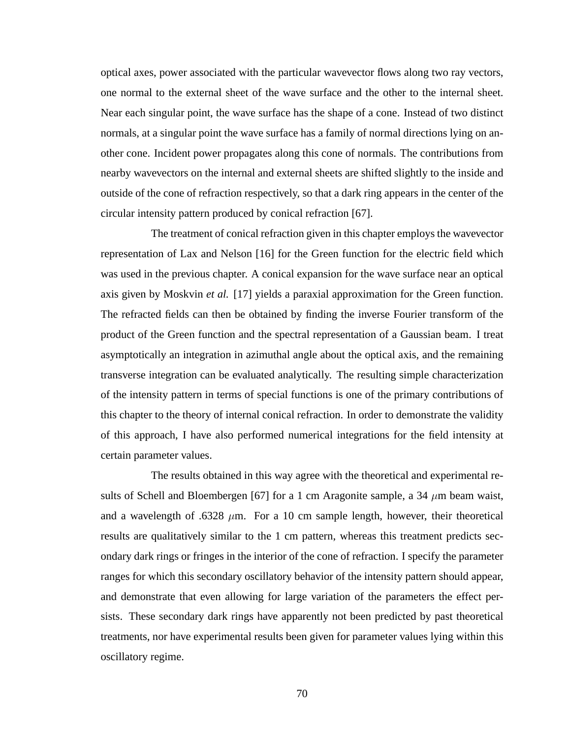optical axes, power associated with the particular wavevector flows along two ray vectors, one normal to the external sheet of the wave surface and the other to the internal sheet. Near each singular point, the wave surface has the shape of a cone. Instead of two distinct normals, at a singular point the wave surface has a family of normal directions lying on another cone. Incident power propagates along this cone of normals. The contributions from nearby wavevectors on the internal and external sheets are shifted slightly to the inside and outside of the cone of refraction respectively, so that a dark ring appears in the center of the circular intensity pattern produced by conical refraction [67].

The treatment of conical refraction given in this chapter employs the wavevector representation of Lax and Nelson [16] for the Green function for the electric field which was used in the previous chapter. A conical expansion for the wave surface near an optical axis given by Moskvin *et al.* [17] yields a paraxial approximation for the Green function. The refracted fields can then be obtained by finding the inverse Fourier transform of the product of the Green function and the spectral representation of a Gaussian beam. I treat asymptotically an integration in azimuthal angle about the optical axis, and the remaining transverse integration can be evaluated analytically. The resulting simple characterization of the intensity pattern in terms of special functions is one of the primary contributions of this chapter to the theory of internal conical refraction. In order to demonstrate the validity of this approach, I have also performed numerical integrations for the field intensity at certain parameter values.

The results obtained in this way agree with the theoretical and experimental results of Schell and Bloembergen [67] for a 1 cm Aragonite sample, a 34 $\mu$m beam waist, and a wavelength of .6328 $\mu$m. For a 10 cm sample length, however, their theoretical results are qualitatively similar to the 1 cm pattern, whereas this treatment predicts secondary dark rings or fringes in the interior of the cone of refraction. I specify the parameter ranges for which this secondary oscillatory behavior of the intensity pattern should appear, and demonstrate that even allowing for large variation of the parameters the effect persists. These secondary dark rings have apparently not been predicted by past theoretical treatments, nor have experimental results been given for parameter values lying within this oscillatory regime.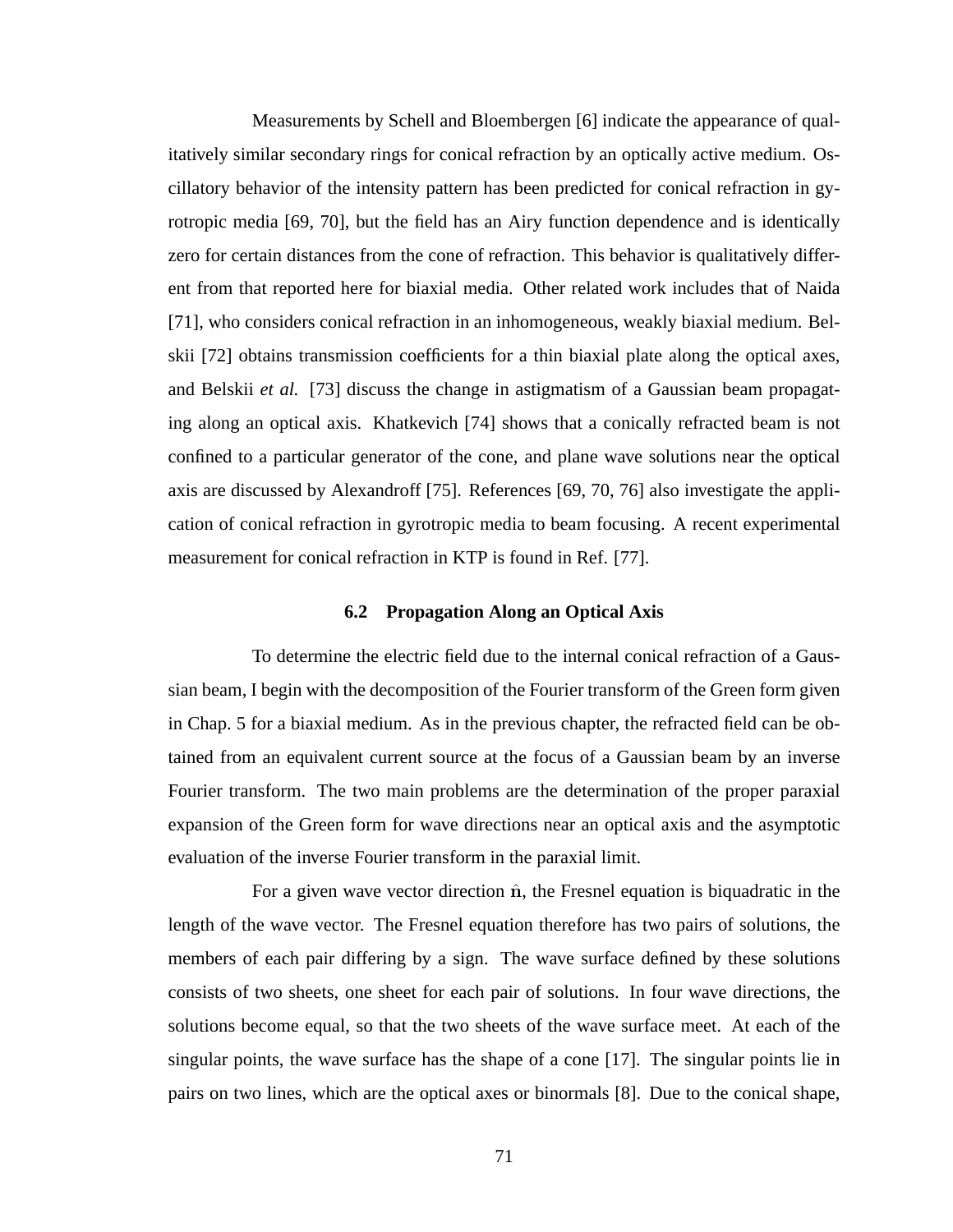Measurements by Schell and Bloembergen [6] indicate the appearance of qualitatively similar secondary rings for conical refraction by an optically active medium. Oscillatory behavior of the intensity pattern has been predicted for conical refraction in gyrotropic media [69, 70], but the field has an Airy function dependence and is identically zero for certain distances from the cone of refraction. This behavior is qualitatively different from that reported here for biaxial media. Other related work includes that of Naida [71], who considers conical refraction in an inhomogeneous, weakly biaxial medium. Belskii [72] obtains transmission coefficients for a thin biaxial plate along the optical axes, and Belskii *et al.* [73] discuss the change in astigmatism of a Gaussian beam propagating along an optical axis. Khatkevich [74] shows that a conically refracted beam is not confined to a particular generator of the cone, and plane wave solutions near the optical axis are discussed by Alexandroff [75]. References [69, 70, 76] also investigate the application of conical refraction in gyrotropic media to beam focusing. A recent experimental measurement for conical refraction in KTP is found in Ref. [77].

## 6.2 Propagation Along an Optical Axis

To determine the electric field due to the internal conical refraction of a Gaussian beam, I begin with the decomposition of the Fourier transform of the Green form given in Chap. 5 for a biaxial medium. As in the previous chapter, the refracted field can be obtained from an equivalent current source at the focus of a Gaussian beam by an inverse Fourier transform. The two main problems are the determination of the proper paraxial expansion of the Green form for wave directions near an optical axis and the asymptotic evaluation of the inverse Fourier transform in the paraxial limit.

For a given wave vector direction $\hat{\mathbf{n}}$, the Fresnel equation is biquadratic in the length of the wave vector. The Fresnel equation therefore has two pairs of solutions, the members of each pair differing by a sign. The wave surface defined by these solutions consists of two sheets, one sheet for each pair of solutions. In four wave directions, the solutions become equal, so that the two sheets of the wave surface meet. At each of the singular points, the wave surface has the shape of a cone [17]. The singular points lie in pairs on two lines, which are the optical axes or binormals [8]. Due to the conical shape,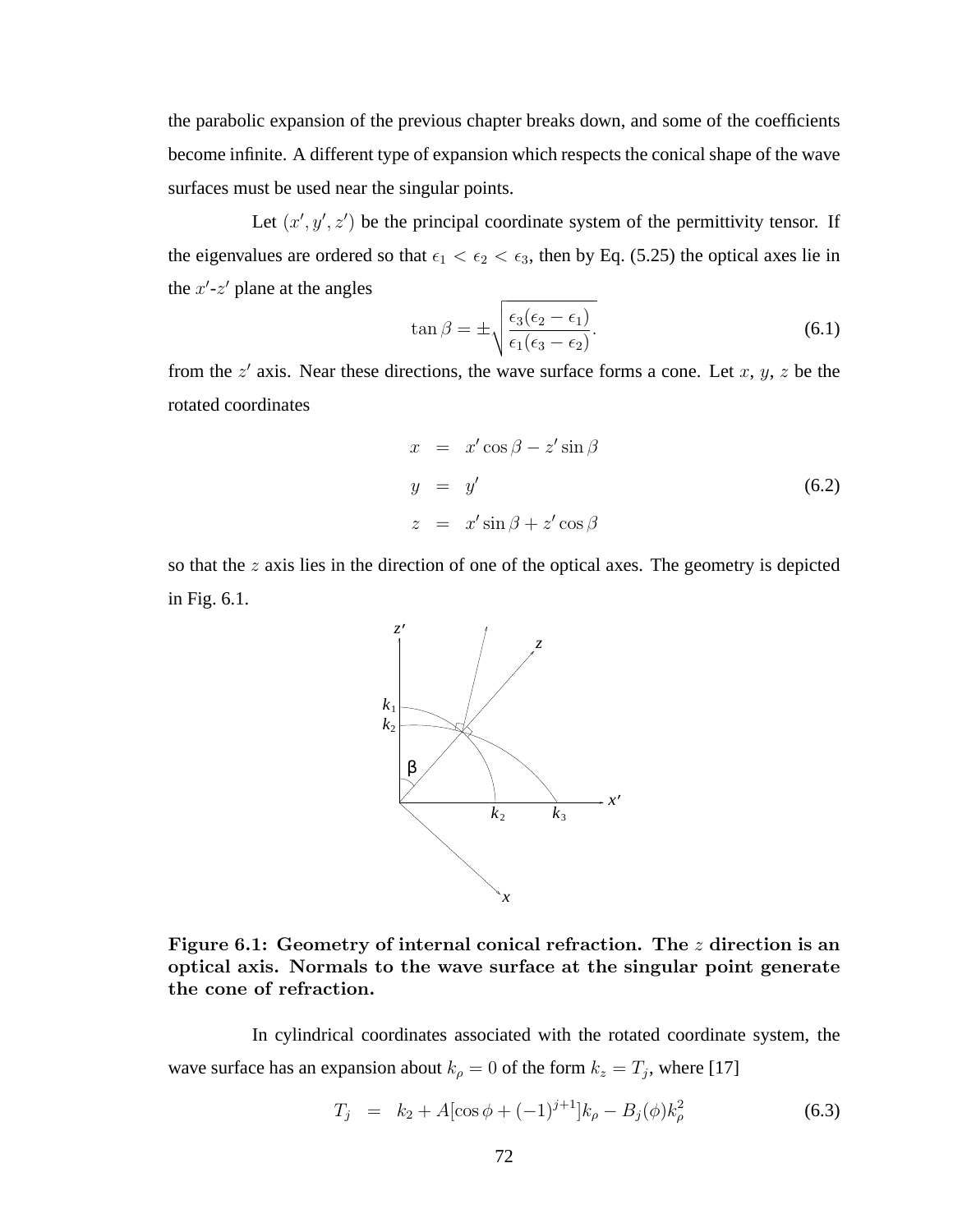the parabolic expansion of the previous chapter breaks down, and some of the coefficients become infinite. A different type of expansion which respects the conical shape of the wave surfaces must be used near the singular points.

Let $(x', y', z')$ be the principal coordinate system of the permittivity tensor. If the eigenvalues are ordered so that $\epsilon_1 < \epsilon_2 < \epsilon_3$, then by Eq. (5.25) the optical axes lie in the $x'$-$z'$ plane at the angles

$$\tan\beta = \pm\sqrt{\frac{\epsilon_3(\epsilon_2 - \epsilon_1)}{\epsilon_1(\epsilon_3 - \epsilon_2)}}. \tag{6.1}$$

from the $z'$ axis. Near these directions, the wave surface forms a cone. Let $x$, $y$, $z$ be the rotated coordinates

$$\begin{aligned} x &= x'\cos\beta - z'\sin\beta \\ y &= y' \\ z &= x'\sin\beta + z'\cos\beta \end{aligned} \tag{6.2}$$

so that the $z$ axis lies in the direction of one of the optical axes. The geometry is depicted in Fig. 6.1.

**Figure 6.1: Geometry of internal conical refraction. The $z$ direction is an optical axis. Normals to the wave surface at the singular point generate the cone of refraction.**

In cylindrical coordinates associated with the rotated coordinate system, the wave surface has an expansion about $k_\rho = 0$ of the form $k_z = T_j$, where [17]

$$T_j = k_2 + A[\cos\phi + (-1)^{j+1}]k_\rho - B_j(\phi)k_\rho^2 \tag{6.3}$$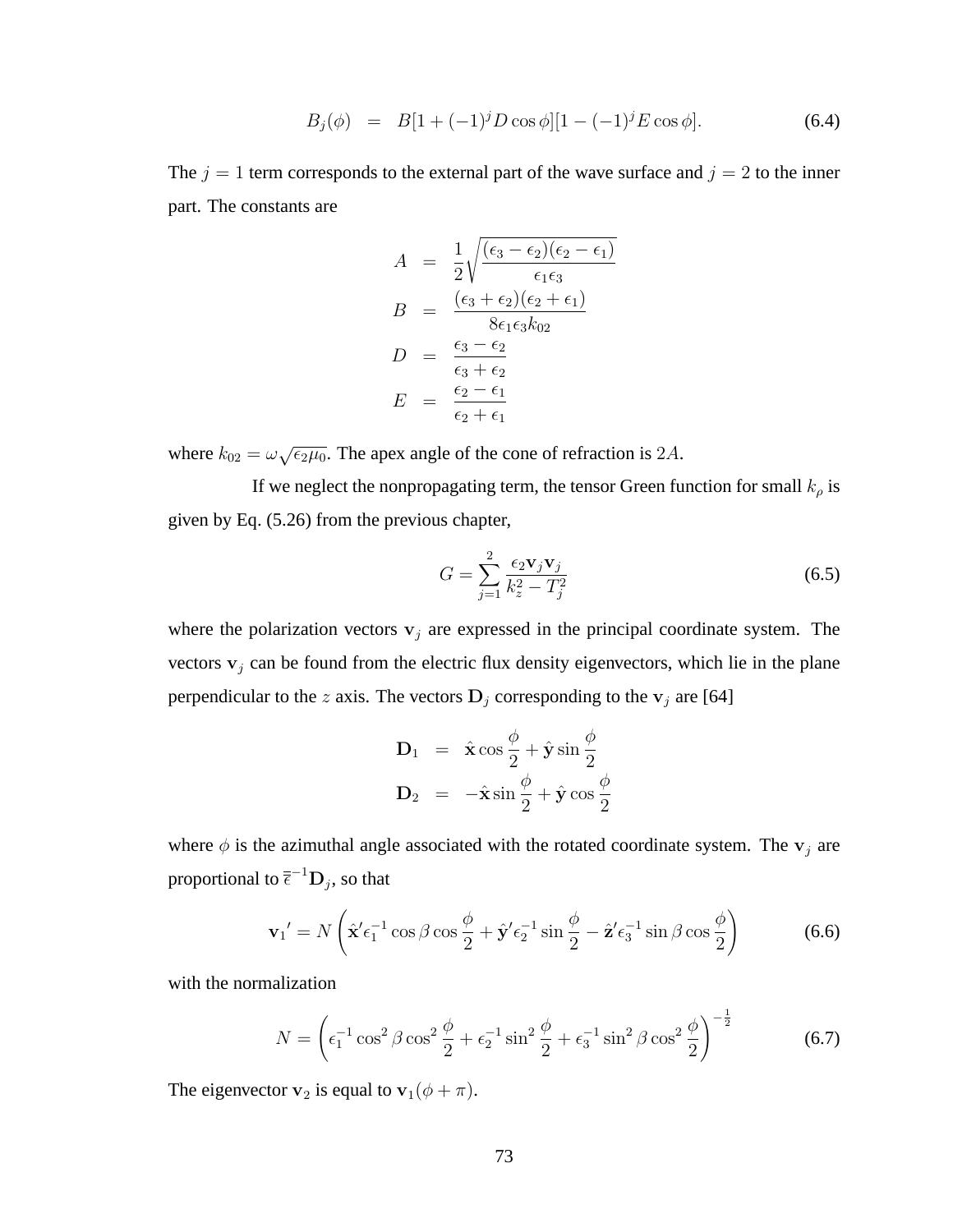$$B_j(\phi) \;\; = \;\; B[1 + (-1)^j D \cos\phi][1 - (-1)^j E \cos\phi]. \tag{6.4}$$

The $j = 1$ term corresponds to the external part of the wave surface and $j = 2$ to the inner part. The constants are

$$
\begin{aligned}
A &= \frac{1}{2}\sqrt{\frac{(\epsilon_3 - \epsilon_2)(\epsilon_2 - \epsilon_1)}{\epsilon_1 \epsilon_3}} \\
B &= \frac{(\epsilon_3 + \epsilon_2)(\epsilon_2 + \epsilon_1)}{8\epsilon_1 \epsilon_3 k_{02}} \\
D &= \frac{\epsilon_3 - \epsilon_2}{\epsilon_3 + \epsilon_2} \\
E &= \frac{\epsilon_2 - \epsilon_1}{\epsilon_2 + \epsilon_1}
\end{aligned}
$$

where $k_{02} = \omega\sqrt{\epsilon_2 \mu_0}$. The apex angle of the cone of refraction is $2A$.

If we neglect the nonpropagating term, the tensor Green function for small $k_\rho$ is given by Eq. (5.26) from the previous chapter,

$$G = \sum_{j=1}^{2} \frac{\epsilon_2 \mathbf{v}_j \mathbf{v}_j}{k_z^2 - T_j^2} \tag{6.5}$$

where the polarization vectors $\mathbf{v}_j$ are expressed in the principal coordinate system. The vectors $\mathbf{v}_j$ can be found from the electric flux density eigenvectors, which lie in the plane perpendicular to the $z$ axis. The vectors $\mathbf{D}_j$ corresponding to the $\mathbf{v}_j$ are [64]

$$
\begin{aligned}
\mathbf{D}_1 &= \hat{\mathbf{x}} \cos\frac{\phi}{2} + \hat{\mathbf{y}} \sin\frac{\phi}{2} \\
\mathbf{D}_2 &= -\hat{\mathbf{x}} \sin\frac{\phi}{2} + \hat{\mathbf{y}} \cos\frac{\phi}{2}
\end{aligned}
$$

where $\phi$ is the azimuthal angle associated with the rotated coordinate system. The $\mathbf{v}_j$ are proportional to $\overline{\overline{\epsilon}}^{-1}\mathbf{D}_j$, so that

$$\mathbf{v}_1{}' = N\left(\hat{\mathbf{x}}'\epsilon_1^{-1}\cos\beta\cos\frac{\phi}{2} + \hat{\mathbf{y}}'\epsilon_2^{-1}\sin\frac{\phi}{2} - \hat{\mathbf{z}}'\epsilon_3^{-1}\sin\beta\cos\frac{\phi}{2}\right) \tag{6.6}$$

with the normalization

$$N = \left(\epsilon_1^{-1}\cos^2\beta\cos^2\frac{\phi}{2} + \epsilon_2^{-1}\sin^2\frac{\phi}{2} + \epsilon_3^{-1}\sin^2\beta\cos^2\frac{\phi}{2}\right)^{-\frac{1}{2}} \tag{6.7}$$

The eigenvector $\mathbf{v}_2$ is equal to $\mathbf{v}_1(\phi + \pi)$.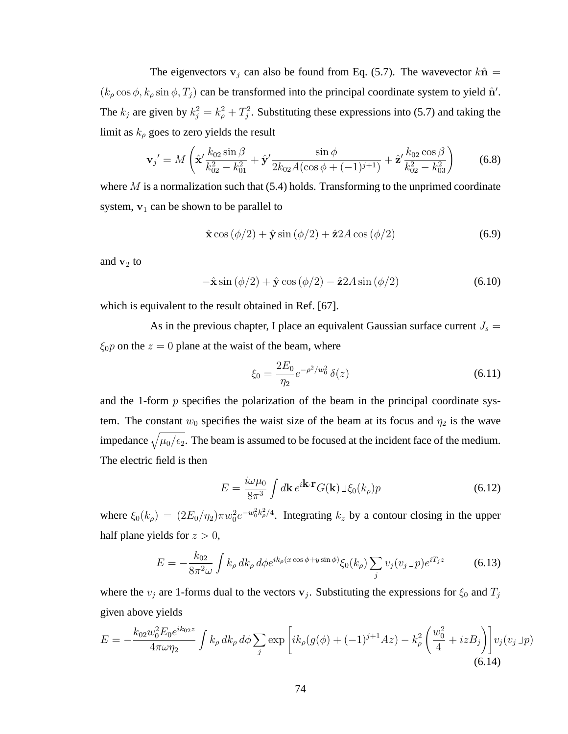The eigenvectors $\mathbf{v}_j$ can also be found from Eq. (5.7). The wavevector $k\hat{\mathbf{n}} = (k_\rho \cos\phi, k_\rho \sin\phi, T_j)$ can be transformed into the principal coordinate system to yield $\hat{\mathbf{n}}'$. The $k_j$ are given by $k_j^2 = k_\rho^2 + T_j^2$. Substituting these expressions into (5.7) and taking the limit as $k_\rho$ goes to zero yields the result

$$\mathbf{v}_j{}' = M\left(\hat{\mathbf{x}}'\frac{k_{02}\sin\beta}{k_{02}^2 - k_{01}^2} + \hat{\mathbf{y}}'\frac{\sin\phi}{2k_{02}A(\cos\phi + (-1)^{j+1})} + \hat{\mathbf{z}}'\frac{k_{02}\cos\beta}{k_{02}^2 - k_{03}^2}\right) \tag{6.8}$$

where $M$ is a normalization such that (5.4) holds. Transforming to the unprimed coordinate system, $\mathbf{v}_1$ can be shown to be parallel to

$$\hat{\mathbf{x}}\cos(\phi/2) + \hat{\mathbf{y}}\sin(\phi/2) + \hat{\mathbf{z}}2A\cos(\phi/2) \tag{6.9}$$

and $\mathbf{v}_2$ to

$$-\hat{\mathbf{x}}\sin(\phi/2) + \hat{\mathbf{y}}\cos(\phi/2) - \hat{\mathbf{z}}2A\sin(\phi/2) \tag{6.10}$$

which is equivalent to the result obtained in Ref. [67].

As in the previous chapter, I place an equivalent Gaussian surface current $J_s = \xi_0 p$ on the $z = 0$ plane at the waist of the beam, where

$$\xi_0 = \frac{2E_0}{\eta_2}e^{-\rho^2/w_0^2}\,\delta(z) \tag{6.11}$$

and the 1-form $p$ specifies the polarization of the beam in the principal coordinate system. The constant $w_0$ specifies the waist size of the beam at its focus and $\eta_2$ is the wave impedance $\sqrt{\mu_0/\epsilon_2}$. The beam is assumed to be focused at the incident face of the medium. The electric field is then

$$E = \frac{i\omega\mu_0}{8\pi^3}\int d\mathbf{k}\, e^{i\mathbf{k}\cdot\mathbf{r}}G(\mathbf{k}) \lrcorner \xi_0(k_\rho)p \tag{6.12}$$

where $\xi_0(k_\rho) = (2E_0/\eta_2)\pi w_0^2 e^{-w_0^2 k_\rho^2/4}$. Integrating $k_z$ by a contour closing in the upper half plane yields for $z > 0$,

$$E = -\frac{k_{02}}{8\pi^2\omega}\int k_\rho\, dk_\rho\, d\phi e^{ik_\rho(x\cos\phi + y\sin\phi)}\xi_0(k_\rho)\sum_j v_j(v_j \lrcorner p)e^{iT_j z} \tag{6.13}$$

where the $v_j$ are 1-forms dual to the vectors $\mathbf{v}_j$. Substituting the expressions for $\xi_0$ and $T_j$ given above yields

$$E = -\frac{k_{02}w_0^2 E_0 e^{ik_{02}z}}{4\pi\omega\eta_2}\int k_\rho\, dk_\rho\, d\phi \sum_j \exp\left[ik_\rho(g(\phi) + (-1)^{j+1}Az) - k_\rho^2\left(\frac{w_0^2}{4} + izB_j\right)\right]v_j(v_j \lrcorner p) \tag{6.14}$$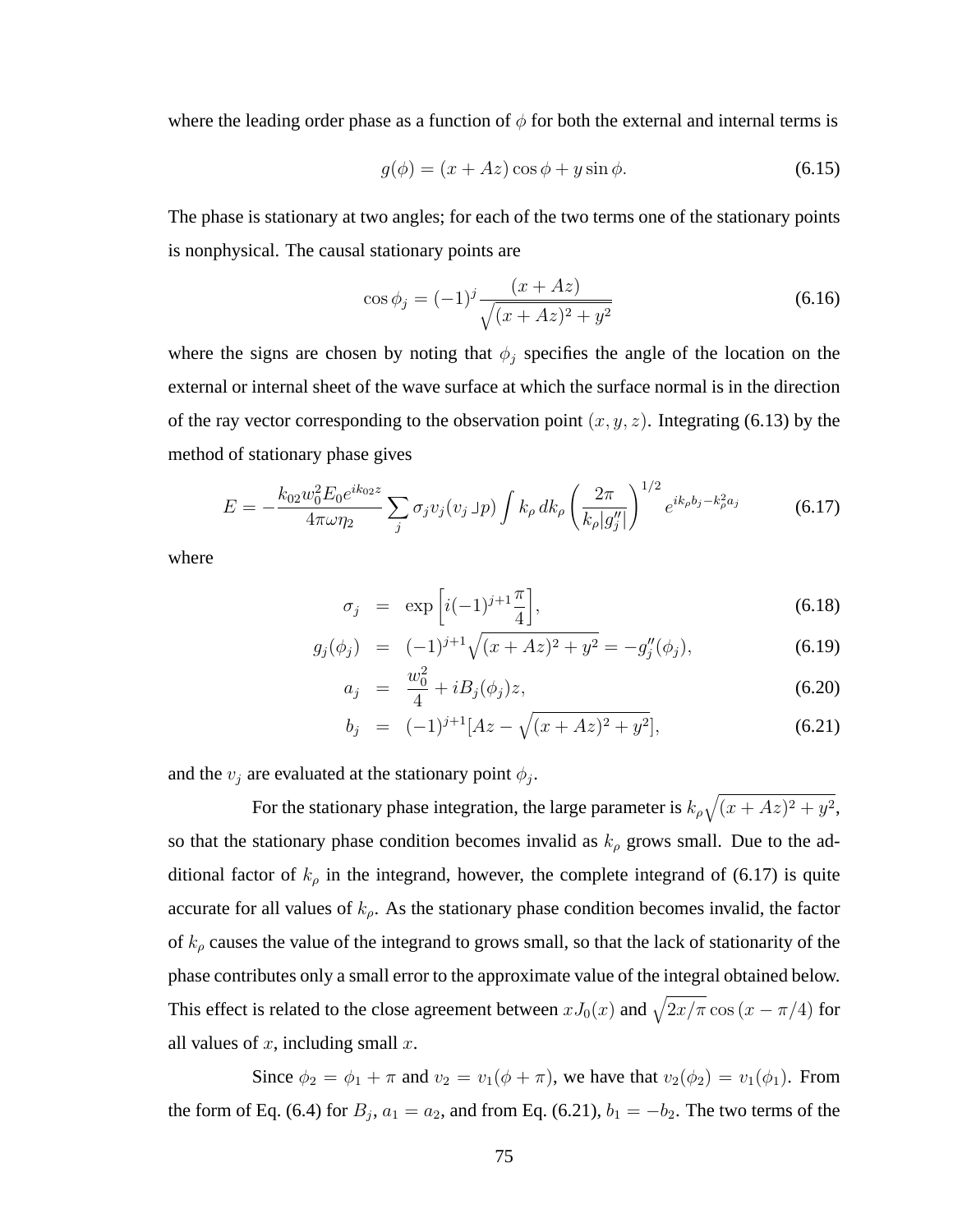where the leading order phase as a function of $\phi$ for both the external and internal terms is

$$g(\phi) = (x + Az)\cos\phi + y\sin\phi. \tag{6.15}$$

The phase is stationary at two angles; for each of the two terms one of the stationary points is nonphysical. The causal stationary points are

$$\cos\phi_j = (-1)^j \frac{(x + Az)}{\sqrt{(x + Az)^2 + y^2}} \tag{6.16}$$

where the signs are chosen by noting that $\phi_j$ specifies the angle of the location on the external or internal sheet of the wave surface at which the surface normal is in the direction of the ray vector corresponding to the observation point $(x, y, z)$. Integrating (6.13) by the method of stationary phase gives

$$E = -\frac{k_{02} w_0^2 E_0 e^{ik_{02}z}}{4\pi\omega\eta_2} \sum_j \sigma_j v_j (v_j \lrcorner p) \int k_\rho \, dk_\rho \left(\frac{2\pi}{k_\rho |g_j''|}\right)^{1/2} e^{ik_\rho b_j - k_\rho^2 a_j} \tag{6.17}$$

where

$$\sigma_j = \exp\left[i(-1)^{j+1}\frac{\pi}{4}\right], \tag{6.18}$$

$$g_j(\phi_j) = (-1)^{j+1}\sqrt{(x + Az)^2 + y^2} = -g_j''(\phi_j), \tag{6.19}$$

$$a_j = \frac{w_0^2}{4} + iB_j(\phi_j)z, \tag{6.20}$$

$$b_j = (-1)^{j+1}[Az - \sqrt{(x + Az)^2 + y^2}], \tag{6.21}$$

and the $v_j$ are evaluated at the stationary point $\phi_j$.

For the stationary phase integration, the large parameter is $k_\rho\sqrt{(x + Az)^2 + y^2}$, so that the stationary phase condition becomes invalid as $k_\rho$ grows small. Due to the additional factor of $k_\rho$ in the integrand, however, the complete integrand of (6.17) is quite accurate for all values of $k_\rho$. As the stationary phase condition becomes invalid, the factor of $k_\rho$ causes the value of the integrand to grows small, so that the lack of stationarity of the phase contributes only a small error to the approximate value of the integral obtained below. This effect is related to the close agreement between $xJ_0(x)$ and $\sqrt{2x/\pi}\cos(x - \pi/4)$ for all values of $x$, including small $x$.

Since $\phi_2 = \phi_1 + \pi$ and $v_2 = v_1(\phi + \pi)$, we have that $v_2(\phi_2) = v_1(\phi_1)$. From the form of Eq. (6.4) for $B_j$, $a_1 = a_2$, and from Eq. (6.21), $b_1 = -b_2$. The two terms of the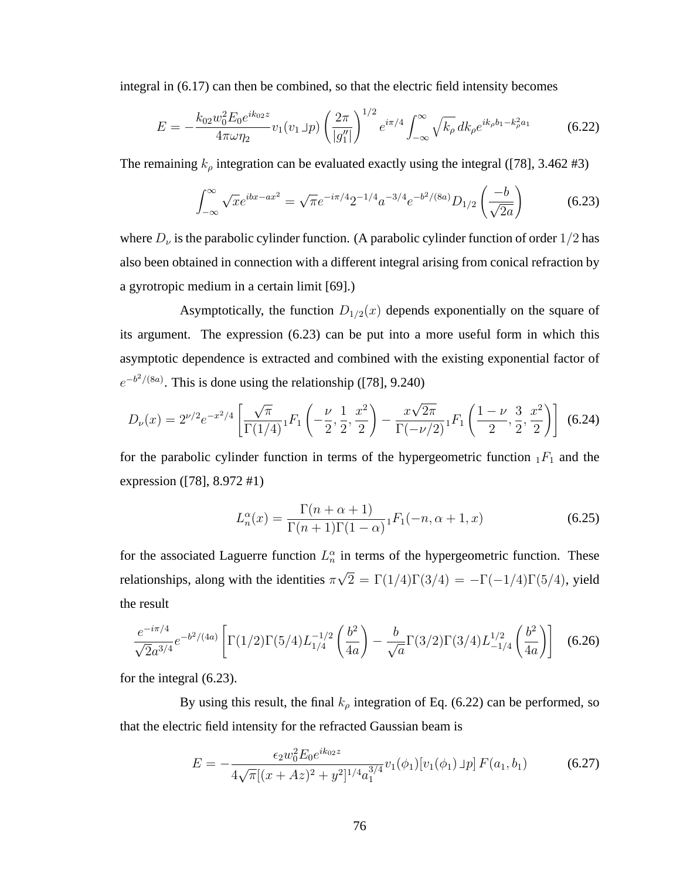integral in (6.17) can then be combined, so that the electric field intensity becomes

$$E = -\frac{k_{02} w_0^2 E_0 e^{ik_{02}z}}{4\pi\omega\eta_2} v_1(v_1 \lrcorner p) \left(\frac{2\pi}{|g_1''|}\right)^{1/2} e^{i\pi/4} \int_{-\infty}^{\infty} \sqrt{k_\rho}\, dk_\rho e^{ik_\rho b_1 - k_\rho^2 a_1} \tag{6.22}$$

The remaining $k_\rho$ integration can be evaluated exactly using the integral ([78], 3.462 #3)

$$\int_{-\infty}^{\infty} \sqrt{x} e^{ibx - ax^2} = \sqrt{\pi} e^{-i\pi/4} 2^{-1/4} a^{-3/4} e^{-b^2/(8a)} D_{1/2}\left(\frac{-b}{\sqrt{2a}}\right) \tag{6.23}$$

where $D_\nu$ is the parabolic cylinder function. (A parabolic cylinder function of order $1/2$ has also been obtained in connection with a different integral arising from conical refraction by a gyrotropic medium in a certain limit [69].)

Asymptotically, the function $D_{1/2}(x)$ depends exponentially on the square of its argument. The expression (6.23) can be put into a more useful form in which this asymptotic dependence is extracted and combined with the existing exponential factor of $e^{-b^2/(8a)}$. This is done using the relationship ([78], 9.240)

$$D_\nu(x) = 2^{\nu/2} e^{-x^2/4} \left[\frac{\sqrt{\pi}}{\Gamma(1/4)} {}_1F_1\left(-\frac{\nu}{2}, \frac{1}{2}, \frac{x^2}{2}\right) - \frac{x\sqrt{2\pi}}{\Gamma(-\nu/2)} {}_1F_1\left(\frac{1-\nu}{2}, \frac{3}{2}, \frac{x^2}{2}\right)\right] \tag{6.24}$$

for the parabolic cylinder function in terms of the hypergeometric function ${}_1F_1$ and the expression ([78], 8.972 #1)

$$L_n^\alpha(x) = \frac{\Gamma(n+\alpha+1)}{\Gamma(n+1)\Gamma(1-\alpha)} {}_1F_1(-n, \alpha+1, x) \tag{6.25}$$

for the associated Laguerre function $L_n^\alpha$ in terms of the hypergeometric function. These relationships, along with the identities $\pi\sqrt{2} = \Gamma(1/4)\Gamma(3/4) = -\Gamma(-1/4)\Gamma(5/4)$, yield the result

$$\frac{e^{-i\pi/4}}{\sqrt{2}a^{3/4}} e^{-b^2/(4a)} \left[\Gamma(1/2)\Gamma(5/4) L_{1/4}^{-1/2}\left(\frac{b^2}{4a}\right) - \frac{b}{\sqrt{a}} \Gamma(3/2)\Gamma(3/4) L_{-1/4}^{1/2}\left(\frac{b^2}{4a}\right)\right] \tag{6.26}$$

for the integral (6.23).

By using this result, the final $k_\rho$ integration of Eq. (6.22) can be performed, so that the electric field intensity for the refracted Gaussian beam is

$$E = -\frac{\epsilon_2 w_0^2 E_0 e^{ik_{02}z}}{4\sqrt{\pi}[(x+Az)^2 + y^2]^{1/4} a_1^{3/4}} v_1(\phi_1)[v_1(\phi_1) \lrcorner p]\, F(a_1, b_1) \tag{6.27}$$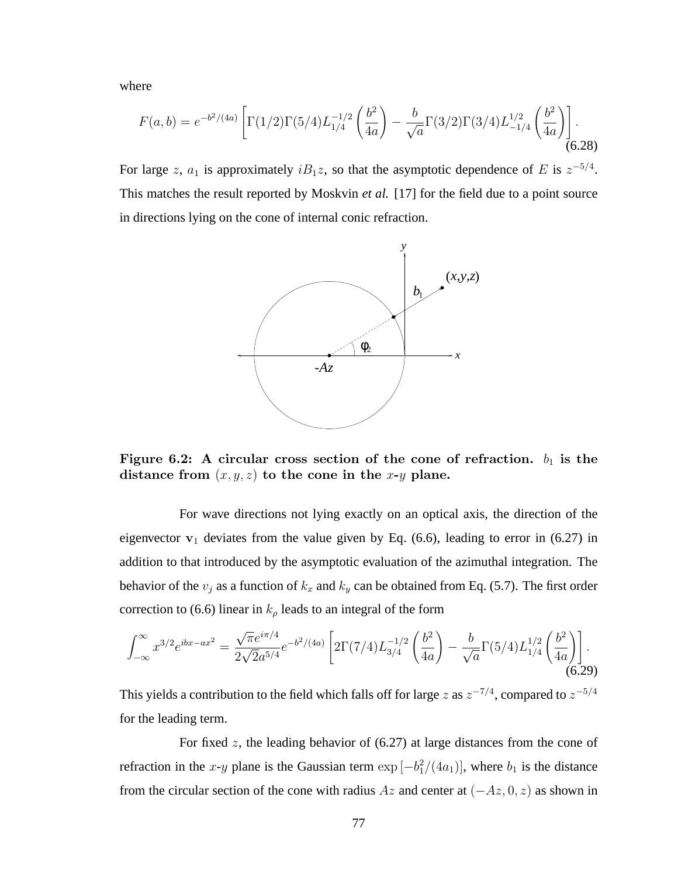where

$$F(a,b) = e^{-b^2/(4a)} \left[ \Gamma(1/2)\Gamma(5/4) L_{1/4}^{-1/2}\left(\frac{b^2}{4a}\right) - \frac{b}{\sqrt{a}} \Gamma(3/2)\Gamma(3/4) L_{-1/4}^{1/2}\left(\frac{b^2}{4a}\right) \right]. \tag{6.28}$$

For large $z$, $a_1$ is approximately $iB_1 z$, so that the asymptotic dependence of $E$ is $z^{-5/4}$. This matches the result reported by Moskvin *et al.* [17] for the field due to a point source in directions lying on the cone of internal conic refraction.

**Figure 6.2: A circular cross section of the cone of refraction. $b_1$ is the distance from $(x, y, z)$ to the cone in the $x$-$y$ plane.**

For wave directions not lying exactly on an optical axis, the direction of the eigenvector $\mathbf{v}_1$ deviates from the value given by Eq. (6.6), leading to error in (6.27) in addition to that introduced by the asymptotic evaluation of the azimuthal integration. The behavior of the $v_j$ as a function of $k_x$ and $k_y$ can be obtained from Eq. (5.7). The first order correction to (6.6) linear in $k_\rho$ leads to an integral of the form

$$\int_{-\infty}^{\infty} x^{3/2} e^{ibx - ax^2} = \frac{\sqrt{\pi} e^{i\pi/4}}{2\sqrt{2} a^{5/4}} e^{-b^2/(4a)} \left[ 2\Gamma(7/4) L_{3/4}^{-1/2}\left(\frac{b^2}{4a}\right) - \frac{b}{\sqrt{a}} \Gamma(5/4) L_{1/4}^{1/2}\left(\frac{b^2}{4a}\right) \right]. \tag{6.29}$$

This yields a contribution to the field which falls off for large $z$ as $z^{-7/4}$, compared to $z^{-5/4}$ for the leading term.

For fixed $z$, the leading behavior of (6.27) at large distances from the cone of refraction in the $x$-$y$ plane is the Gaussian term $\exp\left[-b_1^2/(4a_1)\right]$, where $b_1$ is the distance from the circular section of the cone with radius $Az$ and center at $(-Az, 0, z)$ as shown in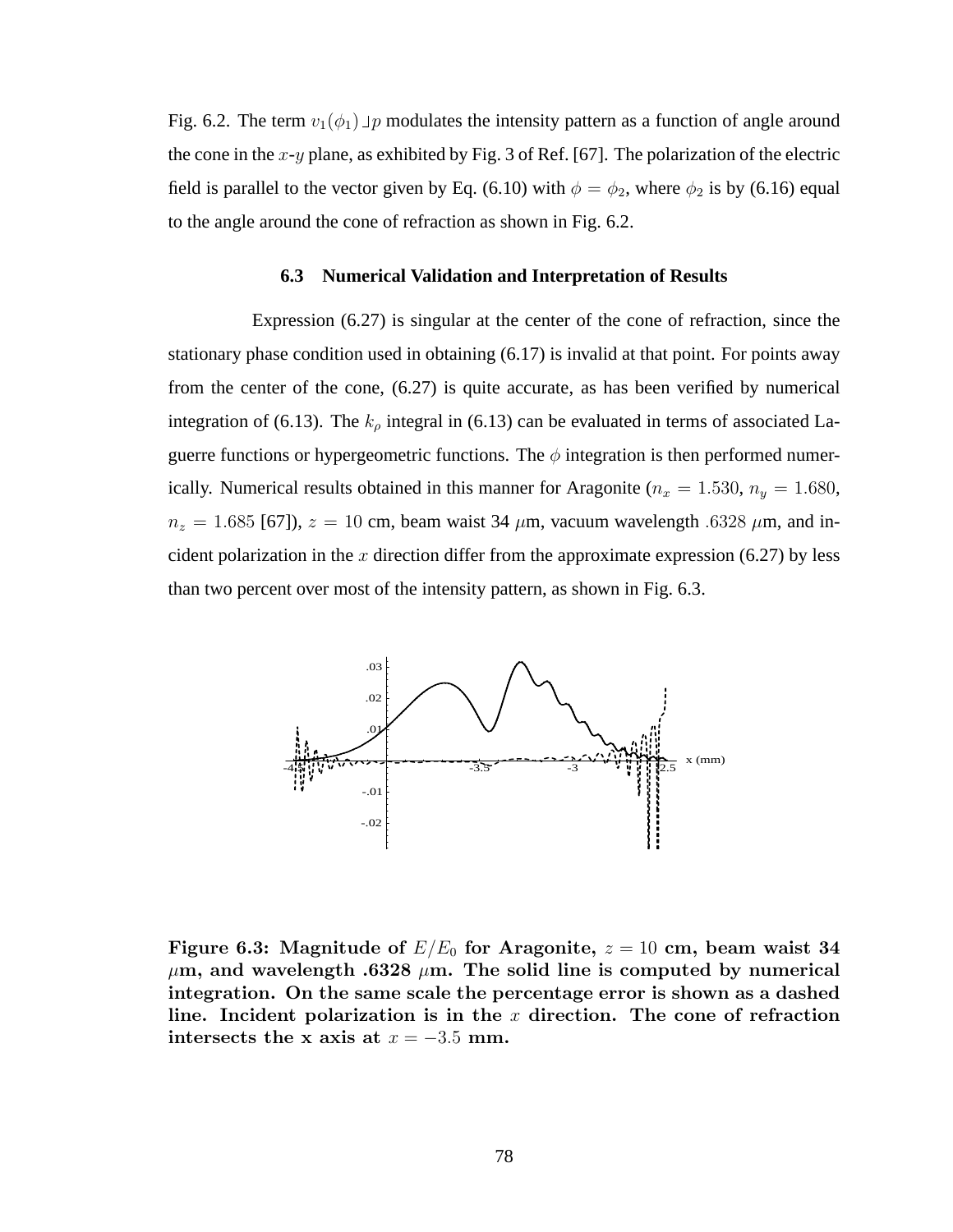Fig. 6.2. The term $v_1(\phi_1) \lrcorner p$ modulates the intensity pattern as a function of angle around the cone in the $x$-$y$ plane, as exhibited by Fig. 3 of Ref. [67]. The polarization of the electric field is parallel to the vector given by Eq. (6.10) with $\phi = \phi_2$, where $\phi_2$ is by (6.16) equal to the angle around the cone of refraction as shown in Fig. 6.2.

### 6.3 Numerical Validation and Interpretation of Results

Expression (6.27) is singular at the center of the cone of refraction, since the stationary phase condition used in obtaining (6.17) is invalid at that point. For points away from the center of the cone, (6.27) is quite accurate, as has been verified by numerical integration of (6.13). The $k_\rho$ integral in (6.13) can be evaluated in terms of associated Laguerre functions or hypergeometric functions. The $\phi$ integration is then performed numerically. Numerical results obtained in this manner for Aragonite ($n_x = 1.530$, $n_y = 1.680$, $n_z = 1.685$ [67]), $z = 10$ cm, beam waist 34 $\mu$m, vacuum wavelength $.6328$ $\mu$m, and incident polarization in the $x$ direction differ from the approximate expression (6.27) by less than two percent over most of the intensity pattern, as shown in Fig. 6.3.

**Figure 6.3: Magnitude of $E/E_0$ for Aragonite, $z = 10$ cm, beam waist 34 $\mu$m, and wavelength .6328 $\mu$m. The solid line is computed by numerical integration. On the same scale the percentage error is shown as a dashed line. Incident polarization is in the $x$ direction. The cone of refraction intersects the x axis at $x = -3.5$ mm.**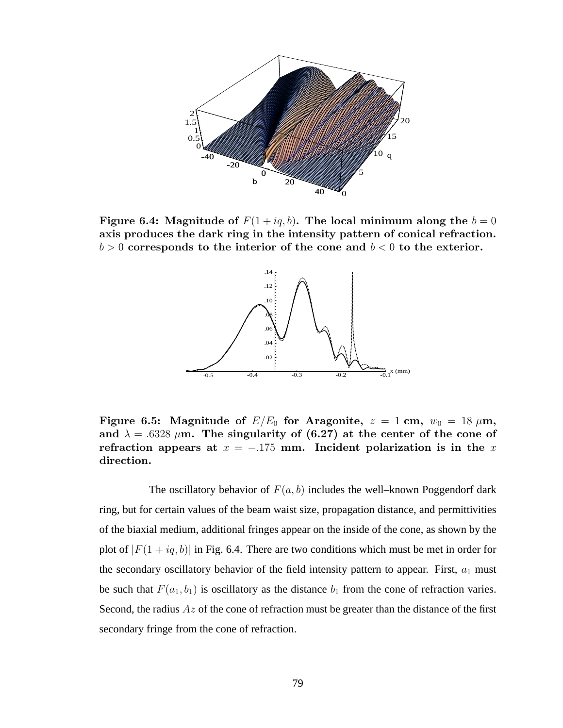**Figure 6.4: Magnitude of $F(1 + iq, b)$. The local minimum along the $b = 0$ axis produces the dark ring in the intensity pattern of conical refraction. $b > 0$ corresponds to the interior of the cone and $b < 0$ to the exterior.**

**Figure 6.5: Magnitude of $E/E_0$ for Aragonite, $z = 1$ cm, $w_0 = 18\ \mu$m, and $\lambda = .6328\ \mu$m. The singularity of (6.27) at the center of the cone of refraction appears at $x = -.175$ mm. Incident polarization is in the $x$ direction.**

The oscillatory behavior of $F(a, b)$ includes the well–known Poggendorf dark ring, but for certain values of the beam waist size, propagation distance, and permittivities of the biaxial medium, additional fringes appear on the inside of the cone, as shown by the plot of $|F(1 + iq, b)|$ in Fig. 6.4. There are two conditions which must be met in order for the secondary oscillatory behavior of the field intensity pattern to appear. First, $a_1$ must be such that $F(a_1, b_1)$ is oscillatory as the distance $b_1$ from the cone of refraction varies. Second, the radius $Az$ of the cone of refraction must be greater than the distance of the first secondary fringe from the cone of refraction.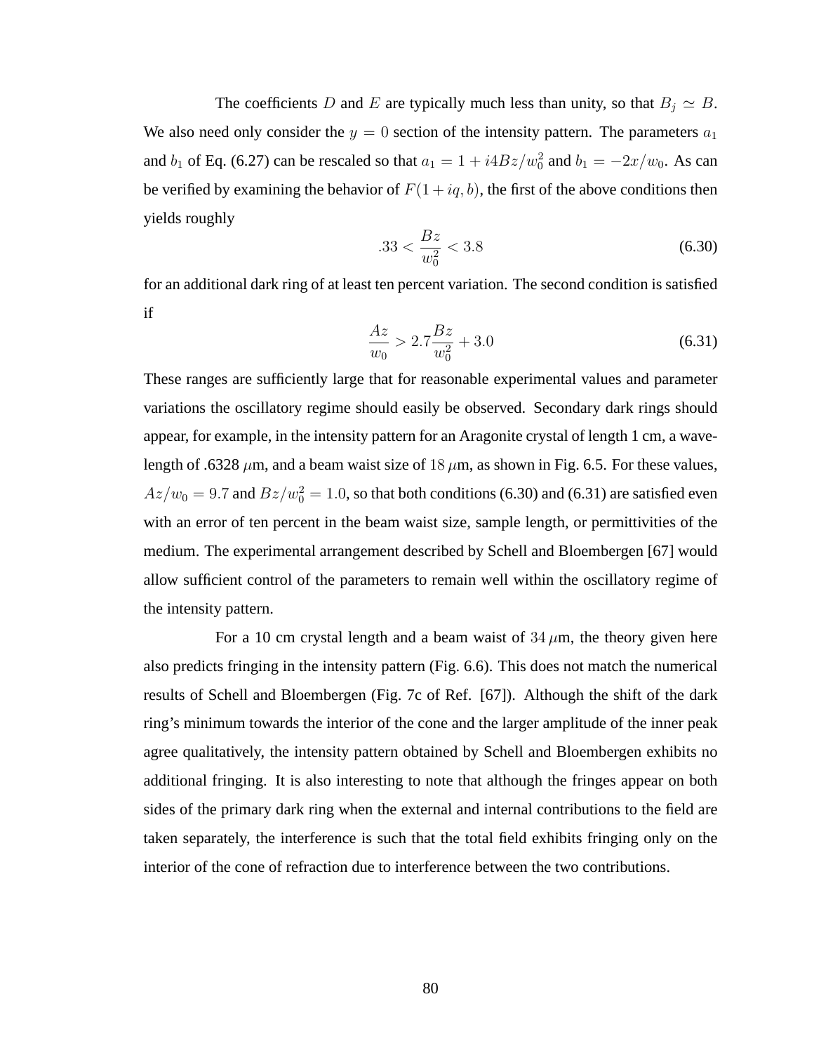The coefficients $D$ and $E$ are typically much less than unity, so that $B_j \simeq B$. We also need only consider the $y = 0$ section of the intensity pattern. The parameters $a_1$ and $b_1$ of Eq. (6.27) can be rescaled so that $a_1 = 1 + i4Bz/w_0^2$ and $b_1 = -2x/w_0$. As can be verified by examining the behavior of $F(1 + iq, b)$, the first of the above conditions then yields roughly

$$.33 < \frac{Bz}{w_0^2} < 3.8 \tag{6.30}$$

for an additional dark ring of at least ten percent variation. The second condition is satisfied if

$$\frac{Az}{w_0} > 2.7\frac{Bz}{w_0^2} + 3.0 \tag{6.31}$$

These ranges are sufficiently large that for reasonable experimental values and parameter variations the oscillatory regime should easily be observed. Secondary dark rings should appear, for example, in the intensity pattern for an Aragonite crystal of length 1 cm, a wavelength of .6328 $\mu$m, and a beam waist size of $18\,\mu$m, as shown in Fig. 6.5. For these values, $Az/w_0 = 9.7$ and $Bz/w_0^2 = 1.0$, so that both conditions (6.30) and (6.31) are satisfied even with an error of ten percent in the beam waist size, sample length, or permittivities of the medium. The experimental arrangement described by Schell and Bloembergen [67] would allow sufficient control of the parameters to remain well within the oscillatory regime of the intensity pattern.

For a 10 cm crystal length and a beam waist of $34\,\mu$m, the theory given here also predicts fringing in the intensity pattern (Fig. 6.6). This does not match the numerical results of Schell and Bloembergen (Fig. 7c of Ref. [67]). Although the shift of the dark ring's minimum towards the interior of the cone and the larger amplitude of the inner peak agree qualitatively, the intensity pattern obtained by Schell and Bloembergen exhibits no additional fringing. It is also interesting to note that although the fringes appear on both sides of the primary dark ring when the external and internal contributions to the field are taken separately, the interference is such that the total field exhibits fringing only on the interior of the cone of refraction due to interference between the two contributions.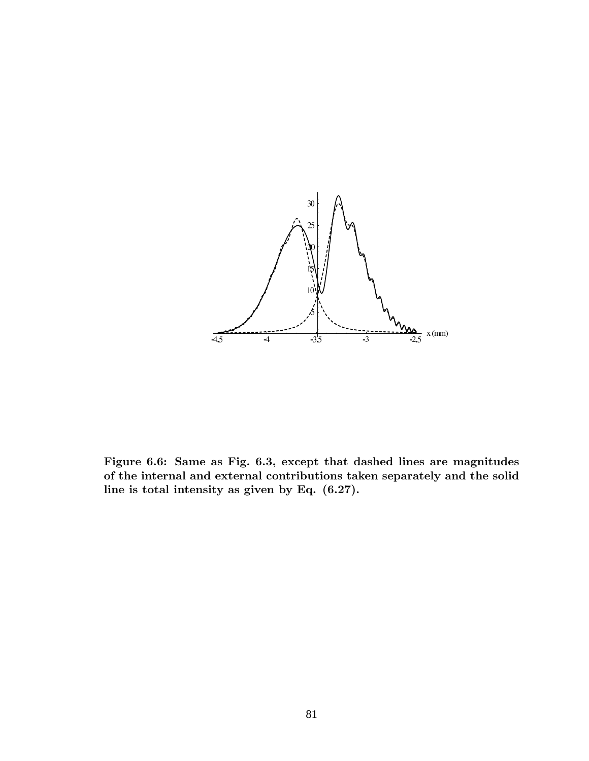**Figure 6.6: Same as Fig. 6.3, except that dashed lines are magnitudes of the internal and external contributions taken separately and the solid line is total intensity as given by Eq. (6.27).**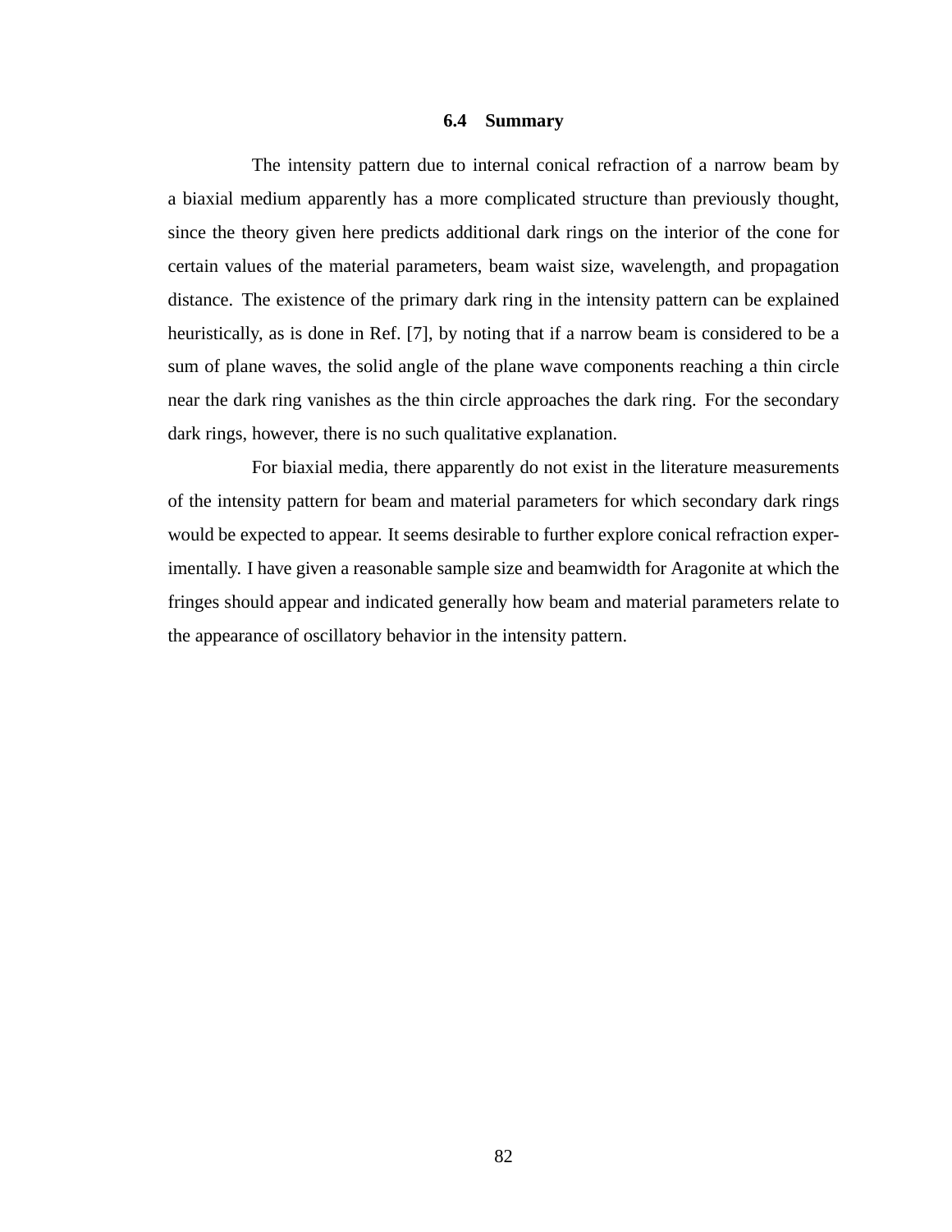### 6.4 Summary

The intensity pattern due to internal conical refraction of a narrow beam by a biaxial medium apparently has a more complicated structure than previously thought, since the theory given here predicts additional dark rings on the interior of the cone for certain values of the material parameters, beam waist size, wavelength, and propagation distance. The existence of the primary dark ring in the intensity pattern can be explained heuristically, as is done in Ref. [7], by noting that if a narrow beam is considered to be a sum of plane waves, the solid angle of the plane wave components reaching a thin circle near the dark ring vanishes as the thin circle approaches the dark ring. For the secondary dark rings, however, there is no such qualitative explanation.

For biaxial media, there apparently do not exist in the literature measurements of the intensity pattern for beam and material parameters for which secondary dark rings would be expected to appear. It seems desirable to further explore conical refraction experimentally. I have given a reasonable sample size and beamwidth for Aragonite at which the fringes should appear and indicated generally how beam and material parameters relate to the appearance of oscillatory behavior in the intensity pattern.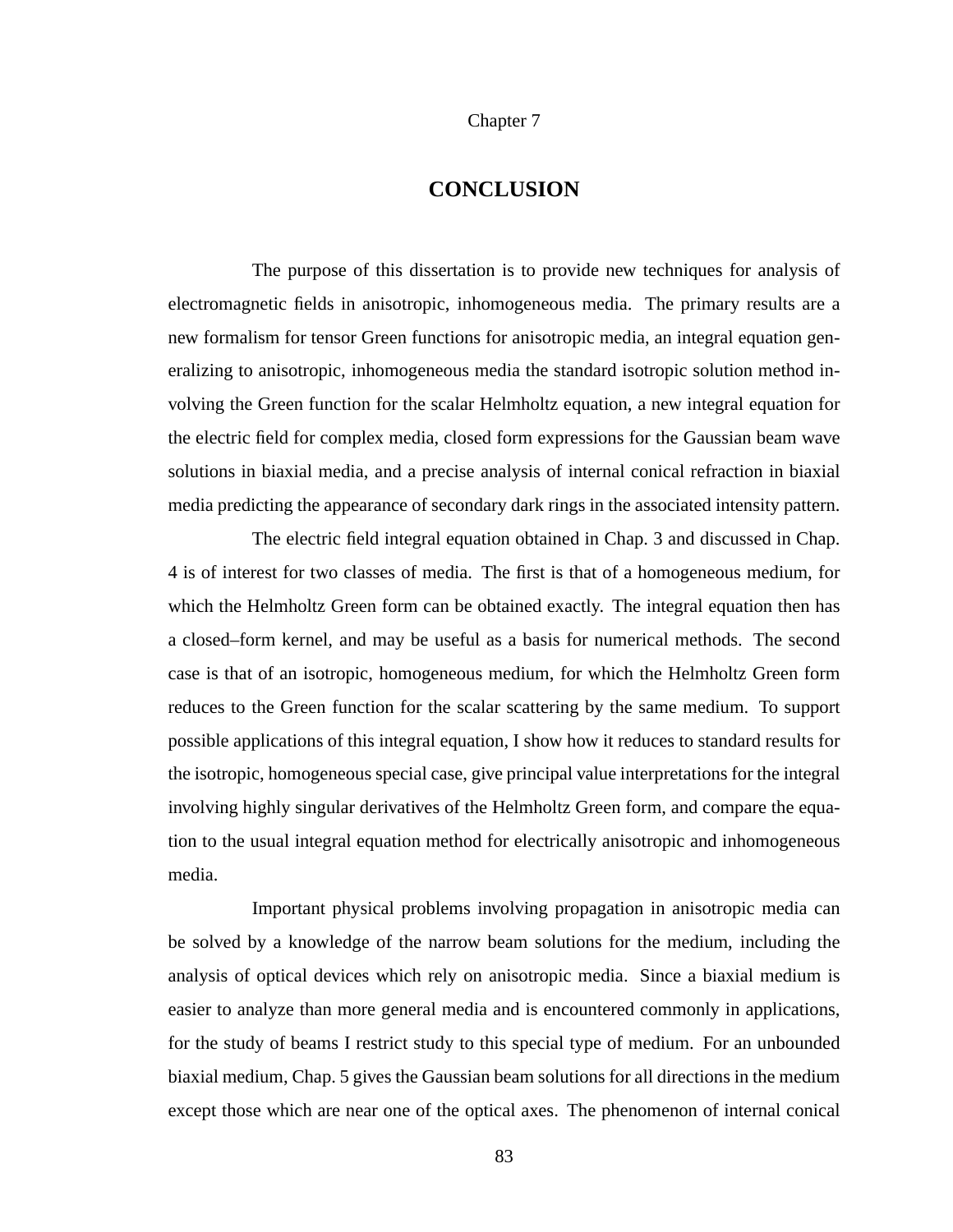Chapter 7

# CONCLUSION

The purpose of this dissertation is to provide new techniques for analysis of electromagnetic fields in anisotropic, inhomogeneous media. The primary results are a new formalism for tensor Green functions for anisotropic media, an integral equation generalizing to anisotropic, inhomogeneous media the standard isotropic solution method involving the Green function for the scalar Helmholtz equation, a new integral equation for the electric field for complex media, closed form expressions for the Gaussian beam wave solutions in biaxial media, and a precise analysis of internal conical refraction in biaxial media predicting the appearance of secondary dark rings in the associated intensity pattern.

The electric field integral equation obtained in Chap. 3 and discussed in Chap. 4 is of interest for two classes of media. The first is that of a homogeneous medium, for which the Helmholtz Green form can be obtained exactly. The integral equation then has a closed–form kernel, and may be useful as a basis for numerical methods. The second case is that of an isotropic, homogeneous medium, for which the Helmholtz Green form reduces to the Green function for the scalar scattering by the same medium. To support possible applications of this integral equation, I show how it reduces to standard results for the isotropic, homogeneous special case, give principal value interpretations for the integral involving highly singular derivatives of the Helmholtz Green form, and compare the equation to the usual integral equation method for electrically anisotropic and inhomogeneous media.

Important physical problems involving propagation in anisotropic media can be solved by a knowledge of the narrow beam solutions for the medium, including the analysis of optical devices which rely on anisotropic media. Since a biaxial medium is easier to analyze than more general media and is encountered commonly in applications, for the study of beams I restrict study to this special type of medium. For an unbounded biaxial medium, Chap. 5 gives the Gaussian beam solutions for all directions in the medium except those which are near one of the optical axes. The phenomenon of internal conical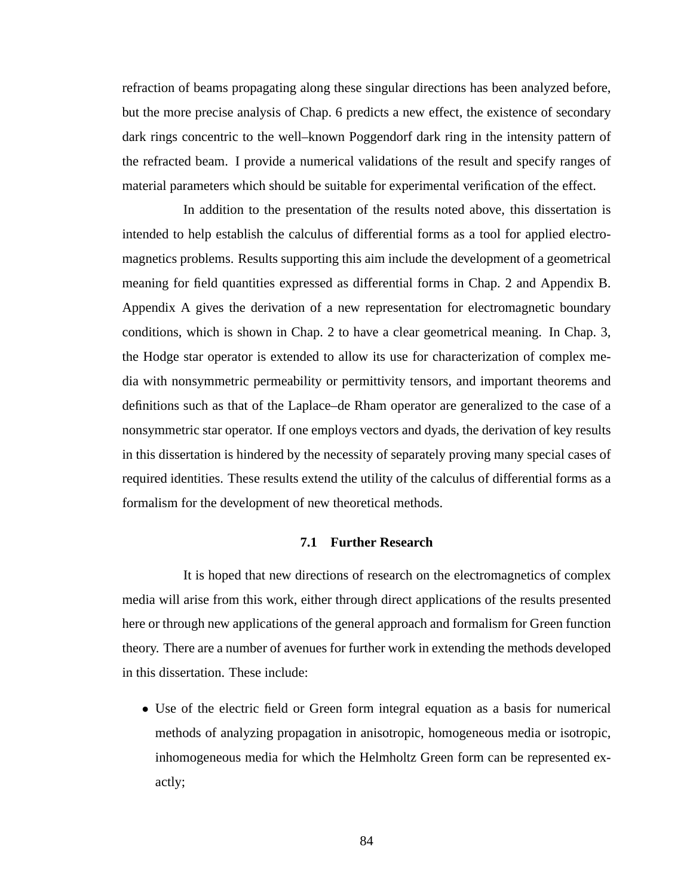refraction of beams propagating along these singular directions has been analyzed before, but the more precise analysis of Chap. 6 predicts a new effect, the existence of secondary dark rings concentric to the well–known Poggendorf dark ring in the intensity pattern of the refracted beam. I provide a numerical validations of the result and specify ranges of material parameters which should be suitable for experimental verification of the effect.

In addition to the presentation of the results noted above, this dissertation is intended to help establish the calculus of differential forms as a tool for applied electromagnetics problems. Results supporting this aim include the development of a geometrical meaning for field quantities expressed as differential forms in Chap. 2 and Appendix B. Appendix A gives the derivation of a new representation for electromagnetic boundary conditions, which is shown in Chap. 2 to have a clear geometrical meaning. In Chap. 3, the Hodge star operator is extended to allow its use for characterization of complex media with nonsymmetric permeability or permittivity tensors, and important theorems and definitions such as that of the Laplace–de Rham operator are generalized to the case of a nonsymmetric star operator. If one employs vectors and dyads, the derivation of key results in this dissertation is hindered by the necessity of separately proving many special cases of required identities. These results extend the utility of the calculus of differential forms as a formalism for the development of new theoretical methods.

## 7.1 Further Research

It is hoped that new directions of research on the electromagnetics of complex media will arise from this work, either through direct applications of the results presented here or through new applications of the general approach and formalism for Green function theory. There are a number of avenues for further work in extending the methods developed in this dissertation. These include:

- Use of the electric field or Green form integral equation as a basis for numerical methods of analyzing propagation in anisotropic, homogeneous media or isotropic, inhomogeneous media for which the Helmholtz Green form can be represented exactly;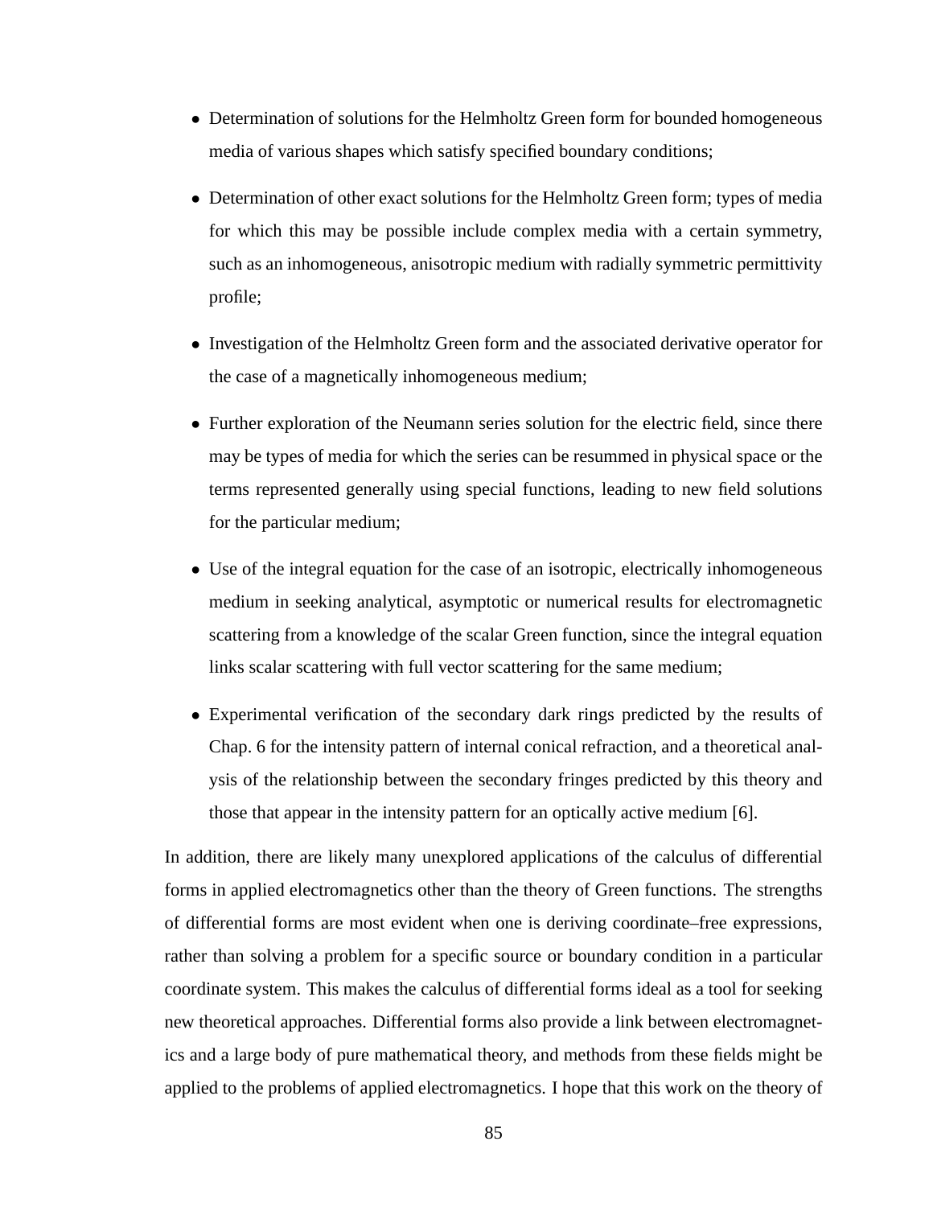- Determination of solutions for the Helmholtz Green form for bounded homogeneous media of various shapes which satisfy specified boundary conditions;
- Determination of other exact solutions for the Helmholtz Green form; types of media for which this may be possible include complex media with a certain symmetry, such as an inhomogeneous, anisotropic medium with radially symmetric permittivity profile;
- Investigation of the Helmholtz Green form and the associated derivative operator for the case of a magnetically inhomogeneous medium;
- Further exploration of the Neumann series solution for the electric field, since there may be types of media for which the series can be resummed in physical space or the terms represented generally using special functions, leading to new field solutions for the particular medium;
- Use of the integral equation for the case of an isotropic, electrically inhomogeneous medium in seeking analytical, asymptotic or numerical results for electromagnetic scattering from a knowledge of the scalar Green function, since the integral equation links scalar scattering with full vector scattering for the same medium;
- Experimental verification of the secondary dark rings predicted by the results of Chap. 6 for the intensity pattern of internal conical refraction, and a theoretical analysis of the relationship between the secondary fringes predicted by this theory and those that appear in the intensity pattern for an optically active medium [6].

In addition, there are likely many unexplored applications of the calculus of differential forms in applied electromagnetics other than the theory of Green functions. The strengths of differential forms are most evident when one is deriving coordinate–free expressions, rather than solving a problem for a specific source or boundary condition in a particular coordinate system. This makes the calculus of differential forms ideal as a tool for seeking new theoretical approaches. Differential forms also provide a link between electromagnetics and a large body of pure mathematical theory, and methods from these fields might be applied to the problems of applied electromagnetics. I hope that this work on the theory of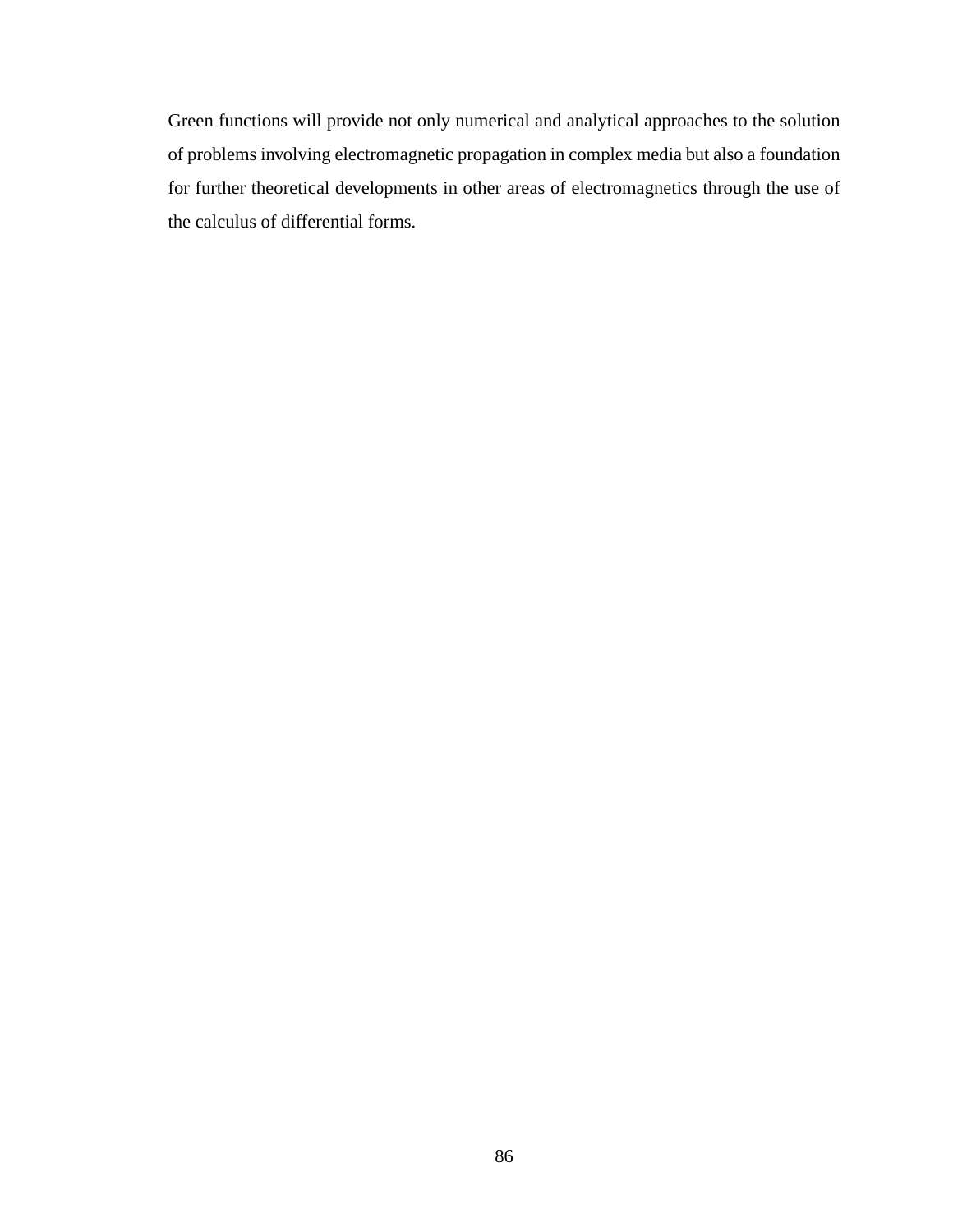Green functions will provide not only numerical and analytical approaches to the solution of problems involving electromagnetic propagation in complex media but also a foundation for further theoretical developments in other areas of electromagnetics through the use of the calculus of differential forms.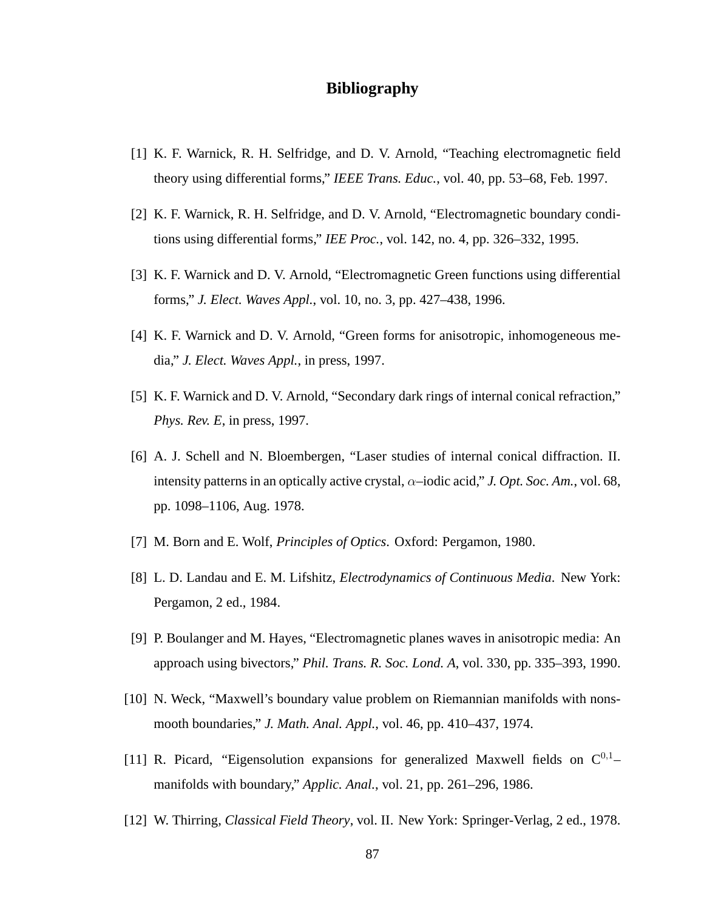# Bibliography

[1] K. F. Warnick, R. H. Selfridge, and D. V. Arnold, "Teaching electromagnetic field theory using differential forms," *IEEE Trans. Educ.*, vol. 40, pp. 53–68, Feb. 1997.

[2] K. F. Warnick, R. H. Selfridge, and D. V. Arnold, "Electromagnetic boundary conditions using differential forms," *IEE Proc.*, vol. 142, no. 4, pp. 326–332, 1995.

[3] K. F. Warnick and D. V. Arnold, "Electromagnetic Green functions using differential forms," *J. Elect. Waves Appl.*, vol. 10, no. 3, pp. 427–438, 1996.

[4] K. F. Warnick and D. V. Arnold, "Green forms for anisotropic, inhomogeneous media," *J. Elect. Waves Appl.*, in press, 1997.

[5] K. F. Warnick and D. V. Arnold, "Secondary dark rings of internal conical refraction," *Phys. Rev. E*, in press, 1997.

[6] A. J. Schell and N. Bloembergen, "Laser studies of internal conical diffraction. II. intensity patterns in an optically active crystal, $\alpha$–iodic acid," *J. Opt. Soc. Am.*, vol. 68, pp. 1098–1106, Aug. 1978.

[7] M. Born and E. Wolf, *Principles of Optics*. Oxford: Pergamon, 1980.

[8] L. D. Landau and E. M. Lifshitz, *Electrodynamics of Continuous Media*. New York: Pergamon, 2 ed., 1984.

[9] P. Boulanger and M. Hayes, "Electromagnetic planes waves in anisotropic media: An approach using bivectors," *Phil. Trans. R. Soc. Lond. A*, vol. 330, pp. 335–393, 1990.

[10] N. Weck, "Maxwell's boundary value problem on Riemannian manifolds with nonsmooth boundaries," *J. Math. Anal. Appl.*, vol. 46, pp. 410–437, 1974.

[11] R. Picard, "Eigensolution expansions for generalized Maxwell fields on $\mathrm{C}^{0,1}$–manifolds with boundary," *Applic. Anal.*, vol. 21, pp. 261–296, 1986.

[12] W. Thirring, *Classical Field Theory*, vol. II. New York: Springer-Verlag, 2 ed., 1978.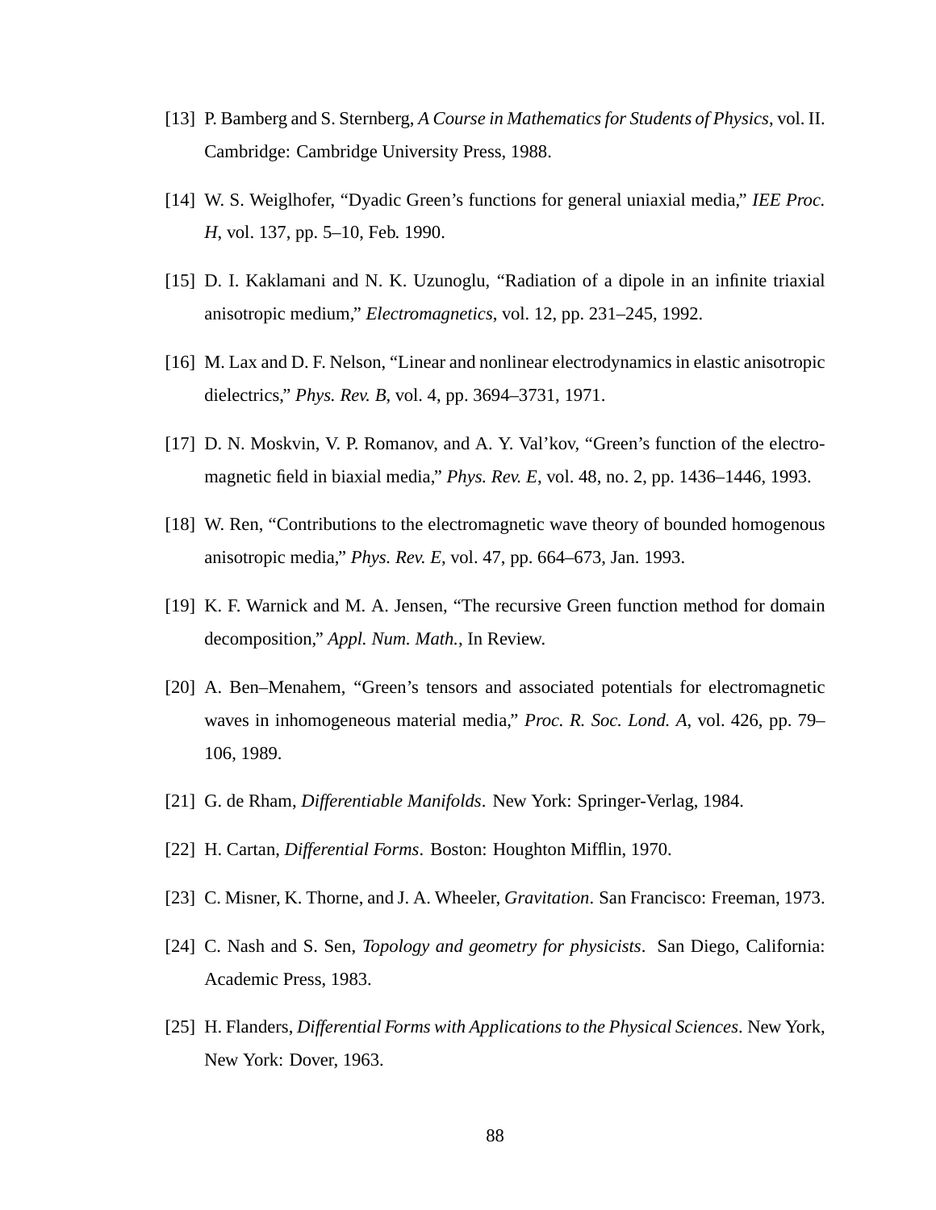[13] P. Bamberg and S. Sternberg, *A Course in Mathematics for Students of Physics*, vol. II. Cambridge: Cambridge University Press, 1988.

[14] W. S. Weiglhofer, "Dyadic Green's functions for general uniaxial media," *IEE Proc. H*, vol. 137, pp. 5–10, Feb. 1990.

[15] D. I. Kaklamani and N. K. Uzunoglu, "Radiation of a dipole in an infinite triaxial anisotropic medium," *Electromagnetics*, vol. 12, pp. 231–245, 1992.

[16] M. Lax and D. F. Nelson, "Linear and nonlinear electrodynamics in elastic anisotropic dielectrics," *Phys. Rev. B*, vol. 4, pp. 3694–3731, 1971.

[17] D. N. Moskvin, V. P. Romanov, and A. Y. Val'kov, "Green's function of the electromagnetic field in biaxial media," *Phys. Rev. E*, vol. 48, no. 2, pp. 1436–1446, 1993.

[18] W. Ren, "Contributions to the electromagnetic wave theory of bounded homogenous anisotropic media," *Phys. Rev. E*, vol. 47, pp. 664–673, Jan. 1993.

[19] K. F. Warnick and M. A. Jensen, "The recursive Green function method for domain decomposition," *Appl. Num. Math.*, In Review.

[20] A. Ben–Menahem, "Green's tensors and associated potentials for electromagnetic waves in inhomogeneous material media," *Proc. R. Soc. Lond. A*, vol. 426, pp. 79–106, 1989.

[21] G. de Rham, *Differentiable Manifolds*. New York: Springer-Verlag, 1984.

[22] H. Cartan, *Differential Forms*. Boston: Houghton Mifflin, 1970.

[23] C. Misner, K. Thorne, and J. A. Wheeler, *Gravitation*. San Francisco: Freeman, 1973.

[24] C. Nash and S. Sen, *Topology and geometry for physicists*. San Diego, California: Academic Press, 1983.

[25] H. Flanders, *Differential Forms with Applications to the Physical Sciences*. New York, New York: Dover, 1963.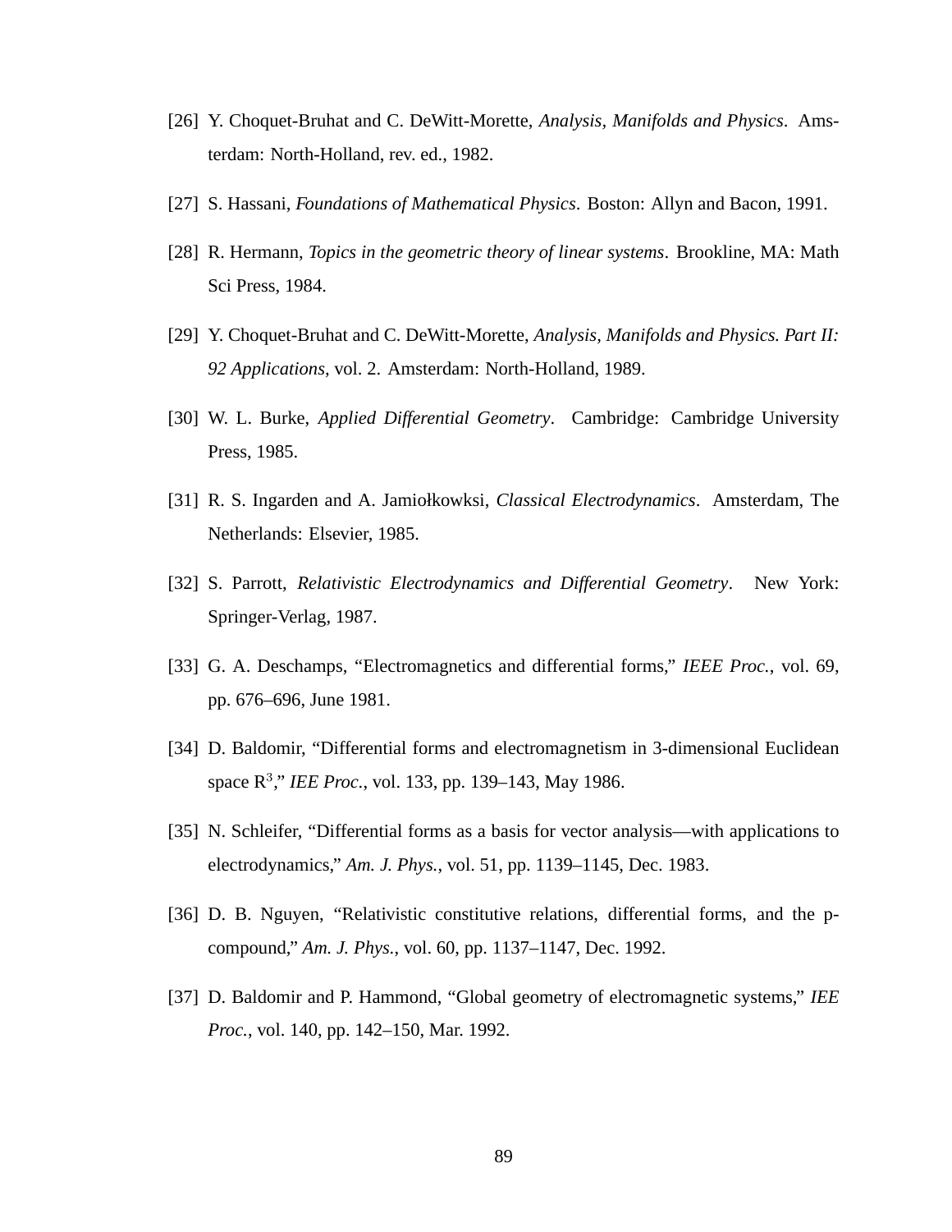[26] Y. Choquet-Bruhat and C. DeWitt-Morette, *Analysis, Manifolds and Physics*. Amsterdam: North-Holland, rev. ed., 1982.

[27] S. Hassani, *Foundations of Mathematical Physics*. Boston: Allyn and Bacon, 1991.

[28] R. Hermann, *Topics in the geometric theory of linear systems*. Brookline, MA: Math Sci Press, 1984.

[29] Y. Choquet-Bruhat and C. DeWitt-Morette, *Analysis, Manifolds and Physics. Part II: 92 Applications*, vol. 2. Amsterdam: North-Holland, 1989.

[30] W. L. Burke, *Applied Differential Geometry*. Cambridge: Cambridge University Press, 1985.

[31] R. S. Ingarden and A. Jamiołkowksi, *Classical Electrodynamics*. Amsterdam, The Netherlands: Elsevier, 1985.

[32] S. Parrott, *Relativistic Electrodynamics and Differential Geometry*. New York: Springer-Verlag, 1987.

[33] G. A. Deschamps, "Electromagnetics and differential forms," *IEEE Proc.*, vol. 69, pp. 676–696, June 1981.

[34] D. Baldomir, "Differential forms and electromagnetism in 3-dimensional Euclidean space $R^3$," *IEE Proc.*, vol. 133, pp. 139–143, May 1986.

[35] N. Schleifer, "Differential forms as a basis for vector analysis—with applications to electrodynamics," *Am. J. Phys.*, vol. 51, pp. 1139–1145, Dec. 1983.

[36] D. B. Nguyen, "Relativistic constitutive relations, differential forms, and the p-compound," *Am. J. Phys.*, vol. 60, pp. 1137–1147, Dec. 1992.

[37] D. Baldomir and P. Hammond, "Global geometry of electromagnetic systems," *IEE Proc.*, vol. 140, pp. 142–150, Mar. 1992.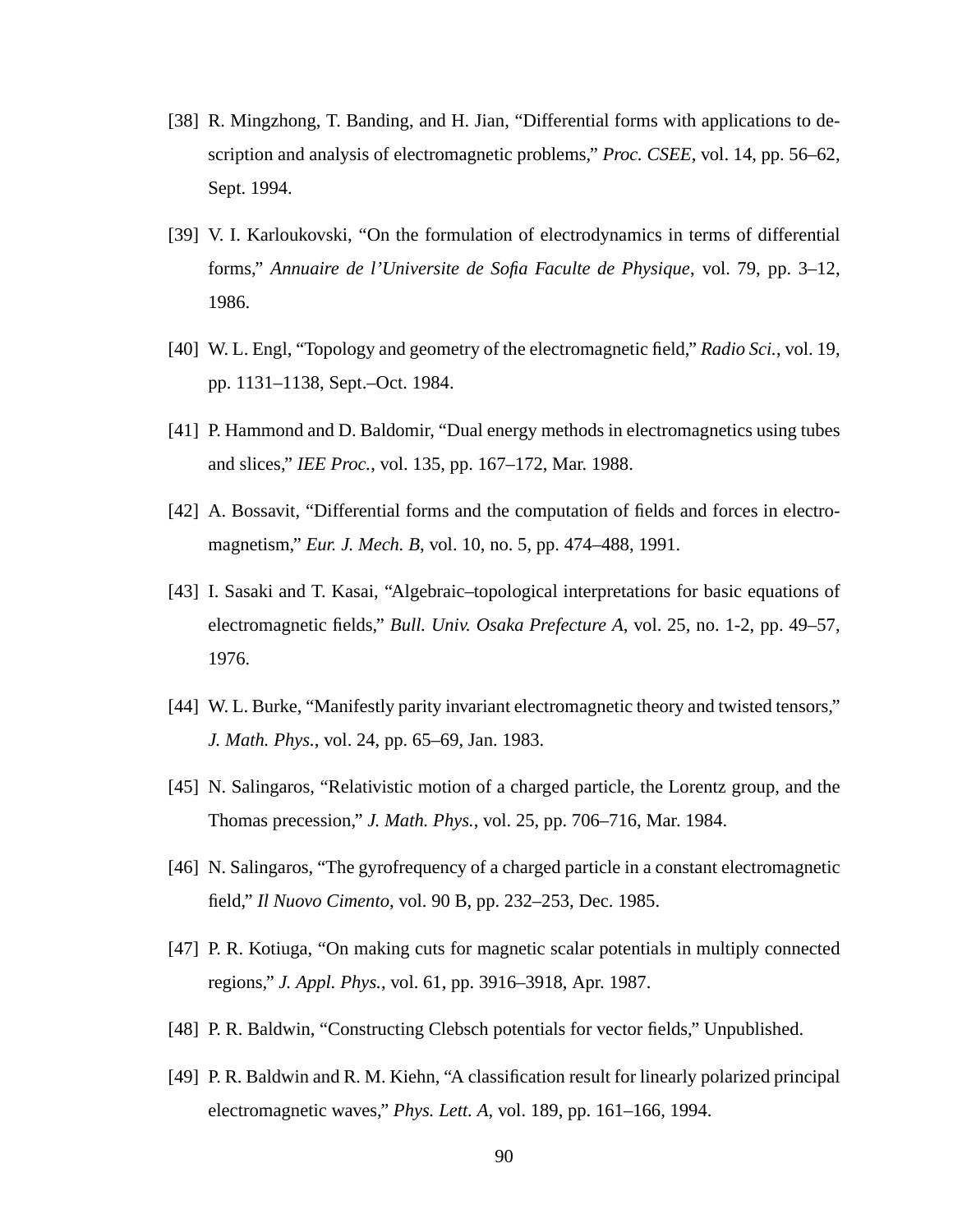[38] R. Mingzhong, T. Banding, and H. Jian, "Differential forms with applications to description and analysis of electromagnetic problems," *Proc. CSEE*, vol. 14, pp. 56–62, Sept. 1994.

[39] V. I. Karloukovski, "On the formulation of electrodynamics in terms of differential forms," *Annuaire de l'Universite de Sofia Faculte de Physique*, vol. 79, pp. 3–12, 1986.

[40] W. L. Engl, "Topology and geometry of the electromagnetic field," *Radio Sci.*, vol. 19, pp. 1131–1138, Sept.–Oct. 1984.

[41] P. Hammond and D. Baldomir, "Dual energy methods in electromagnetics using tubes and slices," *IEE Proc.*, vol. 135, pp. 167–172, Mar. 1988.

[42] A. Bossavit, "Differential forms and the computation of fields and forces in electromagnetism," *Eur. J. Mech. B*, vol. 10, no. 5, pp. 474–488, 1991.

[43] I. Sasaki and T. Kasai, "Algebraic–topological interpretations for basic equations of electromagnetic fields," *Bull. Univ. Osaka Prefecture A*, vol. 25, no. 1-2, pp. 49–57, 1976.

[44] W. L. Burke, "Manifestly parity invariant electromagnetic theory and twisted tensors," *J. Math. Phys.*, vol. 24, pp. 65–69, Jan. 1983.

[45] N. Salingaros, "Relativistic motion of a charged particle, the Lorentz group, and the Thomas precession," *J. Math. Phys.*, vol. 25, pp. 706–716, Mar. 1984.

[46] N. Salingaros, "The gyrofrequency of a charged particle in a constant electromagnetic field," *Il Nuovo Cimento*, vol. 90 B, pp. 232–253, Dec. 1985.

[47] P. R. Kotiuga, "On making cuts for magnetic scalar potentials in multiply connected regions," *J. Appl. Phys.*, vol. 61, pp. 3916–3918, Apr. 1987.

[48] P. R. Baldwin, "Constructing Clebsch potentials for vector fields," Unpublished.

[49] P. R. Baldwin and R. M. Kiehn, "A classification result for linearly polarized principal electromagnetic waves," *Phys. Lett. A*, vol. 189, pp. 161–166, 1994.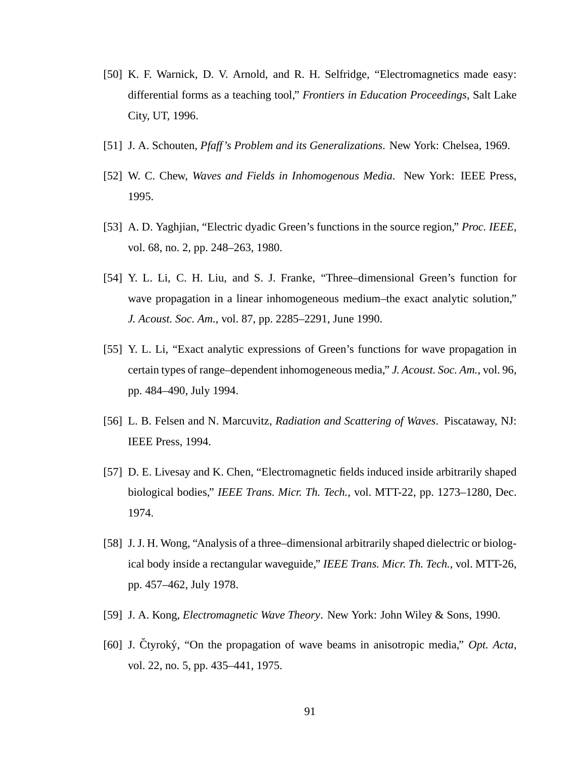[50] K. F. Warnick, D. V. Arnold, and R. H. Selfridge, "Electromagnetics made easy: differential forms as a teaching tool," *Frontiers in Education Proceedings*, Salt Lake City, UT, 1996.

[51] J. A. Schouten, *Pfaff's Problem and its Generalizations*. New York: Chelsea, 1969.

[52] W. C. Chew, *Waves and Fields in Inhomogenous Media*. New York: IEEE Press, 1995.

[53] A. D. Yaghjian, "Electric dyadic Green's functions in the source region," *Proc. IEEE*, vol. 68, no. 2, pp. 248–263, 1980.

[54] Y. L. Li, C. H. Liu, and S. J. Franke, "Three–dimensional Green's function for wave propagation in a linear inhomogeneous medium–the exact analytic solution," *J. Acoust. Soc. Am.*, vol. 87, pp. 2285–2291, June 1990.

[55] Y. L. Li, "Exact analytic expressions of Green's functions for wave propagation in certain types of range–dependent inhomogeneous media," *J. Acoust. Soc. Am.*, vol. 96, pp. 484–490, July 1994.

[56] L. B. Felsen and N. Marcuvitz, *Radiation and Scattering of Waves*. Piscataway, NJ: IEEE Press, 1994.

[57] D. E. Livesay and K. Chen, "Electromagnetic fields induced inside arbitrarily shaped biological bodies," *IEEE Trans. Micr. Th. Tech.*, vol. MTT-22, pp. 1273–1280, Dec. 1974.

[58] J. J. H. Wong, "Analysis of a three–dimensional arbitrarily shaped dielectric or biological body inside a rectangular waveguide," *IEEE Trans. Micr. Th. Tech.*, vol. MTT-26, pp. 457–462, July 1978.

[59] J. A. Kong, *Electromagnetic Wave Theory*. New York: John Wiley & Sons, 1990.

[60] J. Čtyroký, "On the propagation of wave beams in anisotropic media," *Opt. Acta*, vol. 22, no. 5, pp. 435–441, 1975.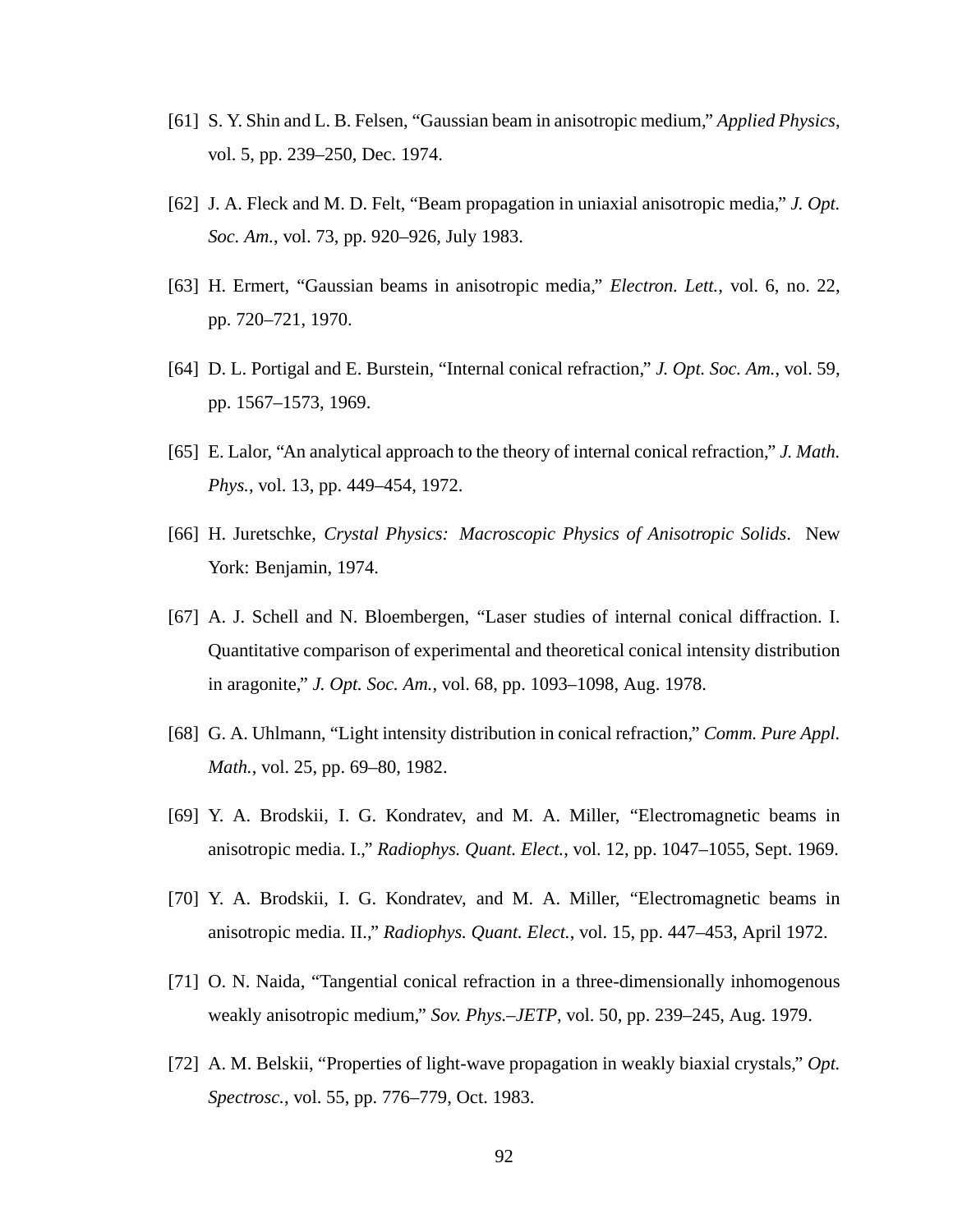[61] S. Y. Shin and L. B. Felsen, “Gaussian beam in anisotropic medium,” *Applied Physics*, vol. 5, pp. 239–250, Dec. 1974.

[62] J. A. Fleck and M. D. Felt, “Beam propagation in uniaxial anisotropic media,” *J. Opt. Soc. Am.*, vol. 73, pp. 920–926, July 1983.

[63] H. Ermert, “Gaussian beams in anisotropic media,” *Electron. Lett.*, vol. 6, no. 22, pp. 720–721, 1970.

[64] D. L. Portigal and E. Burstein, “Internal conical refraction,” *J. Opt. Soc. Am.*, vol. 59, pp. 1567–1573, 1969.

[65] E. Lalor, “An analytical approach to the theory of internal conical refraction,” *J. Math. Phys.*, vol. 13, pp. 449–454, 1972.

[66] H. Juretschke, *Crystal Physics: Macroscopic Physics of Anisotropic Solids*. New York: Benjamin, 1974.

[67] A. J. Schell and N. Bloembergen, “Laser studies of internal conical diffraction. I. Quantitative comparison of experimental and theoretical conical intensity distribution in aragonite,” *J. Opt. Soc. Am.*, vol. 68, pp. 1093–1098, Aug. 1978.

[68] G. A. Uhlmann, “Light intensity distribution in conical refraction,” *Comm. Pure Appl. Math.*, vol. 25, pp. 69–80, 1982.

[69] Y. A. Brodskii, I. G. Kondratev, and M. A. Miller, “Electromagnetic beams in anisotropic media. I.,” *Radiophys. Quant. Elect.*, vol. 12, pp. 1047–1055, Sept. 1969.

[70] Y. A. Brodskii, I. G. Kondratev, and M. A. Miller, “Electromagnetic beams in anisotropic media. II.,” *Radiophys. Quant. Elect.*, vol. 15, pp. 447–453, April 1972.

[71] O. N. Naida, “Tangential conical refraction in a three-dimensionally inhomogenous weakly anisotropic medium,” *Sov. Phys.–JETP*, vol. 50, pp. 239–245, Aug. 1979.

[72] A. M. Belskii, “Properties of light-wave propagation in weakly biaxial crystals,” *Opt. Spectrosc.*, vol. 55, pp. 776–779, Oct. 1983.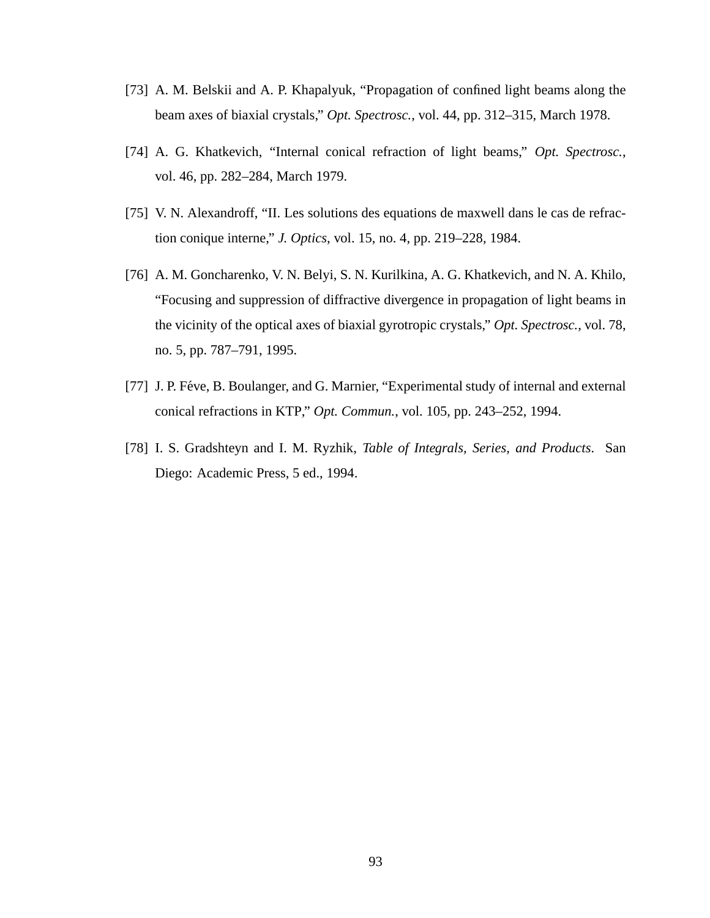[73] A. M. Belskii and A. P. Khapalyuk, "Propagation of confined light beams along the beam axes of biaxial crystals," *Opt. Spectrosc.*, vol. 44, pp. 312–315, March 1978.

[74] A. G. Khatkevich, "Internal conical refraction of light beams," *Opt. Spectrosc.*, vol. 46, pp. 282–284, March 1979.

[75] V. N. Alexandroff, "II. Les solutions des equations de maxwell dans le cas de refraction conique interne," *J. Optics*, vol. 15, no. 4, pp. 219–228, 1984.

[76] A. M. Goncharenko, V. N. Belyi, S. N. Kurilkina, A. G. Khatkevich, and N. A. Khilo, "Focusing and suppression of diffractive divergence in propagation of light beams in the vicinity of the optical axes of biaxial gyrotropic crystals," *Opt. Spectrosc.*, vol. 78, no. 5, pp. 787–791, 1995.

[77] J. P. Féve, B. Boulanger, and G. Marnier, "Experimental study of internal and external conical refractions in KTP," *Opt. Commun.*, vol. 105, pp. 243–252, 1994.

[78] I. S. Gradshteyn and I. M. Ryzhik, *Table of Integrals, Series, and Products*. San Diego: Academic Press, 5 ed., 1994.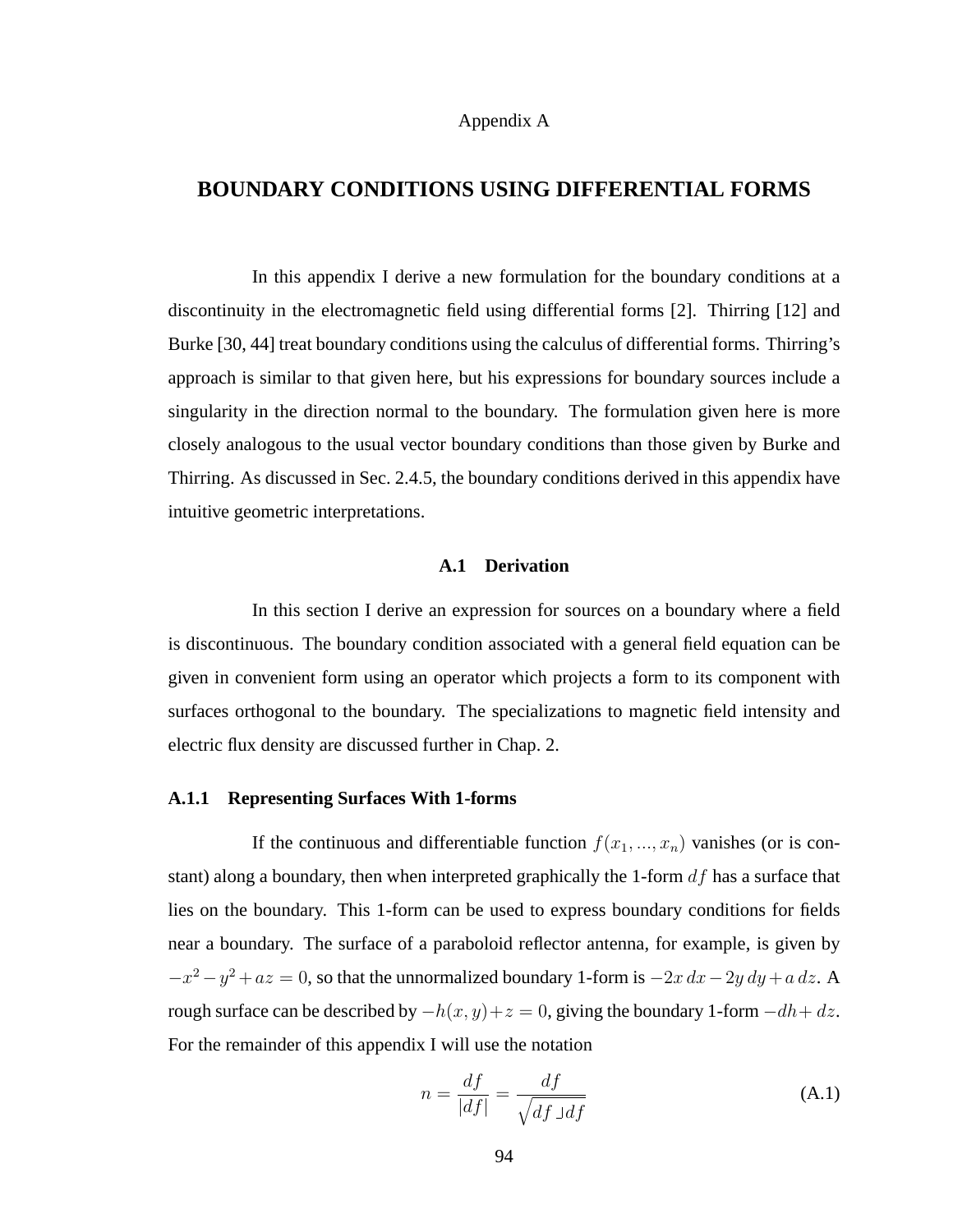Appendix A

# BOUNDARY CONDITIONS USING DIFFERENTIAL FORMS

In this appendix I derive a new formulation for the boundary conditions at a discontinuity in the electromagnetic field using differential forms [2]. Thirring [12] and Burke [30, 44] treat boundary conditions using the calculus of differential forms. Thirring's approach is similar to that given here, but his expressions for boundary sources include a singularity in the direction normal to the boundary. The formulation given here is more closely analogous to the usual vector boundary conditions than those given by Burke and Thirring. As discussed in Sec. 2.4.5, the boundary conditions derived in this appendix have intuitive geometric interpretations.

## A.1 Derivation

In this section I derive an expression for sources on a boundary where a field is discontinuous. The boundary condition associated with a general field equation can be given in convenient form using an operator which projects a form to its component with surfaces orthogonal to the boundary. The specializations to magnetic field intensity and electric flux density are discussed further in Chap. 2.

### A.1.1 Representing Surfaces With 1-forms

If the continuous and differentiable function $f(x_1, ..., x_n)$ vanishes (or is constant) along a boundary, then when interpreted graphically the 1-form $df$ has a surface that lies on the boundary. This 1-form can be used to express boundary conditions for fields near a boundary. The surface of a paraboloid reflector antenna, for example, is given by $-x^2 - y^2 + az = 0$, so that the unnormalized boundary 1-form is $-2x\,dx - 2y\,dy + a\,dz$. A rough surface can be described by $-h(x, y) + z = 0$, giving the boundary 1-form $-dh + dz$. For the remainder of this appendix I will use the notation

$$n = \frac{df}{|df|} = \frac{df}{\sqrt{df \lrcorner df}} \tag{A.1}$$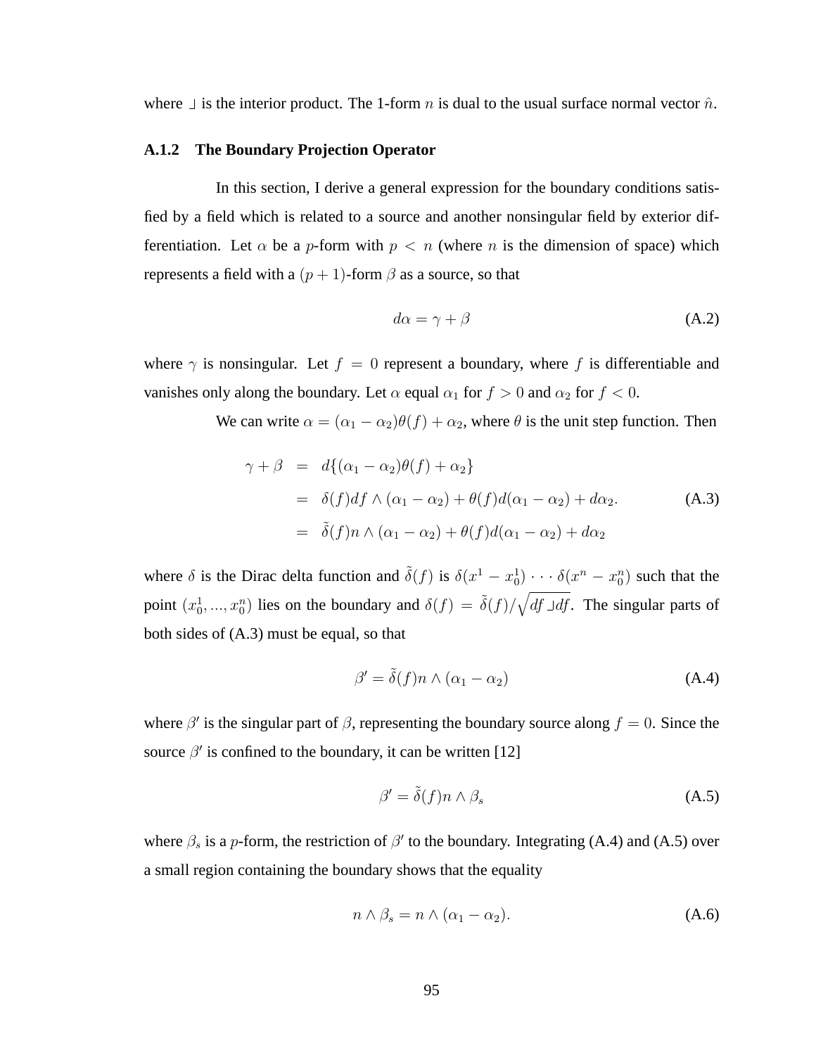where $\lrcorner$ is the interior product. The 1-form $n$ is dual to the usual surface normal vector $\hat{n}$.

### A.1.2 The Boundary Projection Operator

In this section, I derive a general expression for the boundary conditions satisfied by a field which is related to a source and another nonsingular field by exterior differentiation. Let $\alpha$ be a $p$-form with $p < n$ (where $n$ is the dimension of space) which represents a field with a $(p+1)$-form $\beta$ as a source, so that

$$d\alpha = \gamma + \beta \tag{A.2}$$

where $\gamma$ is nonsingular. Let $f = 0$ represent a boundary, where $f$ is differentiable and vanishes only along the boundary. Let $\alpha$ equal $\alpha_1$ for $f > 0$ and $\alpha_2$ for $f < 0$.

We can write $\alpha = (\alpha_1 - \alpha_2)\theta(f) + \alpha_2$, where $\theta$ is the unit step function. Then

$$\begin{aligned}
\gamma + \beta &= d\{(\alpha_1 - \alpha_2)\theta(f) + \alpha_2\} \\
&= \delta(f) df \wedge (\alpha_1 - \alpha_2) + \theta(f) d(\alpha_1 - \alpha_2) + d\alpha_2. \\
&= \tilde{\delta}(f) n \wedge (\alpha_1 - \alpha_2) + \theta(f) d(\alpha_1 - \alpha_2) + d\alpha_2
\end{aligned} \tag{A.3}$$

where $\delta$ is the Dirac delta function and $\tilde{\delta}(f)$ is $\delta(x^1 - x_0^1) \cdots \delta(x^n - x_0^n)$ such that the point $(x_0^1, ..., x_0^n)$ lies on the boundary and $\delta(f) = \tilde{\delta}(f)/\sqrt{df \lrcorner df}$. The singular parts of both sides of (A.3) must be equal, so that

$$\beta' = \tilde{\delta}(f) n \wedge (\alpha_1 - \alpha_2) \tag{A.4}$$

where $\beta'$ is the singular part of $\beta$, representing the boundary source along $f = 0$. Since the source $\beta'$ is confined to the boundary, it can be written [12]

$$\beta' = \tilde{\delta}(f) n \wedge \beta_s \tag{A.5}$$

where $\beta_s$ is a $p$-form, the restriction of $\beta'$ to the boundary. Integrating (A.4) and (A.5) over a small region containing the boundary shows that the equality

$$n \wedge \beta_s = n \wedge (\alpha_1 - \alpha_2). \tag{A.6}$$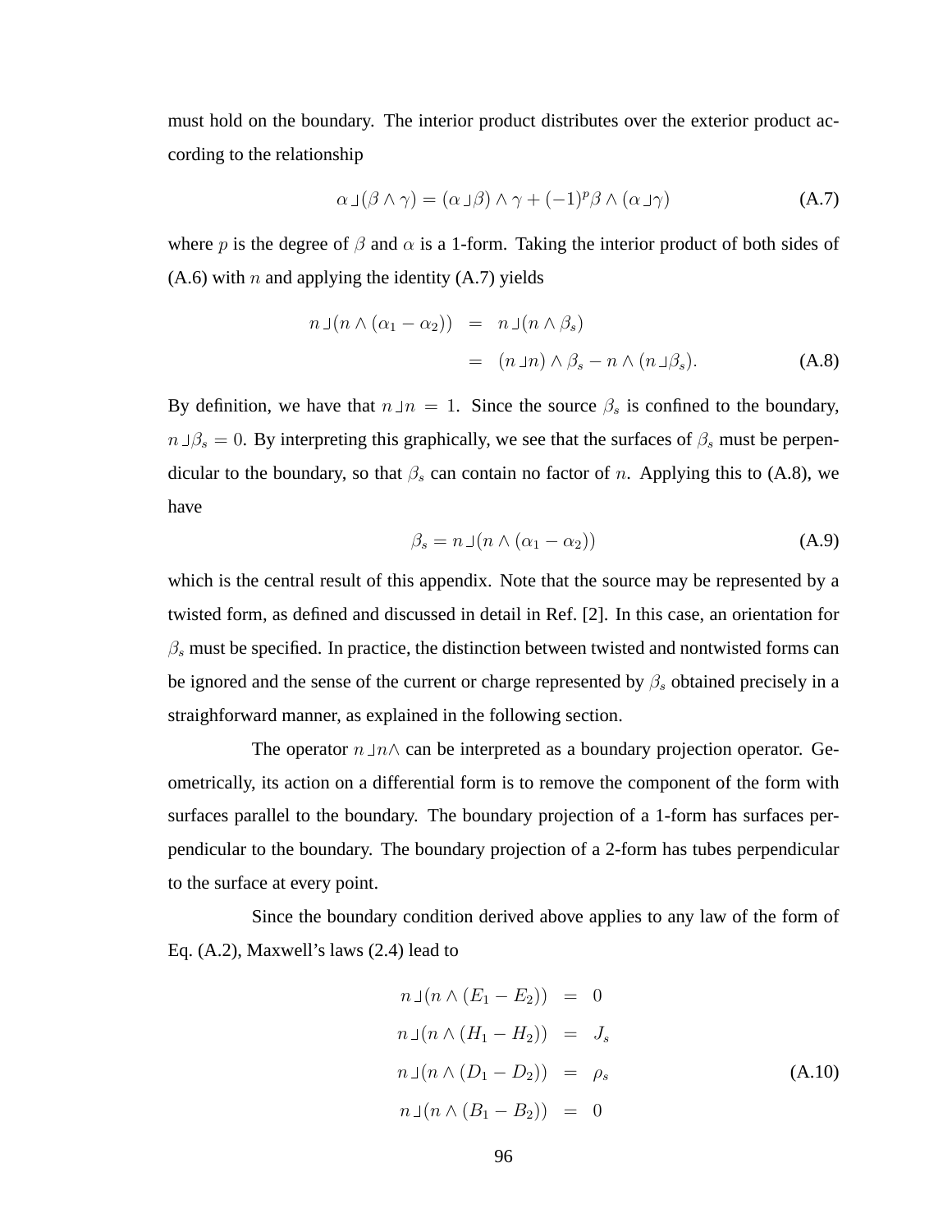must hold on the boundary. The interior product distributes over the exterior product according to the relationship

$$\alpha \lrcorner (\beta \wedge \gamma) = (\alpha \lrcorner \beta) \wedge \gamma + (-1)^p \beta \wedge (\alpha \lrcorner \gamma) \tag{A.7}$$

where $p$ is the degree of $\beta$ and $\alpha$ is a 1-form. Taking the interior product of both sides of (A.6) with $n$ and applying the identity (A.7) yields

$$\begin{aligned} n \lrcorner (n \wedge (\alpha_1 - \alpha_2)) &= n \lrcorner (n \wedge \beta_s) \\ &= (n \lrcorner n) \wedge \beta_s - n \wedge (n \lrcorner \beta_s). \end{aligned} \tag{A.8}$$

By definition, we have that $n \lrcorner n = 1$. Since the source $\beta_s$ is confined to the boundary, $n \lrcorner \beta_s = 0$. By interpreting this graphically, we see that the surfaces of $\beta_s$ must be perpendicular to the boundary, so that $\beta_s$ can contain no factor of $n$. Applying this to (A.8), we have

$$\beta_s = n \lrcorner (n \wedge (\alpha_1 - \alpha_2)) \tag{A.9}$$

which is the central result of this appendix. Note that the source may be represented by a twisted form, as defined and discussed in detail in Ref. [2]. In this case, an orientation for $\beta_s$ must be specified. In practice, the distinction between twisted and nontwisted forms can be ignored and the sense of the current or charge represented by $\beta_s$ obtained precisely in a straighforward manner, as explained in the following section.

The operator $n \lrcorner n \wedge$ can be interpreted as a boundary projection operator. Geometrically, its action on a differential form is to remove the component of the form with surfaces parallel to the boundary. The boundary projection of a 1-form has surfaces perpendicular to the boundary. The boundary projection of a 2-form has tubes perpendicular to the surface at every point.

Since the boundary condition derived above applies to any law of the form of Eq. (A.2), Maxwell's laws (2.4) lead to

$$\begin{aligned} n \lrcorner (n \wedge (E_1 - E_2)) &= 0 \\ n \lrcorner (n \wedge (H_1 - H_2)) &= J_s \\ n \lrcorner (n \wedge (D_1 - D_2)) &= \rho_s \\ n \lrcorner (n \wedge (B_1 - B_2)) &= 0 \end{aligned} \tag{A.10}$$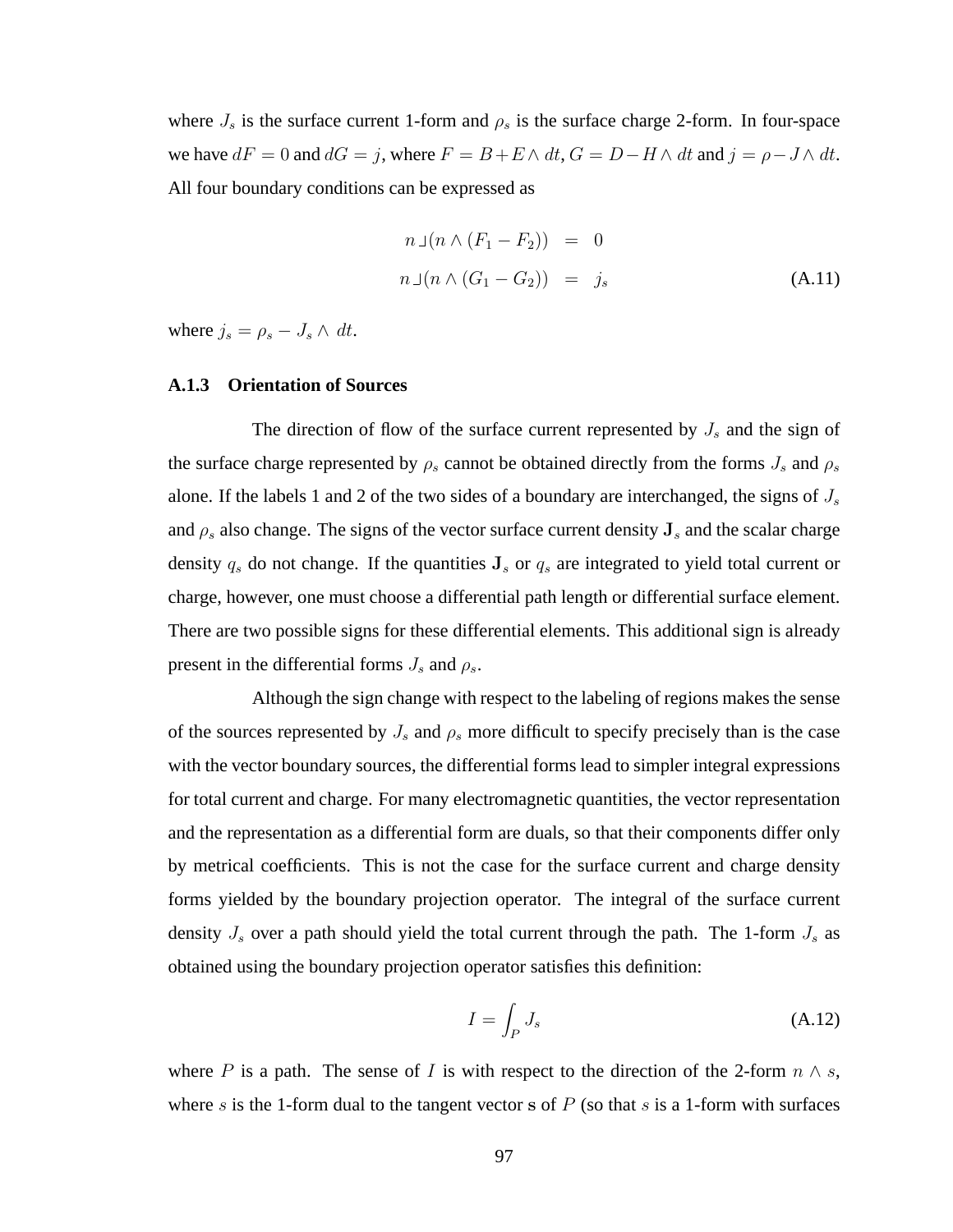where $J_s$ is the surface current 1-form and $\rho_s$ is the surface charge 2-form. In four-space we have $dF = 0$ and $dG = j$, where $F = B + E \wedge dt$, $G = D - H \wedge dt$ and $j = \rho - J \wedge dt$. All four boundary conditions can be expressed as

$$
\begin{aligned}
n \lrcorner (n \wedge (F_1 - F_2)) &= 0 \\
n \lrcorner (n \wedge (G_1 - G_2)) &= j_s
\end{aligned}
\tag{A.11}
$$

where $j_s = \rho_s - J_s \wedge \, dt$.

### A.1.3 Orientation of Sources

The direction of flow of the surface current represented by $J_s$ and the sign of the surface charge represented by $\rho_s$ cannot be obtained directly from the forms $J_s$ and $\rho_s$ alone. If the labels 1 and 2 of the two sides of a boundary are interchanged, the signs of $J_s$ and $\rho_s$ also change. The signs of the vector surface current density $\mathbf{J}_s$ and the scalar charge density $q_s$ do not change. If the quantities $\mathbf{J}_s$ or $q_s$ are integrated to yield total current or charge, however, one must choose a differential path length or differential surface element. There are two possible signs for these differential elements. This additional sign is already present in the differential forms $J_s$ and $\rho_s$.

Although the sign change with respect to the labeling of regions makes the sense of the sources represented by $J_s$ and $\rho_s$ more difficult to specify precisely than is the case with the vector boundary sources, the differential forms lead to simpler integral expressions for total current and charge. For many electromagnetic quantities, the vector representation and the representation as a differential form are duals, so that their components differ only by metrical coefficients. This is not the case for the surface current and charge density forms yielded by the boundary projection operator. The integral of the surface current density $J_s$ over a path should yield the total current through the path. The 1-form $J_s$ as obtained using the boundary projection operator satisfies this definition:

$$
I = \int_P J_s \tag{A.12}
$$

where $P$ is a path. The sense of $I$ is with respect to the direction of the 2-form $n \wedge s$, where $s$ is the 1-form dual to the tangent vector s of $P$ (so that $s$ is a 1-form with surfaces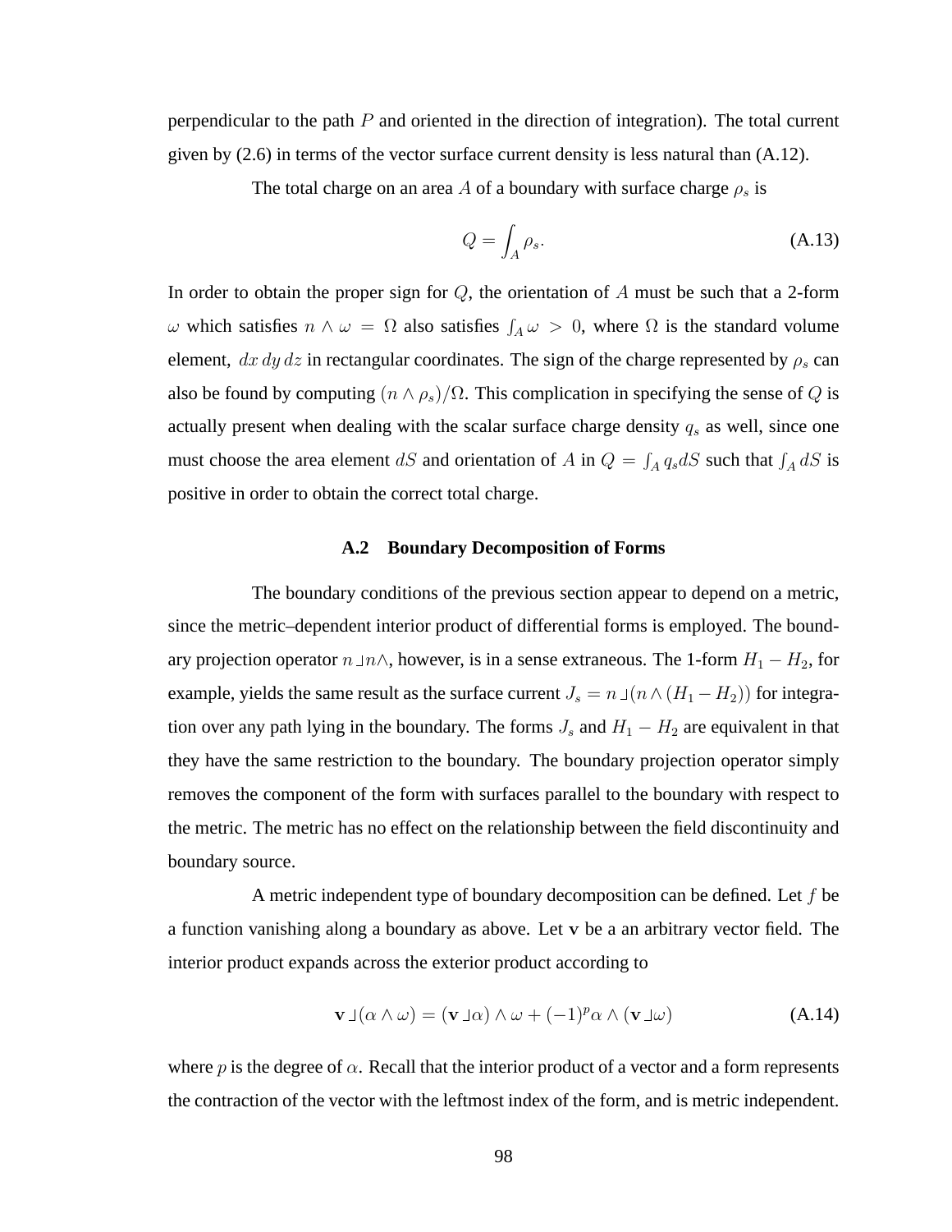perpendicular to the path $P$ and oriented in the direction of integration). The total current given by (2.6) in terms of the vector surface current density is less natural than (A.12).

The total charge on an area $A$ of a boundary with surface charge $\rho_s$ is

$$Q = \int_A \rho_s. \tag{A.13}$$

In order to obtain the proper sign for $Q$, the orientation of $A$ must be such that a 2-form $\omega$ which satisfies $n \wedge \omega = \Omega$ also satisfies $\int_A \omega > 0$, where $\Omega$ is the standard volume element, $dx\,dy\,dz$ in rectangular coordinates. The sign of the charge represented by $\rho_s$ can also be found by computing $(n \wedge \rho_s)/\Omega$. This complication in specifying the sense of $Q$ is actually present when dealing with the scalar surface charge density $q_s$ as well, since one must choose the area element $dS$ and orientation of $A$ in $Q = \int_A q_s dS$ such that $\int_A dS$ is positive in order to obtain the correct total charge.

### A.2 Boundary Decomposition of Forms

The boundary conditions of the previous section appear to depend on a metric, since the metric–dependent interior product of differential forms is employed. The boundary projection operator $n \,\lrcorner\, n \wedge$, however, is in a sense extraneous. The 1-form $H_1 - H_2$, for example, yields the same result as the surface current $J_s = n \,\lrcorner (n \wedge (H_1 - H_2))$ for integration over any path lying in the boundary. The forms $J_s$ and $H_1 - H_2$ are equivalent in that they have the same restriction to the boundary. The boundary projection operator simply removes the component of the form with surfaces parallel to the boundary with respect to the metric. The metric has no effect on the relationship between the field discontinuity and boundary source.

A metric independent type of boundary decomposition can be defined. Let $f$ be a function vanishing along a boundary as above. Let $\mathbf{v}$ be a an arbitrary vector field. The interior product expands across the exterior product according to

$$\mathbf{v} \,\lrcorner (\alpha \wedge \omega) = (\mathbf{v} \,\lrcorner\, \alpha) \wedge \omega + (-1)^p \alpha \wedge (\mathbf{v} \,\lrcorner\, \omega) \tag{A.14}$$

where $p$ is the degree of $\alpha$. Recall that the interior product of a vector and a form represents the contraction of the vector with the leftmost index of the form, and is metric independent.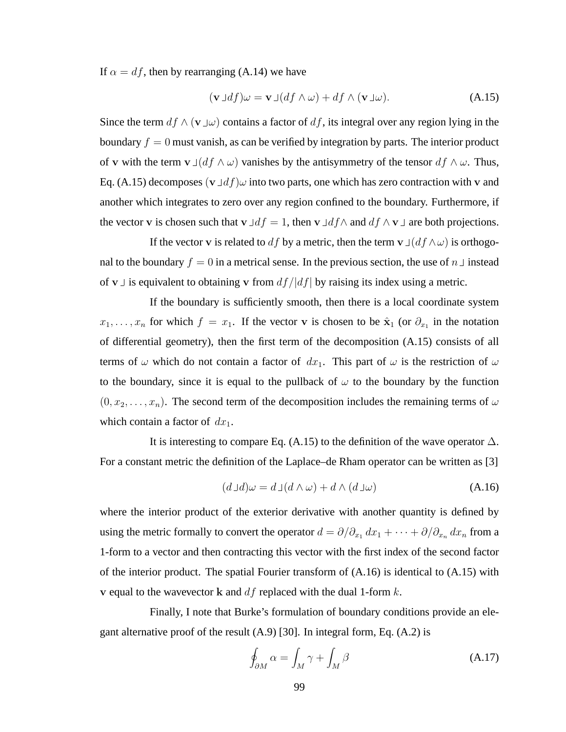If $\alpha = df$, then by rearranging (A.14) we have

$$(\mathbf{v} \lrcorner df)\omega = \mathbf{v} \lrcorner (df \wedge \omega) + df \wedge (\mathbf{v} \lrcorner \omega). \tag{A.15}$$

Since the term $df \wedge (\mathbf{v} \lrcorner \omega)$ contains a factor of $df$, its integral over any region lying in the boundary $f = 0$ must vanish, as can be verified by integration by parts. The interior product of $\mathbf{v}$ with the term $\mathbf{v} \lrcorner (df \wedge \omega)$ vanishes by the antisymmetry of the tensor $df \wedge \omega$. Thus, Eq. (A.15) decomposes $(\mathbf{v} \lrcorner df)\omega$ into two parts, one which has zero contraction with $\mathbf{v}$ and another which integrates to zero over any region confined to the boundary. Furthermore, if the vector $\mathbf{v}$ is chosen such that $\mathbf{v} \lrcorner df = 1$, then $\mathbf{v} \lrcorner df \wedge$ and $df \wedge \mathbf{v} \lrcorner$ are both projections.

If the vector $\mathbf{v}$ is related to $df$ by a metric, then the term $\mathbf{v} \lrcorner (df \wedge \omega)$ is orthogonal to the boundary $f = 0$ in a metrical sense. In the previous section, the use of $n \lrcorner$ instead of $\mathbf{v} \lrcorner$ is equivalent to obtaining $\mathbf{v}$ from $df/|df|$ by raising its index using a metric.

If the boundary is sufficiently smooth, then there is a local coordinate system $x_1, \ldots, x_n$ for which $f = x_1$. If the vector $\mathbf{v}$ is chosen to be $\hat{\mathbf{x}}_1$ (or $\partial_{x_1}$ in the notation of differential geometry), then the first term of the decomposition (A.15) consists of all terms of $\omega$ which do not contain a factor of $dx_1$. This part of $\omega$ is the restriction of $\omega$ to the boundary, since it is equal to the pullback of $\omega$ to the boundary by the function $(0, x_2, \ldots, x_n)$. The second term of the decomposition includes the remaining terms of $\omega$ which contain a factor of $dx_1$.

It is interesting to compare Eq. (A.15) to the definition of the wave operator $\Delta$. For a constant metric the definition of the Laplace–de Rham operator can be written as [3]

$$(d \lrcorner d)\omega = d \lrcorner (d \wedge \omega) + d \wedge (d \lrcorner \omega) \tag{A.16}$$

where the interior product of the exterior derivative with another quantity is defined by using the metric formally to convert the operator $d = \partial/\partial_{x_1} dx_1 + \cdots + \partial/\partial_{x_n} dx_n$ from a 1-form to a vector and then contracting this vector with the first index of the second factor of the interior product. The spatial Fourier transform of (A.16) is identical to (A.15) with $\mathbf{v}$ equal to the wavevector $\mathbf{k}$ and $df$ replaced with the dual 1-form $k$.

Finally, I note that Burke's formulation of boundary conditions provide an elegant alternative proof of the result (A.9) [30]. In integral form, Eq. (A.2) is

$$\oint_{\partial M} \alpha = \int_M \gamma + \int_M \beta \tag{A.17}$$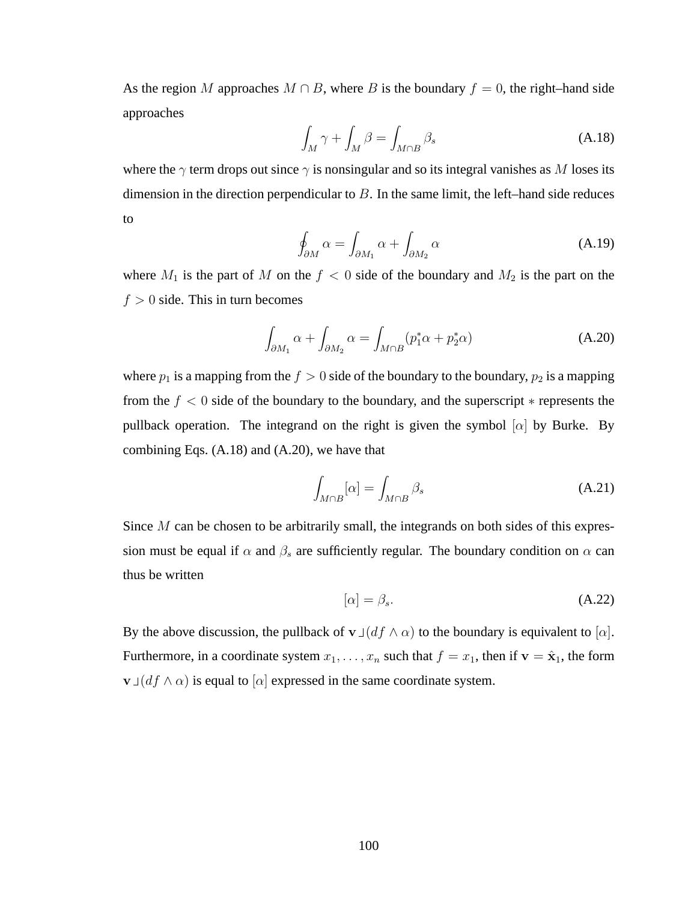As the region $M$ approaches $M \cap B$, where $B$ is the boundary $f = 0$, the right–hand side approaches

$$\int_M \gamma + \int_M \beta = \int_{M \cap B} \beta_s \tag{A.18}$$

where the $\gamma$ term drops out since $\gamma$ is nonsingular and so its integral vanishes as $M$ loses its dimension in the direction perpendicular to $B$. In the same limit, the left–hand side reduces to

$$\oint_{\partial M} \alpha = \int_{\partial M_1} \alpha + \int_{\partial M_2} \alpha \tag{A.19}$$

where $M_1$ is the part of $M$ on the $f < 0$ side of the boundary and $M_2$ is the part on the $f > 0$ side. This in turn becomes

$$\int_{\partial M_1} \alpha + \int_{\partial M_2} \alpha = \int_{M \cap B} (p_1^* \alpha + p_2^* \alpha) \tag{A.20}$$

where $p_1$ is a mapping from the $f > 0$ side of the boundary to the boundary, $p_2$ is a mapping from the $f < 0$ side of the boundary to the boundary, and the superscript $*$ represents the pullback operation. The integrand on the right is given the symbol $[\alpha]$ by Burke. By combining Eqs. (A.18) and (A.20), we have that

$$\int_{M \cap B} [\alpha] = \int_{M \cap B} \beta_s \tag{A.21}$$

Since $M$ can be chosen to be arbitrarily small, the integrands on both sides of this expression must be equal if $\alpha$ and $\beta_s$ are sufficiently regular. The boundary condition on $\alpha$ can thus be written

$$[\alpha] = \beta_s. \tag{A.22}$$

By the above discussion, the pullback of $\mathbf{v} \lrcorner (df \wedge \alpha)$ to the boundary is equivalent to $[\alpha]$. Furthermore, in a coordinate system $x_1, \ldots, x_n$ such that $f = x_1$, then if $\mathbf{v} = \hat{\mathbf{x}}_1$, the form $\mathbf{v} \lrcorner (df \wedge \alpha)$ is equal to $[\alpha]$ expressed in the same coordinate system.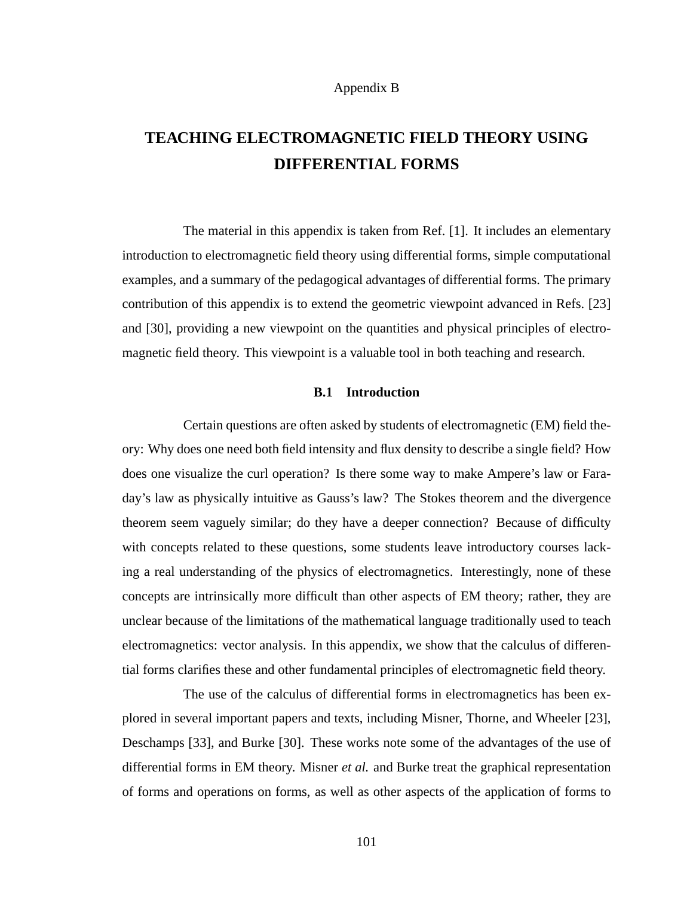Appendix B

# TEACHING ELECTROMAGNETIC FIELD THEORY USING DIFFERENTIAL FORMS

The material in this appendix is taken from Ref. [1]. It includes an elementary introduction to electromagnetic field theory using differential forms, simple computational examples, and a summary of the pedagogical advantages of differential forms. The primary contribution of this appendix is to extend the geometric viewpoint advanced in Refs. [23] and [30], providing a new viewpoint on the quantities and physical principles of electromagnetic field theory. This viewpoint is a valuable tool in both teaching and research.

## B.1 Introduction

Certain questions are often asked by students of electromagnetic (EM) field theory: Why does one need both field intensity and flux density to describe a single field? How does one visualize the curl operation? Is there some way to make Ampere's law or Faraday's law as physically intuitive as Gauss's law? The Stokes theorem and the divergence theorem seem vaguely similar; do they have a deeper connection? Because of difficulty with concepts related to these questions, some students leave introductory courses lacking a real understanding of the physics of electromagnetics. Interestingly, none of these concepts are intrinsically more difficult than other aspects of EM theory; rather, they are unclear because of the limitations of the mathematical language traditionally used to teach electromagnetics: vector analysis. In this appendix, we show that the calculus of differential forms clarifies these and other fundamental principles of electromagnetic field theory.

The use of the calculus of differential forms in electromagnetics has been explored in several important papers and texts, including Misner, Thorne, and Wheeler [23], Deschamps [33], and Burke [30]. These works note some of the advantages of the use of differential forms in EM theory. Misner *et al.* and Burke treat the graphical representation of forms and operations on forms, as well as other aspects of the application of forms to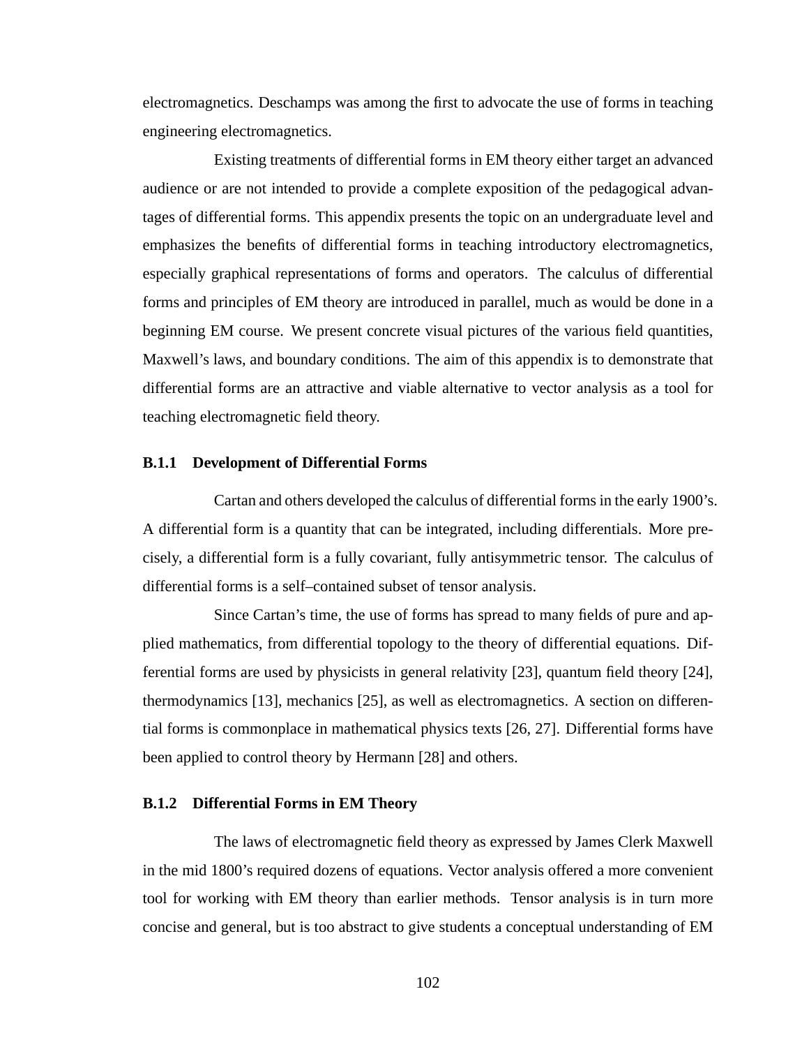electromagnetics. Deschamps was among the first to advocate the use of forms in teaching engineering electromagnetics.

Existing treatments of differential forms in EM theory either target an advanced audience or are not intended to provide a complete exposition of the pedagogical advantages of differential forms. This appendix presents the topic on an undergraduate level and emphasizes the benefits of differential forms in teaching introductory electromagnetics, especially graphical representations of forms and operators. The calculus of differential forms and principles of EM theory are introduced in parallel, much as would be done in a beginning EM course. We present concrete visual pictures of the various field quantities, Maxwell's laws, and boundary conditions. The aim of this appendix is to demonstrate that differential forms are an attractive and viable alternative to vector analysis as a tool for teaching electromagnetic field theory.

### B.1.1 Development of Differential Forms

Cartan and others developed the calculus of differential forms in the early 1900's. A differential form is a quantity that can be integrated, including differentials. More precisely, a differential form is a fully covariant, fully antisymmetric tensor. The calculus of differential forms is a self–contained subset of tensor analysis.

Since Cartan's time, the use of forms has spread to many fields of pure and applied mathematics, from differential topology to the theory of differential equations. Differential forms are used by physicists in general relativity [23], quantum field theory [24], thermodynamics [13], mechanics [25], as well as electromagnetics. A section on differential forms is commonplace in mathematical physics texts [26, 27]. Differential forms have been applied to control theory by Hermann [28] and others.

### B.1.2 Differential Forms in EM Theory

The laws of electromagnetic field theory as expressed by James Clerk Maxwell in the mid 1800's required dozens of equations. Vector analysis offered a more convenient tool for working with EM theory than earlier methods. Tensor analysis is in turn more concise and general, but is too abstract to give students a conceptual understanding of EM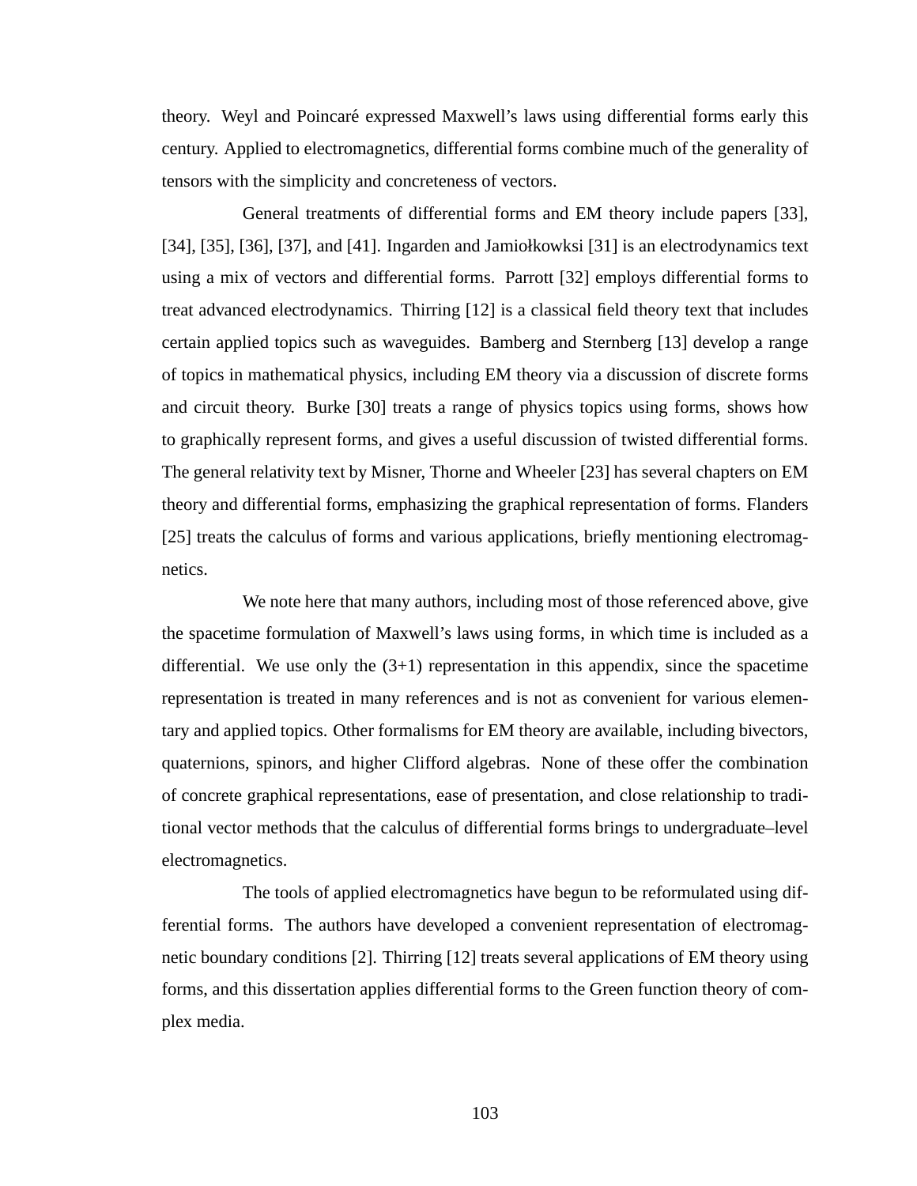theory. Weyl and Poincaré expressed Maxwell's laws using differential forms early this century. Applied to electromagnetics, differential forms combine much of the generality of tensors with the simplicity and concreteness of vectors.

General treatments of differential forms and EM theory include papers [33], [34], [35], [36], [37], and [41]. Ingarden and Jamiołkowksi [31] is an electrodynamics text using a mix of vectors and differential forms. Parrott [32] employs differential forms to treat advanced electrodynamics. Thirring [12] is a classical field theory text that includes certain applied topics such as waveguides. Bamberg and Sternberg [13] develop a range of topics in mathematical physics, including EM theory via a discussion of discrete forms and circuit theory. Burke [30] treats a range of physics topics using forms, shows how to graphically represent forms, and gives a useful discussion of twisted differential forms. The general relativity text by Misner, Thorne and Wheeler [23] has several chapters on EM theory and differential forms, emphasizing the graphical representation of forms. Flanders [25] treats the calculus of forms and various applications, briefly mentioning electromagnetics.

We note here that many authors, including most of those referenced above, give the spacetime formulation of Maxwell's laws using forms, in which time is included as a differential. We use only the (3+1) representation in this appendix, since the spacetime representation is treated in many references and is not as convenient for various elementary and applied topics. Other formalisms for EM theory are available, including bivectors, quaternions, spinors, and higher Clifford algebras. None of these offer the combination of concrete graphical representations, ease of presentation, and close relationship to traditional vector methods that the calculus of differential forms brings to undergraduate–level electromagnetics.

The tools of applied electromagnetics have begun to be reformulated using differential forms. The authors have developed a convenient representation of electromagnetic boundary conditions [2]. Thirring [12] treats several applications of EM theory using forms, and this dissertation applies differential forms to the Green function theory of complex media.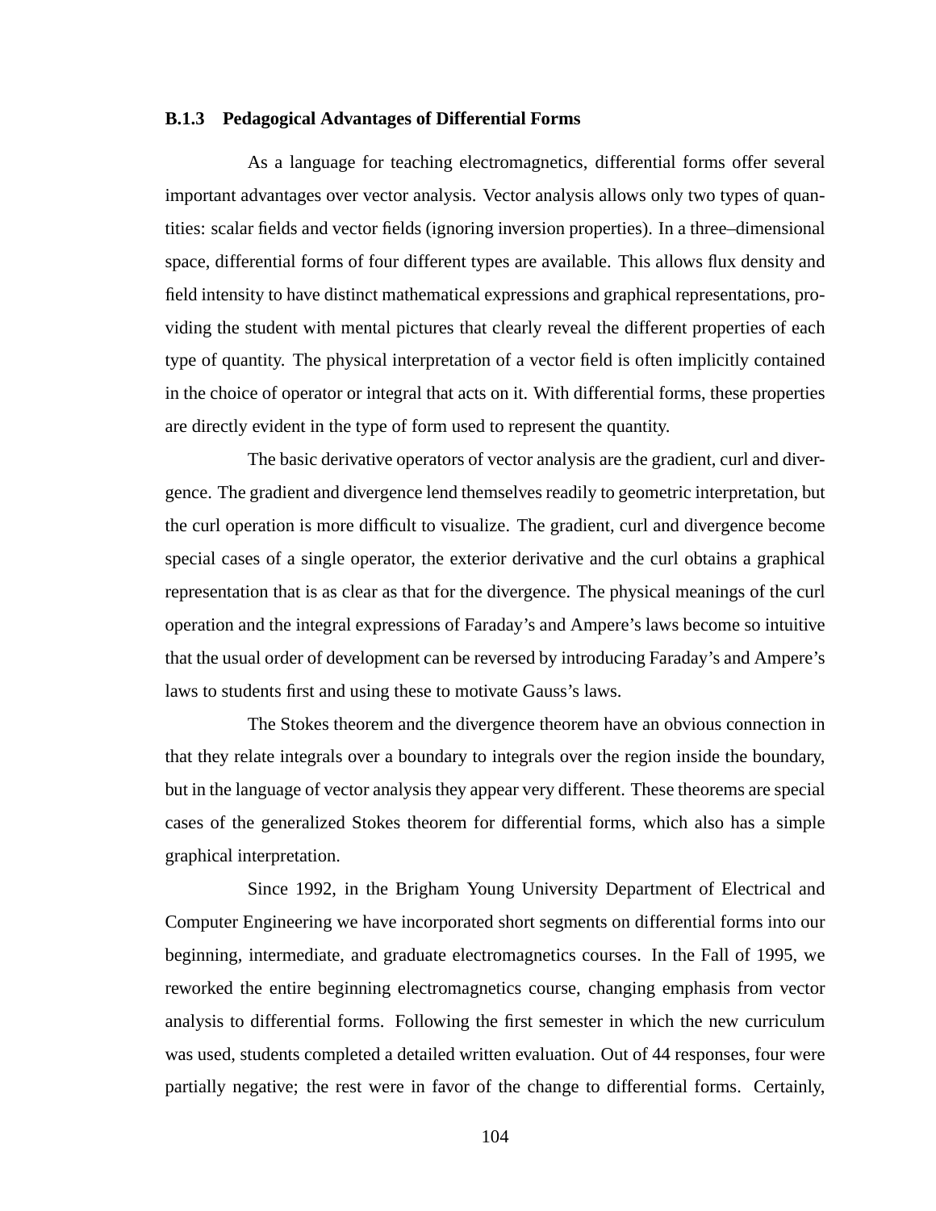### B.1.3 Pedagogical Advantages of Differential Forms

As a language for teaching electromagnetics, differential forms offer several important advantages over vector analysis. Vector analysis allows only two types of quantities: scalar fields and vector fields (ignoring inversion properties). In a three–dimensional space, differential forms of four different types are available. This allows flux density and field intensity to have distinct mathematical expressions and graphical representations, providing the student with mental pictures that clearly reveal the different properties of each type of quantity. The physical interpretation of a vector field is often implicitly contained in the choice of operator or integral that acts on it. With differential forms, these properties are directly evident in the type of form used to represent the quantity.

The basic derivative operators of vector analysis are the gradient, curl and divergence. The gradient and divergence lend themselves readily to geometric interpretation, but the curl operation is more difficult to visualize. The gradient, curl and divergence become special cases of a single operator, the exterior derivative and the curl obtains a graphical representation that is as clear as that for the divergence. The physical meanings of the curl operation and the integral expressions of Faraday's and Ampere's laws become so intuitive that the usual order of development can be reversed by introducing Faraday's and Ampere's laws to students first and using these to motivate Gauss's laws.

The Stokes theorem and the divergence theorem have an obvious connection in that they relate integrals over a boundary to integrals over the region inside the boundary, but in the language of vector analysis they appear very different. These theorems are special cases of the generalized Stokes theorem for differential forms, which also has a simple graphical interpretation.

Since 1992, in the Brigham Young University Department of Electrical and Computer Engineering we have incorporated short segments on differential forms into our beginning, intermediate, and graduate electromagnetics courses. In the Fall of 1995, we reworked the entire beginning electromagnetics course, changing emphasis from vector analysis to differential forms. Following the first semester in which the new curriculum was used, students completed a detailed written evaluation. Out of 44 responses, four were partially negative; the rest were in favor of the change to differential forms. Certainly,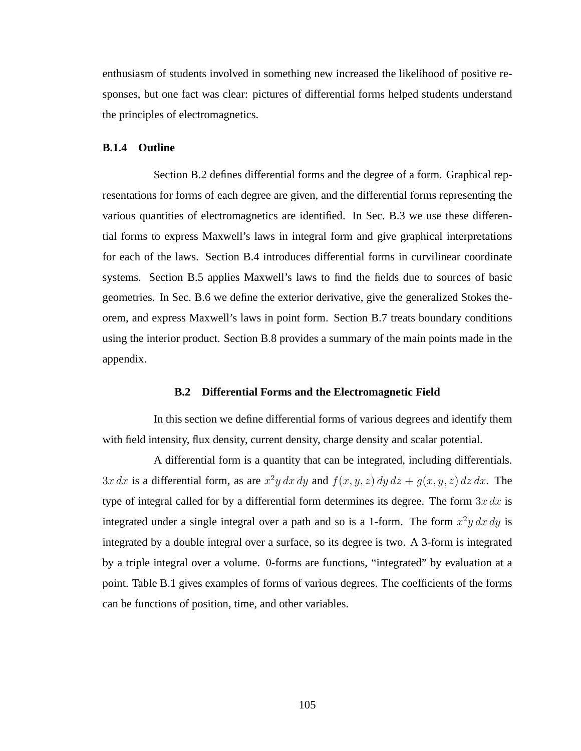enthusiasm of students involved in something new increased the likelihood of positive responses, but one fact was clear: pictures of differential forms helped students understand the principles of electromagnetics.

### B.1.4 Outline

Section B.2 defines differential forms and the degree of a form. Graphical representations for forms of each degree are given, and the differential forms representing the various quantities of electromagnetics are identified. In Sec. B.3 we use these differential forms to express Maxwell's laws in integral form and give graphical interpretations for each of the laws. Section B.4 introduces differential forms in curvilinear coordinate systems. Section B.5 applies Maxwell's laws to find the fields due to sources of basic geometries. In Sec. B.6 we define the exterior derivative, give the generalized Stokes theorem, and express Maxwell's laws in point form. Section B.7 treats boundary conditions using the interior product. Section B.8 provides a summary of the main points made in the appendix.

## B.2 Differential Forms and the Electromagnetic Field

In this section we define differential forms of various degrees and identify them with field intensity, flux density, current density, charge density and scalar potential.

A differential form is a quantity that can be integrated, including differentials. $3x\,dx$ is a differential form, as are $x^2y\,dx\,dy$ and $f(x,y,z)\,dy\,dz + g(x,y,z)\,dz\,dx$. The type of integral called for by a differential form determines its degree. The form $3x\,dx$ is integrated under a single integral over a path and so is a 1-form. The form $x^2y\,dx\,dy$ is integrated by a double integral over a surface, so its degree is two. A 3-form is integrated by a triple integral over a volume. 0-forms are functions, "integrated" by evaluation at a point. Table B.1 gives examples of forms of various degrees. The coefficients of the forms can be functions of position, time, and other variables.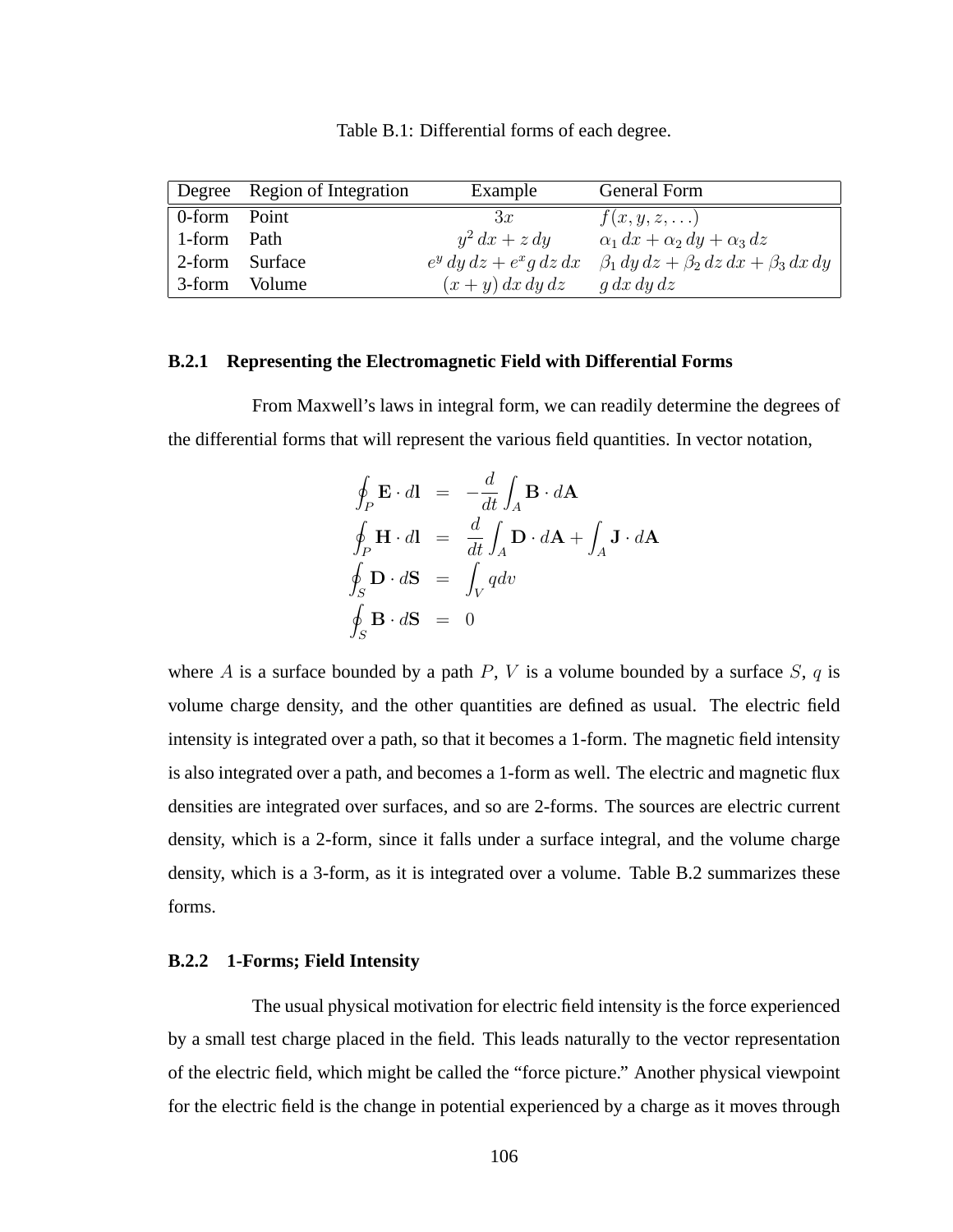Table B.1: Differential forms of each degree.

| Degree | Region of Integration | Example | General Form |
|---|---|---|---|
| 0-form | Point | $3x$ | $f(x, y, z, \ldots)$ |
| 1-form | Path | $y^2\,dx + z\,dy$ | $\alpha_1\,dx + \alpha_2\,dy + \alpha_3\,dz$ |
| 2-form | Surface | $e^y\,dy\,dz + e^x g\,dz\,dx$ | $\beta_1\,dy\,dz + \beta_2\,dz\,dx + \beta_3\,dx\,dy$ |
| 3-form | Volume | $(x + y)\,dx\,dy\,dz$ | $g\,dx\,dy\,dz$ |

### B.2.1 Representing the Electromagnetic Field with Differential Forms

From Maxwell's laws in integral form, we can readily determine the degrees of the differential forms that will represent the various field quantities. In vector notation,

$$\begin{aligned}
\oint_P \mathbf{E} \cdot d\mathbf{l} &= -\frac{d}{dt}\int_A \mathbf{B} \cdot d\mathbf{A} \\
\oint_P \mathbf{H} \cdot d\mathbf{l} &= \frac{d}{dt}\int_A \mathbf{D} \cdot d\mathbf{A} + \int_A \mathbf{J} \cdot d\mathbf{A} \\
\oint_S \mathbf{D} \cdot d\mathbf{S} &= \int_V q dv \\
\oint_S \mathbf{B} \cdot d\mathbf{S} &= 0
\end{aligned}$$

where $A$ is a surface bounded by a path $P$, $V$ is a volume bounded by a surface $S$, $q$ is volume charge density, and the other quantities are defined as usual. The electric field intensity is integrated over a path, so that it becomes a 1-form. The magnetic field intensity is also integrated over a path, and becomes a 1-form as well. The electric and magnetic flux densities are integrated over surfaces, and so are 2-forms. The sources are electric current density, which is a 2-form, since it falls under a surface integral, and the volume charge density, which is a 3-form, as it is integrated over a volume. Table B.2 summarizes these forms.

### B.2.2 1-Forms; Field Intensity

The usual physical motivation for electric field intensity is the force experienced by a small test charge placed in the field. This leads naturally to the vector representation of the electric field, which might be called the "force picture." Another physical viewpoint for the electric field is the change in potential experienced by a charge as it moves through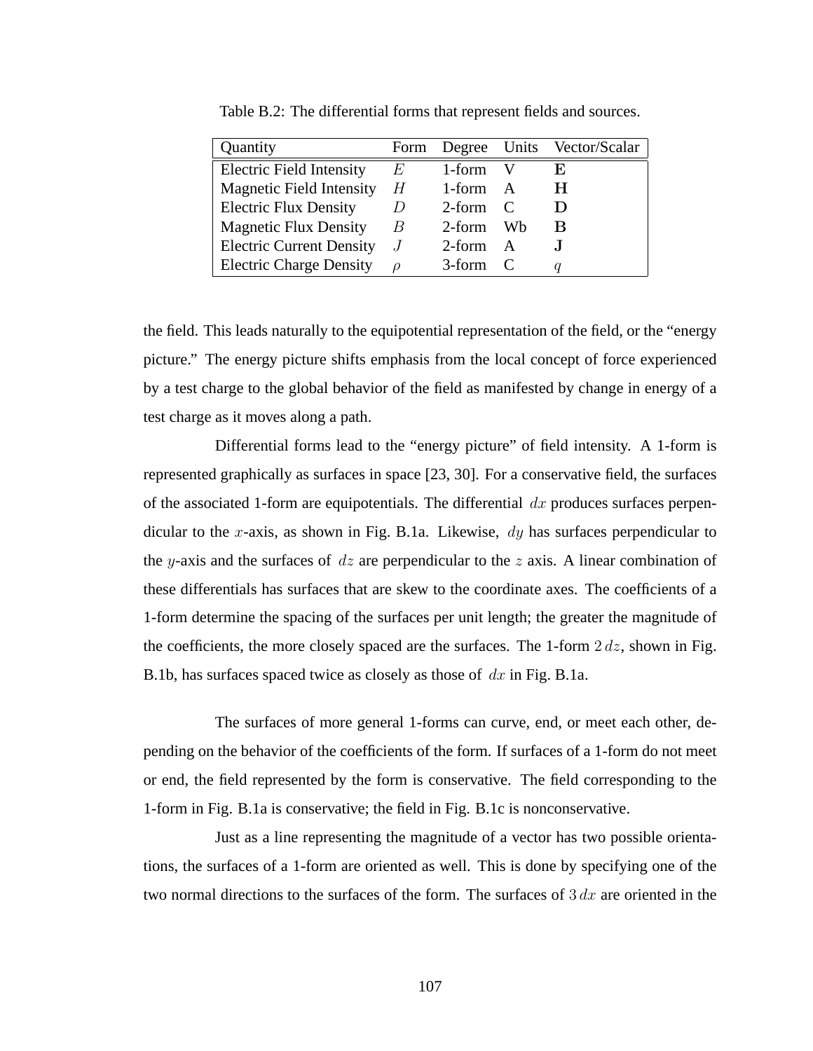Table B.2: The differential forms that represent fields and sources.

| Quantity | Form | Degree | Units | Vector/Scalar |
|---|---|---|---|---|
| Electric Field Intensity | $E$ | 1-form | V | $\mathbf{E}$ |
| Magnetic Field Intensity | $H$ | 1-form | A | $\mathbf{H}$ |
| Electric Flux Density | $D$ | 2-form | C | $\mathbf{D}$ |
| Magnetic Flux Density | $B$ | 2-form | Wb | $\mathbf{B}$ |
| Electric Current Density | $J$ | 2-form | A | $\mathbf{J}$ |
| Electric Charge Density | $\rho$ | 3-form | C | $q$ |

the field. This leads naturally to the equipotential representation of the field, or the "energy picture." The energy picture shifts emphasis from the local concept of force experienced by a test charge to the global behavior of the field as manifested by change in energy of a test charge as it moves along a path.

Differential forms lead to the "energy picture" of field intensity. A 1-form is represented graphically as surfaces in space [23, 30]. For a conservative field, the surfaces of the associated 1-form are equipotentials. The differential $dx$ produces surfaces perpendicular to the $x$-axis, as shown in Fig. B.1a. Likewise, $dy$ has surfaces perpendicular to the $y$-axis and the surfaces of $dz$ are perpendicular to the $z$ axis. A linear combination of these differentials has surfaces that are skew to the coordinate axes. The coefficients of a 1-form determine the spacing of the surfaces per unit length; the greater the magnitude of the coefficients, the more closely spaced are the surfaces. The 1-form $2\,dz$, shown in Fig. B.1b, has surfaces spaced twice as closely as those of $dx$ in Fig. B.1a.

The surfaces of more general 1-forms can curve, end, or meet each other, depending on the behavior of the coefficients of the form. If surfaces of a 1-form do not meet or end, the field represented by the form is conservative. The field corresponding to the 1-form in Fig. B.1a is conservative; the field in Fig. B.1c is nonconservative.

Just as a line representing the magnitude of a vector has two possible orientations, the surfaces of a 1-form are oriented as well. This is done by specifying one of the two normal directions to the surfaces of the form. The surfaces of $3\,dx$ are oriented in the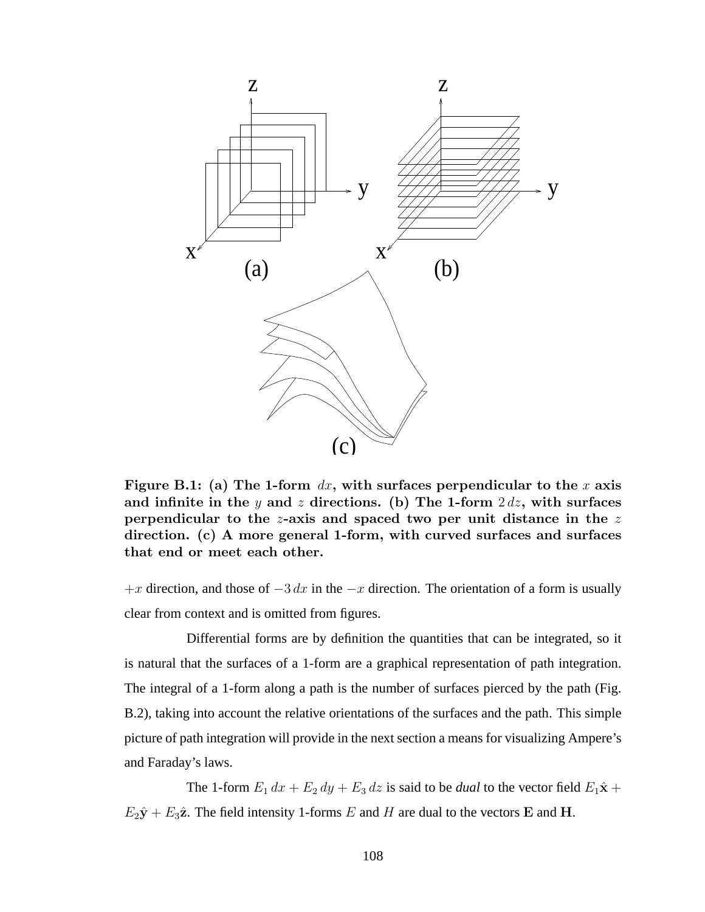**Figure B.1: (a) The 1-form $dx$, with surfaces perpendicular to the $x$ axis and infinite in the $y$ and $z$ directions. (b) The 1-form $2\,dz$, with surfaces perpendicular to the $z$-axis and spaced two per unit distance in the $z$ direction. (c) A more general 1-form, with curved surfaces and surfaces that end or meet each other.**

$+x$ direction, and those of $-3\,dx$ in the $-x$ direction. The orientation of a form is usually clear from context and is omitted from figures.

Differential forms are by definition the quantities that can be integrated, so it is natural that the surfaces of a 1-form are a graphical representation of path integration. The integral of a 1-form along a path is the number of surfaces pierced by the path (Fig. B.2), taking into account the relative orientations of the surfaces and the path. This simple picture of path integration will provide in the next section a means for visualizing Ampere's and Faraday's laws.

The 1-form $E_1\,dx + E_2\,dy + E_3\,dz$ is said to be *dual* to the vector field $E_1\hat{\mathbf{x}} + E_2\hat{\mathbf{y}} + E_3\hat{\mathbf{z}}$. The field intensity 1-forms $E$ and $H$ are dual to the vectors $\mathbf{E}$ and $\mathbf{H}$.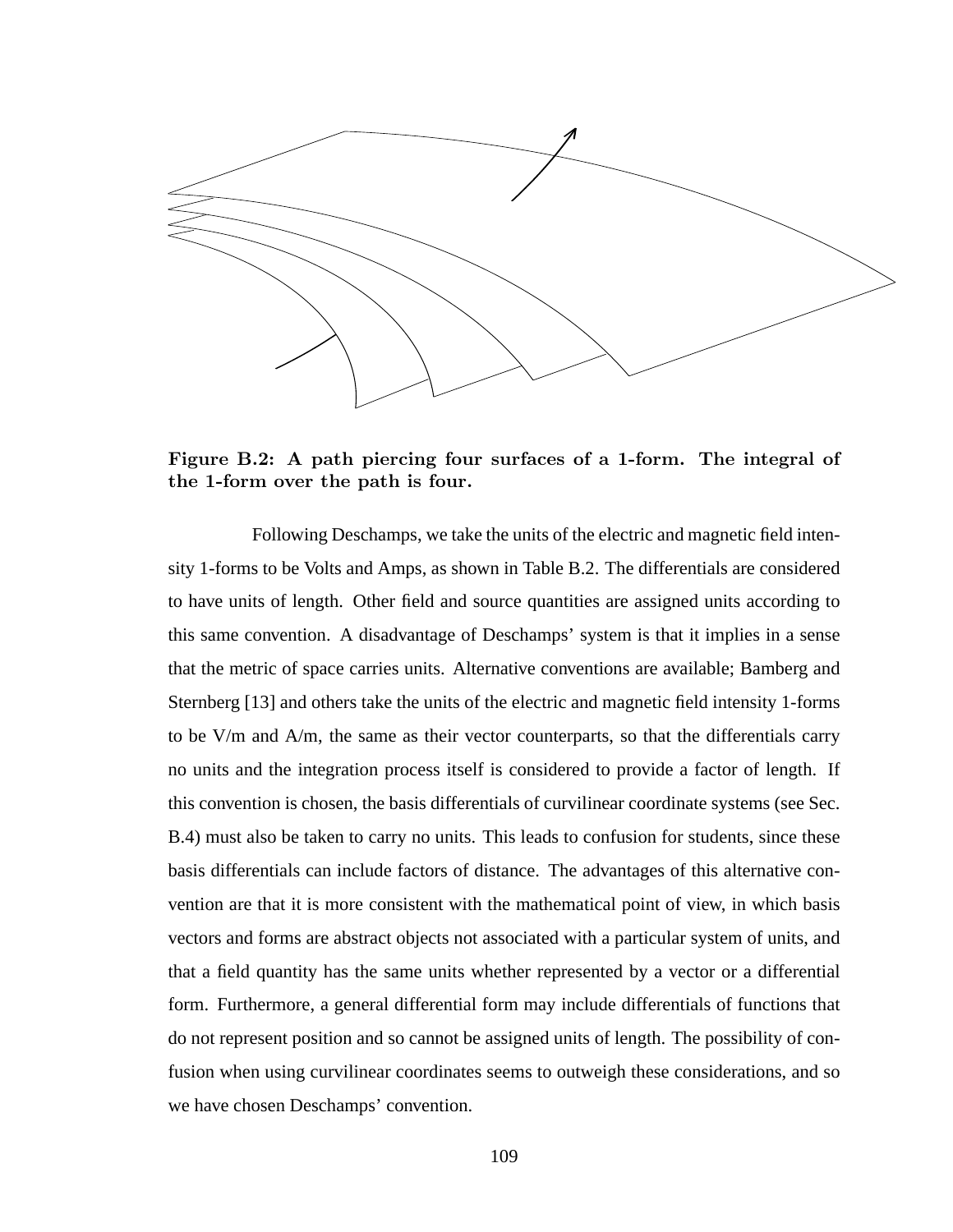**Figure B.2: A path piercing four surfaces of a 1-form. The integral of the 1-form over the path is four.**

Following Deschamps, we take the units of the electric and magnetic field intensity 1-forms to be Volts and Amps, as shown in Table B.2. The differentials are considered to have units of length. Other field and source quantities are assigned units according to this same convention. A disadvantage of Deschamps' system is that it implies in a sense that the metric of space carries units. Alternative conventions are available; Bamberg and Sternberg [13] and others take the units of the electric and magnetic field intensity 1-forms to be V/m and A/m, the same as their vector counterparts, so that the differentials carry no units and the integration process itself is considered to provide a factor of length. If this convention is chosen, the basis differentials of curvilinear coordinate systems (see Sec. B.4) must also be taken to carry no units. This leads to confusion for students, since these basis differentials can include factors of distance. The advantages of this alternative convention are that it is more consistent with the mathematical point of view, in which basis vectors and forms are abstract objects not associated with a particular system of units, and that a field quantity has the same units whether represented by a vector or a differential form. Furthermore, a general differential form may include differentials of functions that do not represent position and so cannot be assigned units of length. The possibility of confusion when using curvilinear coordinates seems to outweigh these considerations, and so we have chosen Deschamps' convention.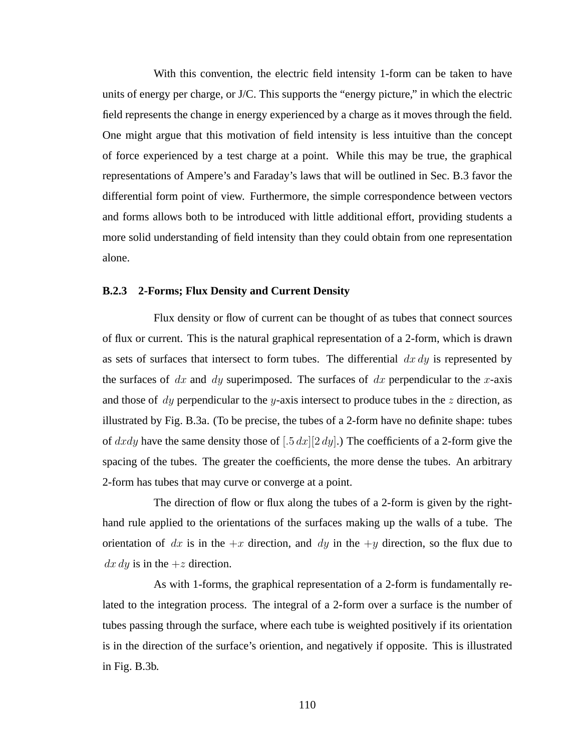With this convention, the electric field intensity 1-form can be taken to have units of energy per charge, or J/C. This supports the "energy picture," in which the electric field represents the change in energy experienced by a charge as it moves through the field. One might argue that this motivation of field intensity is less intuitive than the concept of force experienced by a test charge at a point. While this may be true, the graphical representations of Ampere's and Faraday's laws that will be outlined in Sec. B.3 favor the differential form point of view. Furthermore, the simple correspondence between vectors and forms allows both to be introduced with little additional effort, providing students a more solid understanding of field intensity than they could obtain from one representation alone.

### B.2.3 2-Forms; Flux Density and Current Density

Flux density or flow of current can be thought of as tubes that connect sources of flux or current. This is the natural graphical representation of a 2-form, which is drawn as sets of surfaces that intersect to form tubes. The differential $dx\,dy$ is represented by the surfaces of $dx$ and $dy$ superimposed. The surfaces of $dx$ perpendicular to the $x$-axis and those of $dy$ perpendicular to the $y$-axis intersect to produce tubes in the $z$ direction, as illustrated by Fig. B.3a. (To be precise, the tubes of a 2-form have no definite shape: tubes of $dxdy$ have the same density those of $[.5\,dx][2\,dy]$.) The coefficients of a 2-form give the spacing of the tubes. The greater the coefficients, the more dense the tubes. An arbitrary 2-form has tubes that may curve or converge at a point.

The direction of flow or flux along the tubes of a 2-form is given by the right-hand rule applied to the orientations of the surfaces making up the walls of a tube. The orientation of $dx$ is in the $+x$ direction, and $dy$ in the $+y$ direction, so the flux due to $dx\,dy$ is in the $+z$ direction.

As with 1-forms, the graphical representation of a 2-form is fundamentally related to the integration process. The integral of a 2-form over a surface is the number of tubes passing through the surface, where each tube is weighted positively if its orientation is in the direction of the surface's oriention, and negatively if opposite. This is illustrated in Fig. B.3b.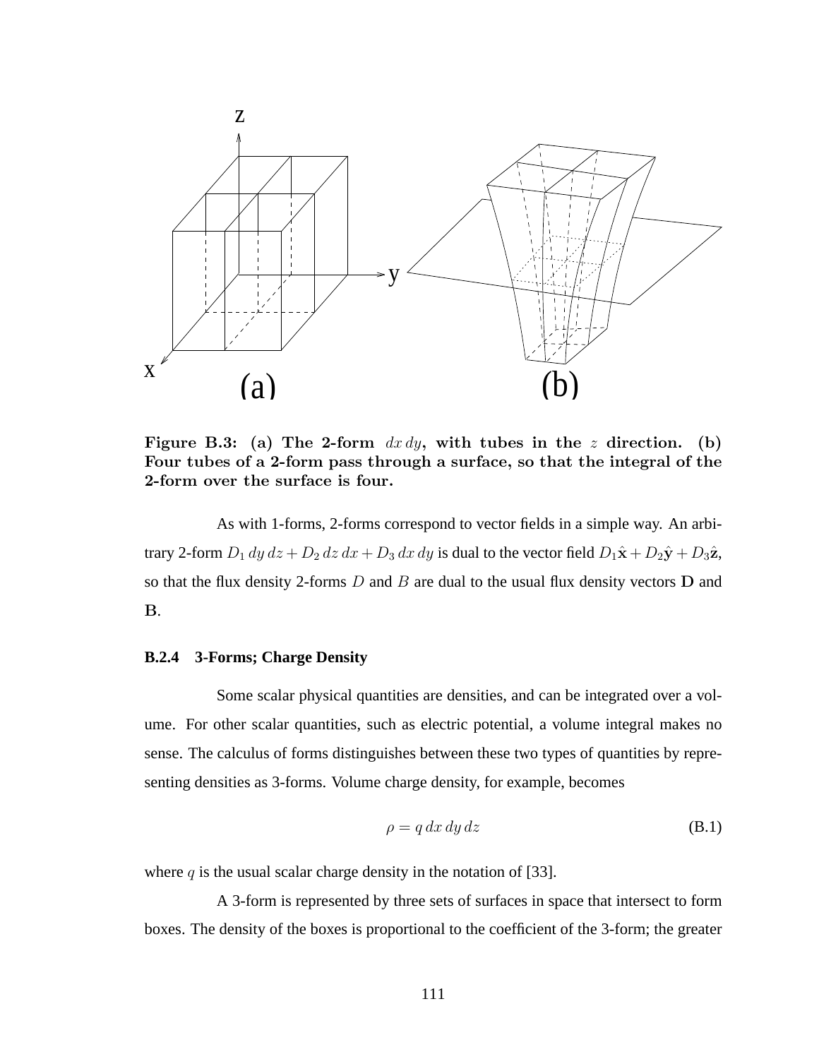**Figure B.3: (a) The 2-form $dx\,dy$, with tubes in the $z$ direction. (b) Four tubes of a 2-form pass through a surface, so that the integral of the 2-form over the surface is four.**

As with 1-forms, 2-forms correspond to vector fields in a simple way. An arbitrary 2-form $D_1\,dy\,dz + D_2\,dz\,dx + D_3\,dx\,dy$ is dual to the vector field $D_1\hat{\mathbf{x}} + D_2\hat{\mathbf{y}} + D_3\hat{\mathbf{z}}$, so that the flux density 2-forms $D$ and $B$ are dual to the usual flux density vectors $\mathbf{D}$ and $\mathbf{B}$.

### B.2.4 3-Forms; Charge Density

Some scalar physical quantities are densities, and can be integrated over a volume. For other scalar quantities, such as electric potential, a volume integral makes no sense. The calculus of forms distinguishes between these two types of quantities by representing densities as 3-forms. Volume charge density, for example, becomes

$$\rho = q\,dx\,dy\,dz \tag{B.1}$$

where $q$ is the usual scalar charge density in the notation of [33].

A 3-form is represented by three sets of surfaces in space that intersect to form boxes. The density of the boxes is proportional to the coefficient of the 3-form; the greater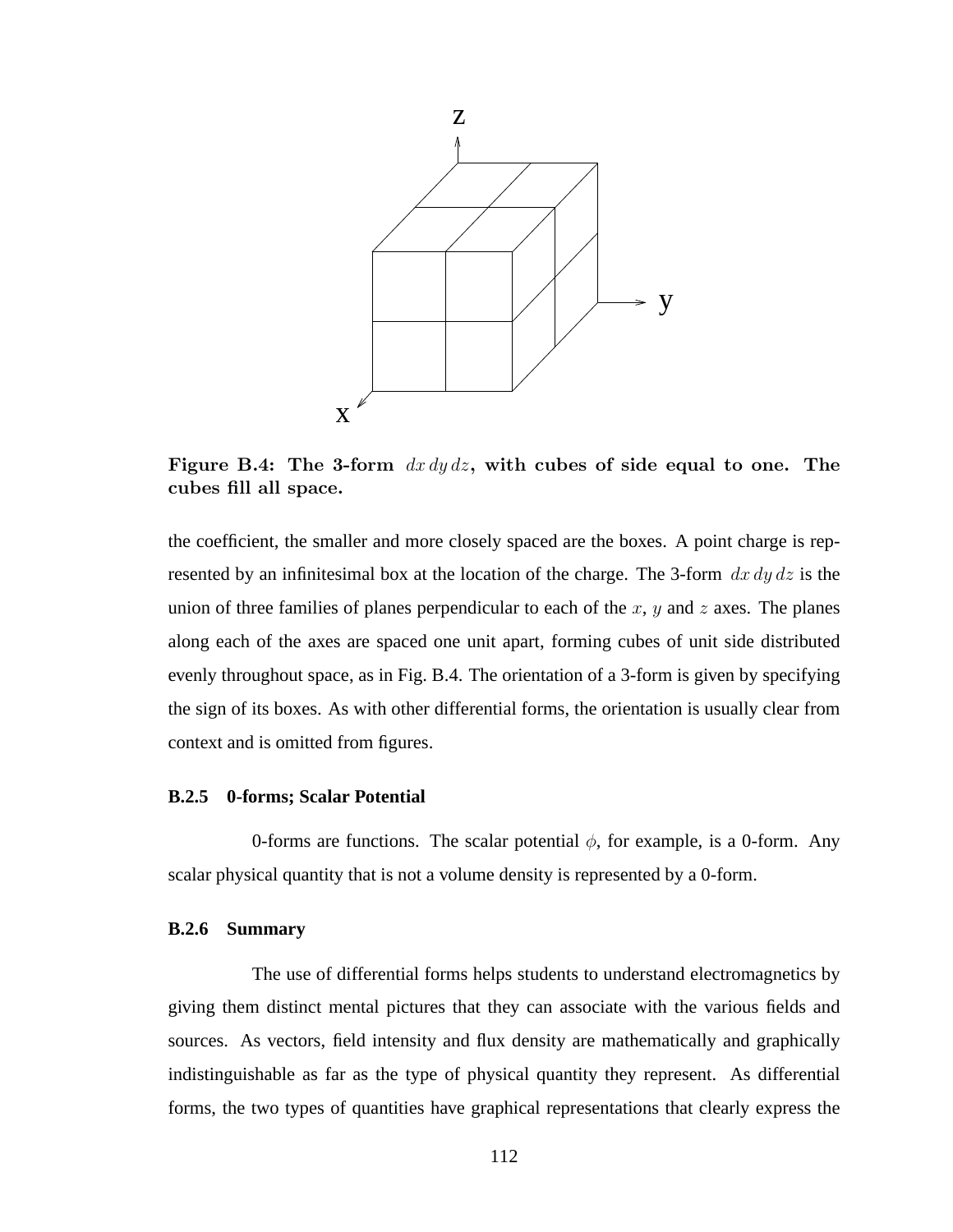**Figure B.4: The 3-form $dx\,dy\,dz$, with cubes of side equal to one. The cubes fill all space.**

the coefficient, the smaller and more closely spaced are the boxes. A point charge is represented by an infinitesimal box at the location of the charge. The 3-form $dx\,dy\,dz$ is the union of three families of planes perpendicular to each of the $x$, $y$ and $z$ axes. The planes along each of the axes are spaced one unit apart, forming cubes of unit side distributed evenly throughout space, as in Fig. B.4. The orientation of a 3-form is given by specifying the sign of its boxes. As with other differential forms, the orientation is usually clear from context and is omitted from figures.

### B.2.5 0-forms; Scalar Potential

0-forms are functions. The scalar potential $\phi$, for example, is a 0-form. Any scalar physical quantity that is not a volume density is represented by a 0-form.

### B.2.6 Summary

The use of differential forms helps students to understand electromagnetics by giving them distinct mental pictures that they can associate with the various fields and sources. As vectors, field intensity and flux density are mathematically and graphically indistinguishable as far as the type of physical quantity they represent. As differential forms, the two types of quantities have graphical representations that clearly express the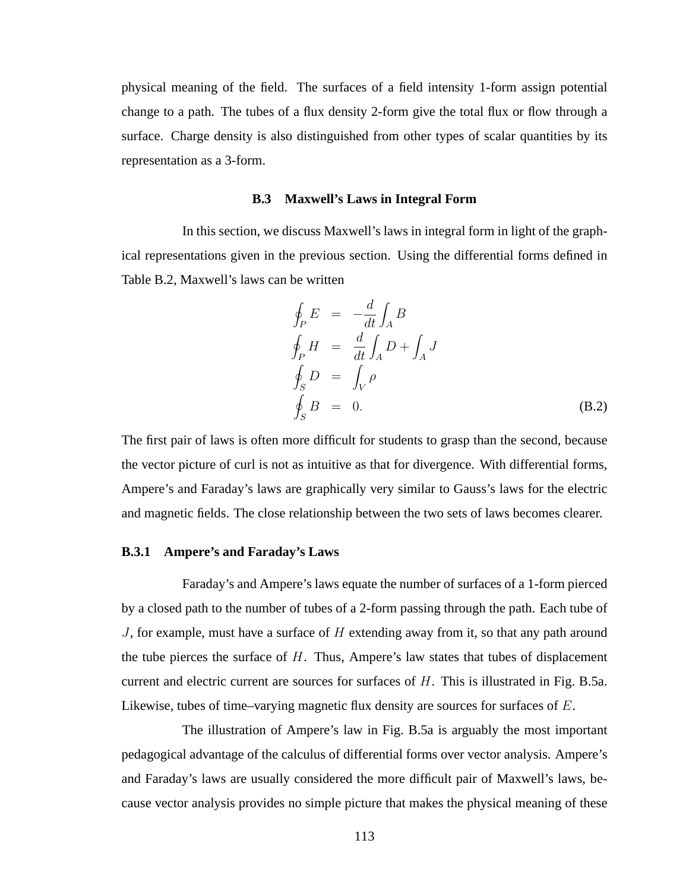physical meaning of the field. The surfaces of a field intensity 1-form assign potential change to a path. The tubes of a flux density 2-form give the total flux or flow through a surface. Charge density is also distinguished from other types of scalar quantities by its representation as a 3-form.

## B.3 Maxwell's Laws in Integral Form

In this section, we discuss Maxwell's laws in integral form in light of the graphical representations given in the previous section. Using the differential forms defined in Table B.2, Maxwell's laws can be written

$$
\begin{aligned}
\oint_P E &= -\frac{d}{dt}\int_A B \\
\oint_P H &= \frac{d}{dt}\int_A D + \int_A J \\
\oint_S D &= \int_V \rho \\
\oint_S B &= 0.
\end{aligned}
\tag{B.2}
$$

The first pair of laws is often more difficult for students to grasp than the second, because the vector picture of curl is not as intuitive as that for divergence. With differential forms, Ampere's and Faraday's laws are graphically very similar to Gauss's laws for the electric and magnetic fields. The close relationship between the two sets of laws becomes clearer.

### B.3.1 Ampere's and Faraday's Laws

Faraday's and Ampere's laws equate the number of surfaces of a 1-form pierced by a closed path to the number of tubes of a 2-form passing through the path. Each tube of $J$, for example, must have a surface of $H$ extending away from it, so that any path around the tube pierces the surface of $H$. Thus, Ampere's law states that tubes of displacement current and electric current are sources for surfaces of $H$. This is illustrated in Fig. B.5a. Likewise, tubes of time–varying magnetic flux density are sources for surfaces of $E$.

The illustration of Ampere's law in Fig. B.5a is arguably the most important pedagogical advantage of the calculus of differential forms over vector analysis. Ampere's and Faraday's laws are usually considered the more difficult pair of Maxwell's laws, because vector analysis provides no simple picture that makes the physical meaning of these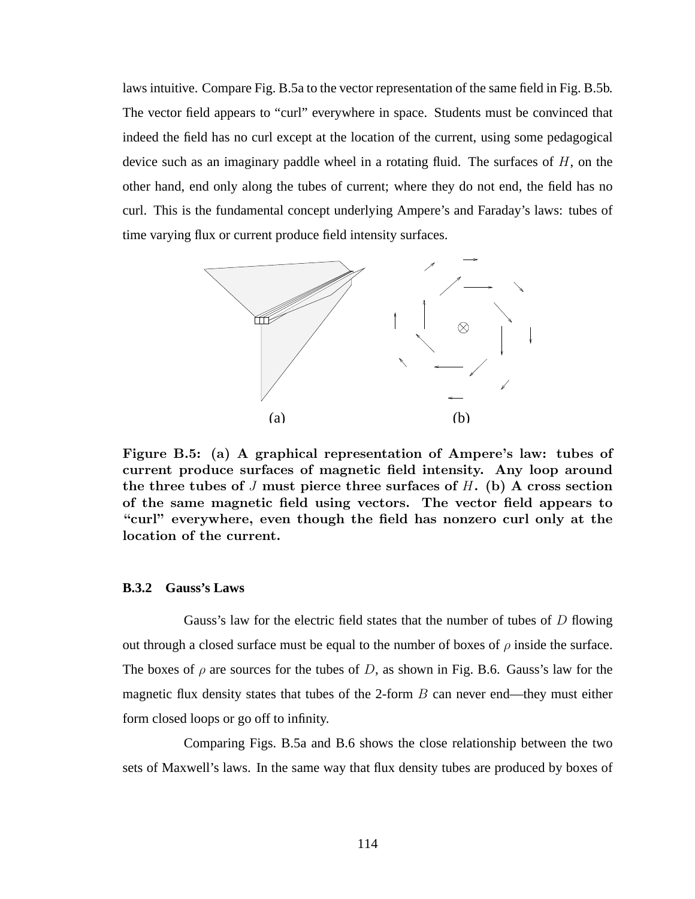laws intuitive. Compare Fig. B.5a to the vector representation of the same field in Fig. B.5b. The vector field appears to "curl" everywhere in space. Students must be convinced that indeed the field has no curl except at the location of the current, using some pedagogical device such as an imaginary paddle wheel in a rotating fluid. The surfaces of $H$, on the other hand, end only along the tubes of current; where they do not end, the field has no curl. This is the fundamental concept underlying Ampere's and Faraday's laws: tubes of time varying flux or current produce field intensity surfaces.

(a) (b)

**Figure B.5: (a) A graphical representation of Ampere's law: tubes of current produce surfaces of magnetic field intensity. Any loop around the three tubes of $J$ must pierce three surfaces of $H$. (b) A cross section of the same magnetic field using vectors. The vector field appears to "curl" everywhere, even though the field has nonzero curl only at the location of the current.**

### B.3.2 Gauss's Laws

Gauss's law for the electric field states that the number of tubes of $D$ flowing out through a closed surface must be equal to the number of boxes of $\rho$ inside the surface. The boxes of $\rho$ are sources for the tubes of $D$, as shown in Fig. B.6. Gauss's law for the magnetic flux density states that tubes of the 2-form $B$ can never end—they must either form closed loops or go off to infinity.

Comparing Figs. B.5a and B.6 shows the close relationship between the two sets of Maxwell's laws. In the same way that flux density tubes are produced by boxes of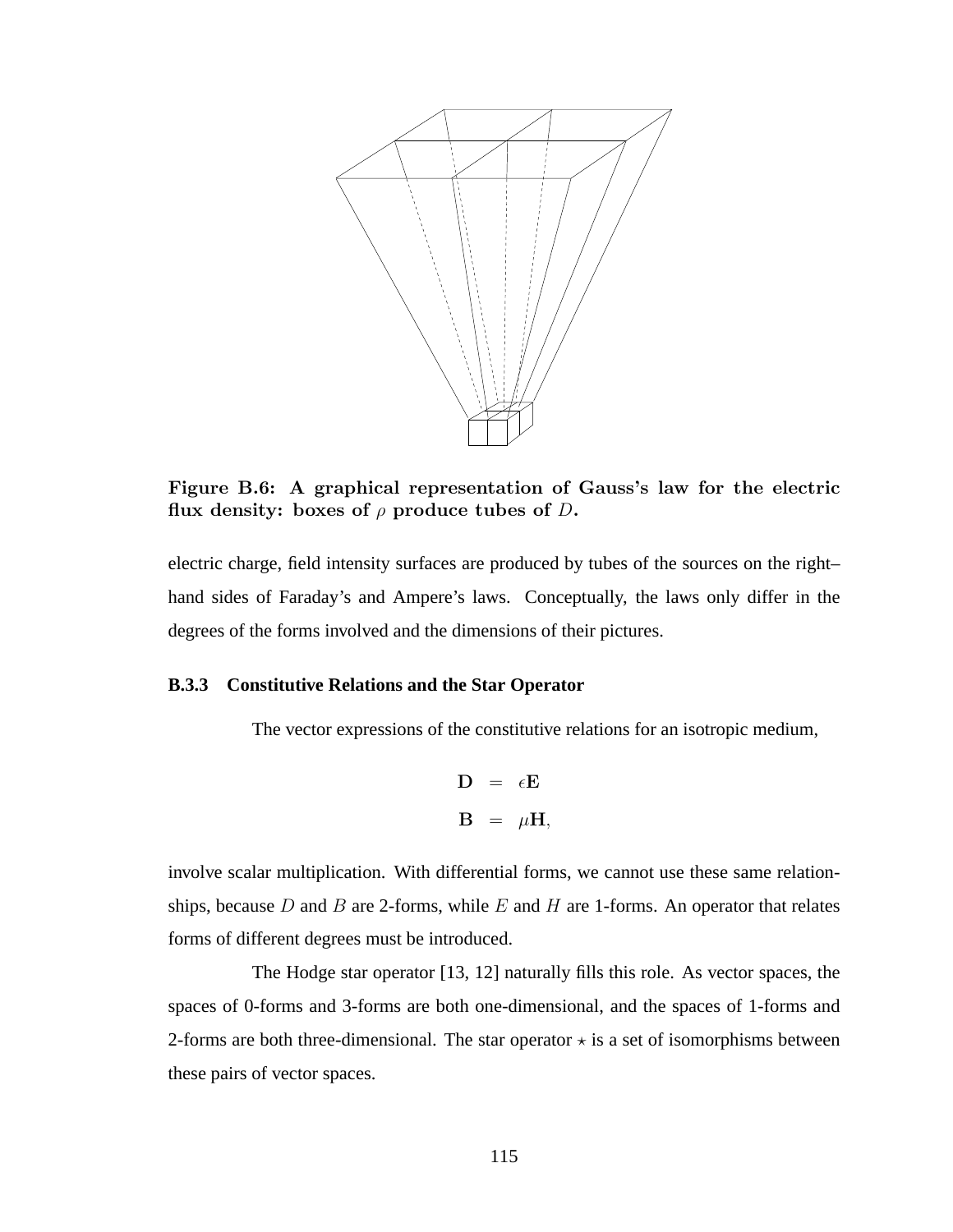**Figure B.6: A graphical representation of Gauss's law for the electric flux density: boxes of $\rho$ produce tubes of $D$.**

electric charge, field intensity surfaces are produced by tubes of the sources on the right–hand sides of Faraday's and Ampere's laws. Conceptually, the laws only differ in the degrees of the forms involved and the dimensions of their pictures.

### B.3.3 Constitutive Relations and the Star Operator

The vector expressions of the constitutive relations for an isotropic medium,

$$
\begin{aligned}
\mathbf{D} &= \epsilon \mathbf{E} \\
\mathbf{B} &= \mu \mathbf{H},
\end{aligned}
$$

involve scalar multiplication. With differential forms, we cannot use these same relationships, because $D$ and $B$ are 2-forms, while $E$ and $H$ are 1-forms. An operator that relates forms of different degrees must be introduced.

The Hodge star operator [13, 12] naturally fills this role. As vector spaces, the spaces of 0-forms and 3-forms are both one-dimensional, and the spaces of 1-forms and 2-forms are both three-dimensional. The star operator $\star$ is a set of isomorphisms between these pairs of vector spaces.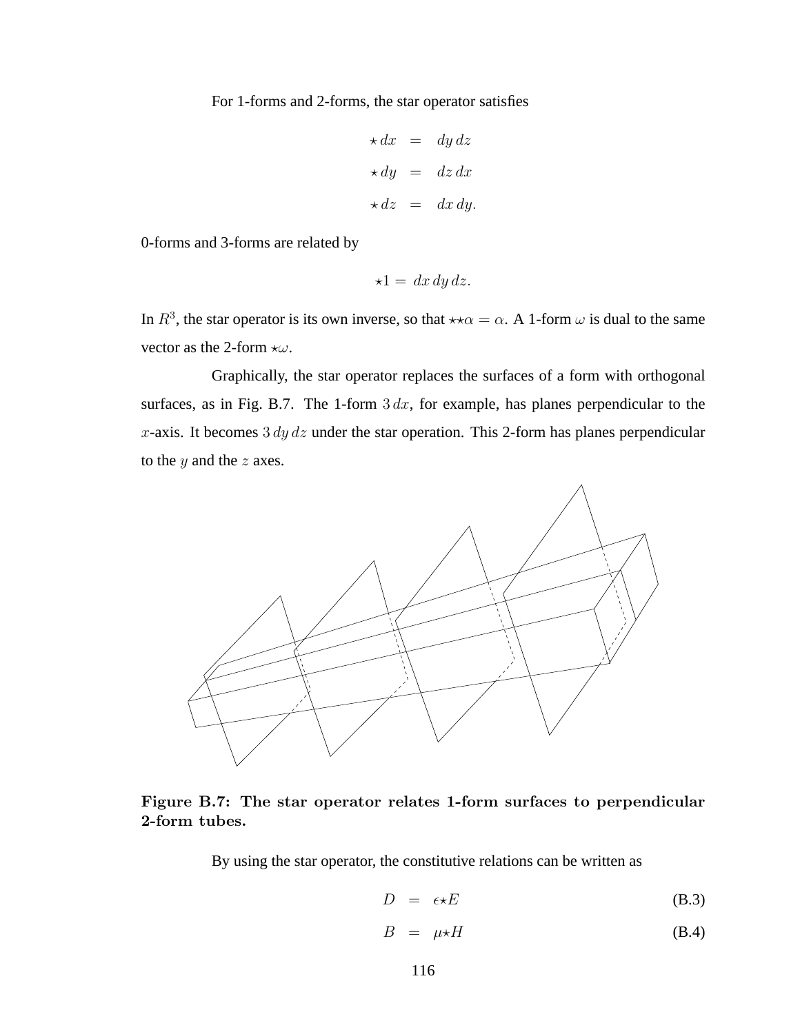For 1-forms and 2-forms, the star operator satisfies

$$
\begin{aligned}
\star\, dx &= dy\, dz \\
\star\, dy &= dz\, dx \\
\star\, dz &= dx\, dy.
\end{aligned}
$$

0-forms and 3-forms are related by

$$\star 1 = dx\, dy\, dz.$$

In $R^3$, the star operator is its own inverse, so that $\star\star\alpha = \alpha$. A 1-form $\omega$ is dual to the same vector as the 2-form $\star\omega$.

Graphically, the star operator replaces the surfaces of a form with orthogonal surfaces, as in Fig. B.7. The 1-form $3\, dx$, for example, has planes perpendicular to the $x$-axis. It becomes $3\, dy\, dz$ under the star operation. This 2-form has planes perpendicular to the $y$ and the $z$ axes.

**Figure B.7: The star operator relates 1-form surfaces to perpendicular 2-form tubes.**

By using the star operator, the constitutive relations can be written as

$$D = \epsilon \star E \tag{B.3}$$

$$B = \mu \star H \tag{B.4}$$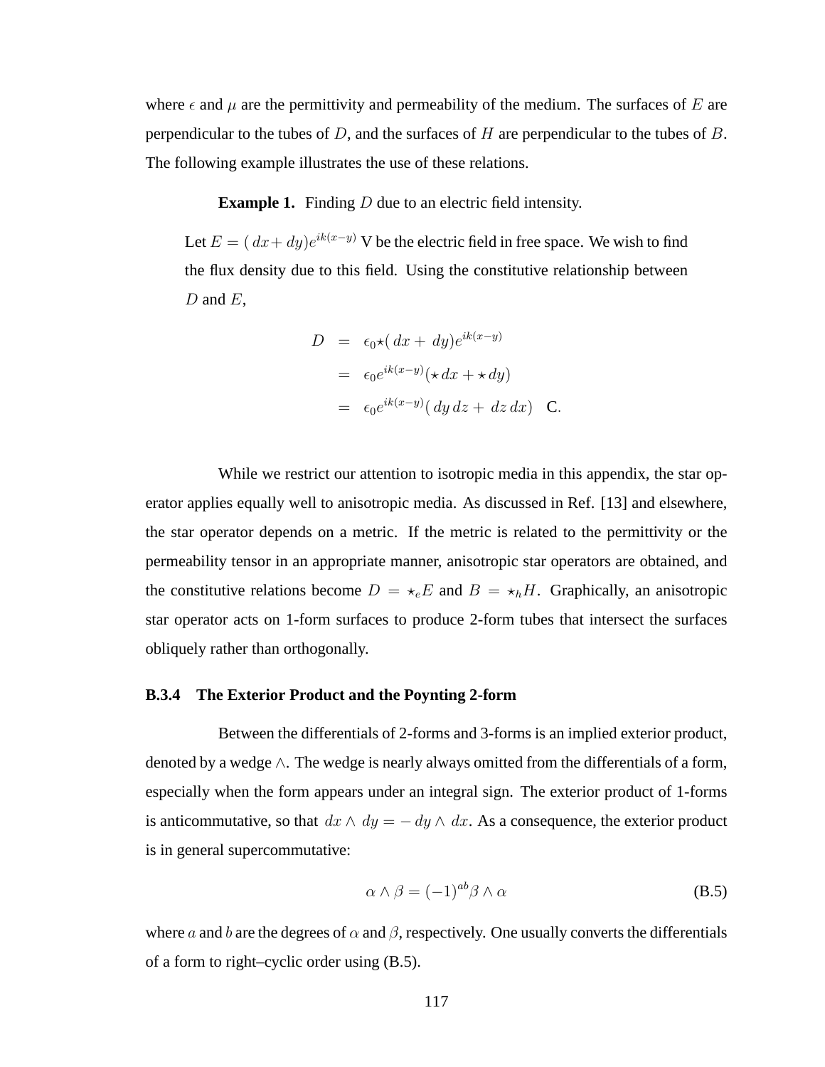where $\epsilon$ and $\mu$ are the permittivity and permeability of the medium. The surfaces of $E$ are perpendicular to the tubes of $D$, and the surfaces of $H$ are perpendicular to the tubes of $B$. The following example illustrates the use of these relations.

**Example 1.** Finding $D$ due to an electric field intensity.

Let $E = (\, dx + \, dy)e^{ik(x-y)}$ V be the electric field in free space. We wish to find the flux density due to this field. Using the constitutive relationship between $D$ and $E$,

$$
\begin{aligned}
D &= \epsilon_0 \star (\, dx + \, dy)e^{ik(x-y)} \\
&= \epsilon_0 e^{ik(x-y)}(\star \, dx + \star \, dy) \\
&= \epsilon_0 e^{ik(x-y)}(\, dy \, dz + \, dz \, dx) \quad \text{C.}
\end{aligned}
$$

While we restrict our attention to isotropic media in this appendix, the star operator applies equally well to anisotropic media. As discussed in Ref. [13] and elsewhere, the star operator depends on a metric. If the metric is related to the permittivity or the permeability tensor in an appropriate manner, anisotropic star operators are obtained, and the constitutive relations become $D = \star_e E$ and $B = \star_h H$. Graphically, an anisotropic star operator acts on 1-form surfaces to produce 2-form tubes that intersect the surfaces obliquely rather than orthogonally.

### B.3.4 The Exterior Product and the Poynting 2-form

Between the differentials of 2-forms and 3-forms is an implied exterior product, denoted by a wedge $\wedge$. The wedge is nearly always omitted from the differentials of a form, especially when the form appears under an integral sign. The exterior product of 1-forms is anticommutative, so that $dx \wedge dy = - dy \wedge dx$. As a consequence, the exterior product is in general supercommutative:

$$
\alpha \wedge \beta = (-1)^{ab} \beta \wedge \alpha \tag{B.5}
$$

where $a$ and $b$ are the degrees of $\alpha$ and $\beta$, respectively. One usually converts the differentials of a form to right–cyclic order using (B.5).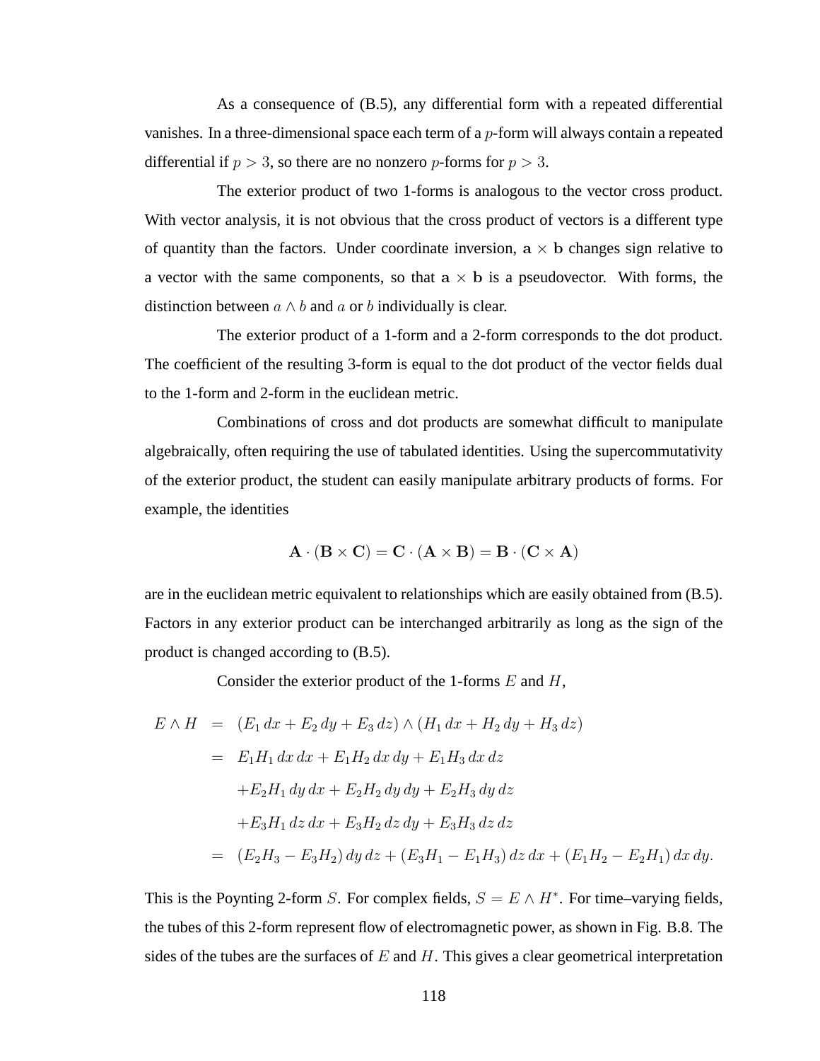As a consequence of (B.5), any differential form with a repeated differential vanishes. In a three-dimensional space each term of a $p$-form will always contain a repeated differential if $p > 3$, so there are no nonzero $p$-forms for $p > 3$.

The exterior product of two 1-forms is analogous to the vector cross product. With vector analysis, it is not obvious that the cross product of vectors is a different type of quantity than the factors. Under coordinate inversion, $\mathbf{a} \times \mathbf{b}$ changes sign relative to a vector with the same components, so that $\mathbf{a} \times \mathbf{b}$ is a pseudovector. With forms, the distinction between $a \wedge b$ and $a$ or $b$ individually is clear.

The exterior product of a 1-form and a 2-form corresponds to the dot product. The coefficient of the resulting 3-form is equal to the dot product of the vector fields dual to the 1-form and 2-form in the euclidean metric.

Combinations of cross and dot products are somewhat difficult to manipulate algebraically, often requiring the use of tabulated identities. Using the supercommutativity of the exterior product, the student can easily manipulate arbitrary products of forms. For example, the identities

$$\mathbf{A} \cdot (\mathbf{B} \times \mathbf{C}) = \mathbf{C} \cdot (\mathbf{A} \times \mathbf{B}) = \mathbf{B} \cdot (\mathbf{C} \times \mathbf{A})$$

are in the euclidean metric equivalent to relationships which are easily obtained from (B.5). Factors in any exterior product can be interchanged arbitrarily as long as the sign of the product is changed according to (B.5).

Consider the exterior product of the 1-forms $E$ and $H$,

$$\begin{aligned}
E \wedge H &= (E_1\, dx + E_2\, dy + E_3\, dz) \wedge (H_1\, dx + H_2\, dy + H_3\, dz) \\
&= E_1 H_1\, dx\, dx + E_1 H_2\, dx\, dy + E_1 H_3\, dx\, dz \\
&\quad + E_2 H_1\, dy\, dx + E_2 H_2\, dy\, dy + E_2 H_3\, dy\, dz \\
&\quad + E_3 H_1\, dz\, dx + E_3 H_2\, dz\, dy + E_3 H_3\, dz\, dz \\
&= (E_2 H_3 - E_3 H_2)\, dy\, dz + (E_3 H_1 - E_1 H_3)\, dz\, dx + (E_1 H_2 - E_2 H_1)\, dx\, dy.
\end{aligned}$$

This is the Poynting 2-form $S$. For complex fields, $S = E \wedge H^*$. For time–varying fields, the tubes of this 2-form represent flow of electromagnetic power, as shown in Fig. B.8. The sides of the tubes are the surfaces of $E$ and $H$. This gives a clear geometrical interpretation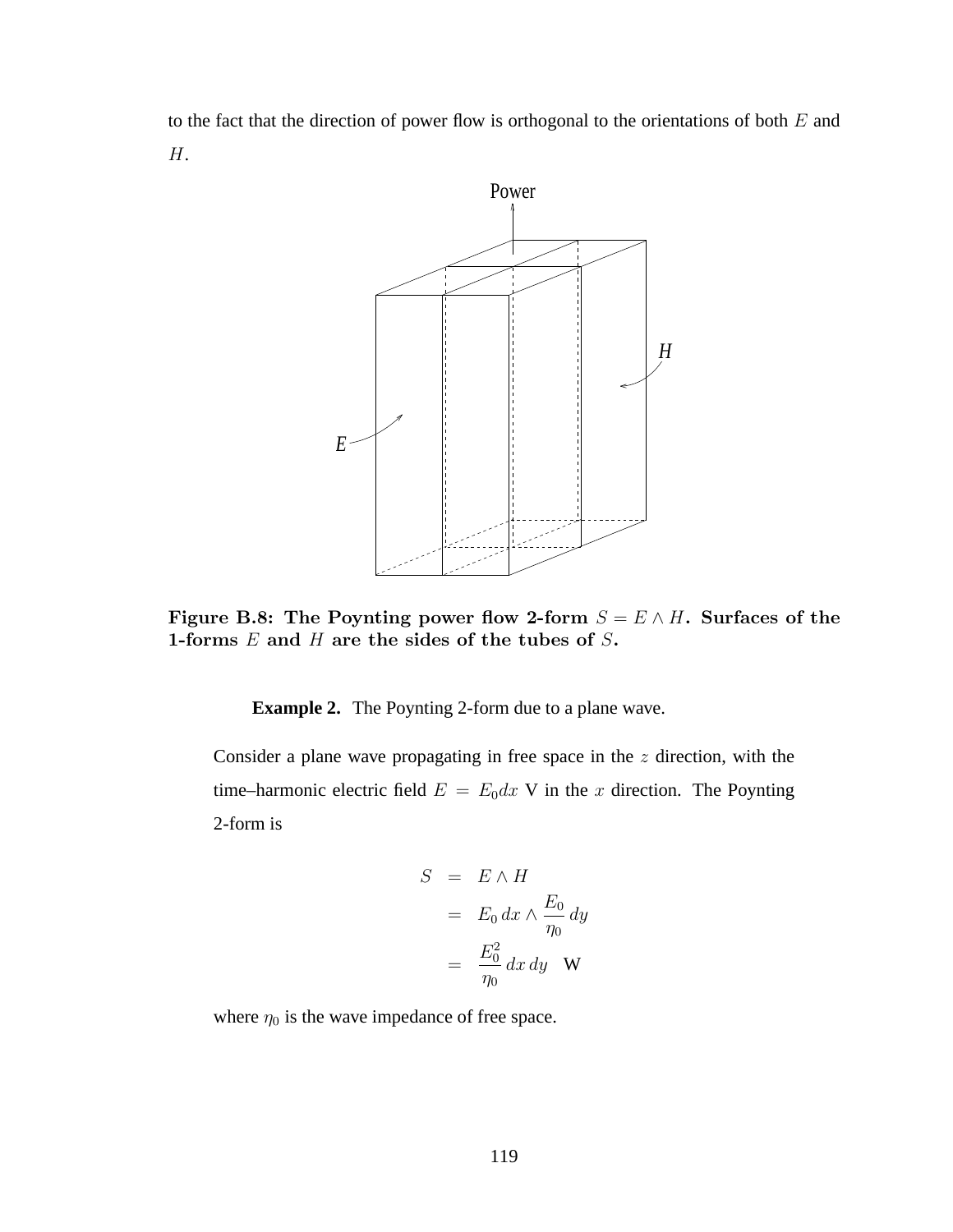to the fact that the direction of power flow is orthogonal to the orientations of both $E$ and $H$.

**Figure B.8: The Poynting power flow 2-form $S = E \wedge H$. Surfaces of the 1-forms $E$ and $H$ are the sides of the tubes of $S$.**

**Example 2.** The Poynting 2-form due to a plane wave.

Consider a plane wave propagating in free space in the $z$ direction, with the time–harmonic electric field $E = E_0 dx$ V in the $x$ direction. The Poynting 2-form is

$$
\begin{aligned}
S &= E \wedge H \\
&= E_0\, dx \wedge \frac{E_0}{\eta_0}\, dy \\
&= \frac{E_0^2}{\eta_0}\, dx\, dy \quad \text{W}
\end{aligned}
$$

where $\eta_0$ is the wave impedance of free space.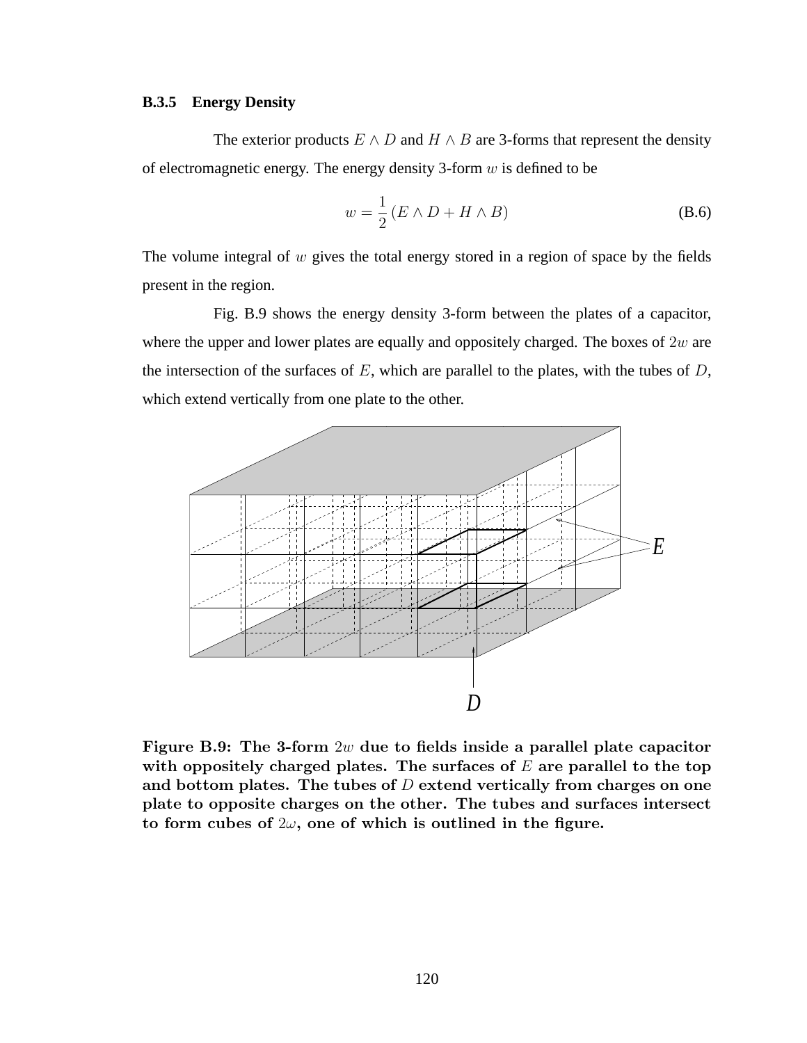### B.3.5 Energy Density

The exterior products $E \wedge D$ and $H \wedge B$ are 3-forms that represent the density of electromagnetic energy. The energy density 3-form $w$ is defined to be

$$w = \frac{1}{2}\left(E \wedge D + H \wedge B\right) \tag{B.6}$$

The volume integral of $w$ gives the total energy stored in a region of space by the fields present in the region.

Fig. B.9 shows the energy density 3-form between the plates of a capacitor, where the upper and lower plates are equally and oppositely charged. The boxes of $2w$ are the intersection of the surfaces of $E$, which are parallel to the plates, with the tubes of $D$, which extend vertically from one plate to the other.

**Figure B.9: The 3-form $2w$ due to fields inside a parallel plate capacitor with oppositely charged plates. The surfaces of $E$ are parallel to the top and bottom plates. The tubes of $D$ extend vertically from charges on one plate to opposite charges on the other. The tubes and surfaces intersect to form cubes of $2\omega$, one of which is outlined in the figure.**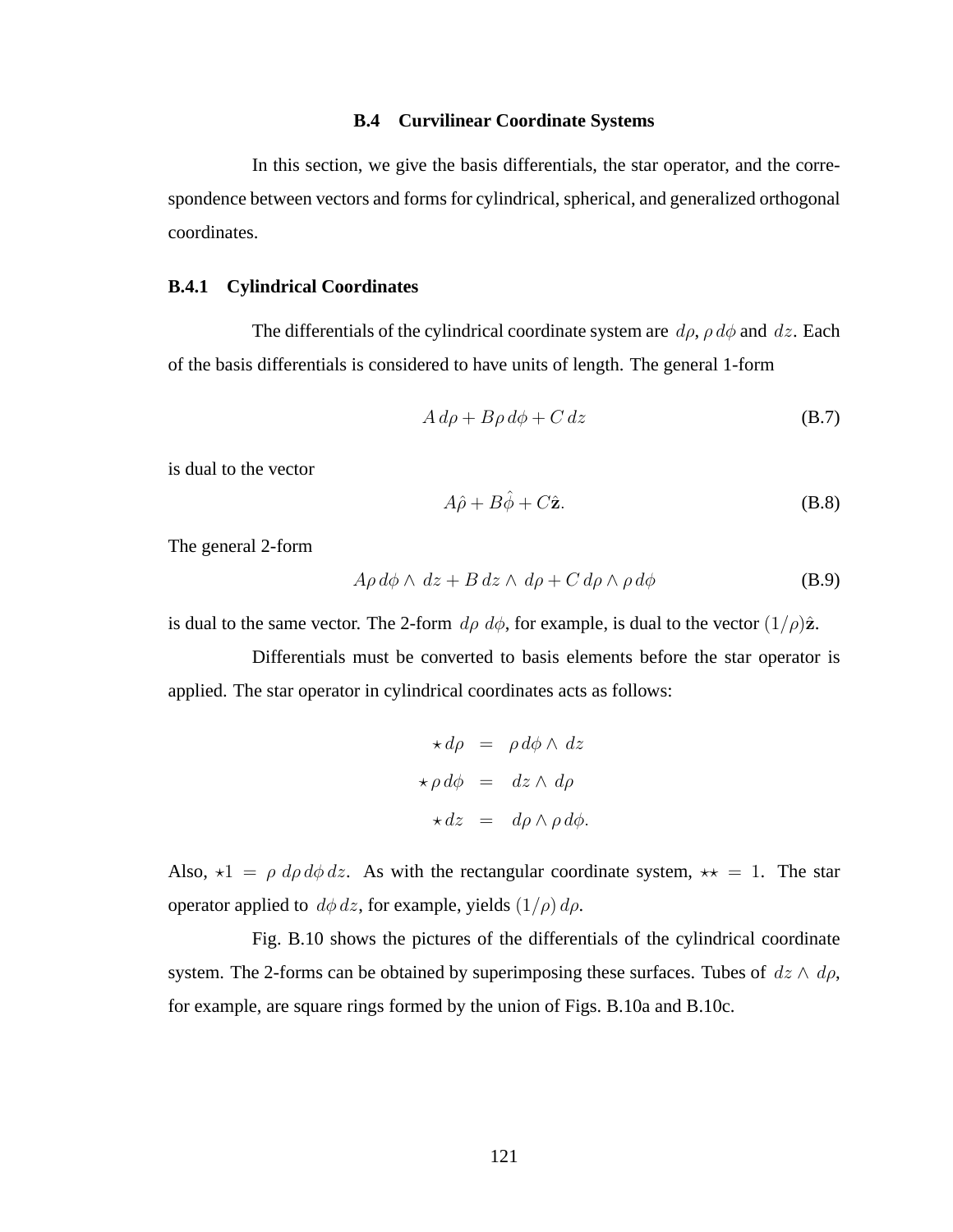### B.4 Curvilinear Coordinate Systems

In this section, we give the basis differentials, the star operator, and the correspondence between vectors and forms for cylindrical, spherical, and generalized orthogonal coordinates.

#### B.4.1 Cylindrical Coordinates

The differentials of the cylindrical coordinate system are $d\rho$, $\rho\, d\phi$ and $dz$. Each of the basis differentials is considered to have units of length. The general 1-form

$$A\, d\rho + B\rho\, d\phi + C\, dz \tag{B.7}$$

is dual to the vector

$$A\hat{\rho} + B\hat{\phi} + C\hat{\mathbf{z}}. \tag{B.8}$$

The general 2-form

$$A\rho\, d\phi \wedge\, dz + B\, dz \wedge\, d\rho + C\, d\rho \wedge \rho\, d\phi \tag{B.9}$$

is dual to the same vector. The 2-form $d\rho\; d\phi$, for example, is dual to the vector $(1/\rho)\hat{\mathbf{z}}$.

Differentials must be converted to basis elements before the star operator is applied. The star operator in cylindrical coordinates acts as follows:

$$\begin{aligned}
\star\, d\rho &= \rho\, d\phi \wedge\, dz \\
\star\, \rho\, d\phi &= dz \wedge\, d\rho \\
\star\, dz &= d\rho \wedge \rho\, d\phi.
\end{aligned}$$

Also, $\star 1 = \rho\; d\rho\, d\phi\, dz$. As with the rectangular coordinate system, $\star\star = 1$. The star operator applied to $d\phi\, dz$, for example, yields $(1/\rho)\, d\rho$.

Fig. B.10 shows the pictures of the differentials of the cylindrical coordinate system. The 2-forms can be obtained by superimposing these surfaces. Tubes of $dz \wedge\, d\rho$, for example, are square rings formed by the union of Figs. B.10a and B.10c.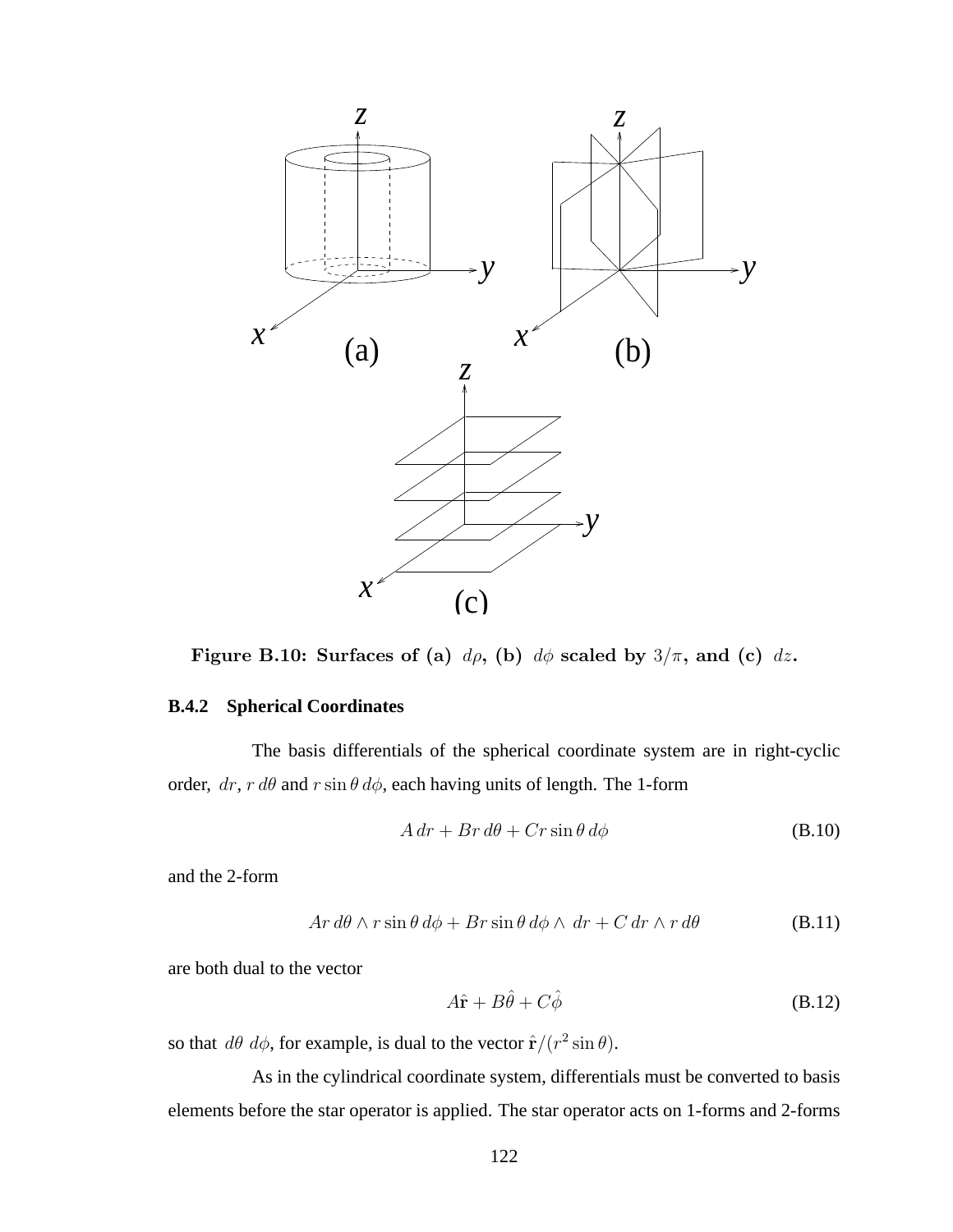Figure B.10: Surfaces of (a) $d\rho$, (b) $d\phi$ scaled by $3/\pi$, and (c) $dz$.

### B.4.2 Spherical Coordinates

The basis differentials of the spherical coordinate system are in right-cyclic order, $dr$, $r\,d\theta$ and $r\sin\theta\,d\phi$, each having units of length. The 1-form

$$A\,dr + Br\,d\theta + Cr\sin\theta\,d\phi \tag{B.10}$$

and the 2-form

$$Ar\,d\theta \wedge r\sin\theta\,d\phi + Br\sin\theta\,d\phi \wedge \,dr + C\,dr \wedge r\,d\theta \tag{B.11}$$

are both dual to the vector

$$A\hat{\mathbf{r}} + B\hat{\theta} + C\hat{\phi} \tag{B.12}$$

so that $d\theta\;d\phi$, for example, is dual to the vector $\hat{\mathbf{r}}/(r^2\sin\theta)$.

As in the cylindrical coordinate system, differentials must be converted to basis elements before the star operator is applied. The star operator acts on 1-forms and 2-forms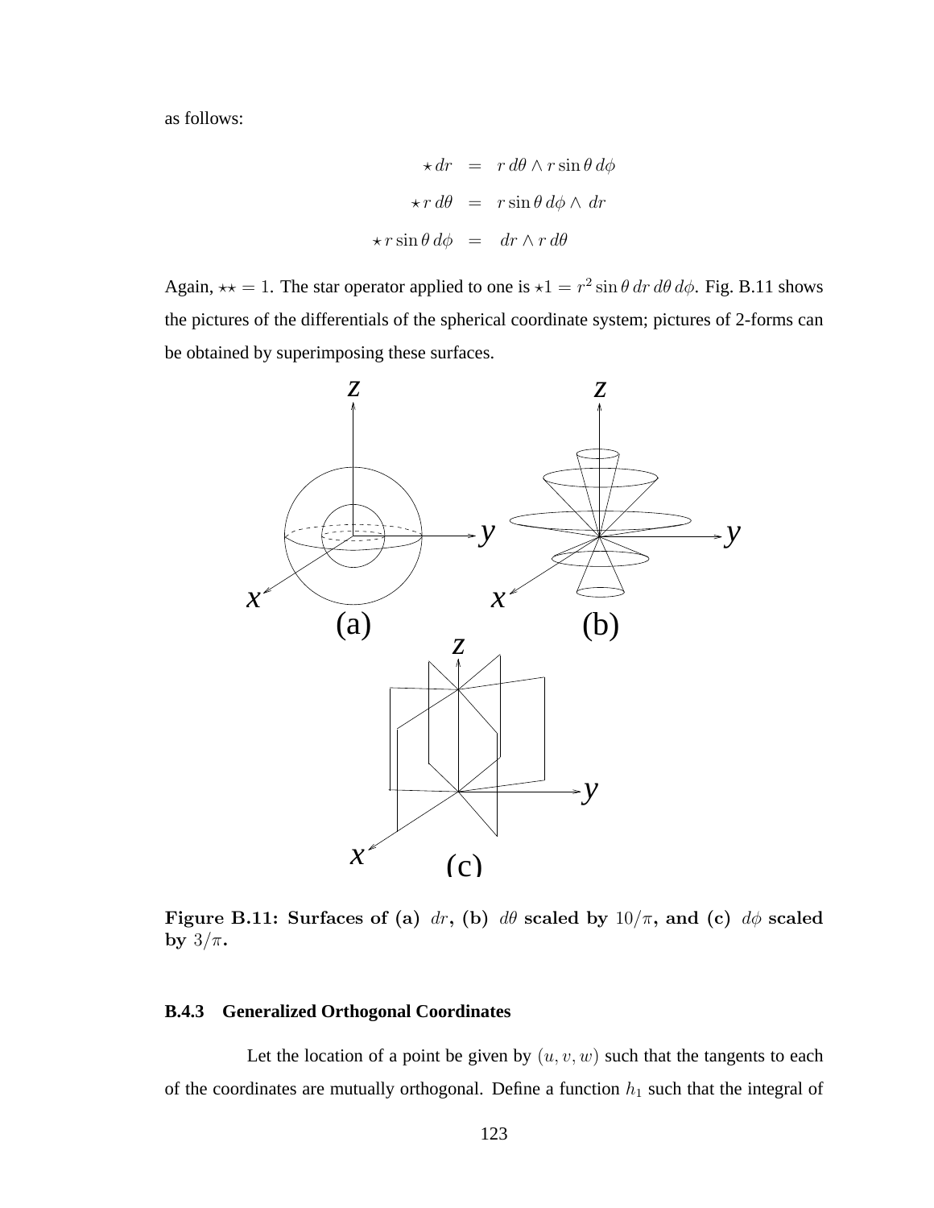as follows:

$$
\begin{aligned}
\star\, dr &= r\, d\theta \wedge r \sin\theta\, d\phi \\
\star\, r\, d\theta &= r \sin\theta\, d\phi \wedge\, dr \\
\star\, r \sin\theta\, d\phi &= dr \wedge r\, d\theta
\end{aligned}
$$

Again, $\star\star = 1$. The star operator applied to one is $\star 1 = r^2 \sin\theta\, dr\, d\theta\, d\phi$. Fig. B.11 shows the pictures of the differentials of the spherical coordinate system; pictures of 2-forms can be obtained by superimposing these surfaces.

**Figure B.11: Surfaces of (a) $dr$, (b) $d\theta$ scaled by $10/\pi$, and (c) $d\phi$ scaled by $3/\pi$.**

### B.4.3 Generalized Orthogonal Coordinates

Let the location of a point be given by $(u, v, w)$ such that the tangents to each of the coordinates are mutually orthogonal. Define a function $h_1$ such that the integral of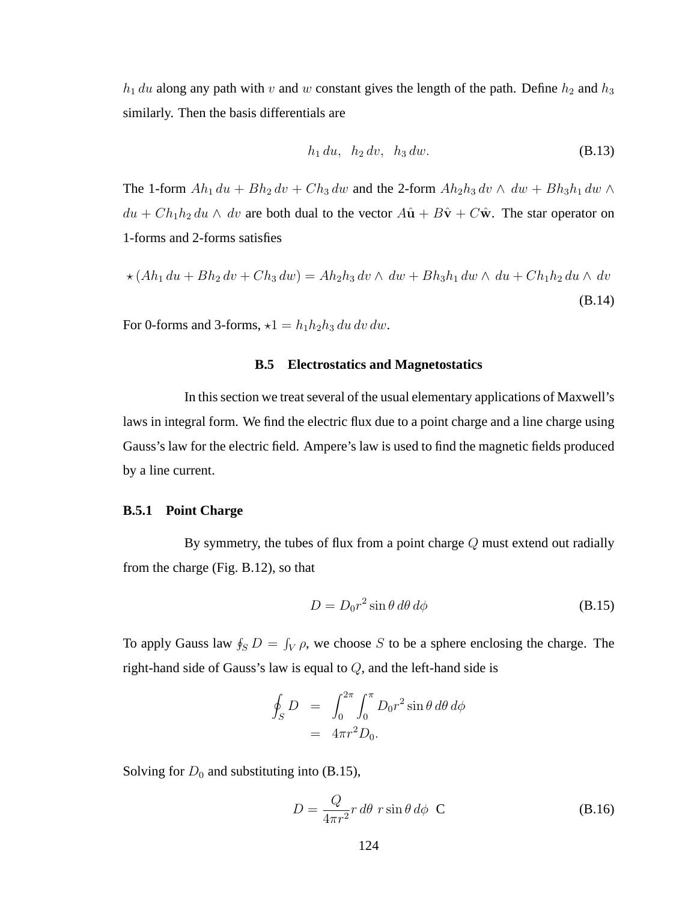$h_1\, du$ along any path with $v$ and $w$ constant gives the length of the path. Define $h_2$ and $h_3$ similarly. Then the basis differentials are

$$h_1\, du, \quad h_2\, dv, \quad h_3\, dw. \tag{B.13}$$

The 1-form $Ah_1\, du + Bh_2\, dv + Ch_3\, dw$ and the 2-form $Ah_2h_3\, dv \wedge\, dw + Bh_3h_1\, dw \wedge\, du + Ch_1h_2\, du \wedge\, dv$ are both dual to the vector $A\hat{\mathbf{u}} + B\hat{\mathbf{v}} + C\hat{\mathbf{w}}$. The star operator on 1-forms and 2-forms satisfies

$$\star(Ah_1\, du + Bh_2\, dv + Ch_3\, dw) = Ah_2h_3\, dv \wedge\, dw + Bh_3h_1\, dw \wedge\, du + Ch_1h_2\, du \wedge\, dv \tag{B.14}$$

For 0-forms and 3-forms, $\star 1 = h_1h_2h_3\, du\, dv\, dw$.

## B.5 Electrostatics and Magnetostatics

In this section we treat several of the usual elementary applications of Maxwell's laws in integral form. We find the electric flux due to a point charge and a line charge using Gauss's law for the electric field. Ampere's law is used to find the magnetic fields produced by a line current.

### B.5.1 Point Charge

By symmetry, the tubes of flux from a point charge $Q$ must extend out radially from the charge (Fig. B.12), so that

$$D = D_0 r^2 \sin\theta\, d\theta\, d\phi \tag{B.15}$$

To apply Gauss law $\oint_S D = \int_V \rho$, we choose $S$ to be a sphere enclosing the charge. The right-hand side of Gauss's law is equal to $Q$, and the left-hand side is

$$\begin{aligned} \oint_S D &= \int_0^{2\pi}\int_0^{\pi} D_0 r^2 \sin\theta\, d\theta\, d\phi \\ &= 4\pi r^2 D_0. \end{aligned}$$

Solving for $D_0$ and substituting into (B.15),

$$D = \frac{Q}{4\pi r^2} r\, d\theta\; r\sin\theta\, d\phi \;\; \text{C} \tag{B.16}$$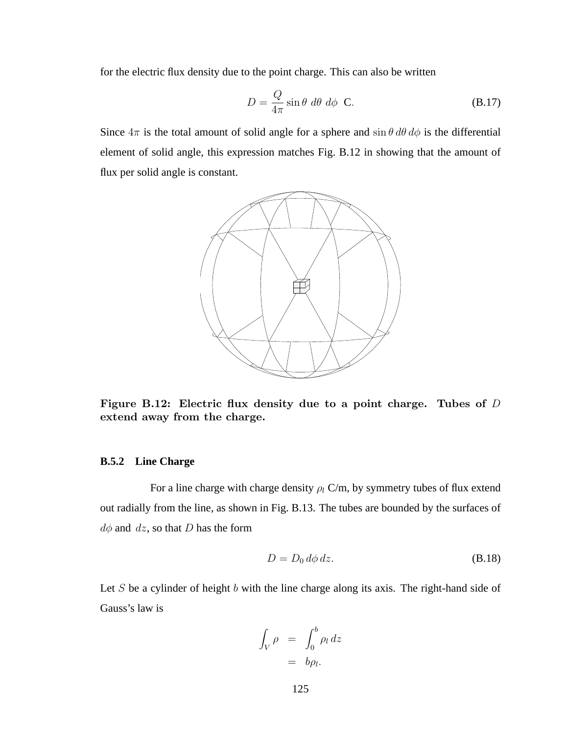for the electric flux density due to the point charge. This can also be written

$$D = \frac{Q}{4\pi} \sin\theta \; d\theta \; d\phi \;\; \text{C}. \tag{B.17}$$

Since $4\pi$ is the total amount of solid angle for a sphere and $\sin\theta \, d\theta \, d\phi$ is the differential element of solid angle, this expression matches Fig. B.12 in showing that the amount of flux per solid angle is constant.

**Figure B.12: Electric flux density due to a point charge. Tubes of $D$ extend away from the charge.**

### B.5.2 Line Charge

For a line charge with charge density $\rho_l$ C/m, by symmetry tubes of flux extend out radially from the line, as shown in Fig. B.13. The tubes are bounded by the surfaces of $d\phi$ and $dz$, so that $D$ has the form

$$D = D_0 \, d\phi \, dz. \tag{B.18}$$

Let $S$ be a cylinder of height $b$ with the line charge along its axis. The right-hand side of Gauss's law is

$$\begin{aligned} \int_V \rho &= \int_0^b \rho_l \, dz \\ &= b\rho_l. \end{aligned}$$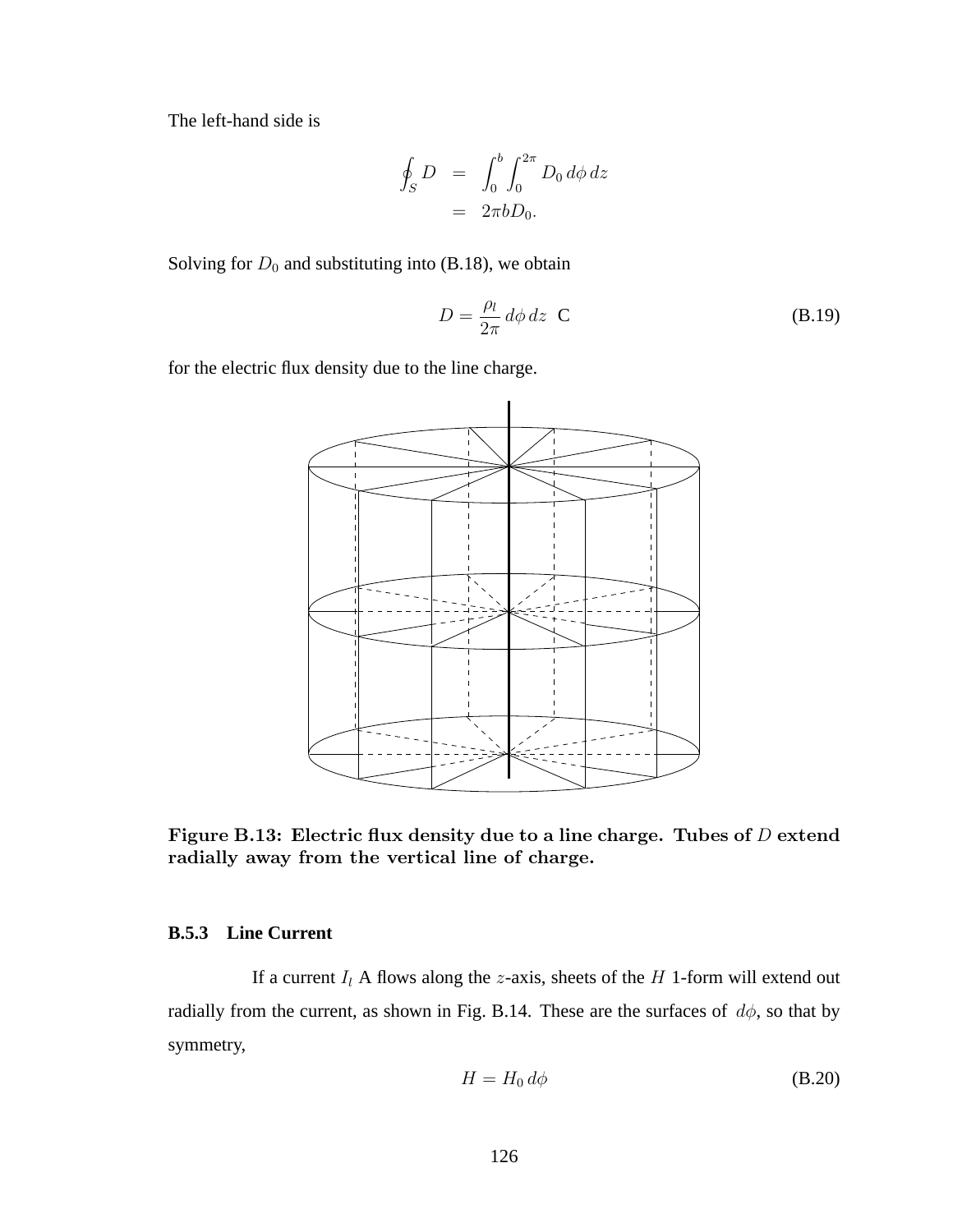The left-hand side is

$$
\begin{aligned}
\oint_S D &= \int_0^b \int_0^{2\pi} D_0 \, d\phi \, dz \\
&= 2\pi b D_0.
\end{aligned}
$$

Solving for $D_0$ and substituting into (B.18), we obtain

$$
D = \frac{\rho_l}{2\pi} \, d\phi \, dz \ \ \text{C} \tag{B.19}
$$

for the electric flux density due to the line charge.

**Figure B.13: Electric flux density due to a line charge. Tubes of $D$ extend radially away from the vertical line of charge.**

### B.5.3 Line Current

If a current $I_l$ A flows along the $z$-axis, sheets of the $H$ 1-form will extend out radially from the current, as shown in Fig. B.14. These are the surfaces of $d\phi$, so that by symmetry,

$$
H = H_0 \, d\phi \tag{B.20}
$$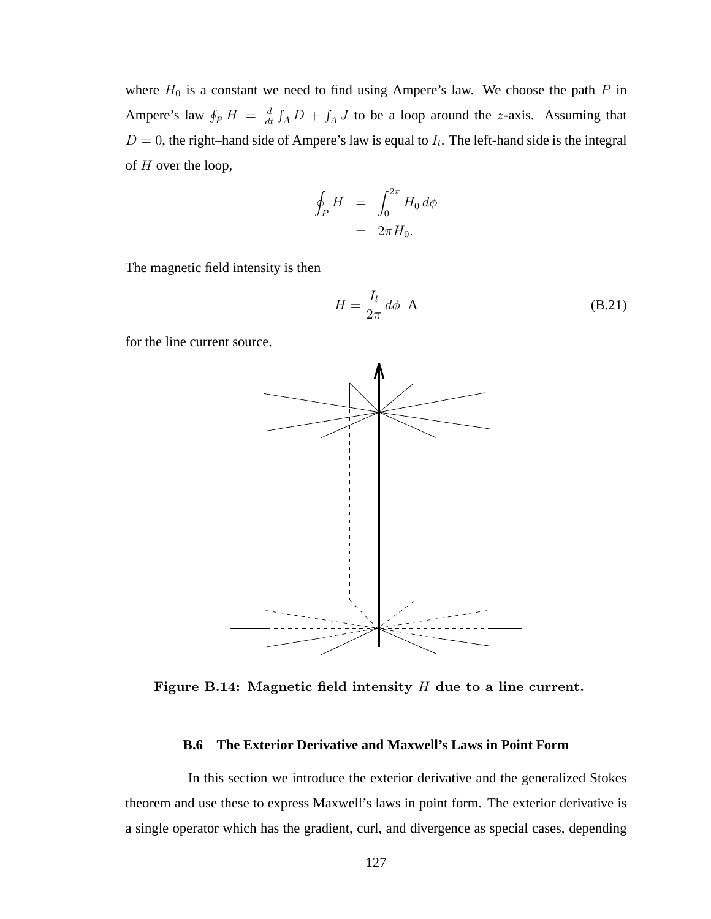where $H_0$ is a constant we need to find using Ampere's law. We choose the path $P$ in Ampere's law $\oint_P H = \frac{d}{dt}\int_A D + \int_A J$ to be a loop around the $z$-axis. Assuming that $D = 0$, the right–hand side of Ampere's law is equal to $I_l$. The left-hand side is the integral of $H$ over the loop,

$$
\begin{aligned}
\oint_P H &= \int_0^{2\pi} H_0 \, d\phi \\
&= 2\pi H_0.
\end{aligned}
$$

The magnetic field intensity is then

$$
H = \frac{I_l}{2\pi} \, d\phi \ \ \text{A} \tag{B.21}
$$

for the line current source.

**Figure B.14: Magnetic field intensity $H$ due to a line current.**

### B.6 The Exterior Derivative and Maxwell's Laws in Point Form

In this section we introduce the exterior derivative and the generalized Stokes theorem and use these to express Maxwell's laws in point form. The exterior derivative is a single operator which has the gradient, curl, and divergence as special cases, depending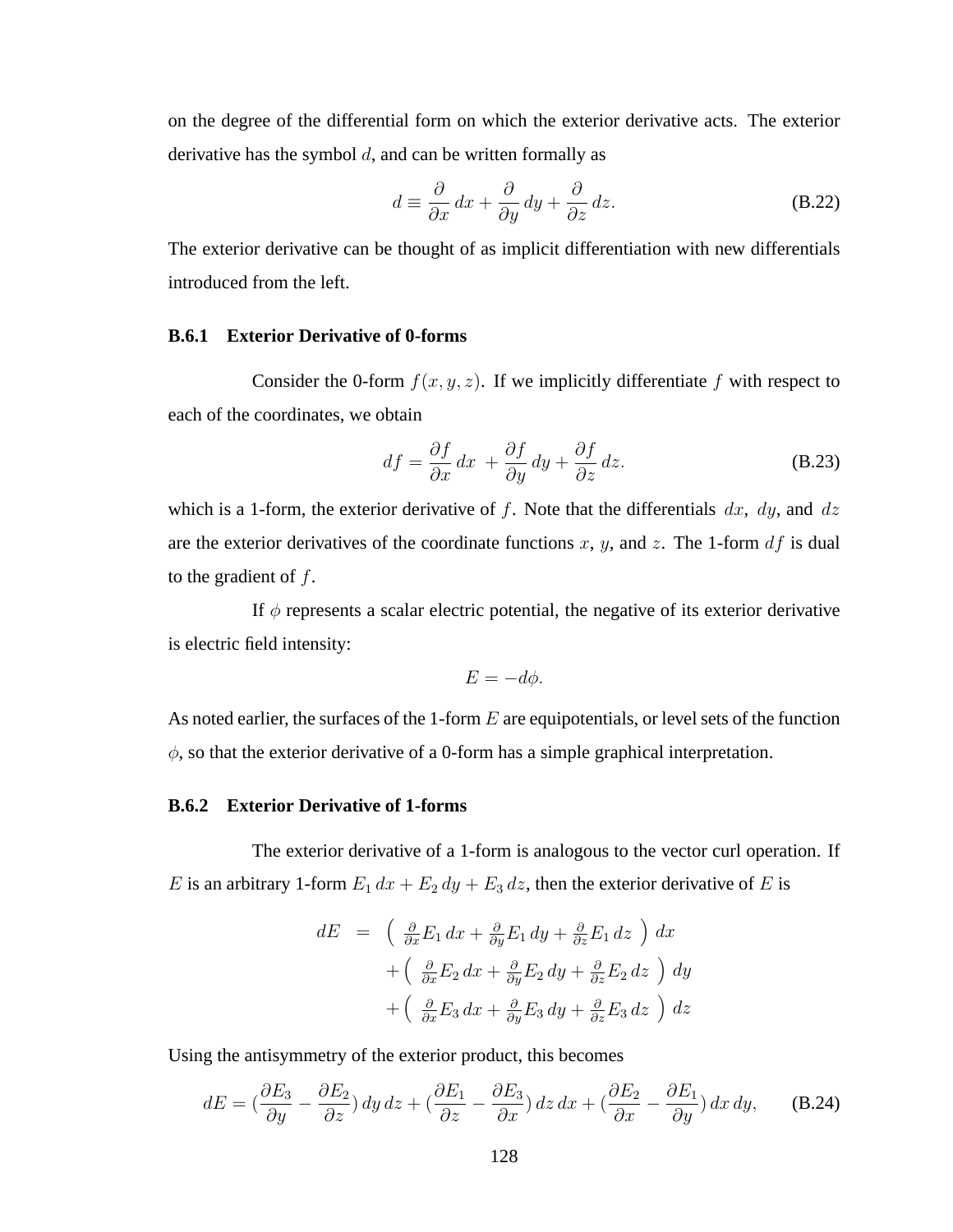on the degree of the differential form on which the exterior derivative acts. The exterior derivative has the symbol $d$, and can be written formally as

$$d \equiv \frac{\partial}{\partial x}\,dx + \frac{\partial}{\partial y}\,dy + \frac{\partial}{\partial z}\,dz. \tag{B.22}$$

The exterior derivative can be thought of as implicit differentiation with new differentials introduced from the left.

### B.6.1 Exterior Derivative of 0-forms

Consider the 0-form $f(x, y, z)$. If we implicitly differentiate $f$ with respect to each of the coordinates, we obtain

$$df = \frac{\partial f}{\partial x}\,dx\, + \frac{\partial f}{\partial y}\,dy + \frac{\partial f}{\partial z}\,dz. \tag{B.23}$$

which is a 1-form, the exterior derivative of $f$. Note that the differentials $dx$, $dy$, and $dz$ are the exterior derivatives of the coordinate functions $x$, $y$, and $z$. The 1-form $df$ is dual to the gradient of $f$.

If $\phi$ represents a scalar electric potential, the negative of its exterior derivative is electric field intensity:

$$E = -d\phi.$$

As noted earlier, the surfaces of the 1-form $E$ are equipotentials, or level sets of the function $\phi$, so that the exterior derivative of a 0-form has a simple graphical interpretation.

### B.6.2 Exterior Derivative of 1-forms

The exterior derivative of a 1-form is analogous to the vector curl operation. If $E$ is an arbitrary 1-form $E_1\,dx + E_2\,dy + E_3\,dz$, then the exterior derivative of $E$ is

$$\begin{aligned} dE &= \left( \tfrac{\partial}{\partial x}E_1\,dx + \tfrac{\partial}{\partial y}E_1\,dy + \tfrac{\partial}{\partial z}E_1\,dz \right) dx \\ &\quad + \left( \tfrac{\partial}{\partial x}E_2\,dx + \tfrac{\partial}{\partial y}E_2\,dy + \tfrac{\partial}{\partial z}E_2\,dz \right) dy \\ &\quad + \left( \tfrac{\partial}{\partial x}E_3\,dx + \tfrac{\partial}{\partial y}E_3\,dy + \tfrac{\partial}{\partial z}E_3\,dz \right) dz \end{aligned}$$

Using the antisymmetry of the exterior product, this becomes

$$dE = (\frac{\partial E_3}{\partial y} - \frac{\partial E_2}{\partial z})\,dy\,dz + (\frac{\partial E_1}{\partial z} - \frac{\partial E_3}{\partial x})\,dz\,dx + (\frac{\partial E_2}{\partial x} - \frac{\partial E_1}{\partial y})\,dx\,dy, \tag{B.24}$$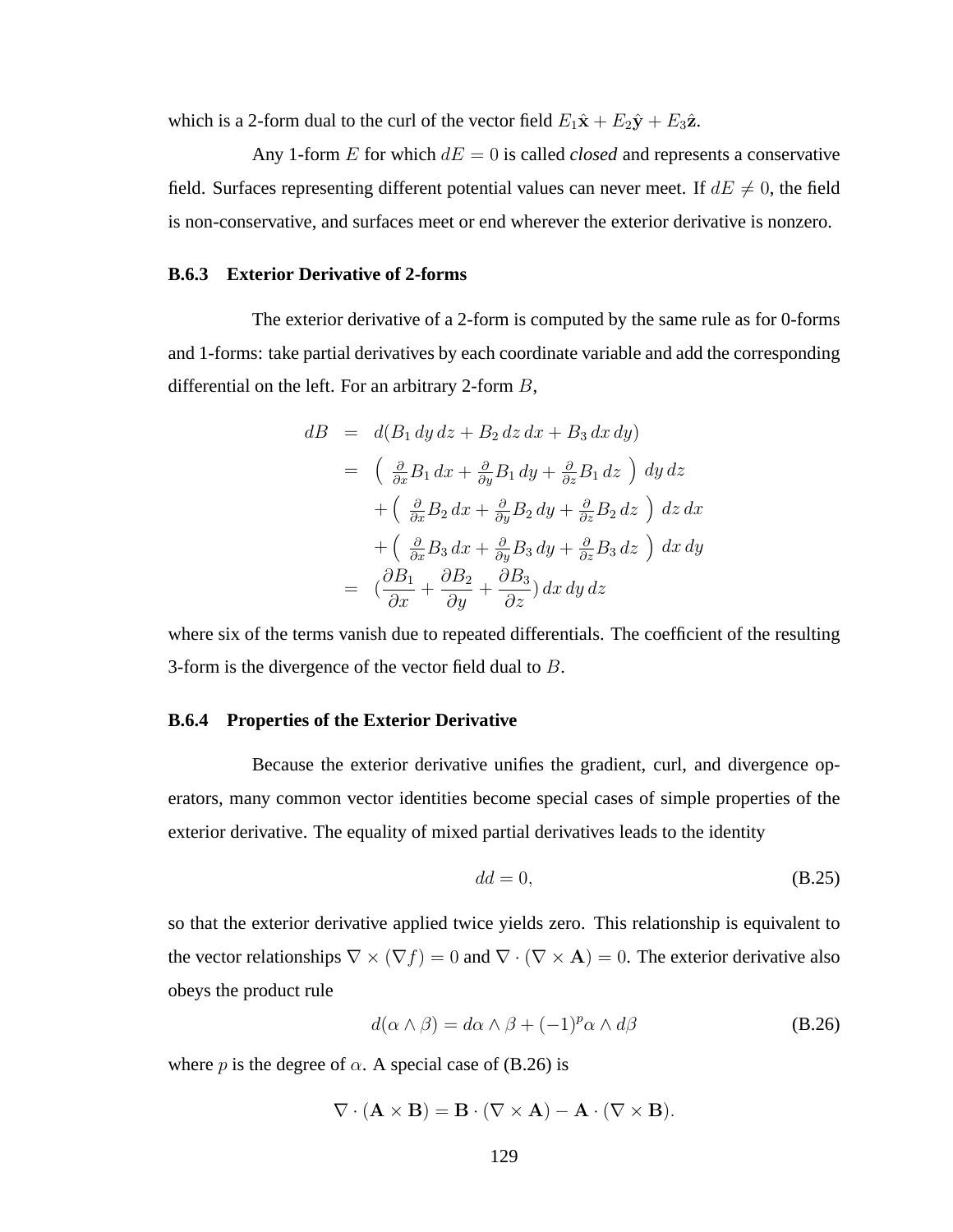which is a 2-form dual to the curl of the vector field $E_1\hat{\mathbf{x}} + E_2\hat{\mathbf{y}} + E_3\hat{\mathbf{z}}$.

Any 1-form $E$ for which $dE = 0$ is called *closed* and represents a conservative field. Surfaces representing different potential values can never meet. If $dE \neq 0$, the field is non-conservative, and surfaces meet or end wherever the exterior derivative is nonzero.

### B.6.3 Exterior Derivative of 2-forms

The exterior derivative of a 2-form is computed by the same rule as for 0-forms and 1-forms: take partial derivatives by each coordinate variable and add the corresponding differential on the left. For an arbitrary 2-form $B$,

$$
\begin{aligned}
dB &= d(B_1\,dy\,dz + B_2\,dz\,dx + B_3\,dx\,dy) \\
&= \left( \tfrac{\partial}{\partial x}B_1\,dx + \tfrac{\partial}{\partial y}B_1\,dy + \tfrac{\partial}{\partial z}B_1\,dz \right) dy\,dz \\
&\quad + \left( \tfrac{\partial}{\partial x}B_2\,dx + \tfrac{\partial}{\partial y}B_2\,dy + \tfrac{\partial}{\partial z}B_2\,dz \right) dz\,dx \\
&\quad + \left( \tfrac{\partial}{\partial x}B_3\,dx + \tfrac{\partial}{\partial y}B_3\,dy + \tfrac{\partial}{\partial z}B_3\,dz \right) dx\,dy \\
&= \left(\frac{\partial B_1}{\partial x} + \frac{\partial B_2}{\partial y} + \frac{\partial B_3}{\partial z}\right) dx\,dy\,dz
\end{aligned}
$$

where six of the terms vanish due to repeated differentials. The coefficient of the resulting 3-form is the divergence of the vector field dual to $B$.

### B.6.4 Properties of the Exterior Derivative

Because the exterior derivative unifies the gradient, curl, and divergence operators, many common vector identities become special cases of simple properties of the exterior derivative. The equality of mixed partial derivatives leads to the identity

$$dd = 0, \tag{B.25}$$

so that the exterior derivative applied twice yields zero. This relationship is equivalent to the vector relationships $\nabla \times (\nabla f) = 0$ and $\nabla \cdot (\nabla \times \mathbf{A}) = 0$. The exterior derivative also obeys the product rule

$$d(\alpha \wedge \beta) = d\alpha \wedge \beta + (-1)^p \alpha \wedge d\beta \tag{B.26}$$

where $p$ is the degree of $\alpha$. A special case of (B.26) is

$$\nabla \cdot (\mathbf{A} \times \mathbf{B}) = \mathbf{B} \cdot (\nabla \times \mathbf{A}) - \mathbf{A} \cdot (\nabla \times \mathbf{B}).$$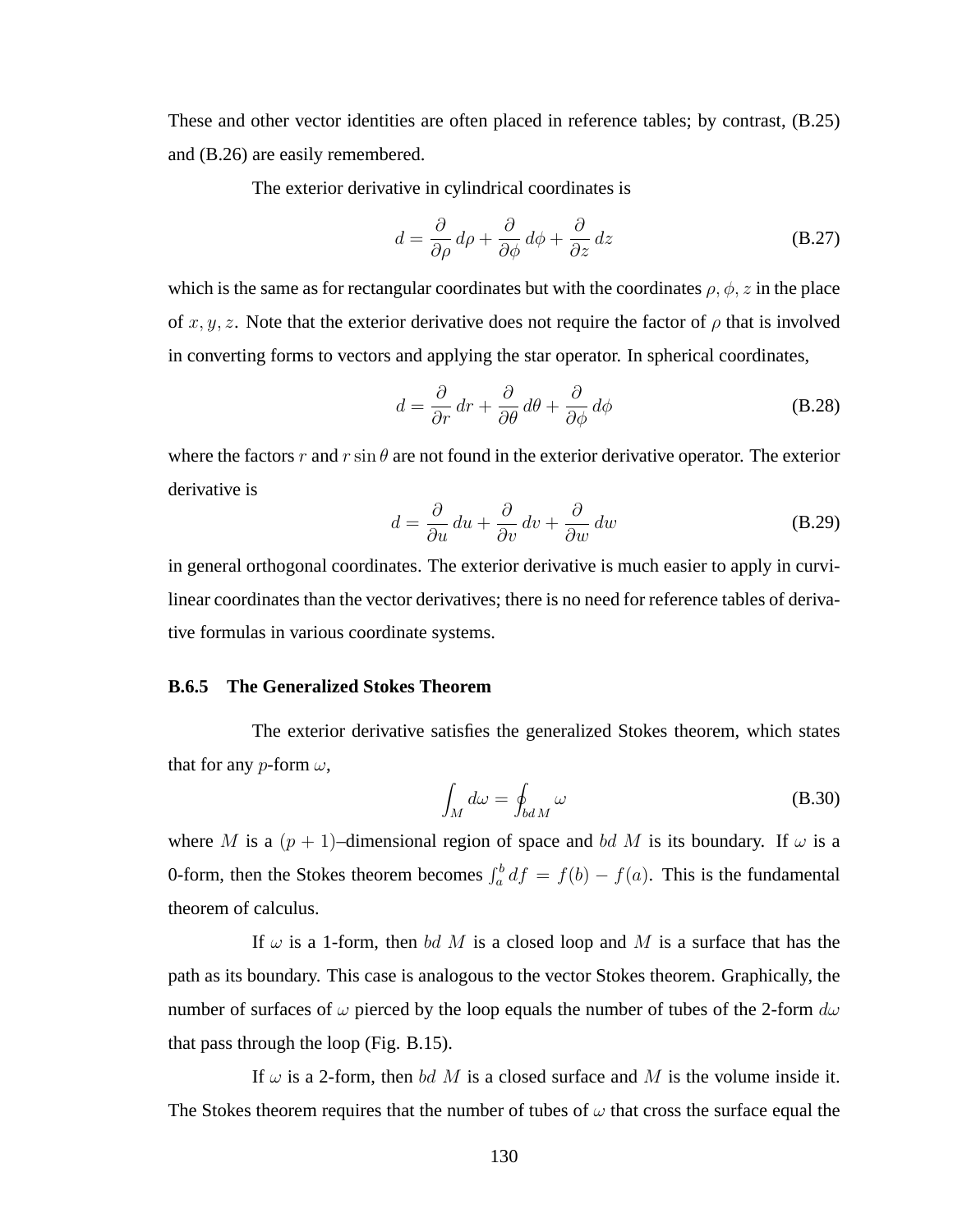These and other vector identities are often placed in reference tables; by contrast, (B.25) and (B.26) are easily remembered.

The exterior derivative in cylindrical coordinates is

$$d = \frac{\partial}{\partial \rho}\, d\rho + \frac{\partial}{\partial \phi}\, d\phi + \frac{\partial}{\partial z}\, dz \tag{B.27}$$

which is the same as for rectangular coordinates but with the coordinates $\rho, \phi, z$ in the place of $x, y, z$. Note that the exterior derivative does not require the factor of $\rho$ that is involved in converting forms to vectors and applying the star operator. In spherical coordinates,

$$d = \frac{\partial}{\partial r}\, dr + \frac{\partial}{\partial \theta}\, d\theta + \frac{\partial}{\partial \phi}\, d\phi \tag{B.28}$$

where the factors $r$ and $r \sin\theta$ are not found in the exterior derivative operator. The exterior derivative is

$$d = \frac{\partial}{\partial u}\, du + \frac{\partial}{\partial v}\, dv + \frac{\partial}{\partial w}\, dw \tag{B.29}$$

in general orthogonal coordinates. The exterior derivative is much easier to apply in curvilinear coordinates than the vector derivatives; there is no need for reference tables of derivative formulas in various coordinate systems.

### B.6.5 The Generalized Stokes Theorem

The exterior derivative satisfies the generalized Stokes theorem, which states that for any $p$-form $\omega$,

$$\int_M d\omega = \oint_{bd\,M} \omega \tag{B.30}$$

where $M$ is a $(p+1)$–dimensional region of space and $bd\ M$ is its boundary. If $\omega$ is a 0-form, then the Stokes theorem becomes $\int_a^b df = f(b) - f(a)$. This is the fundamental theorem of calculus.

If $\omega$ is a 1-form, then $bd\ M$ is a closed loop and $M$ is a surface that has the path as its boundary. This case is analogous to the vector Stokes theorem. Graphically, the number of surfaces of $\omega$ pierced by the loop equals the number of tubes of the 2-form $d\omega$ that pass through the loop (Fig. B.15).

If $\omega$ is a 2-form, then $bd\ M$ is a closed surface and $M$ is the volume inside it. The Stokes theorem requires that the number of tubes of $\omega$ that cross the surface equal the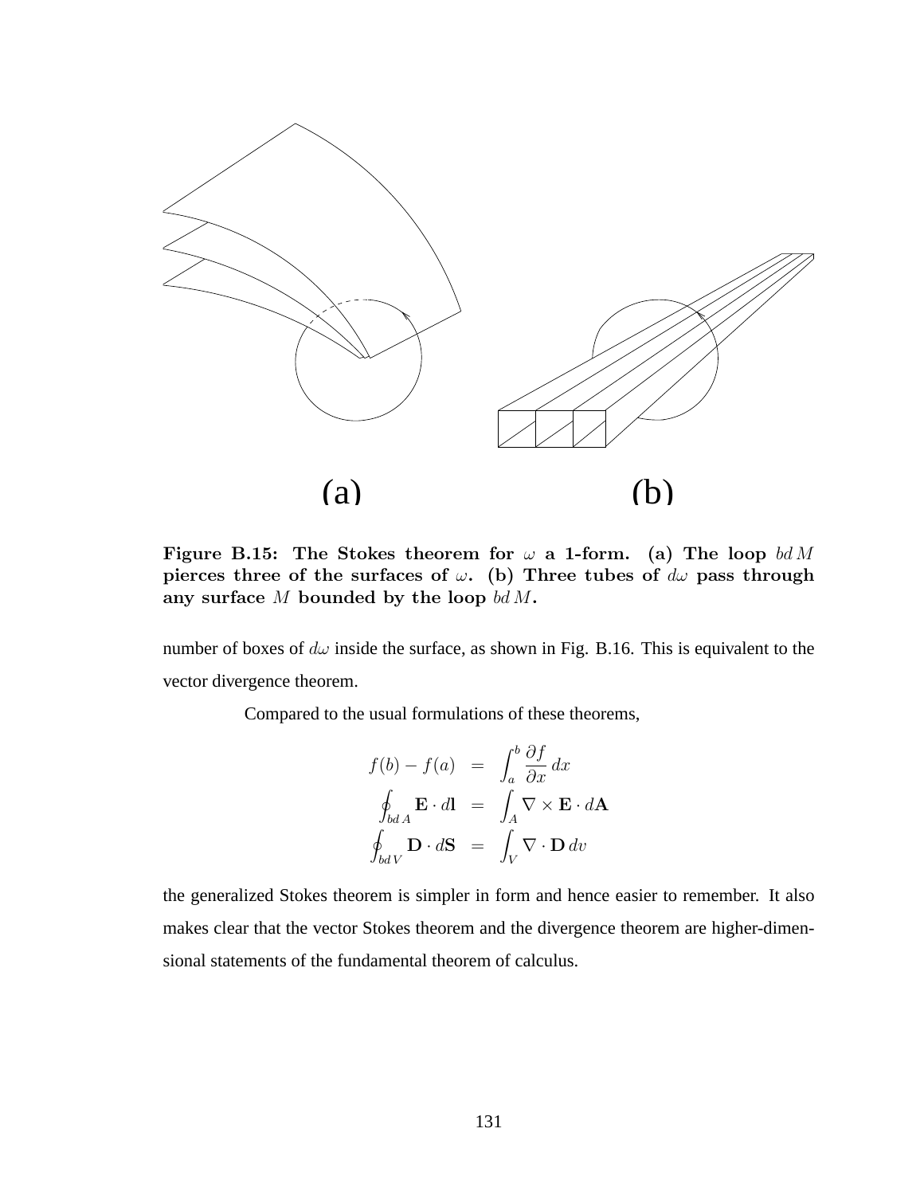(a) (b)

**Figure B.15: The Stokes theorem for $\omega$ a 1-form. (a) The loop $bd\,M$ pierces three of the surfaces of $\omega$. (b) Three tubes of $d\omega$ pass through any surface $M$ bounded by the loop $bd\,M$.**

number of boxes of $d\omega$ inside the surface, as shown in Fig. B.16. This is equivalent to the vector divergence theorem.

Compared to the usual formulations of these theorems,

$$
\begin{aligned}
f(b) - f(a) &= \int_a^b \frac{\partial f}{\partial x}\, dx \\
\oint_{bd\,A} \mathbf{E} \cdot d\mathbf{l} &= \int_A \nabla \times \mathbf{E} \cdot d\mathbf{A} \\
\oint_{bd\,V} \mathbf{D} \cdot d\mathbf{S} &= \int_V \nabla \cdot \mathbf{D}\, dv
\end{aligned}
$$

the generalized Stokes theorem is simpler in form and hence easier to remember. It also makes clear that the vector Stokes theorem and the divergence theorem are higher-dimensional statements of the fundamental theorem of calculus.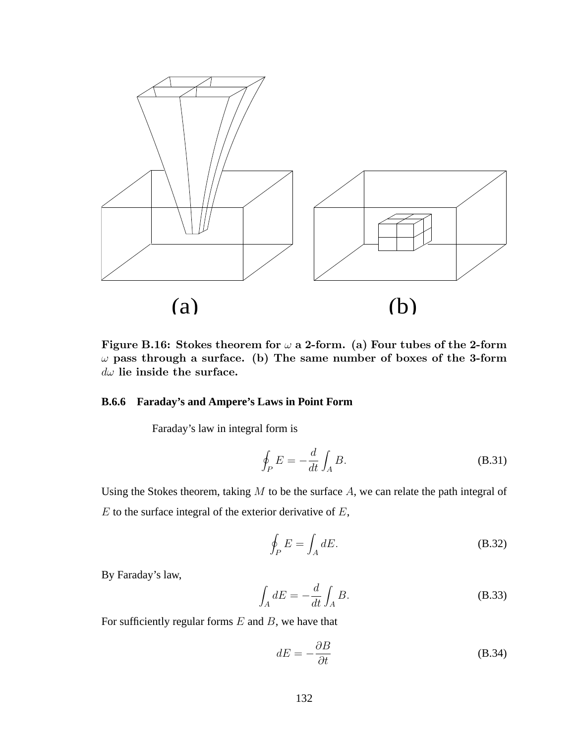(a) (b)

**Figure B.16: Stokes theorem for $\omega$ a 2-form. (a) Four tubes of the 2-form $\omega$ pass through a surface. (b) The same number of boxes of the 3-form $d\omega$ lie inside the surface.**

### B.6.6 Faraday's and Ampere's Laws in Point Form

Faraday's law in integral form is

$$\oint_P E = -\frac{d}{dt}\int_A B. \tag{B.31}$$

Using the Stokes theorem, taking $M$ to be the surface $A$, we can relate the path integral of $E$ to the surface integral of the exterior derivative of $E$,

$$\oint_P E = \int_A dE. \tag{B.32}$$

By Faraday's law,

$$\int_A dE = -\frac{d}{dt}\int_A B. \tag{B.33}$$

For sufficiently regular forms $E$ and $B$, we have that

$$dE = -\frac{\partial B}{\partial t} \tag{B.34}$$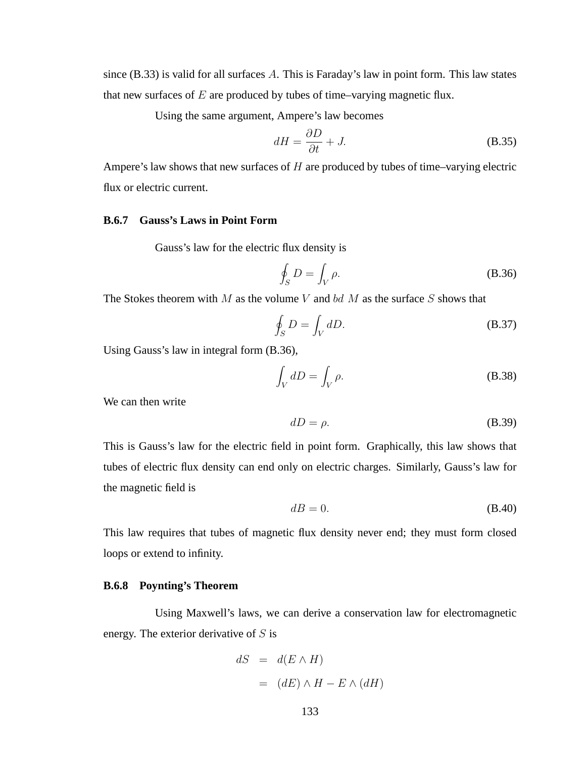since (B.33) is valid for all surfaces $A$. This is Faraday's law in point form. This law states that new surfaces of $E$ are produced by tubes of time–varying magnetic flux.

Using the same argument, Ampere's law becomes

$$dH = \frac{\partial D}{\partial t} + J. \tag{B.35}$$

Ampere's law shows that new surfaces of $H$ are produced by tubes of time–varying electric flux or electric current.

### B.6.7 Gauss's Laws in Point Form

Gauss's law for the electric flux density is

$$\oint_S D = \int_V \rho. \tag{B.36}$$

The Stokes theorem with $M$ as the volume $V$ and $bd\ M$ as the surface $S$ shows that

$$\oint_S D = \int_V dD. \tag{B.37}$$

Using Gauss's law in integral form (B.36),

$$\int_V dD = \int_V \rho. \tag{B.38}$$

We can then write

$$dD = \rho. \tag{B.39}$$

This is Gauss's law for the electric field in point form. Graphically, this law shows that tubes of electric flux density can end only on electric charges. Similarly, Gauss's law for the magnetic field is

$$dB = 0. \tag{B.40}$$

This law requires that tubes of magnetic flux density never end; they must form closed loops or extend to infinity.

### B.6.8 Poynting's Theorem

Using Maxwell's laws, we can derive a conservation law for electromagnetic energy. The exterior derivative of $S$ is

$$\begin{aligned} dS &= d(E \wedge H) \\ &= (dE) \wedge H - E \wedge (dH) \end{aligned}$$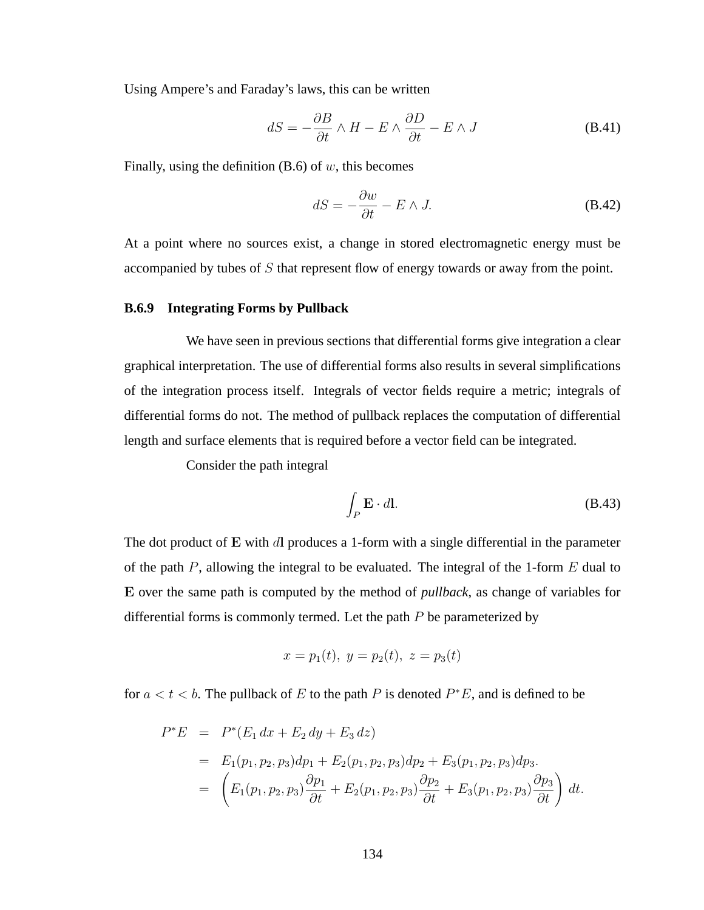Using Ampere's and Faraday's laws, this can be written

$$dS = -\frac{\partial B}{\partial t} \wedge H - E \wedge \frac{\partial D}{\partial t} - E \wedge J \tag{B.41}$$

Finally, using the definition (B.6) of $w$, this becomes

$$dS = -\frac{\partial w}{\partial t} - E \wedge J. \tag{B.42}$$

At a point where no sources exist, a change in stored electromagnetic energy must be accompanied by tubes of $S$ that represent flow of energy towards or away from the point.

### B.6.9 Integrating Forms by Pullback

We have seen in previous sections that differential forms give integration a clear graphical interpretation. The use of differential forms also results in several simplifications of the integration process itself. Integrals of vector fields require a metric; integrals of differential forms do not. The method of pullback replaces the computation of differential length and surface elements that is required before a vector field can be integrated.

Consider the path integral

$$\int_P \mathbf{E} \cdot d\mathbf{l}. \tag{B.43}$$

The dot product of $\mathbf{E}$ with $d\mathbf{l}$ produces a 1-form with a single differential in the parameter of the path $P$, allowing the integral to be evaluated. The integral of the 1-form $E$ dual to $\mathbf{E}$ over the same path is computed by the method of ***pullback***, as change of variables for differential forms is commonly termed. Let the path $P$ be parameterized by

$$x = p_1(t),\ y = p_2(t),\ z = p_3(t)$$

for $a < t < b$. The pullback of $E$ to the path $P$ is denoted $P^*E$, and is defined to be

$$\begin{aligned}
P^*E &= P^*(E_1\, dx + E_2\, dy + E_3\, dz) \\
&= E_1(p_1, p_2, p_3)dp_1 + E_2(p_1, p_2, p_3)dp_2 + E_3(p_1, p_2, p_3)dp_3. \\
&= \left( E_1(p_1, p_2, p_3)\frac{\partial p_1}{\partial t} + E_2(p_1, p_2, p_3)\frac{\partial p_2}{\partial t} + E_3(p_1, p_2, p_3)\frac{\partial p_3}{\partial t} \right) dt.
\end{aligned}$$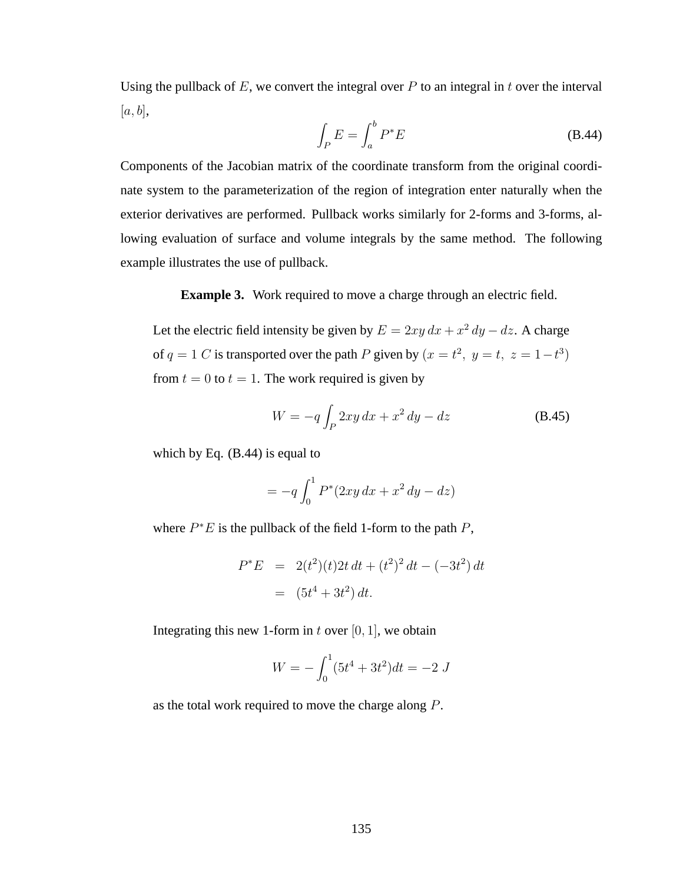Using the pullback of $E$, we convert the integral over $P$ to an integral in $t$ over the interval $[a, b]$,

$$\int_P E = \int_a^b P^* E \tag{B.44}$$

Components of the Jacobian matrix of the coordinate transform from the original coordinate system to the parameterization of the region of integration enter naturally when the exterior derivatives are performed. Pullback works similarly for 2-forms and 3-forms, allowing evaluation of surface and volume integrals by the same method. The following example illustrates the use of pullback.

**Example 3.** Work required to move a charge through an electric field.

Let the electric field intensity be given by $E = 2xy\, dx + x^2\, dy - dz$. A charge of $q = 1\ C$ is transported over the path $P$ given by $(x = t^2,\ y = t,\ z = 1 - t^3)$ from $t = 0$ to $t = 1$. The work required is given by

$$W = -q \int_P 2xy\, dx + x^2\, dy - dz \tag{B.45}$$

which by Eq. (B.44) is equal to

$$= -q \int_0^1 P^*(2xy\, dx + x^2\, dy - dz)$$

where $P^*E$ is the pullback of the field 1-form to the path $P$,

$$\begin{aligned} P^*E &= 2(t^2)(t)2t\, dt + (t^2)^2\, dt - (-3t^2)\, dt \\ &= (5t^4 + 3t^2)\, dt. \end{aligned}$$

Integrating this new 1-form in $t$ over $[0, 1]$, we obtain

$$W = -\int_0^1 (5t^4 + 3t^2) dt = -2\ J$$

as the total work required to move the charge along $P$.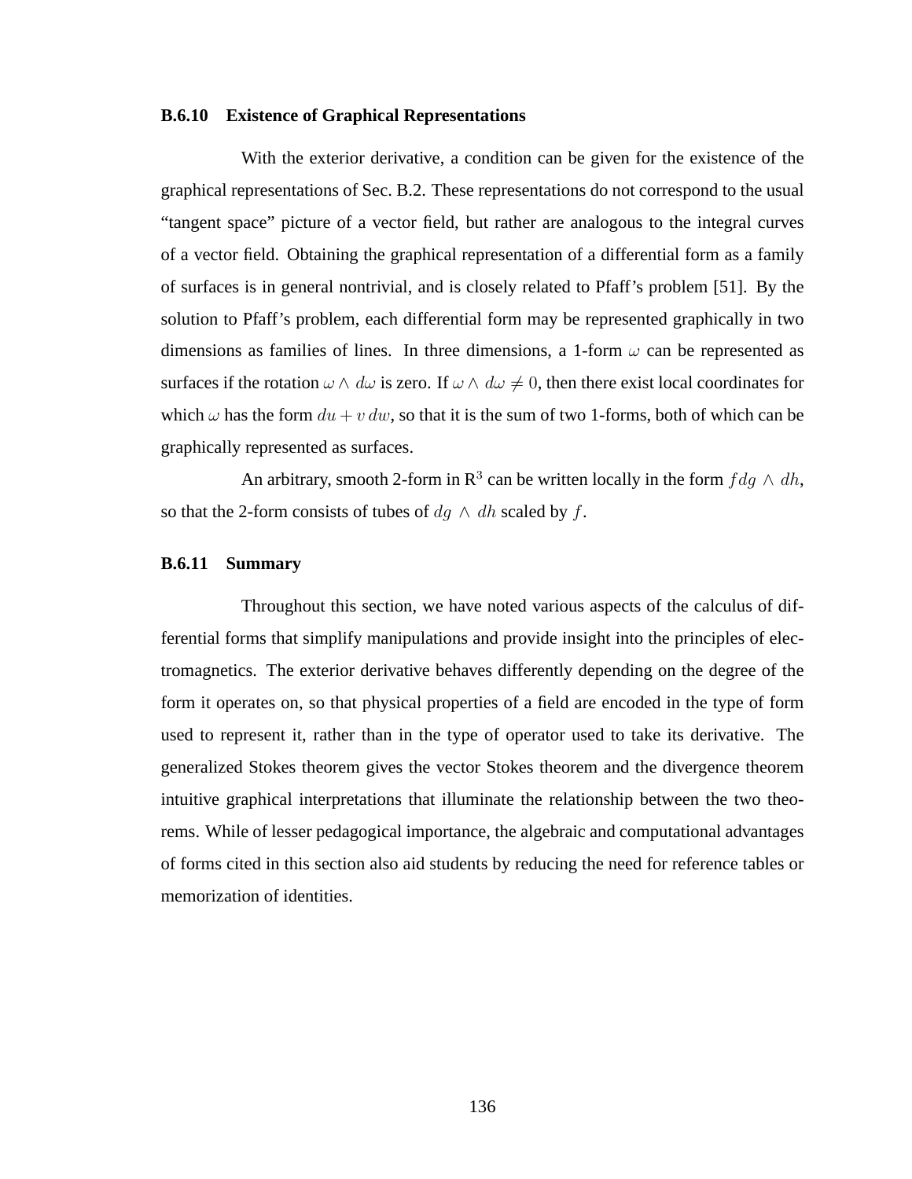### B.6.10 Existence of Graphical Representations

With the exterior derivative, a condition can be given for the existence of the graphical representations of Sec. B.2. These representations do not correspond to the usual “tangent space” picture of a vector field, but rather are analogous to the integral curves of a vector field. Obtaining the graphical representation of a differential form as a family of surfaces is in general nontrivial, and is closely related to Pfaff’s problem [51]. By the solution to Pfaff’s problem, each differential form may be represented graphically in two dimensions as families of lines. In three dimensions, a 1-form $\omega$ can be represented as surfaces if the rotation $\omega \wedge d\omega$ is zero. If $\omega \wedge d\omega \neq 0$, then there exist local coordinates for which $\omega$ has the form $du + v\,dw$, so that it is the sum of two 1-forms, both of which can be graphically represented as surfaces.

An arbitrary, smooth 2-form in $\mathrm{R}^3$ can be written locally in the form $f dg \wedge dh$, so that the 2-form consists of tubes of $dg \wedge dh$ scaled by $f$.

### B.6.11 Summary

Throughout this section, we have noted various aspects of the calculus of differential forms that simplify manipulations and provide insight into the principles of electromagnetics. The exterior derivative behaves differently depending on the degree of the form it operates on, so that physical properties of a field are encoded in the type of form used to represent it, rather than in the type of operator used to take its derivative. The generalized Stokes theorem gives the vector Stokes theorem and the divergence theorem intuitive graphical interpretations that illuminate the relationship between the two theorems. While of lesser pedagogical importance, the algebraic and computational advantages of forms cited in this section also aid students by reducing the need for reference tables or memorization of identities.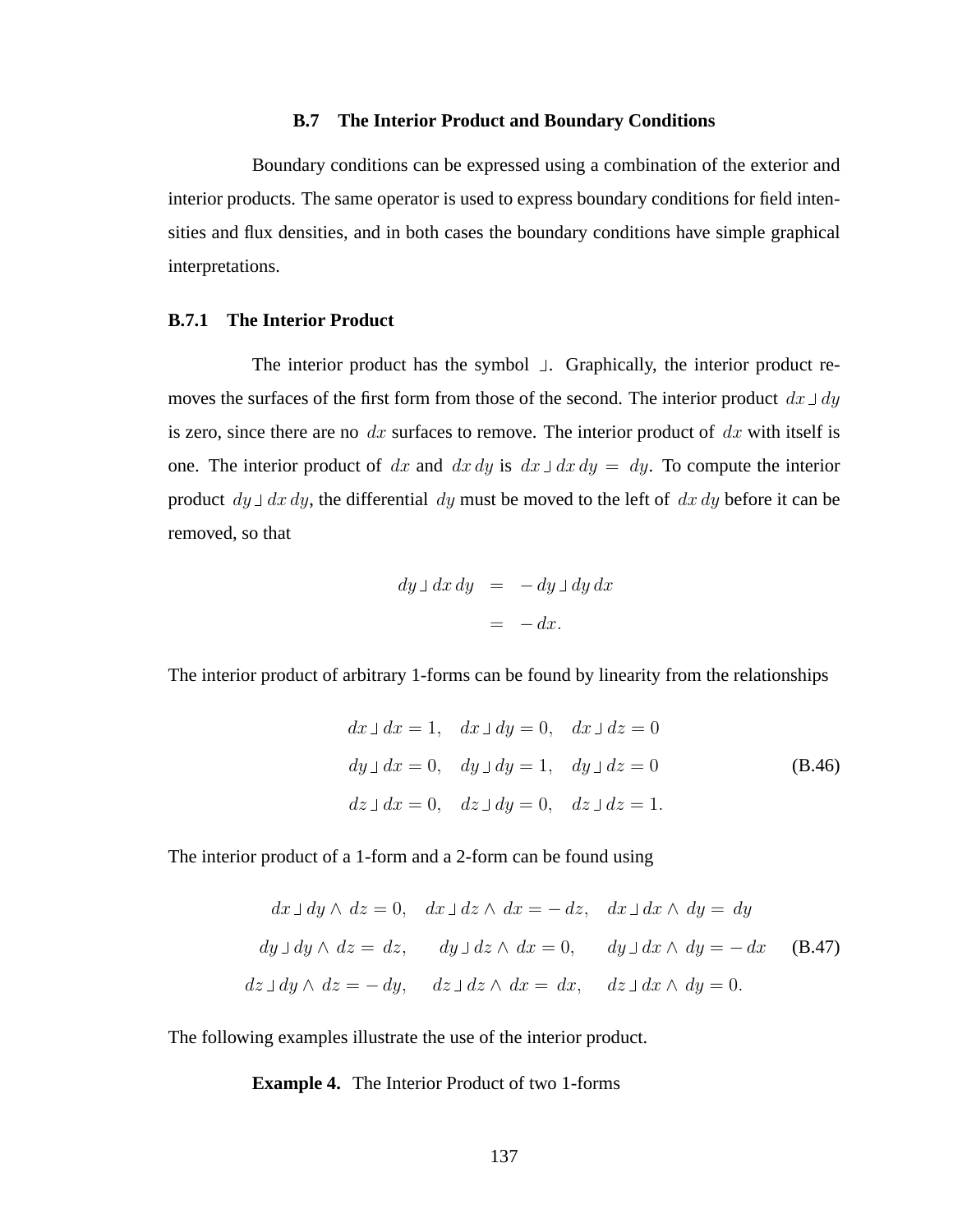## B.7 The Interior Product and Boundary Conditions

Boundary conditions can be expressed using a combination of the exterior and interior products. The same operator is used to express boundary conditions for field intensities and flux densities, and in both cases the boundary conditions have simple graphical interpretations.

### B.7.1 The Interior Product

The interior product has the symbol $\lrcorner$. Graphically, the interior product removes the surfaces of the first form from those of the second. The interior product $dx \lrcorner dy$ is zero, since there are no $dx$ surfaces to remove. The interior product of $dx$ with itself is one. The interior product of $dx$ and $dx\,dy$ is $dx \lrcorner dx\,dy = dy$. To compute the interior product $dy \lrcorner dx\,dy$, the differential $dy$ must be moved to the left of $dx\,dy$ before it can be removed, so that

$$
\begin{aligned}
dy \lrcorner dx\,dy &= -dy \lrcorner dy\,dx \\
&= -dx.
\end{aligned}
$$

The interior product of arbitrary 1-forms can be found by linearity from the relationships

$$
\begin{aligned}
&dx \lrcorner dx = 1, \quad dx \lrcorner dy = 0, \quad dx \lrcorner dz = 0 \\
&dy \lrcorner dx = 0, \quad dy \lrcorner dy = 1, \quad dy \lrcorner dz = 0 \\
&dz \lrcorner dx = 0, \quad dz \lrcorner dy = 0, \quad dz \lrcorner dz = 1.
\end{aligned} \tag{B.46}
$$

The interior product of a 1-form and a 2-form can be found using

$$
\begin{aligned}
dx \lrcorner dy \wedge dz = 0, &\quad dx \lrcorner dz \wedge dx = -dz, \quad dx \lrcorner dx \wedge dy = dy \\
dy \lrcorner dy \wedge dz = dz, &\quad dy \lrcorner dz \wedge dx = 0, \quad dy \lrcorner dx \wedge dy = -dx \\
dz \lrcorner dy \wedge dz = -dy, &\quad dz \lrcorner dz \wedge dx = dx, \quad dz \lrcorner dx \wedge dy = 0.
\end{aligned} \tag{B.47}
$$

The following examples illustrate the use of the interior product.

**Example 4.** The Interior Product of two 1-forms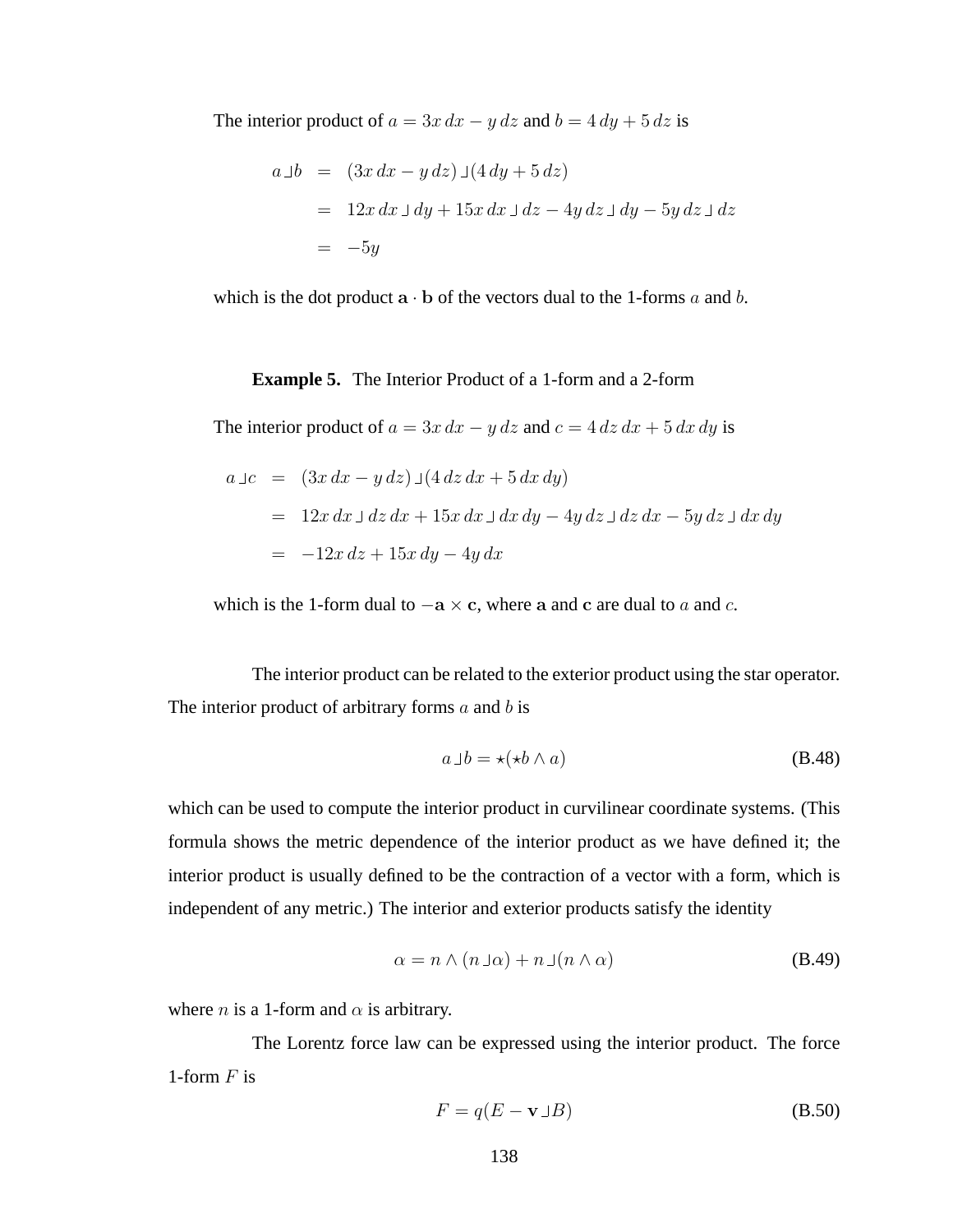The interior product of $a = 3x\,dx - y\,dz$ and $b = 4\,dy + 5\,dz$ is

$$
\begin{aligned}
a \lrcorner b &= (3x\,dx - y\,dz) \lrcorner (4\,dy + 5\,dz) \\
&= 12x\,dx \lrcorner dy + 15x\,dx \lrcorner dz - 4y\,dz \lrcorner dy - 5y\,dz \lrcorner dz \\
&= -5y
\end{aligned}
$$

which is the dot product $\mathbf{a} \cdot \mathbf{b}$ of the vectors dual to the 1-forms $a$ and $b$.

**Example 5.** The Interior Product of a 1-form and a 2-form

The interior product of $a = 3x\,dx - y\,dz$ and $c = 4\,dz\,dx + 5\,dx\,dy$ is

$$
\begin{aligned}
a \lrcorner c &= (3x\,dx - y\,dz) \lrcorner (4\,dz\,dx + 5\,dx\,dy) \\
&= 12x\,dx \lrcorner dz\,dx + 15x\,dx \lrcorner dx\,dy - 4y\,dz \lrcorner dz\,dx - 5y\,dz \lrcorner dx\,dy \\
&= -12x\,dz + 15x\,dy - 4y\,dx
\end{aligned}
$$

which is the 1-form dual to $-\mathbf{a} \times \mathbf{c}$, where $\mathbf{a}$ and $\mathbf{c}$ are dual to $a$ and $c$.

The interior product can be related to the exterior product using the star operator. The interior product of arbitrary forms $a$ and $b$ is

$$
a \lrcorner b = \star(\star b \wedge a) \tag{B.48}
$$

which can be used to compute the interior product in curvilinear coordinate systems. (This formula shows the metric dependence of the interior product as we have defined it; the interior product is usually defined to be the contraction of a vector with a form, which is independent of any metric.) The interior and exterior products satisfy the identity

$$
\alpha = n \wedge (n \lrcorner \alpha) + n \lrcorner (n \wedge \alpha) \tag{B.49}
$$

where $n$ is a 1-form and $\alpha$ is arbitrary.

The Lorentz force law can be expressed using the interior product. The force 1-form $F$ is

$$
F = q(E - \mathbf{v} \lrcorner B) \tag{B.50}
$$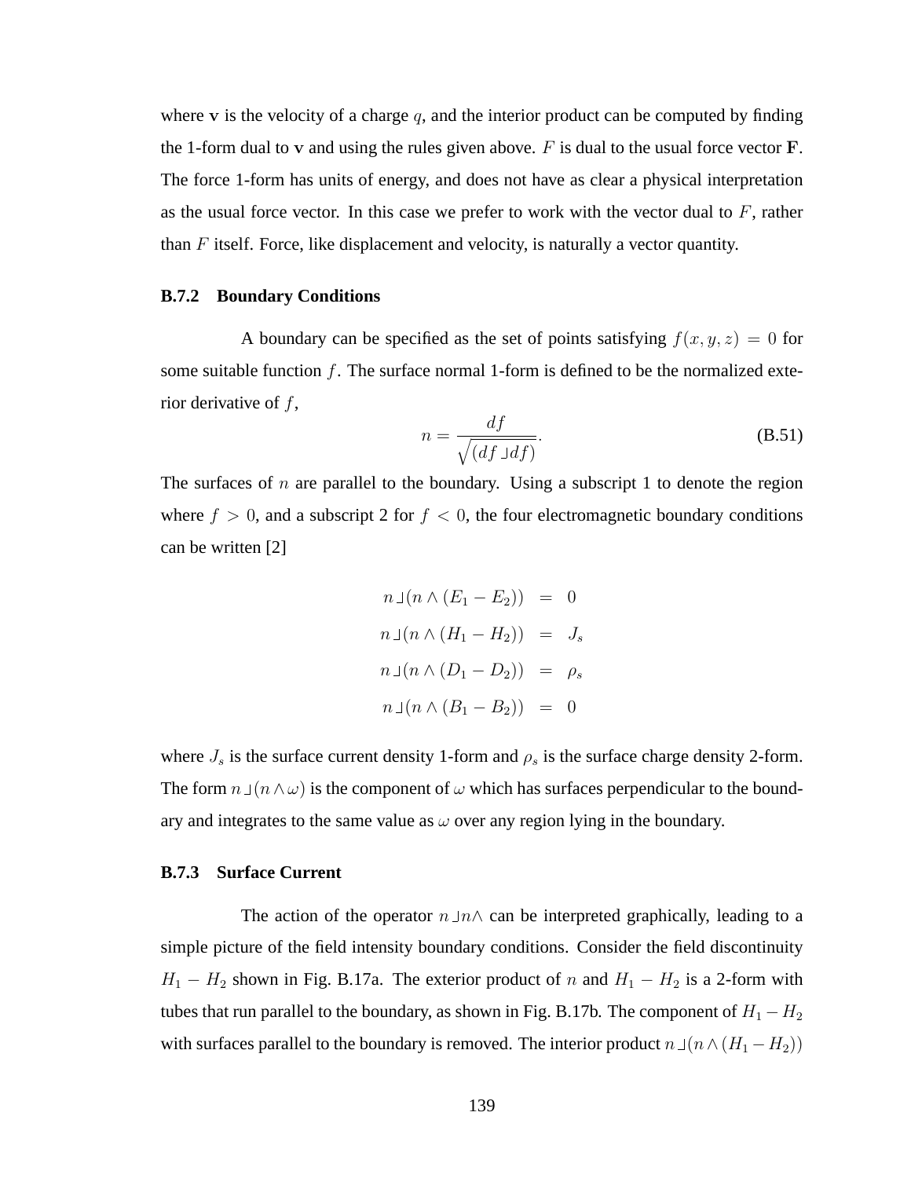where $\mathbf{v}$ is the velocity of a charge $q$, and the interior product can be computed by finding the 1-form dual to $\mathbf{v}$ and using the rules given above. $F$ is dual to the usual force vector $\mathbf{F}$. The force 1-form has units of energy, and does not have as clear a physical interpretation as the usual force vector. In this case we prefer to work with the vector dual to $F$, rather than $F$ itself. Force, like displacement and velocity, is naturally a vector quantity.

### B.7.2 Boundary Conditions

A boundary can be specified as the set of points satisfying $f(x, y, z) = 0$ for some suitable function $f$. The surface normal 1-form is defined to be the normalized exterior derivative of $f$,

$$n = \frac{df}{\sqrt{(df \lrcorner df)}}. \tag{B.51}$$

The surfaces of $n$ are parallel to the boundary. Using a subscript 1 to denote the region where $f > 0$, and a subscript 2 for $f < 0$, the four electromagnetic boundary conditions can be written [2]

$$\begin{aligned}
n \lrcorner (n \wedge (E_1 - E_2)) &= 0 \\
n \lrcorner (n \wedge (H_1 - H_2)) &= J_s \\
n \lrcorner (n \wedge (D_1 - D_2)) &= \rho_s \\
n \lrcorner (n \wedge (B_1 - B_2)) &= 0
\end{aligned}$$

where $J_s$ is the surface current density 1-form and $\rho_s$ is the surface charge density 2-form. The form $n \lrcorner (n \wedge \omega)$ is the component of $\omega$ which has surfaces perpendicular to the boundary and integrates to the same value as $\omega$ over any region lying in the boundary.

### B.7.3 Surface Current

The action of the operator $n \lrcorner n \wedge$ can be interpreted graphically, leading to a simple picture of the field intensity boundary conditions. Consider the field discontinuity $H_1 - H_2$ shown in Fig. B.17a. The exterior product of $n$ and $H_1 - H_2$ is a 2-form with tubes that run parallel to the boundary, as shown in Fig. B.17b. The component of $H_1 - H_2$ with surfaces parallel to the boundary is removed. The interior product $n \lrcorner (n \wedge (H_1 - H_2))$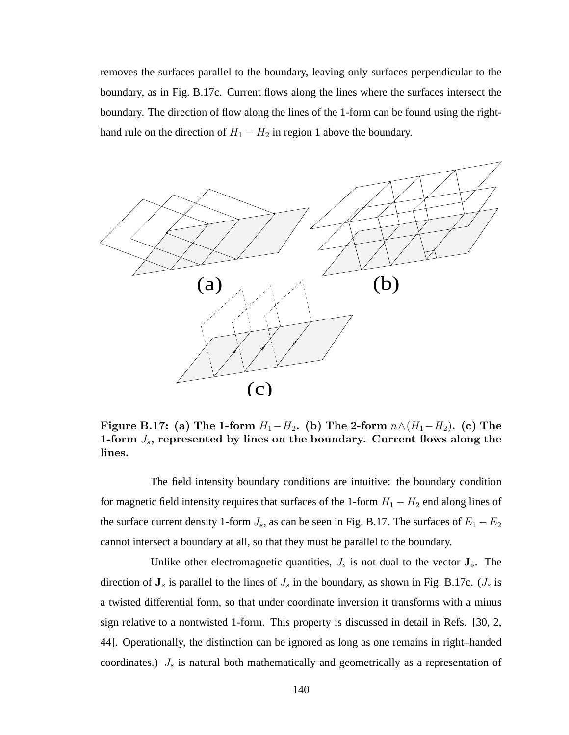removes the surfaces parallel to the boundary, leaving only surfaces perpendicular to the boundary, as in Fig. B.17c. Current flows along the lines where the surfaces intersect the boundary. The direction of flow along the lines of the 1-form can be found using the right-hand rule on the direction of $H_1 - H_2$ in region 1 above the boundary.

**Figure B.17: (a) The 1-form $H_1 - H_2$. (b) The 2-form $n \wedge (H_1 - H_2)$. (c) The 1-form $J_s$, represented by lines on the boundary. Current flows along the lines.**

The field intensity boundary conditions are intuitive: the boundary condition for magnetic field intensity requires that surfaces of the 1-form $H_1 - H_2$ end along lines of the surface current density 1-form $J_s$, as can be seen in Fig. B.17. The surfaces of $E_1 - E_2$ cannot intersect a boundary at all, so that they must be parallel to the boundary.

Unlike other electromagnetic quantities, $J_s$ is not dual to the vector $\mathbf{J}_s$. The direction of $\mathbf{J}_s$ is parallel to the lines of $J_s$ in the boundary, as shown in Fig. B.17c. ($J_s$ is a twisted differential form, so that under coordinate inversion it transforms with a minus sign relative to a nontwisted 1-form. This property is discussed in detail in Refs. [30, 2, 44]. Operationally, the distinction can be ignored as long as one remains in right–handed coordinates.) $J_s$ is natural both mathematically and geometrically as a representation of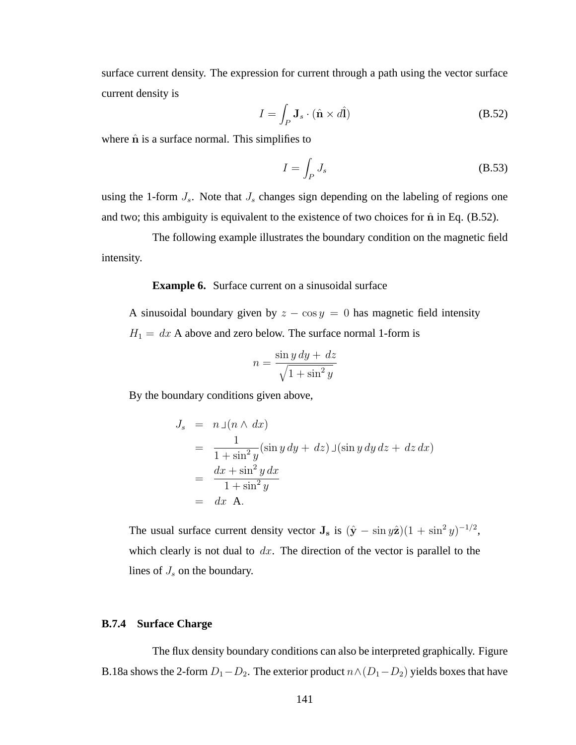surface current density. The expression for current through a path using the vector surface current density is

$$I = \int_P \mathbf{J}_s \cdot (\hat{\mathbf{n}} \times d\hat{\mathbf{l}}) \tag{B.52}$$

where $\hat{\mathbf{n}}$ is a surface normal. This simplifies to

$$I = \int_P J_s \tag{B.53}$$

using the 1-form $J_s$. Note that $J_s$ changes sign depending on the labeling of regions one and two; this ambiguity is equivalent to the existence of two choices for $\hat{\mathbf{n}}$ in Eq. (B.52).

The following example illustrates the boundary condition on the magnetic field intensity.

**Example 6.** Surface current on a sinusoidal surface

A sinusoidal boundary given by $z - \cos y = 0$ has magnetic field intensity $H_1 = dx$ A above and zero below. The surface normal 1-form is

$$n = \frac{\sin y\, dy + dz}{\sqrt{1 + \sin^2 y}}$$

By the boundary conditions given above,

$$\begin{aligned}
J_s &= n \lrcorner (n \wedge dx) \\
&= \frac{1}{1 + \sin^2 y} (\sin y\, dy + dz) \lrcorner (\sin y\, dy\, dz + dz\, dx) \\
&= \frac{dx + \sin^2 y\, dx}{1 + \sin^2 y} \\
&= dx \;\; \text{A}.
\end{aligned}$$

The usual surface current density vector $\mathbf{J_s}$ is $(\hat{\mathbf{y}} - \sin y \hat{\mathbf{z}})(1 + \sin^2 y)^{-1/2}$, which clearly is not dual to $dx$. The direction of the vector is parallel to the lines of $J_s$ on the boundary.

### B.7.4 Surface Charge

The flux density boundary conditions can also be interpreted graphically. Figure B.18a shows the 2-form $D_1 - D_2$. The exterior product $n \wedge (D_1 - D_2)$ yields boxes that have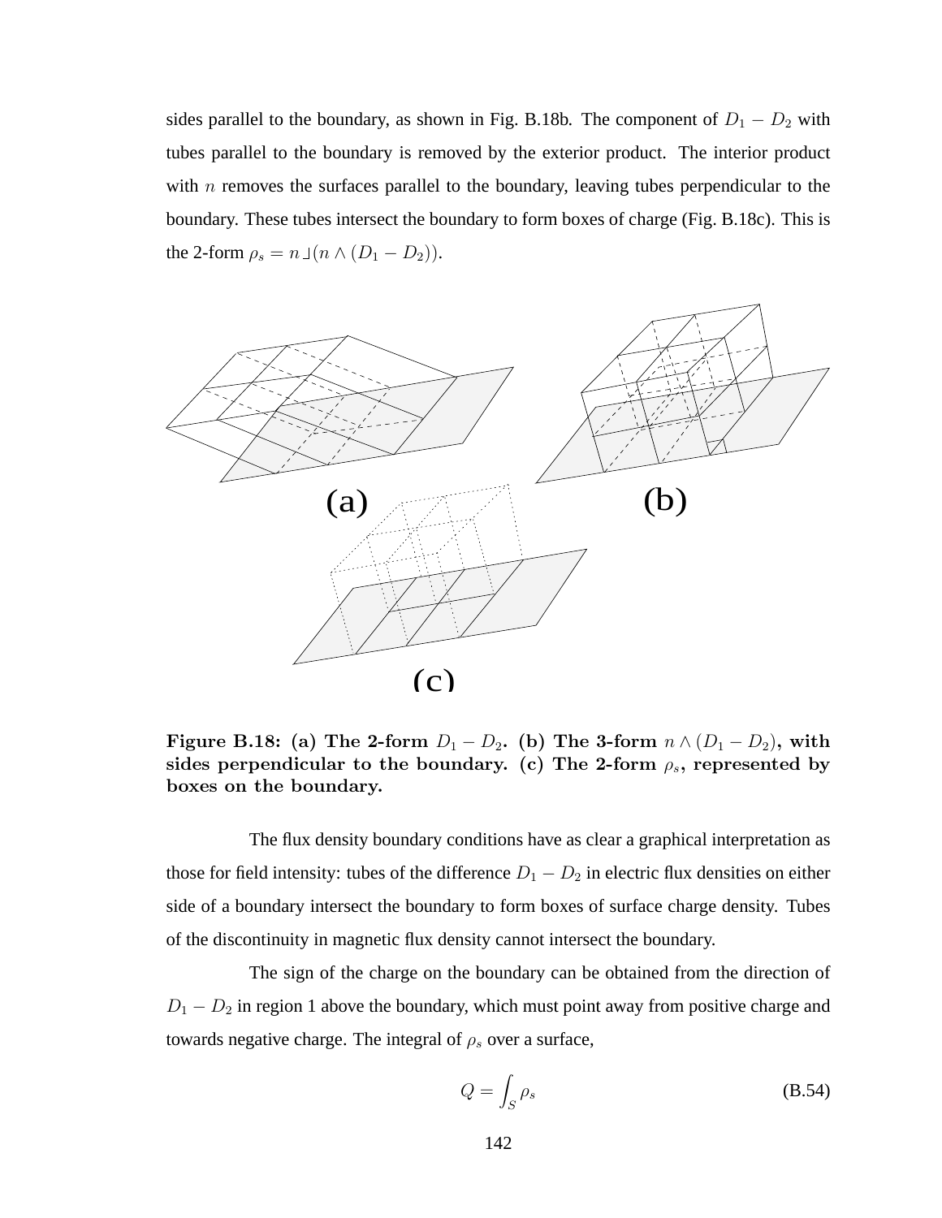sides parallel to the boundary, as shown in Fig. B.18b. The component of $D_1 - D_2$ with tubes parallel to the boundary is removed by the exterior product. The interior product with $n$ removes the surfaces parallel to the boundary, leaving tubes perpendicular to the boundary. These tubes intersect the boundary to form boxes of charge (Fig. B.18c). This is the 2-form $\rho_s = n \lrcorner (n \wedge (D_1 - D_2))$.

**Figure B.18: (a) The 2-form $D_1 - D_2$. (b) The 3-form $n \wedge (D_1 - D_2)$, with sides perpendicular to the boundary. (c) The 2-form $\rho_s$, represented by boxes on the boundary.**

The flux density boundary conditions have as clear a graphical interpretation as those for field intensity: tubes of the difference $D_1 - D_2$ in electric flux densities on either side of a boundary intersect the boundary to form boxes of surface charge density. Tubes of the discontinuity in magnetic flux density cannot intersect the boundary.

The sign of the charge on the boundary can be obtained from the direction of $D_1 - D_2$ in region 1 above the boundary, which must point away from positive charge and towards negative charge. The integral of $\rho_s$ over a surface,

$$Q = \int_S \rho_s \tag{B.54}$$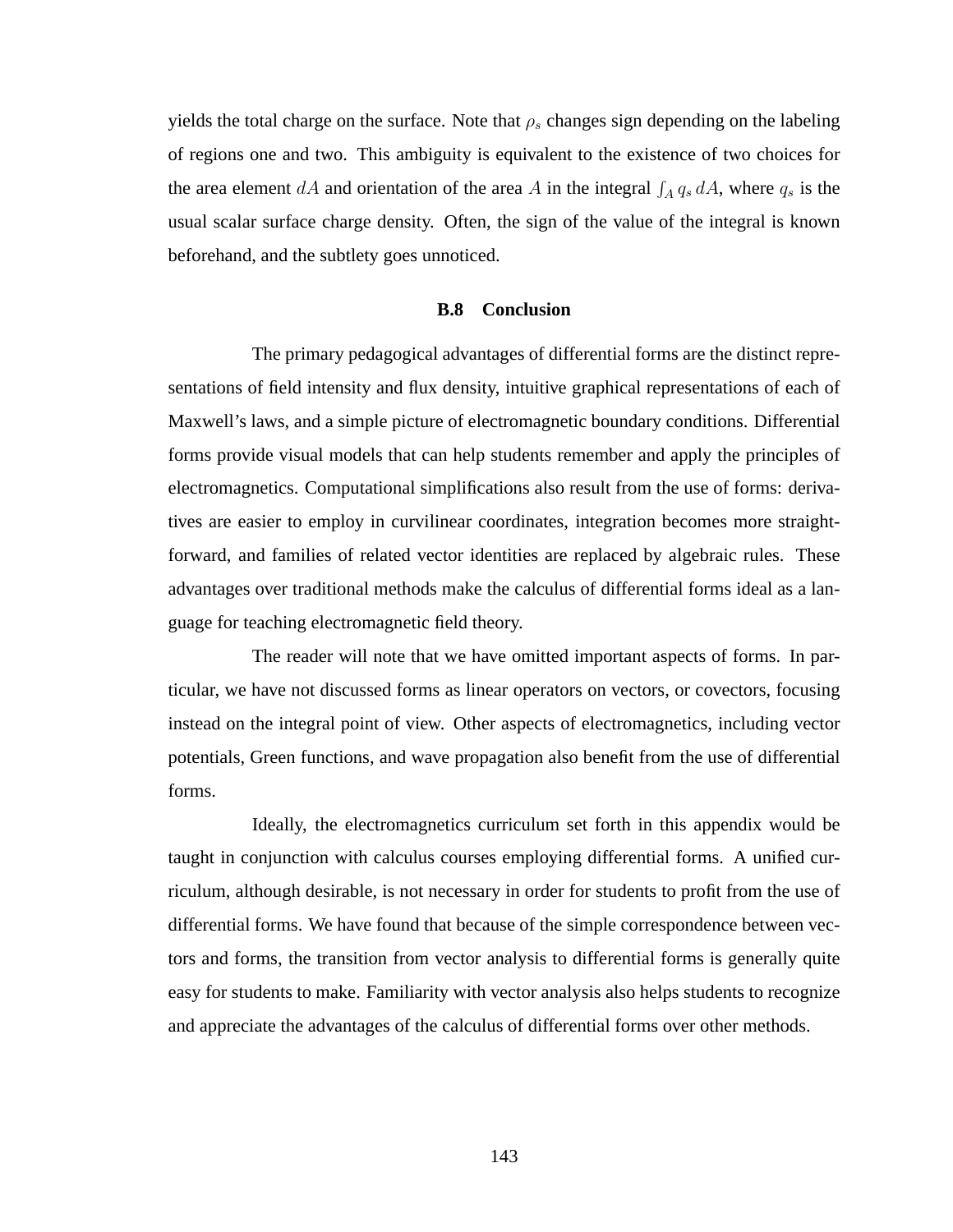yields the total charge on the surface. Note that $\rho_s$ changes sign depending on the labeling of regions one and two. This ambiguity is equivalent to the existence of two choices for the area element $dA$ and orientation of the area $A$ in the integral $\int_A q_s \, dA$, where $q_s$ is the usual scalar surface charge density. Often, the sign of the value of the integral is known beforehand, and the subtlety goes unnoticed.

### B.8 Conclusion

The primary pedagogical advantages of differential forms are the distinct representations of field intensity and flux density, intuitive graphical representations of each of Maxwell's laws, and a simple picture of electromagnetic boundary conditions. Differential forms provide visual models that can help students remember and apply the principles of electromagnetics. Computational simplifications also result from the use of forms: derivatives are easier to employ in curvilinear coordinates, integration becomes more straightforward, and families of related vector identities are replaced by algebraic rules. These advantages over traditional methods make the calculus of differential forms ideal as a language for teaching electromagnetic field theory.

The reader will note that we have omitted important aspects of forms. In particular, we have not discussed forms as linear operators on vectors, or covectors, focusing instead on the integral point of view. Other aspects of electromagnetics, including vector potentials, Green functions, and wave propagation also benefit from the use of differential forms.

Ideally, the electromagnetics curriculum set forth in this appendix would be taught in conjunction with calculus courses employing differential forms. A unified curriculum, although desirable, is not necessary in order for students to profit from the use of differential forms. We have found that because of the simple correspondence between vectors and forms, the transition from vector analysis to differential forms is generally quite easy for students to make. Familiarity with vector analysis also helps students to recognize and appreciate the advantages of the calculus of differential forms over other methods.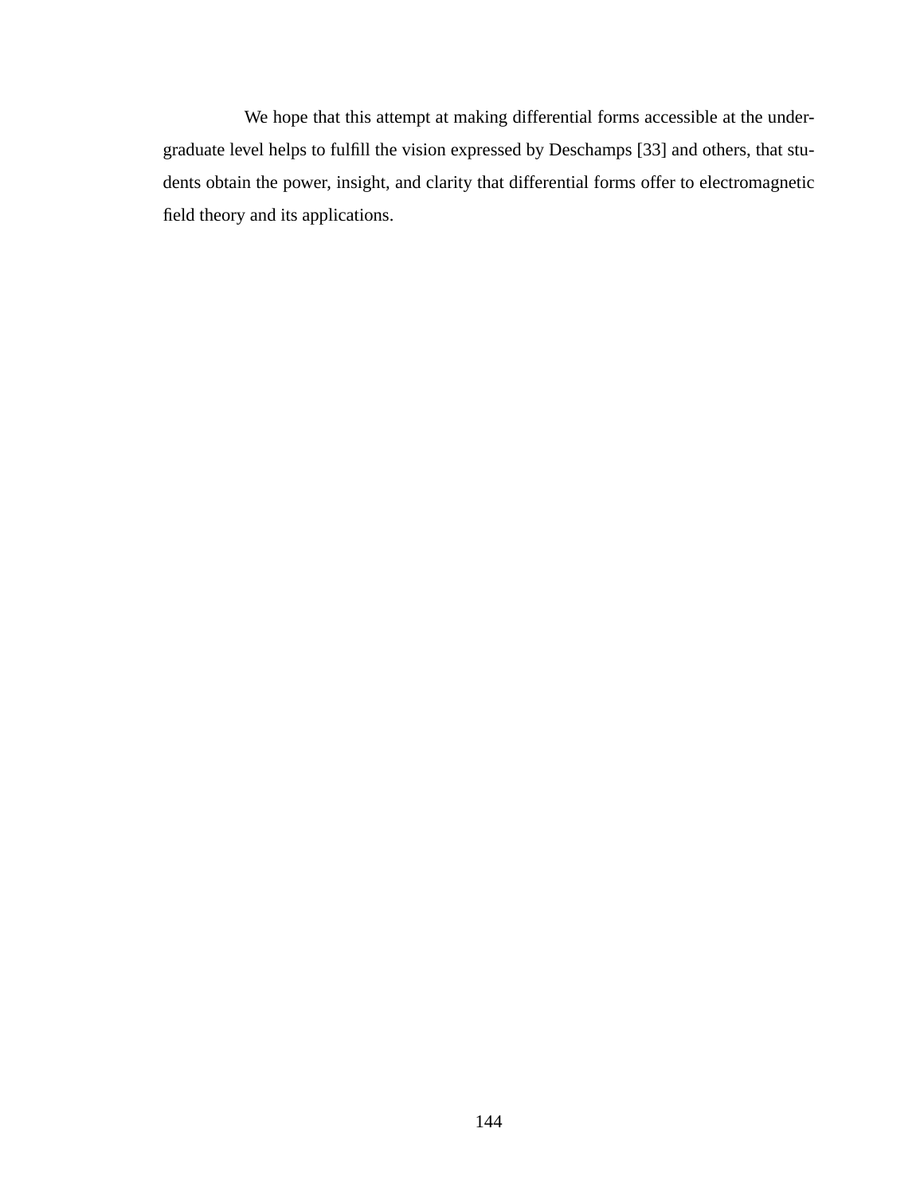We hope that this attempt at making differential forms accessible at the undergraduate level helps to fulfill the vision expressed by Deschamps [33] and others, that students obtain the power, insight, and clarity that differential forms offer to electromagnetic field theory and its applications.